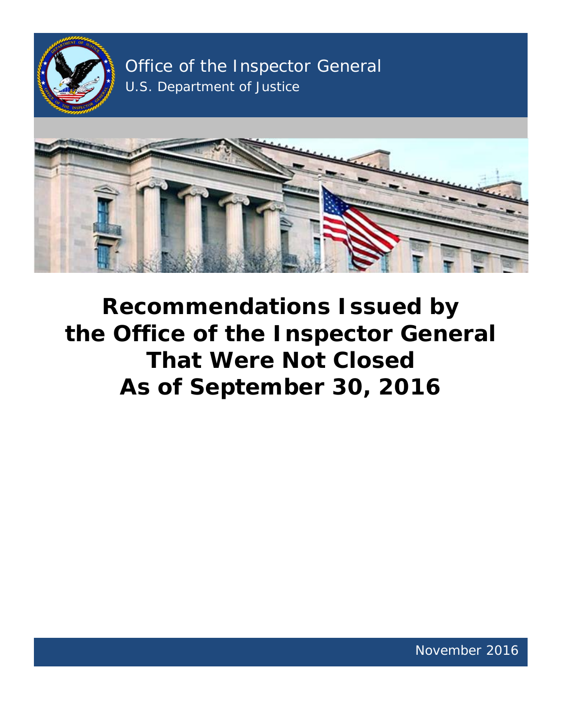Office of the Inspector General
U.S. Department of Justice

# Recommendations Issued by the Office of the Inspector General That Were Not Closed As of September 30, 2016

November 2016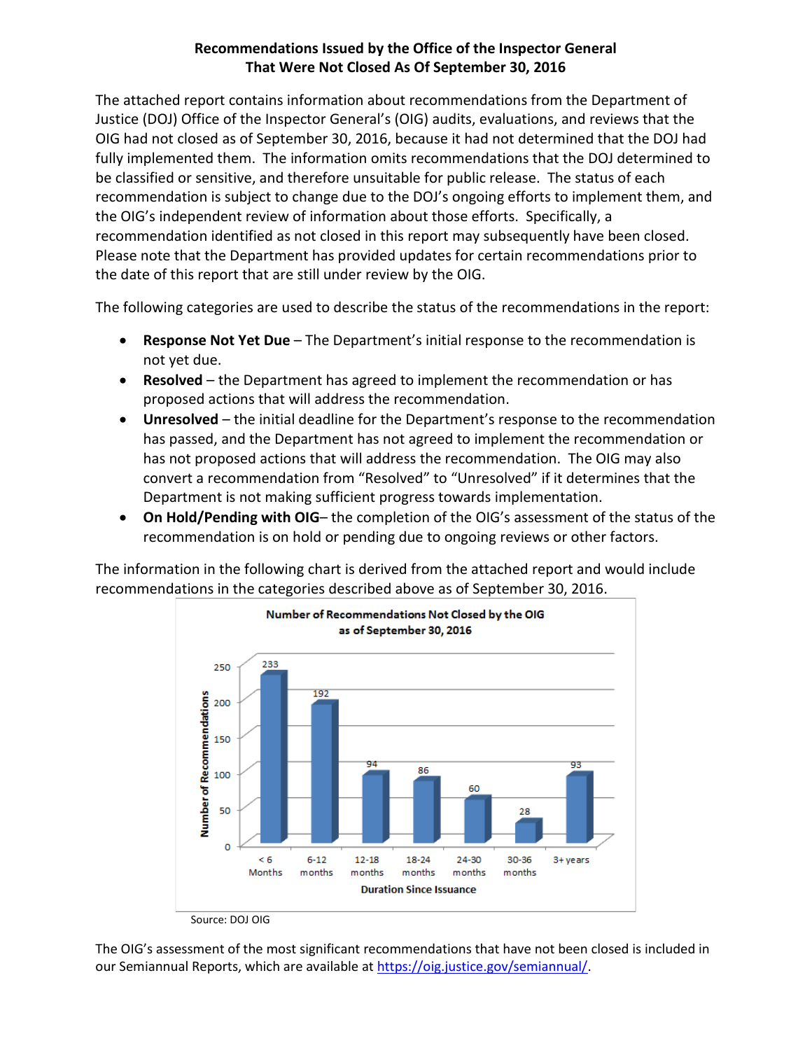**Recommendations Issued by the Office of the Inspector General That Were Not Closed As Of September 30, 2016**

The attached report contains information about recommendations from the Department of Justice (DOJ) Office of the Inspector General's (OIG) audits, evaluations, and reviews that the OIG had not closed as of September 30, 2016, because it had not determined that the DOJ had fully implemented them. The information omits recommendations that the DOJ determined to be classified or sensitive, and therefore unsuitable for public release. The status of each recommendation is subject to change due to the DOJ's ongoing efforts to implement them, and the OIG's independent review of information about those efforts. Specifically, a recommendation identified as not closed in this report may subsequently have been closed. Please note that the Department has provided updates for certain recommendations prior to the date of this report that are still under review by the OIG.

The following categories are used to describe the status of the recommendations in the report:

- **Response Not Yet Due** – The Department's initial response to the recommendation is not yet due.
- **Resolved** – the Department has agreed to implement the recommendation or has proposed actions that will address the recommendation.
- **Unresolved** – the initial deadline for the Department's response to the recommendation has passed, and the Department has not agreed to implement the recommendation or has not proposed actions that will address the recommendation. The OIG may also convert a recommendation from "Resolved" to "Unresolved" if it determines that the Department is not making sufficient progress towards implementation.
- **On Hold/Pending with OIG**– the completion of the OIG's assessment of the status of the recommendation is on hold or pending due to ongoing reviews or other factors.

The information in the following chart is derived from the attached report and would include recommendations in the categories described above as of September 30, 2016.

**Number of Recommendations Not Closed by the OIG as of September 30, 2016**

| Duration Since Issuance | Number of Recommendations |
|---|---|
| < 6 Months | 233 |
| 6-12 months | 192 |
| 12-18 months | 94 |
| 18-24 months | 86 |
| 24-30 months | 60 |
| 30-36 months | 28 |
| 3+ years | 93 |

Source: DOJ OIG

The OIG's assessment of the most significant recommendations that have not been closed is included in our Semiannual Reports, which are available at https://oig.justice.gov/semiannual/.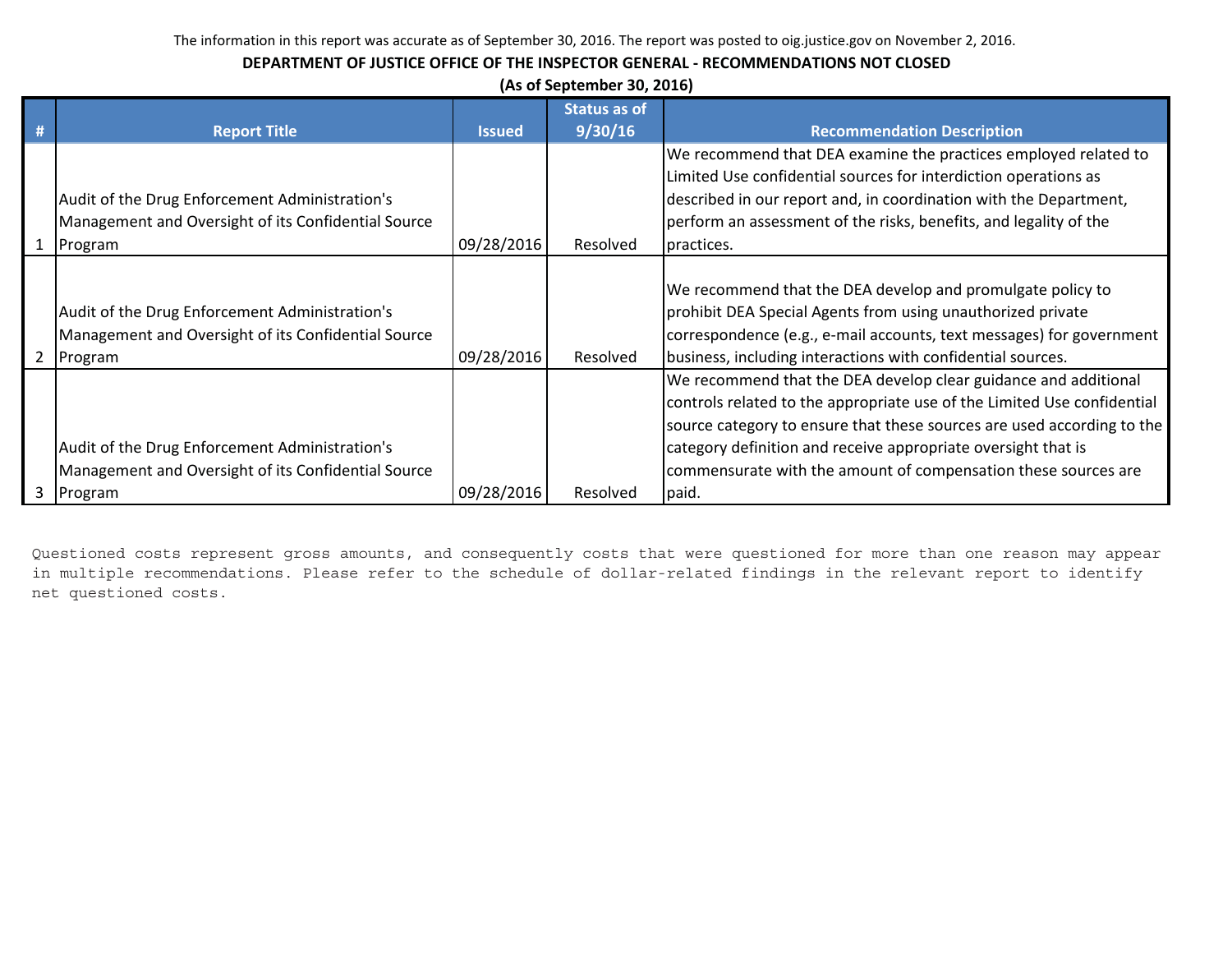The information in this report was accurate as of September 30, 2016. The report was posted to oig.justice.gov on November 2, 2016.

**DEPARTMENT OF JUSTICE OFFICE OF THE INSPECTOR GENERAL - RECOMMENDATIONS NOT CLOSED**

**(As of September 30, 2016)**

| # | Report Title | Issued | Status as of 9/30/16 | Recommendation Description |
|---|---|---|---|---|
| 1 | Audit of the Drug Enforcement Administration's Management and Oversight of its Confidential Source Program | 09/28/2016 | Resolved | We recommend that DEA examine the practices employed related to Limited Use confidential sources for interdiction operations as described in our report and, in coordination with the Department, perform an assessment of the risks, benefits, and legality of the practices. |
| 2 | Audit of the Drug Enforcement Administration's Management and Oversight of its Confidential Source Program | 09/28/2016 | Resolved | We recommend that the DEA develop and promulgate policy to prohibit DEA Special Agents from using unauthorized private correspondence (e.g., e-mail accounts, text messages) for government business, including interactions with confidential sources. |
| 3 | Audit of the Drug Enforcement Administration's Management and Oversight of its Confidential Source Program | 09/28/2016 | Resolved | We recommend that the DEA develop clear guidance and additional controls related to the appropriate use of the Limited Use confidential source category to ensure that these sources are used according to the category definition and receive appropriate oversight that is commensurate with the amount of compensation these sources are paid. |

Questioned costs represent gross amounts, and consequently costs that were questioned for more than one reason may appear in multiple recommendations. Please refer to the schedule of dollar-related findings in the relevant report to identify net questioned costs.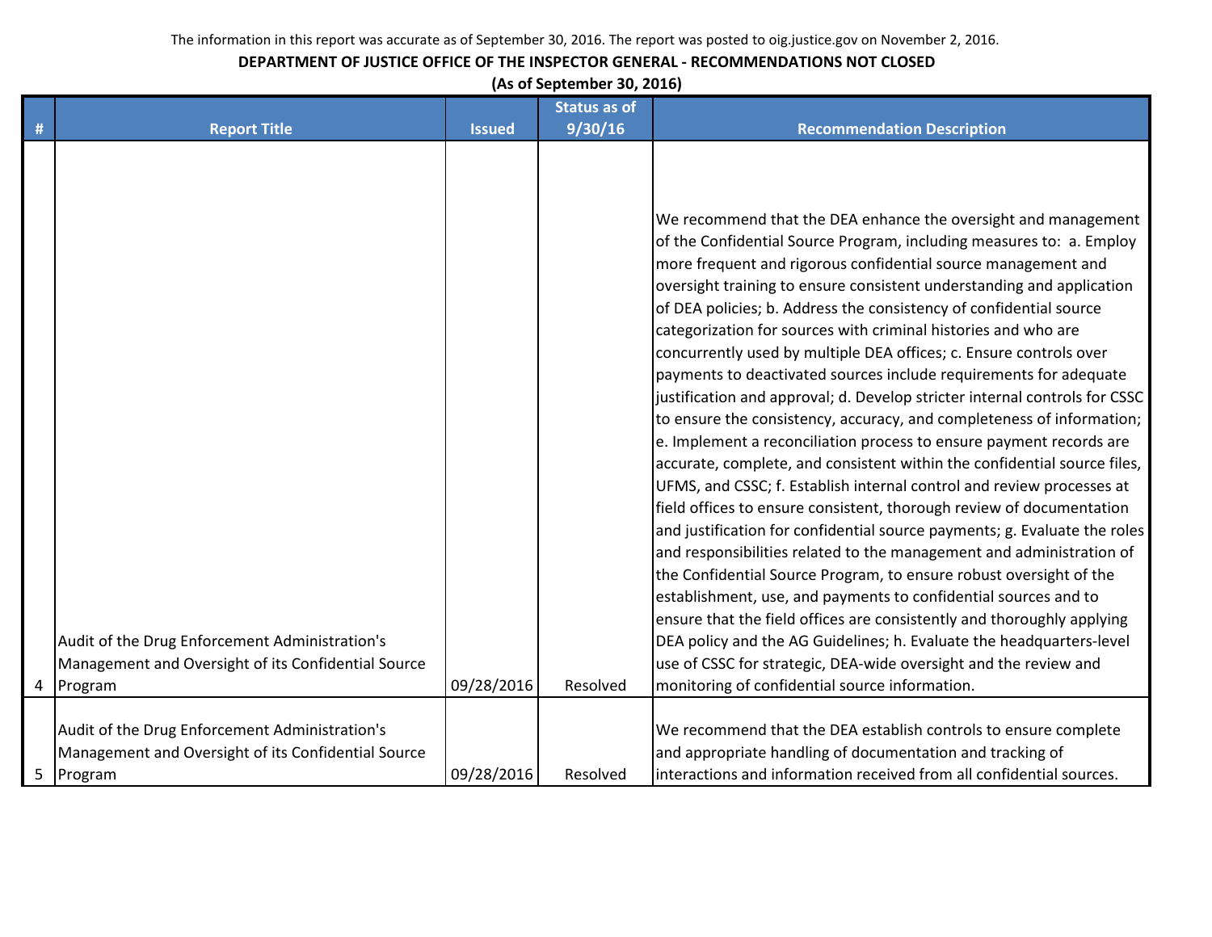The information in this report was accurate as of September 30, 2016. The report was posted to oig.justice.gov on November 2, 2016.

**DEPARTMENT OF JUSTICE OFFICE OF THE INSPECTOR GENERAL - RECOMMENDATIONS NOT CLOSED**

**(As of September 30, 2016)**

| # | Report Title | Issued | Status as of 9/30/16 | Recommendation Description |
|---|---|---|---|---|
| 4 | Audit of the Drug Enforcement Administration's Management and Oversight of its Confidential Source Program | 09/28/2016 | Resolved | We recommend that the DEA enhance the oversight and management of the Confidential Source Program, including measures to: a. Employ more frequent and rigorous confidential source management and oversight training to ensure consistent understanding and application of DEA policies; b. Address the consistency of confidential source categorization for sources with criminal histories and who are concurrently used by multiple DEA offices; c. Ensure controls over payments to deactivated sources include requirements for adequate justification and approval; d. Develop stricter internal controls for CSSC to ensure the consistency, accuracy, and completeness of information; e. Implement a reconciliation process to ensure payment records are accurate, complete, and consistent within the confidential source files, UFMS, and CSSC; f. Establish internal control and review processes at field offices to ensure consistent, thorough review of documentation and justification for confidential source payments; g. Evaluate the roles and responsibilities related to the management and administration of the Confidential Source Program, to ensure robust oversight of the establishment, use, and payments to confidential sources and to ensure that the field offices are consistently and thoroughly applying DEA policy and the AG Guidelines; h. Evaluate the headquarters-level use of CSSC for strategic, DEA-wide oversight and the review and monitoring of confidential source information. |
| 5 | Audit of the Drug Enforcement Administration's Management and Oversight of its Confidential Source Program | 09/28/2016 | Resolved | We recommend that the DEA establish controls to ensure complete and appropriate handling of documentation and tracking of interactions and information received from all confidential sources. |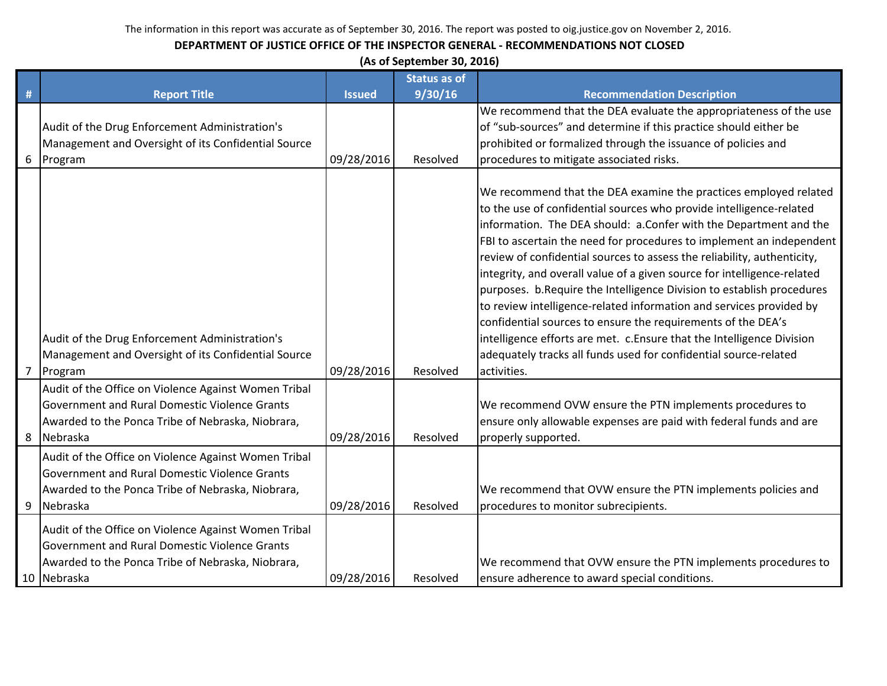The information in this report was accurate as of September 30, 2016. The report was posted to oig.justice.gov on November 2, 2016.

**DEPARTMENT OF JUSTICE OFFICE OF THE INSPECTOR GENERAL - RECOMMENDATIONS NOT CLOSED**

**(As of September 30, 2016)**

| # | Report Title | Issued | Status as of 9/30/16 | Recommendation Description |
|---|---|---|---|---|
| 6 | Audit of the Drug Enforcement Administration's Management and Oversight of its Confidential Source Program | 09/28/2016 | Resolved | We recommend that the DEA evaluate the appropriateness of the use of “sub-sources” and determine if this practice should either be prohibited or formalized through the issuance of policies and procedures to mitigate associated risks. |
| 7 | Audit of the Drug Enforcement Administration's Management and Oversight of its Confidential Source Program | 09/28/2016 | Resolved | We recommend that the DEA examine the practices employed related to the use of confidential sources who provide intelligence-related information. The DEA should: a.Confer with the Department and the FBI to ascertain the need for procedures to implement an independent review of confidential sources to assess the reliability, authenticity, integrity, and overall value of a given source for intelligence-related purposes. b.Require the Intelligence Division to establish procedures to review intelligence-related information and services provided by confidential sources to ensure the requirements of the DEA’s intelligence efforts are met. c.Ensure that the Intelligence Division adequately tracks all funds used for confidential source-related activities. |
| 8 | Audit of the Office on Violence Against Women Tribal Government and Rural Domestic Violence Grants Awarded to the Ponca Tribe of Nebraska, Niobrara, Nebraska | 09/28/2016 | Resolved | We recommend OVW ensure the PTN implements procedures to ensure only allowable expenses are paid with federal funds and are properly supported. |
| 9 | Audit of the Office on Violence Against Women Tribal Government and Rural Domestic Violence Grants Awarded to the Ponca Tribe of Nebraska, Niobrara, Nebraska | 09/28/2016 | Resolved | We recommend that OVW ensure the PTN implements policies and procedures to monitor subrecipients. |
| 10 | Audit of the Office on Violence Against Women Tribal Government and Rural Domestic Violence Grants Awarded to the Ponca Tribe of Nebraska, Niobrara, Nebraska | 09/28/2016 | Resolved | We recommend that OVW ensure the PTN implements procedures to ensure adherence to award special conditions. |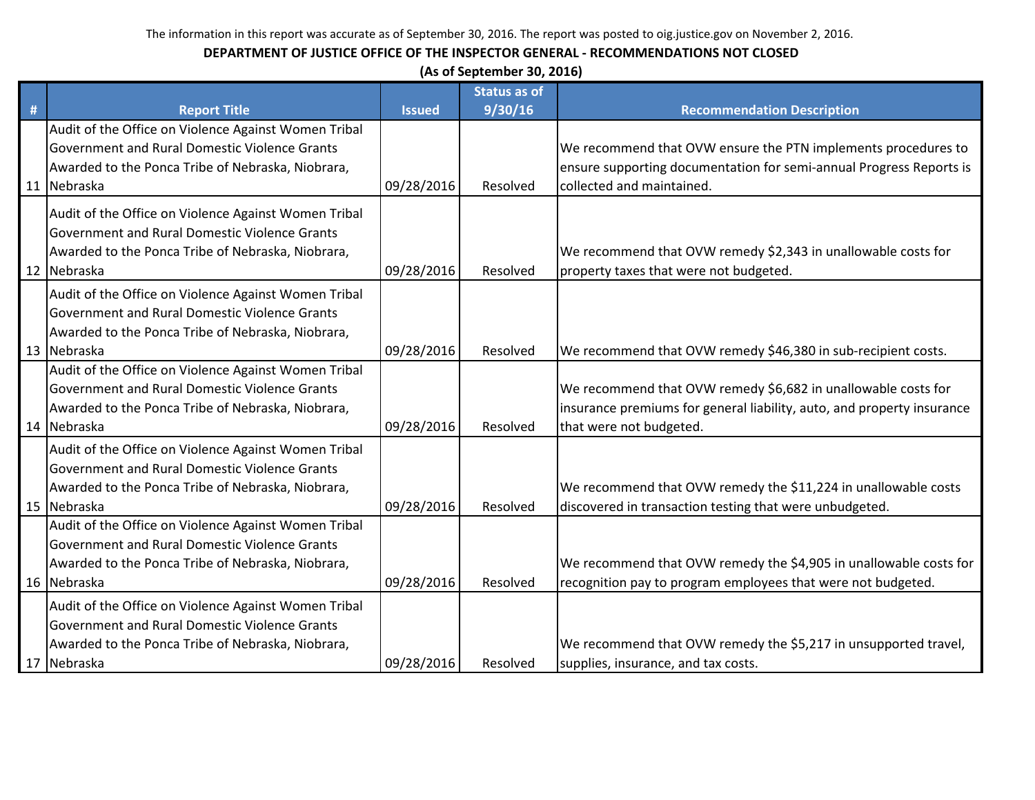The information in this report was accurate as of September 30, 2016. The report was posted to oig.justice.gov on November 2, 2016.

**DEPARTMENT OF JUSTICE OFFICE OF THE INSPECTOR GENERAL - RECOMMENDATIONS NOT CLOSED**

**(As of September 30, 2016)**

| # | Report Title | Issued | Status as of 9/30/16 | Recommendation Description |
|---|---|---|---|---|
| 11 | Audit of the Office on Violence Against Women Tribal Government and Rural Domestic Violence Grants Awarded to the Ponca Tribe of Nebraska, Niobrara, Nebraska | 09/28/2016 | Resolved | We recommend that OVW ensure the PTN implements procedures to ensure supporting documentation for semi-annual Progress Reports is collected and maintained. |
| 12 | Audit of the Office on Violence Against Women Tribal Government and Rural Domestic Violence Grants Awarded to the Ponca Tribe of Nebraska, Niobrara, Nebraska | 09/28/2016 | Resolved | We recommend that OVW remedy $2,343 in unallowable costs for property taxes that were not budgeted. |
| 13 | Audit of the Office on Violence Against Women Tribal Government and Rural Domestic Violence Grants Awarded to the Ponca Tribe of Nebraska, Niobrara, Nebraska | 09/28/2016 | Resolved | We recommend that OVW remedy $46,380 in sub-recipient costs. |
| 14 | Audit of the Office on Violence Against Women Tribal Government and Rural Domestic Violence Grants Awarded to the Ponca Tribe of Nebraska, Niobrara, Nebraska | 09/28/2016 | Resolved | We recommend that OVW remedy $6,682 in unallowable costs for insurance premiums for general liability, auto, and property insurance that were not budgeted. |
| 15 | Audit of the Office on Violence Against Women Tribal Government and Rural Domestic Violence Grants Awarded to the Ponca Tribe of Nebraska, Niobrara, Nebraska | 09/28/2016 | Resolved | We recommend that OVW remedy the $11,224 in unallowable costs discovered in transaction testing that were unbudgeted. |
| 16 | Audit of the Office on Violence Against Women Tribal Government and Rural Domestic Violence Grants Awarded to the Ponca Tribe of Nebraska, Niobrara, Nebraska | 09/28/2016 | Resolved | We recommend that OVW remedy the $4,905 in unallowable costs for recognition pay to program employees that were not budgeted. |
| 17 | Audit of the Office on Violence Against Women Tribal Government and Rural Domestic Violence Grants Awarded to the Ponca Tribe of Nebraska, Niobrara, Nebraska | 09/28/2016 | Resolved | We recommend that OVW remedy the $5,217 in unsupported travel, supplies, insurance, and tax costs. |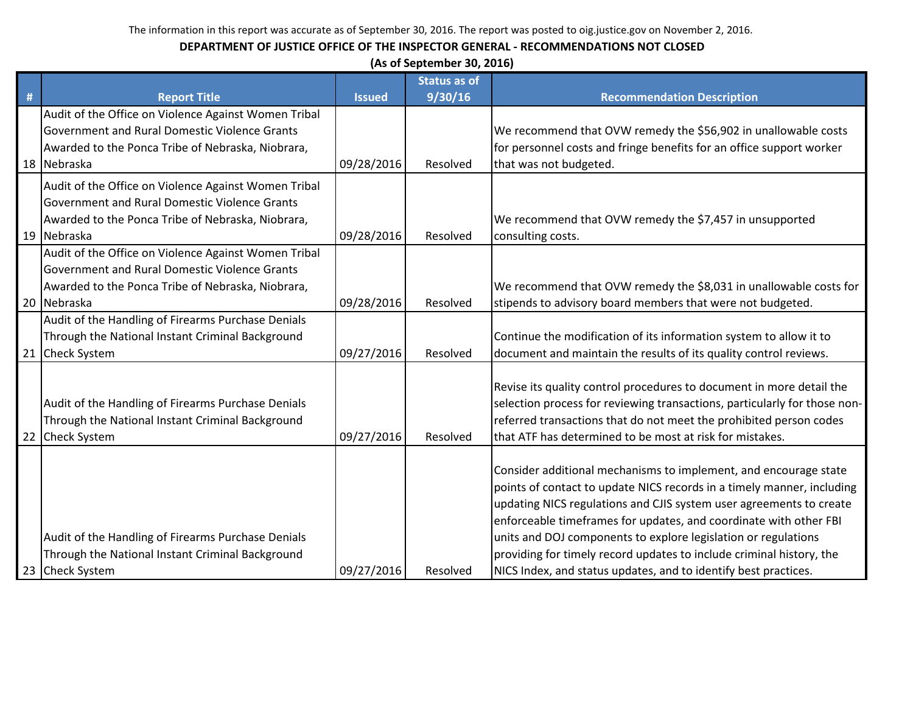The information in this report was accurate as of September 30, 2016. The report was posted to oig.justice.gov on November 2, 2016.

**DEPARTMENT OF JUSTICE OFFICE OF THE INSPECTOR GENERAL - RECOMMENDATIONS NOT CLOSED**

**(As of September 30, 2016)**

| # | Report Title | Issued | Status as of 9/30/16 | Recommendation Description |
|---|---|---|---|---|
| 18 | Audit of the Office on Violence Against Women Tribal Government and Rural Domestic Violence Grants Awarded to the Ponca Tribe of Nebraska, Niobrara, Nebraska | 09/28/2016 | Resolved | We recommend that OVW remedy the $56,902 in unallowable costs for personnel costs and fringe benefits for an office support worker that was not budgeted. |
| 19 | Audit of the Office on Violence Against Women Tribal Government and Rural Domestic Violence Grants Awarded to the Ponca Tribe of Nebraska, Niobrara, Nebraska | 09/28/2016 | Resolved | We recommend that OVW remedy the $7,457 in unsupported consulting costs. |
| 20 | Audit of the Office on Violence Against Women Tribal Government and Rural Domestic Violence Grants Awarded to the Ponca Tribe of Nebraska, Niobrara, Nebraska | 09/28/2016 | Resolved | We recommend that OVW remedy the $8,031 in unallowable costs for stipends to advisory board members that were not budgeted. |
| 21 | Audit of the Handling of Firearms Purchase Denials Through the National Instant Criminal Background Check System | 09/27/2016 | Resolved | Continue the modification of its information system to allow it to document and maintain the results of its quality control reviews. |
| 22 | Audit of the Handling of Firearms Purchase Denials Through the National Instant Criminal Background Check System | 09/27/2016 | Resolved | Revise its quality control procedures to document in more detail the selection process for reviewing transactions, particularly for those non-referred transactions that do not meet the prohibited person codes that ATF has determined to be most at risk for mistakes. |
| 23 | Audit of the Handling of Firearms Purchase Denials Through the National Instant Criminal Background Check System | 09/27/2016 | Resolved | Consider additional mechanisms to implement, and encourage state points of contact to update NICS records in a timely manner, including updating NICS regulations and CJIS system user agreements to create enforceable timeframes for updates, and coordinate with other FBI units and DOJ components to explore legislation or regulations providing for timely record updates to include criminal history, the NICS Index, and status updates, and to identify best practices. |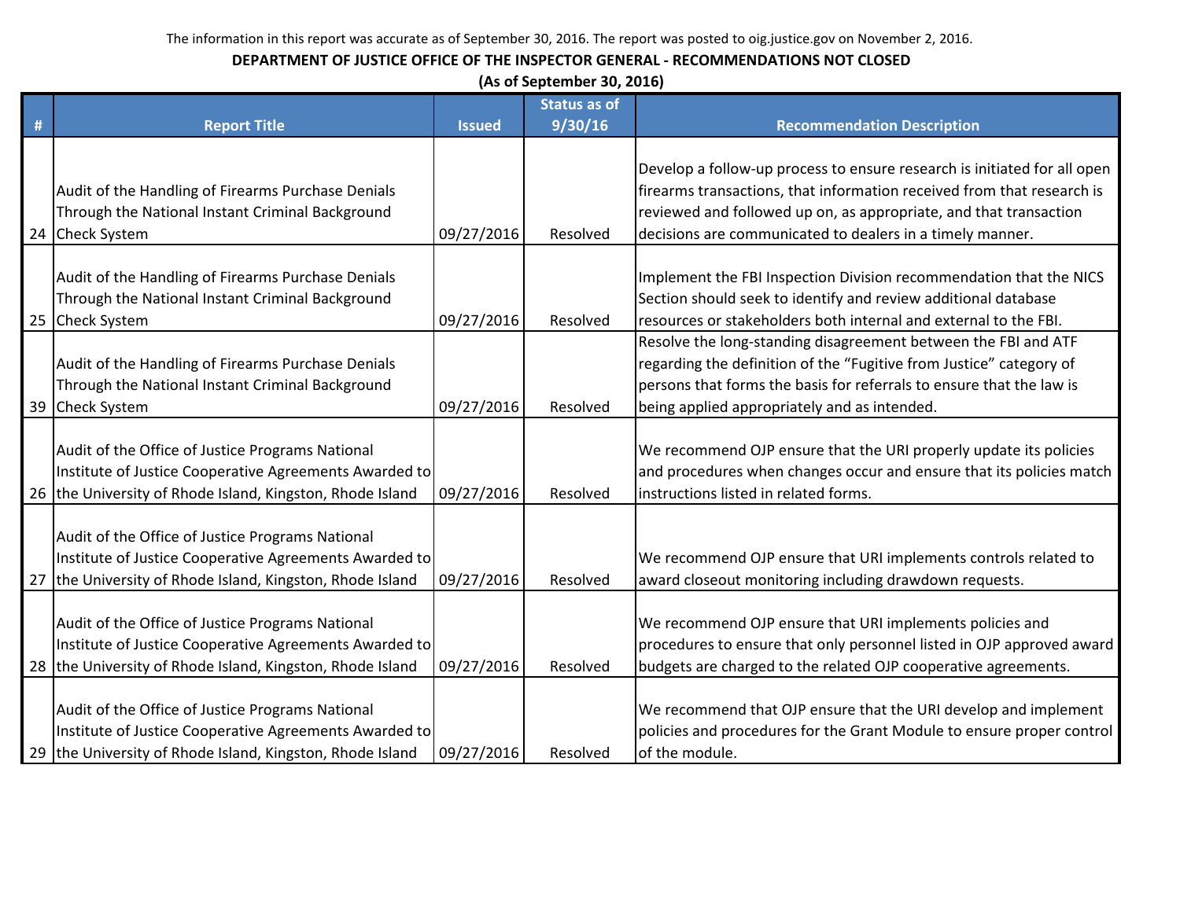The information in this report was accurate as of September 30, 2016. The report was posted to oig.justice.gov on November 2, 2016.

**DEPARTMENT OF JUSTICE OFFICE OF THE INSPECTOR GENERAL - RECOMMENDATIONS NOT CLOSED**

**(As of September 30, 2016)**

| # | Report Title | Issued | Status as of 9/30/16 | Recommendation Description |
|---|---|---|---|---|
| 24 | Audit of the Handling of Firearms Purchase Denials Through the National Instant Criminal Background Check System | 09/27/2016 | Resolved | Develop a follow-up process to ensure research is initiated for all open firearms transactions, that information received from that research is reviewed and followed up on, as appropriate, and that transaction decisions are communicated to dealers in a timely manner. |
| 25 | Audit of the Handling of Firearms Purchase Denials Through the National Instant Criminal Background Check System | 09/27/2016 | Resolved | Implement the FBI Inspection Division recommendation that the NICS Section should seek to identify and review additional database resources or stakeholders both internal and external to the FBI. |
| 39 | Audit of the Handling of Firearms Purchase Denials Through the National Instant Criminal Background Check System | 09/27/2016 | Resolved | Resolve the long-standing disagreement between the FBI and ATF regarding the definition of the "Fugitive from Justice" category of persons that forms the basis for referrals to ensure that the law is being applied appropriately and as intended. |
| 26 | Audit of the Office of Justice Programs National Institute of Justice Cooperative Agreements Awarded to the University of Rhode Island, Kingston, Rhode Island | 09/27/2016 | Resolved | We recommend OJP ensure that the URI properly update its policies and procedures when changes occur and ensure that its policies match instructions listed in related forms. |
| 27 | Audit of the Office of Justice Programs National Institute of Justice Cooperative Agreements Awarded to the University of Rhode Island, Kingston, Rhode Island | 09/27/2016 | Resolved | We recommend OJP ensure that URI implements controls related to award closeout monitoring including drawdown requests. |
| 28 | Audit of the Office of Justice Programs National Institute of Justice Cooperative Agreements Awarded to the University of Rhode Island, Kingston, Rhode Island | 09/27/2016 | Resolved | We recommend OJP ensure that URI implements policies and procedures to ensure that only personnel listed in OJP approved award budgets are charged to the related OJP cooperative agreements. |
| 29 | Audit of the Office of Justice Programs National Institute of Justice Cooperative Agreements Awarded to the University of Rhode Island, Kingston, Rhode Island | 09/27/2016 | Resolved | We recommend that OJP ensure that the URI develop and implement policies and procedures for the Grant Module to ensure proper control of the module. |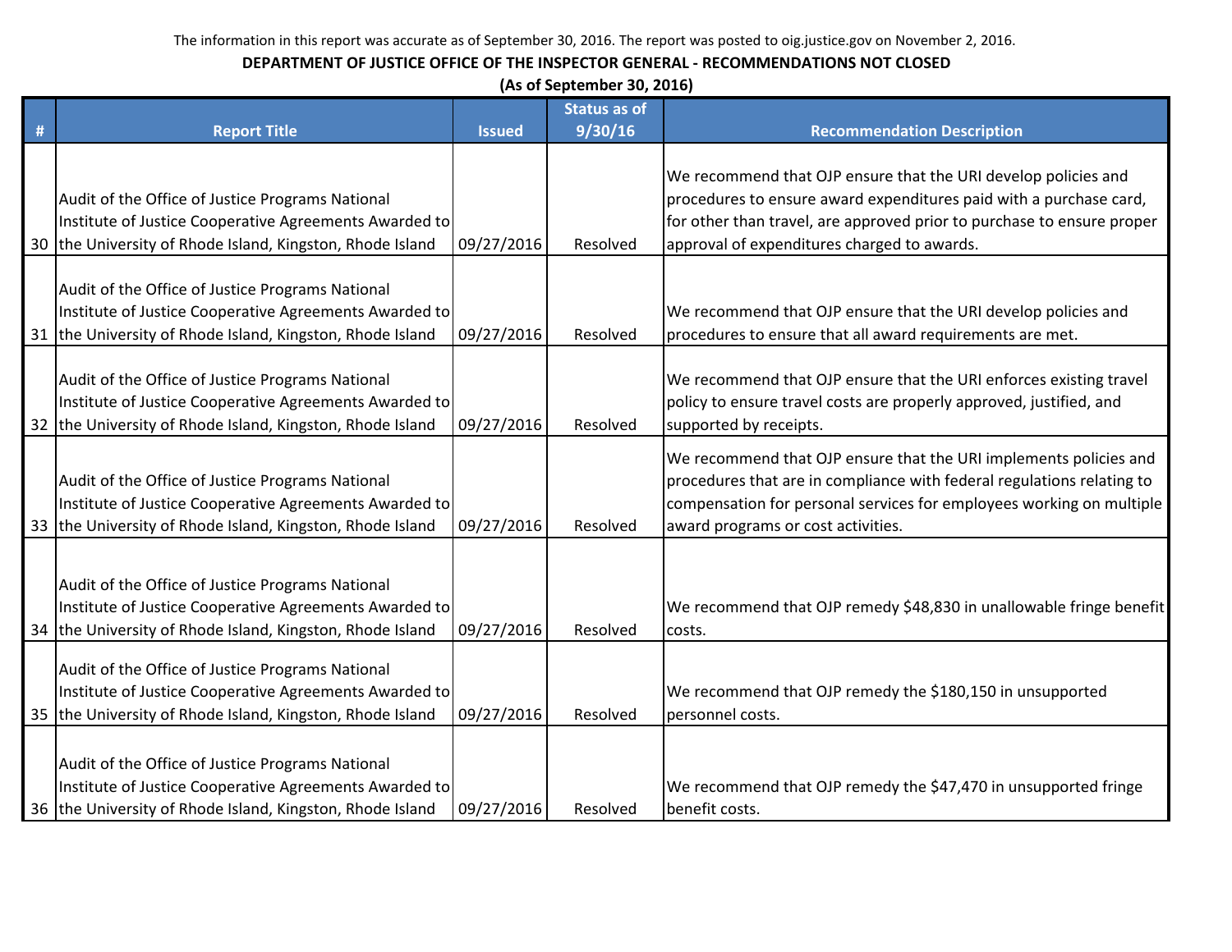The information in this report was accurate as of September 30, 2016. The report was posted to oig.justice.gov on November 2, 2016.

**DEPARTMENT OF JUSTICE OFFICE OF THE INSPECTOR GENERAL - RECOMMENDATIONS NOT CLOSED**

**(As of September 30, 2016)**

| # | Report Title | Issued | Status as of 9/30/16 | Recommendation Description |
|---|---|---|---|---|
| 30 | Audit of the Office of Justice Programs National Institute of Justice Cooperative Agreements Awarded to the University of Rhode Island, Kingston, Rhode Island | 09/27/2016 | Resolved | We recommend that OJP ensure that the URI develop policies and procedures to ensure award expenditures paid with a purchase card, for other than travel, are approved prior to purchase to ensure proper approval of expenditures charged to awards. |
| 31 | Audit of the Office of Justice Programs National Institute of Justice Cooperative Agreements Awarded to the University of Rhode Island, Kingston, Rhode Island | 09/27/2016 | Resolved | We recommend that OJP ensure that the URI develop policies and procedures to ensure that all award requirements are met. |
| 32 | Audit of the Office of Justice Programs National Institute of Justice Cooperative Agreements Awarded to the University of Rhode Island, Kingston, Rhode Island | 09/27/2016 | Resolved | We recommend that OJP ensure that the URI enforces existing travel policy to ensure travel costs are properly approved, justified, and supported by receipts. |
| 33 | Audit of the Office of Justice Programs National Institute of Justice Cooperative Agreements Awarded to the University of Rhode Island, Kingston, Rhode Island | 09/27/2016 | Resolved | We recommend that OJP ensure that the URI implements policies and procedures that are in compliance with federal regulations relating to compensation for personal services for employees working on multiple award programs or cost activities. |
| 34 | Audit of the Office of Justice Programs National Institute of Justice Cooperative Agreements Awarded to the University of Rhode Island, Kingston, Rhode Island | 09/27/2016 | Resolved | We recommend that OJP remedy $48,830 in unallowable fringe benefit costs. |
| 35 | Audit of the Office of Justice Programs National Institute of Justice Cooperative Agreements Awarded to the University of Rhode Island, Kingston, Rhode Island | 09/27/2016 | Resolved | We recommend that OJP remedy the $180,150 in unsupported personnel costs. |
| 36 | Audit of the Office of Justice Programs National Institute of Justice Cooperative Agreements Awarded to the University of Rhode Island, Kingston, Rhode Island | 09/27/2016 | Resolved | We recommend that OJP remedy the $47,470 in unsupported fringe benefit costs. |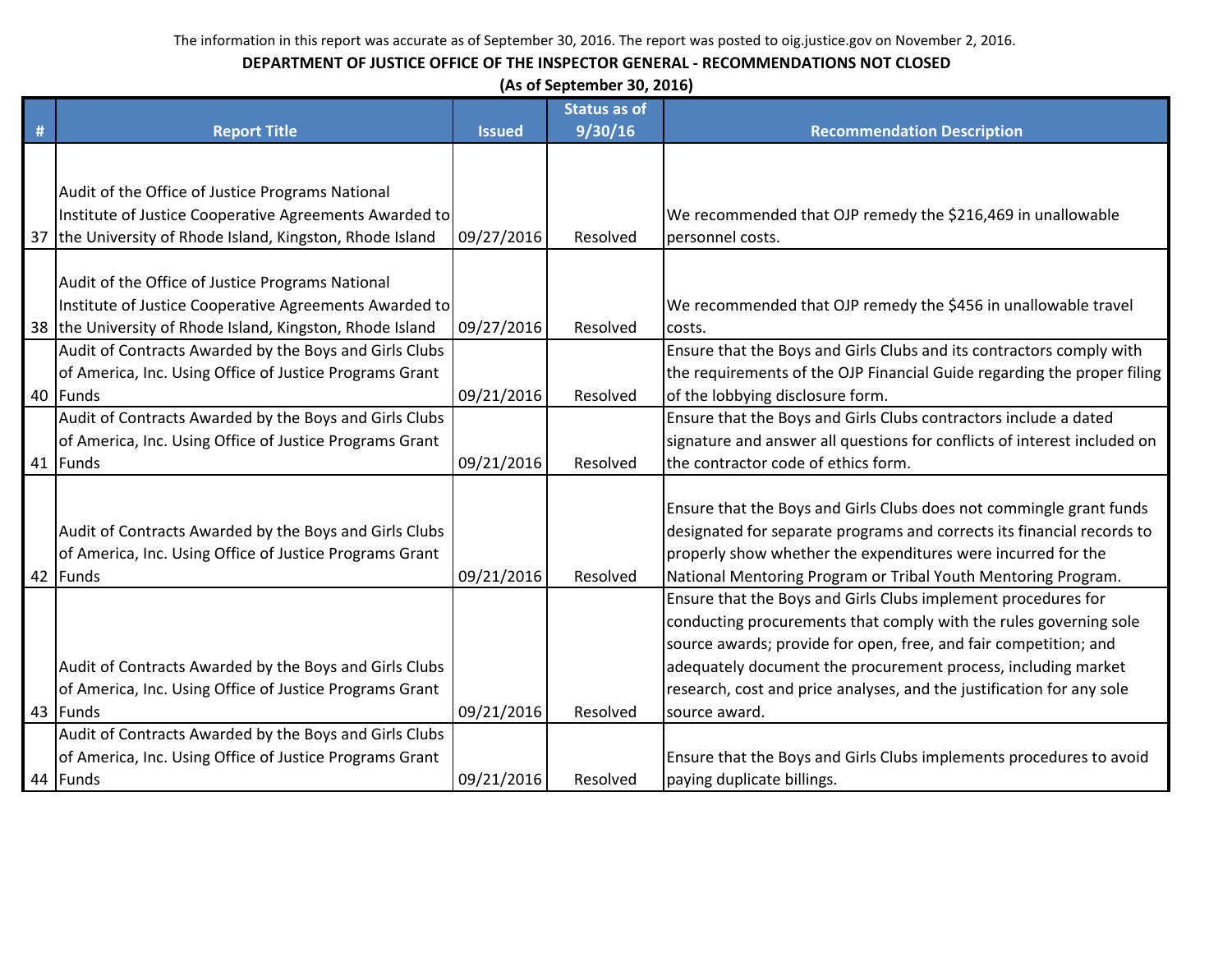The information in this report was accurate as of September 30, 2016. The report was posted to oig.justice.gov on November 2, 2016.

**DEPARTMENT OF JUSTICE OFFICE OF THE INSPECTOR GENERAL - RECOMMENDATIONS NOT CLOSED**

**(As of September 30, 2016)**

| # | Report Title | Issued | Status as of 9/30/16 | Recommendation Description |
|---|---|---|---|---|
| 37 | Audit of the Office of Justice Programs National Institute of Justice Cooperative Agreements Awarded to the University of Rhode Island, Kingston, Rhode Island | 09/27/2016 | Resolved | We recommended that OJP remedy the $216,469 in unallowable personnel costs. |
| 38 | Audit of the Office of Justice Programs National Institute of Justice Cooperative Agreements Awarded to the University of Rhode Island, Kingston, Rhode Island | 09/27/2016 | Resolved | We recommended that OJP remedy the $456 in unallowable travel costs. |
| 40 | Audit of Contracts Awarded by the Boys and Girls Clubs of America, Inc. Using Office of Justice Programs Grant Funds | 09/21/2016 | Resolved | Ensure that the Boys and Girls Clubs and its contractors comply with the requirements of the OJP Financial Guide regarding the proper filing of the lobbying disclosure form. |
| 41 | Audit of Contracts Awarded by the Boys and Girls Clubs of America, Inc. Using Office of Justice Programs Grant Funds | 09/21/2016 | Resolved | Ensure that the Boys and Girls Clubs contractors include a dated signature and answer all questions for conflicts of interest included on the contractor code of ethics form. |
| 42 | Audit of Contracts Awarded by the Boys and Girls Clubs of America, Inc. Using Office of Justice Programs Grant Funds | 09/21/2016 | Resolved | Ensure that the Boys and Girls Clubs does not commingle grant funds designated for separate programs and corrects its financial records to properly show whether the expenditures were incurred for the National Mentoring Program or Tribal Youth Mentoring Program. |
| 43 | Audit of Contracts Awarded by the Boys and Girls Clubs of America, Inc. Using Office of Justice Programs Grant Funds | 09/21/2016 | Resolved | Ensure that the Boys and Girls Clubs implement procedures for conducting procurements that comply with the rules governing sole source awards; provide for open, free, and fair competition; and adequately document the procurement process, including market research, cost and price analyses, and the justification for any sole source award. |
| 44 | Audit of Contracts Awarded by the Boys and Girls Clubs of America, Inc. Using Office of Justice Programs Grant Funds | 09/21/2016 | Resolved | Ensure that the Boys and Girls Clubs implements procedures to avoid paying duplicate billings. |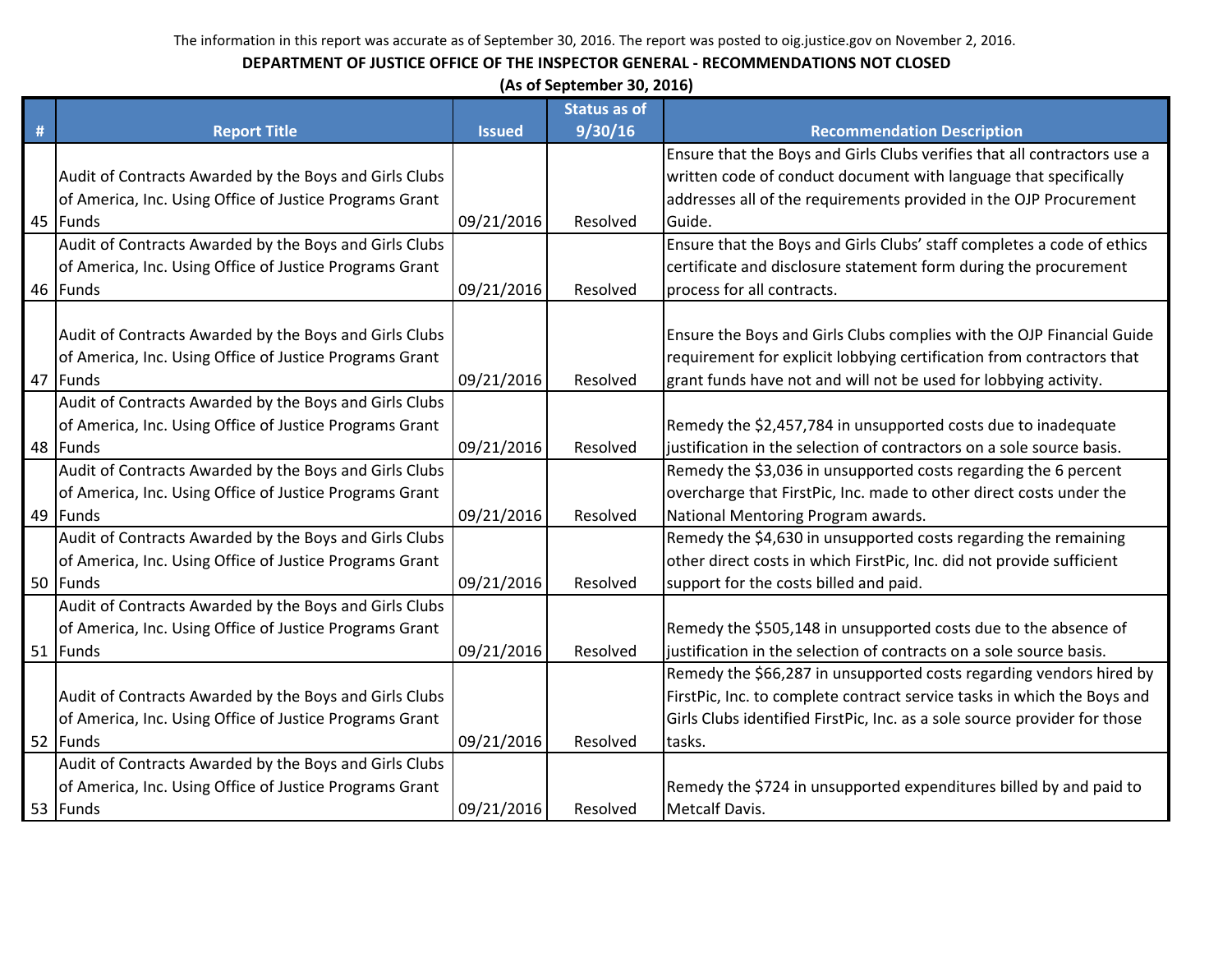The information in this report was accurate as of September 30, 2016. The report was posted to oig.justice.gov on November 2, 2016.

**DEPARTMENT OF JUSTICE OFFICE OF THE INSPECTOR GENERAL - RECOMMENDATIONS NOT CLOSED**

**(As of September 30, 2016)**

| # | Report Title | Issued | Status as of 9/30/16 | Recommendation Description |
|---|---|---|---|---|
| 45 | Audit of Contracts Awarded by the Boys and Girls Clubs of America, Inc. Using Office of Justice Programs Grant Funds | 09/21/2016 | Resolved | Ensure that the Boys and Girls Clubs verifies that all contractors use a written code of conduct document with language that specifically addresses all of the requirements provided in the OJP Procurement Guide. |
| 46 | Audit of Contracts Awarded by the Boys and Girls Clubs of America, Inc. Using Office of Justice Programs Grant Funds | 09/21/2016 | Resolved | Ensure that the Boys and Girls Clubs' staff completes a code of ethics certificate and disclosure statement form during the procurement process for all contracts. |
| 47 | Audit of Contracts Awarded by the Boys and Girls Clubs of America, Inc. Using Office of Justice Programs Grant Funds | 09/21/2016 | Resolved | Ensure the Boys and Girls Clubs complies with the OJP Financial Guide requirement for explicit lobbying certification from contractors that grant funds have not and will not be used for lobbying activity. |
| 48 | Audit of Contracts Awarded by the Boys and Girls Clubs of America, Inc. Using Office of Justice Programs Grant Funds | 09/21/2016 | Resolved | Remedy the $2,457,784 in unsupported costs due to inadequate justification in the selection of contractors on a sole source basis. |
| 49 | Audit of Contracts Awarded by the Boys and Girls Clubs of America, Inc. Using Office of Justice Programs Grant Funds | 09/21/2016 | Resolved | Remedy the $3,036 in unsupported costs regarding the 6 percent overcharge that FirstPic, Inc. made to other direct costs under the National Mentoring Program awards. |
| 50 | Audit of Contracts Awarded by the Boys and Girls Clubs of America, Inc. Using Office of Justice Programs Grant Funds | 09/21/2016 | Resolved | Remedy the $4,630 in unsupported costs regarding the remaining other direct costs in which FirstPic, Inc. did not provide sufficient support for the costs billed and paid. |
| 51 | Audit of Contracts Awarded by the Boys and Girls Clubs of America, Inc. Using Office of Justice Programs Grant Funds | 09/21/2016 | Resolved | Remedy the $505,148 in unsupported costs due to the absence of justification in the selection of contracts on a sole source basis. |
| 52 | Audit of Contracts Awarded by the Boys and Girls Clubs of America, Inc. Using Office of Justice Programs Grant Funds | 09/21/2016 | Resolved | Remedy the $66,287 in unsupported costs regarding vendors hired by FirstPic, Inc. to complete contract service tasks in which the Boys and Girls Clubs identified FirstPic, Inc. as a sole source provider for those tasks. |
| 53 | Audit of Contracts Awarded by the Boys and Girls Clubs of America, Inc. Using Office of Justice Programs Grant Funds | 09/21/2016 | Resolved | Remedy the $724 in unsupported expenditures billed by and paid to Metcalf Davis. |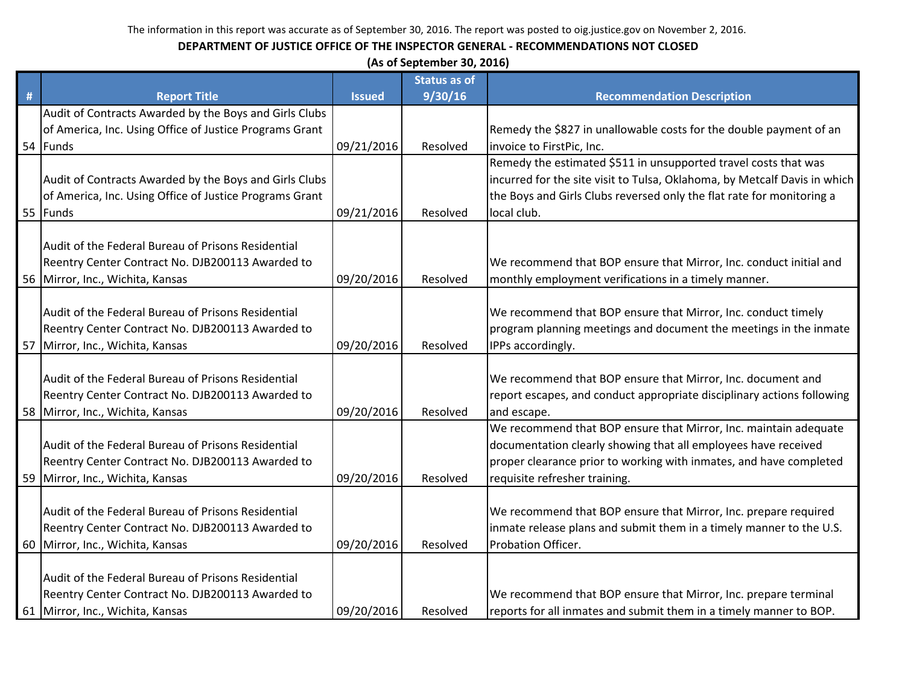The information in this report was accurate as of September 30, 2016. The report was posted to oig.justice.gov on November 2, 2016.

**DEPARTMENT OF JUSTICE OFFICE OF THE INSPECTOR GENERAL - RECOMMENDATIONS NOT CLOSED**

**(As of September 30, 2016)**

| # | Report Title | Issued | Status as of 9/30/16 | Recommendation Description |
|---|---|---|---|---|
| 54 | Audit of Contracts Awarded by the Boys and Girls Clubs of America, Inc. Using Office of Justice Programs Grant Funds | 09/21/2016 | Resolved | Remedy the $827 in unallowable costs for the double payment of an invoice to FirstPic, Inc. |
| 55 | Audit of Contracts Awarded by the Boys and Girls Clubs of America, Inc. Using Office of Justice Programs Grant Funds | 09/21/2016 | Resolved | Remedy the estimated $511 in unsupported travel costs that was incurred for the site visit to Tulsa, Oklahoma, by Metcalf Davis in which the Boys and Girls Clubs reversed only the flat rate for monitoring a local club. |
| 56 | Audit of the Federal Bureau of Prisons Residential Reentry Center Contract No. DJB200113 Awarded to Mirror, Inc., Wichita, Kansas | 09/20/2016 | Resolved | We recommend that BOP ensure that Mirror, Inc. conduct initial and monthly employment verifications in a timely manner. |
| 57 | Audit of the Federal Bureau of Prisons Residential Reentry Center Contract No. DJB200113 Awarded to Mirror, Inc., Wichita, Kansas | 09/20/2016 | Resolved | We recommend that BOP ensure that Mirror, Inc. conduct timely program planning meetings and document the meetings in the inmate IPPs accordingly. |
| 58 | Audit of the Federal Bureau of Prisons Residential Reentry Center Contract No. DJB200113 Awarded to Mirror, Inc., Wichita, Kansas | 09/20/2016 | Resolved | We recommend that BOP ensure that Mirror, Inc. document and report escapes, and conduct appropriate disciplinary actions following and escape. |
| 59 | Audit of the Federal Bureau of Prisons Residential Reentry Center Contract No. DJB200113 Awarded to Mirror, Inc., Wichita, Kansas | 09/20/2016 | Resolved | We recommend that BOP ensure that Mirror, Inc. maintain adequate documentation clearly showing that all employees have received proper clearance prior to working with inmates, and have completed requisite refresher training. |
| 60 | Audit of the Federal Bureau of Prisons Residential Reentry Center Contract No. DJB200113 Awarded to Mirror, Inc., Wichita, Kansas | 09/20/2016 | Resolved | We recommend that BOP ensure that Mirror, Inc. prepare required inmate release plans and submit them in a timely manner to the U.S. Probation Officer. |
| 61 | Audit of the Federal Bureau of Prisons Residential Reentry Center Contract No. DJB200113 Awarded to Mirror, Inc., Wichita, Kansas | 09/20/2016 | Resolved | We recommend that BOP ensure that Mirror, Inc. prepare terminal reports for all inmates and submit them in a timely manner to BOP. |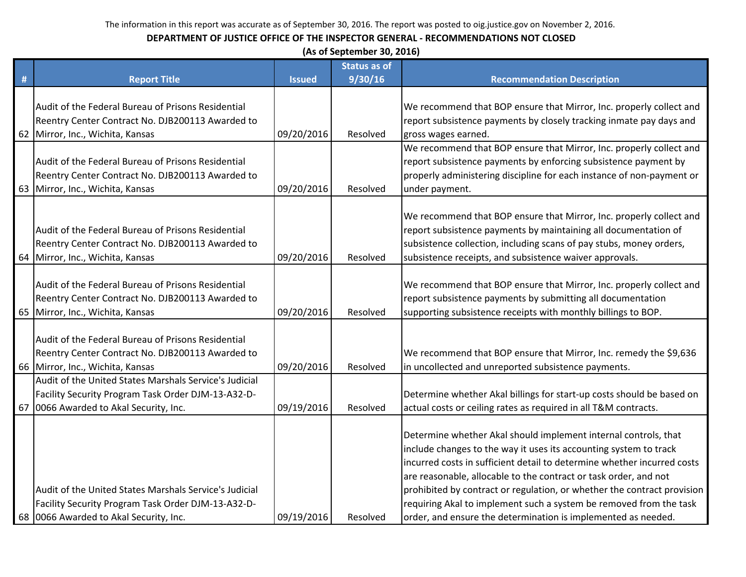The information in this report was accurate as of September 30, 2016. The report was posted to oig.justice.gov on November 2, 2016.

**DEPARTMENT OF JUSTICE OFFICE OF THE INSPECTOR GENERAL - RECOMMENDATIONS NOT CLOSED**

**(As of September 30, 2016)**

| # | Report Title | Issued | Status as of 9/30/16 | Recommendation Description |
|---|---|---|---|---|
| 62 | Audit of the Federal Bureau of Prisons Residential Reentry Center Contract No. DJB200113 Awarded to Mirror, Inc., Wichita, Kansas | 09/20/2016 | Resolved | We recommend that BOP ensure that Mirror, Inc. properly collect and report subsistence payments by closely tracking inmate pay days and gross wages earned. |
| 63 | Audit of the Federal Bureau of Prisons Residential Reentry Center Contract No. DJB200113 Awarded to Mirror, Inc., Wichita, Kansas | 09/20/2016 | Resolved | We recommend that BOP ensure that Mirror, Inc. properly collect and report subsistence payments by enforcing subsistence payment by properly administering discipline for each instance of non-payment or under payment. |
| 64 | Audit of the Federal Bureau of Prisons Residential Reentry Center Contract No. DJB200113 Awarded to Mirror, Inc., Wichita, Kansas | 09/20/2016 | Resolved | We recommend that BOP ensure that Mirror, Inc. properly collect and report subsistence payments by maintaining all documentation of subsistence collection, including scans of pay stubs, money orders, subsistence receipts, and subsistence waiver approvals. |
| 65 | Audit of the Federal Bureau of Prisons Residential Reentry Center Contract No. DJB200113 Awarded to Mirror, Inc., Wichita, Kansas | 09/20/2016 | Resolved | We recommend that BOP ensure that Mirror, Inc. properly collect and report subsistence payments by submitting all documentation supporting subsistence receipts with monthly billings to BOP. |
| 66 | Audit of the Federal Bureau of Prisons Residential Reentry Center Contract No. DJB200113 Awarded to Mirror, Inc., Wichita, Kansas | 09/20/2016 | Resolved | We recommend that BOP ensure that Mirror, Inc. remedy the $9,636 in uncollected and unreported subsistence payments. |
| 67 | Audit of the United States Marshals Service's Judicial Facility Security Program Task Order DJM-13-A32-D-0066 Awarded to Akal Security, Inc. | 09/19/2016 | Resolved | Determine whether Akal billings for start-up costs should be based on actual costs or ceiling rates as required in all T&M contracts. |
| 68 | Audit of the United States Marshals Service's Judicial Facility Security Program Task Order DJM-13-A32-D-0066 Awarded to Akal Security, Inc. | 09/19/2016 | Resolved | Determine whether Akal should implement internal controls, that include changes to the way it uses its accounting system to track incurred costs in sufficient detail to determine whether incurred costs are reasonable, allocable to the contract or task order, and not prohibited by contract or regulation, or whether the contract provision requiring Akal to implement such a system be removed from the task order, and ensure the determination is implemented as needed. |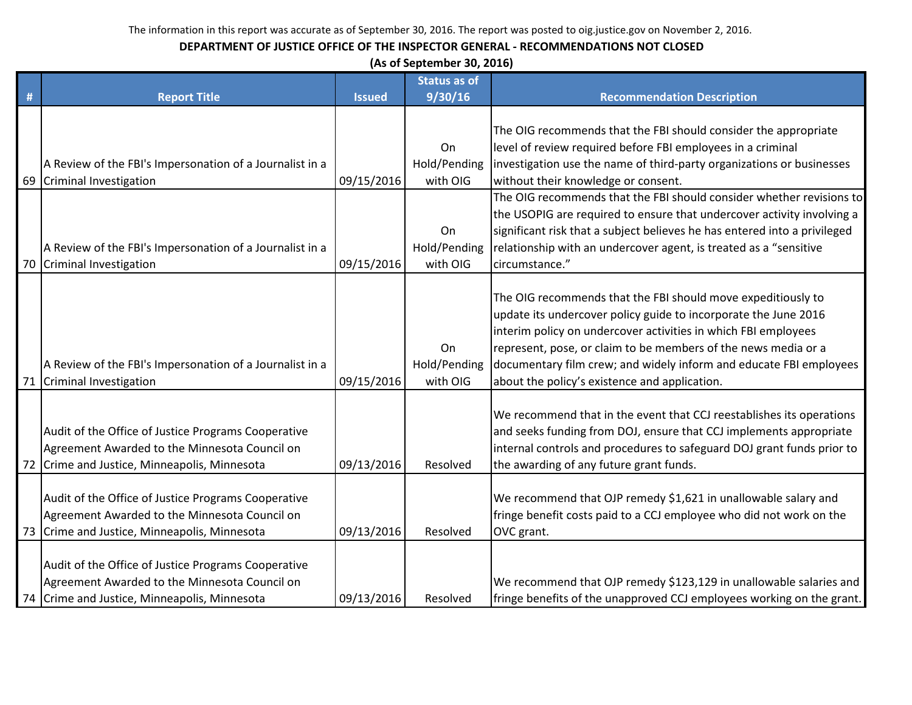The information in this report was accurate as of September 30, 2016. The report was posted to oig.justice.gov on November 2, 2016.

**DEPARTMENT OF JUSTICE OFFICE OF THE INSPECTOR GENERAL - RECOMMENDATIONS NOT CLOSED**

**(As of September 30, 2016)**

| # | Report Title | Issued | Status as of 9/30/16 | Recommendation Description |
|---|---|---|---|---|
| 69 | A Review of the FBI's Impersonation of a Journalist in a Criminal Investigation | 09/15/2016 | On Hold/Pending with OIG | The OIG recommends that the FBI should consider the appropriate level of review required before FBI employees in a criminal investigation use the name of third-party organizations or businesses without their knowledge or consent. |
| 70 | A Review of the FBI's Impersonation of a Journalist in a Criminal Investigation | 09/15/2016 | On Hold/Pending with OIG | The OIG recommends that the FBI should consider whether revisions to the USOPIG are required to ensure that undercover activity involving a significant risk that a subject believes he has entered into a privileged relationship with an undercover agent, is treated as a "sensitive circumstance." |
| 71 | A Review of the FBI's Impersonation of a Journalist in a Criminal Investigation | 09/15/2016 | On Hold/Pending with OIG | The OIG recommends that the FBI should move expeditiously to update its undercover policy guide to incorporate the June 2016 interim policy on undercover activities in which FBI employees represent, pose, or claim to be members of the news media or a documentary film crew; and widely inform and educate FBI employees about the policy's existence and application. |
| 72 | Audit of the Office of Justice Programs Cooperative Agreement Awarded to the Minnesota Council on Crime and Justice, Minneapolis, Minnesota | 09/13/2016 | Resolved | We recommend that in the event that CCJ reestablishes its operations and seeks funding from DOJ, ensure that CCJ implements appropriate internal controls and procedures to safeguard DOJ grant funds prior to the awarding of any future grant funds. |
| 73 | Audit of the Office of Justice Programs Cooperative Agreement Awarded to the Minnesota Council on Crime and Justice, Minneapolis, Minnesota | 09/13/2016 | Resolved | We recommend that OJP remedy $1,621 in unallowable salary and fringe benefit costs paid to a CCJ employee who did not work on the OVC grant. |
| 74 | Audit of the Office of Justice Programs Cooperative Agreement Awarded to the Minnesota Council on Crime and Justice, Minneapolis, Minnesota | 09/13/2016 | Resolved | We recommend that OJP remedy $123,129 in unallowable salaries and fringe benefits of the unapproved CCJ employees working on the grant. |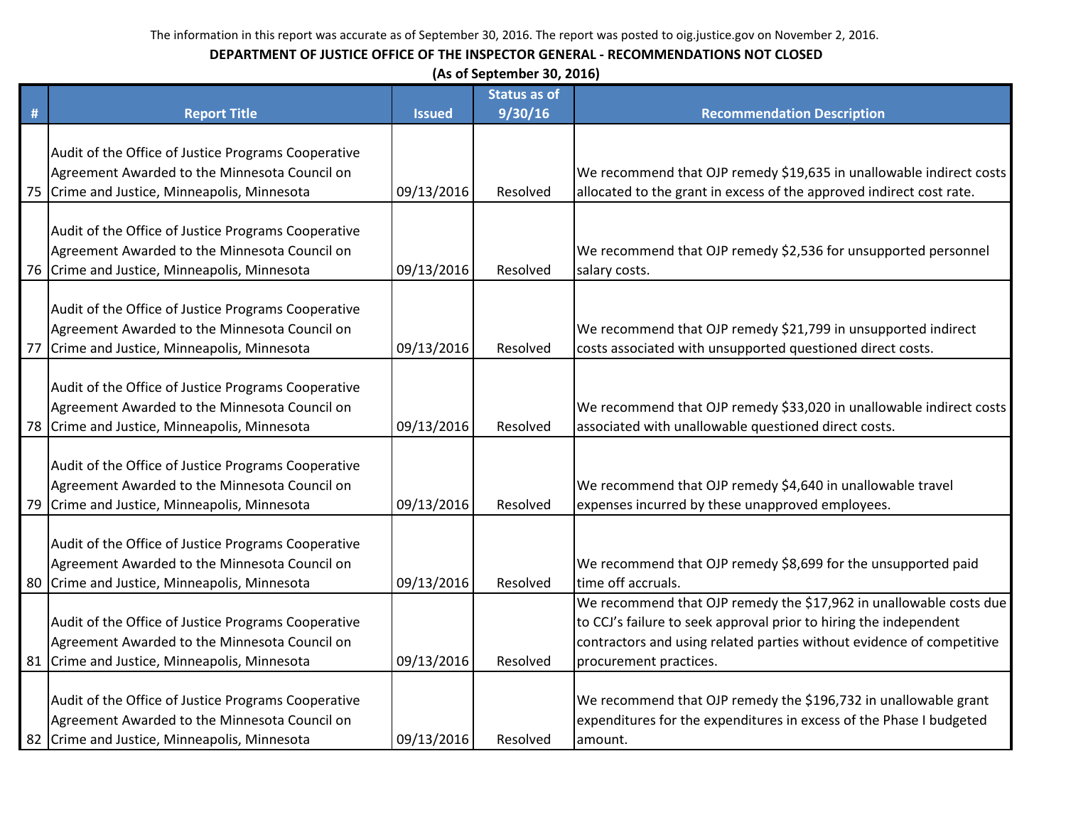The information in this report was accurate as of September 30, 2016. The report was posted to oig.justice.gov on November 2, 2016.

**DEPARTMENT OF JUSTICE OFFICE OF THE INSPECTOR GENERAL - RECOMMENDATIONS NOT CLOSED**

**(As of September 30, 2016)**

| # | Report Title | Issued | Status as of 9/30/16 | Recommendation Description |
|---|---|---|---|---|
| 75 | Audit of the Office of Justice Programs Cooperative Agreement Awarded to the Minnesota Council on Crime and Justice, Minneapolis, Minnesota | 09/13/2016 | Resolved | We recommend that OJP remedy $19,635 in unallowable indirect costs allocated to the grant in excess of the approved indirect cost rate. |
| 76 | Audit of the Office of Justice Programs Cooperative Agreement Awarded to the Minnesota Council on Crime and Justice, Minneapolis, Minnesota | 09/13/2016 | Resolved | We recommend that OJP remedy $2,536 for unsupported personnel salary costs. |
| 77 | Audit of the Office of Justice Programs Cooperative Agreement Awarded to the Minnesota Council on Crime and Justice, Minneapolis, Minnesota | 09/13/2016 | Resolved | We recommend that OJP remedy $21,799 in unsupported indirect costs associated with unsupported questioned direct costs. |
| 78 | Audit of the Office of Justice Programs Cooperative Agreement Awarded to the Minnesota Council on Crime and Justice, Minneapolis, Minnesota | 09/13/2016 | Resolved | We recommend that OJP remedy $33,020 in unallowable indirect costs associated with unallowable questioned direct costs. |
| 79 | Audit of the Office of Justice Programs Cooperative Agreement Awarded to the Minnesota Council on Crime and Justice, Minneapolis, Minnesota | 09/13/2016 | Resolved | We recommend that OJP remedy $4,640 in unallowable travel expenses incurred by these unapproved employees. |
| 80 | Audit of the Office of Justice Programs Cooperative Agreement Awarded to the Minnesota Council on Crime and Justice, Minneapolis, Minnesota | 09/13/2016 | Resolved | We recommend that OJP remedy $8,699 for the unsupported paid time off accruals. |
| 81 | Audit of the Office of Justice Programs Cooperative Agreement Awarded to the Minnesota Council on Crime and Justice, Minneapolis, Minnesota | 09/13/2016 | Resolved | We recommend that OJP remedy the $17,962 in unallowable costs due to CCJ's failure to seek approval prior to hiring the independent contractors and using related parties without evidence of competitive procurement practices. |
| 82 | Audit of the Office of Justice Programs Cooperative Agreement Awarded to the Minnesota Council on Crime and Justice, Minneapolis, Minnesota | 09/13/2016 | Resolved | We recommend that OJP remedy the $196,732 in unallowable grant expenditures for the expenditures in excess of the Phase I budgeted amount. |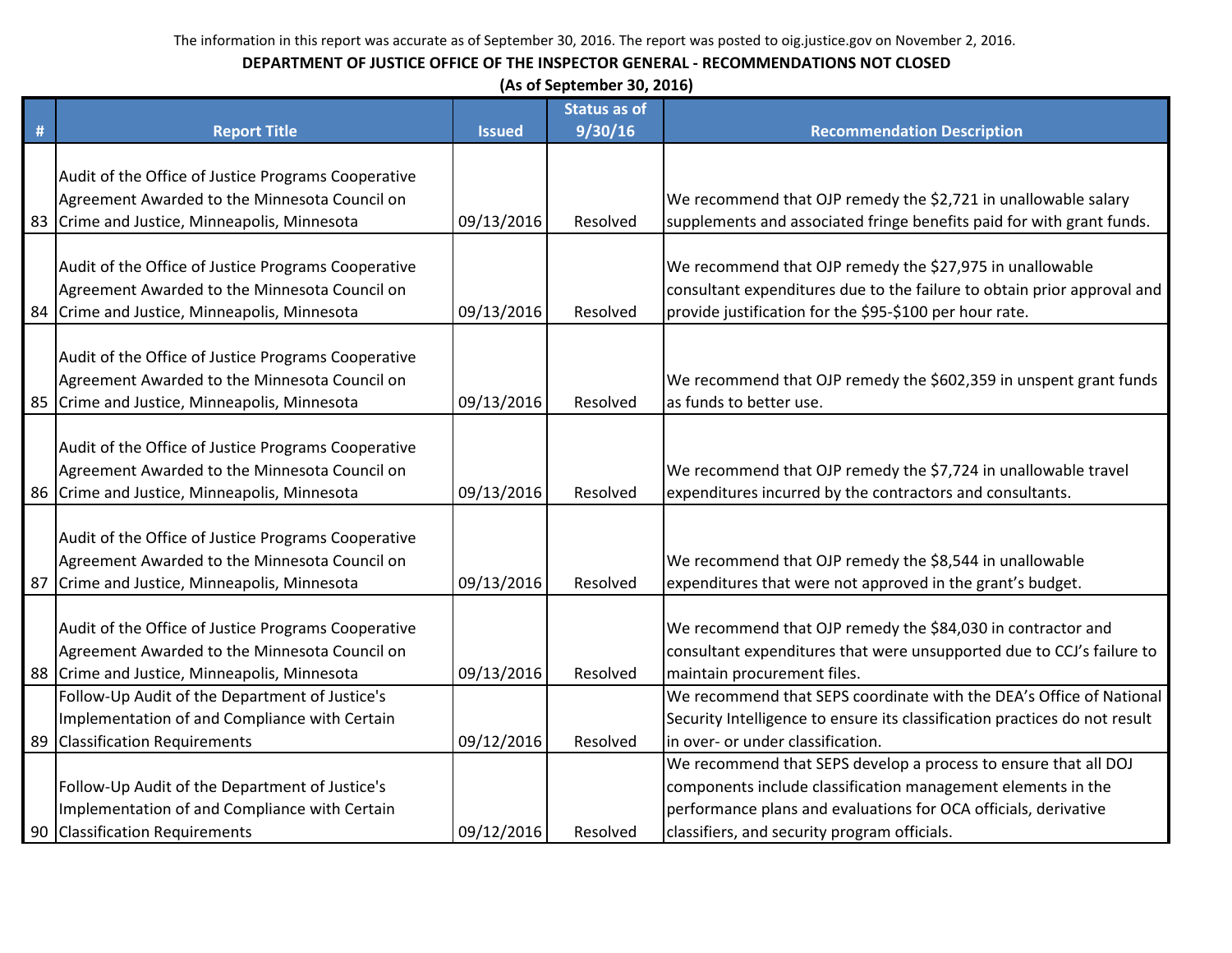The information in this report was accurate as of September 30, 2016. The report was posted to oig.justice.gov on November 2, 2016.

**DEPARTMENT OF JUSTICE OFFICE OF THE INSPECTOR GENERAL - RECOMMENDATIONS NOT CLOSED**

**(As of September 30, 2016)**

| # | Report Title | Issued | Status as of 9/30/16 | Recommendation Description |
|---|---|---|---|---|
| 83 | Audit of the Office of Justice Programs Cooperative Agreement Awarded to the Minnesota Council on Crime and Justice, Minneapolis, Minnesota | 09/13/2016 | Resolved | We recommend that OJP remedy the $2,721 in unallowable salary supplements and associated fringe benefits paid for with grant funds. |
| 84 | Audit of the Office of Justice Programs Cooperative Agreement Awarded to the Minnesota Council on Crime and Justice, Minneapolis, Minnesota | 09/13/2016 | Resolved | We recommend that OJP remedy the $27,975 in unallowable consultant expenditures due to the failure to obtain prior approval and provide justification for the $95-$100 per hour rate. |
| 85 | Audit of the Office of Justice Programs Cooperative Agreement Awarded to the Minnesota Council on Crime and Justice, Minneapolis, Minnesota | 09/13/2016 | Resolved | We recommend that OJP remedy the $602,359 in unspent grant funds as funds to better use. |
| 86 | Audit of the Office of Justice Programs Cooperative Agreement Awarded to the Minnesota Council on Crime and Justice, Minneapolis, Minnesota | 09/13/2016 | Resolved | We recommend that OJP remedy the $7,724 in unallowable travel expenditures incurred by the contractors and consultants. |
| 87 | Audit of the Office of Justice Programs Cooperative Agreement Awarded to the Minnesota Council on Crime and Justice, Minneapolis, Minnesota | 09/13/2016 | Resolved | We recommend that OJP remedy the $8,544 in unallowable expenditures that were not approved in the grant's budget. |
| 88 | Audit of the Office of Justice Programs Cooperative Agreement Awarded to the Minnesota Council on Crime and Justice, Minneapolis, Minnesota | 09/13/2016 | Resolved | We recommend that OJP remedy the $84,030 in contractor and consultant expenditures that were unsupported due to CCJ's failure to maintain procurement files. |
| 89 | Follow-Up Audit of the Department of Justice's Implementation of and Compliance with Certain Classification Requirements | 09/12/2016 | Resolved | We recommend that SEPS coordinate with the DEA's Office of National Security Intelligence to ensure its classification practices do not result in over- or under classification. |
| 90 | Follow-Up Audit of the Department of Justice's Implementation of and Compliance with Certain Classification Requirements | 09/12/2016 | Resolved | We recommend that SEPS develop a process to ensure that all DOJ components include classification management elements in the performance plans and evaluations for OCA officials, derivative classifiers, and security program officials. |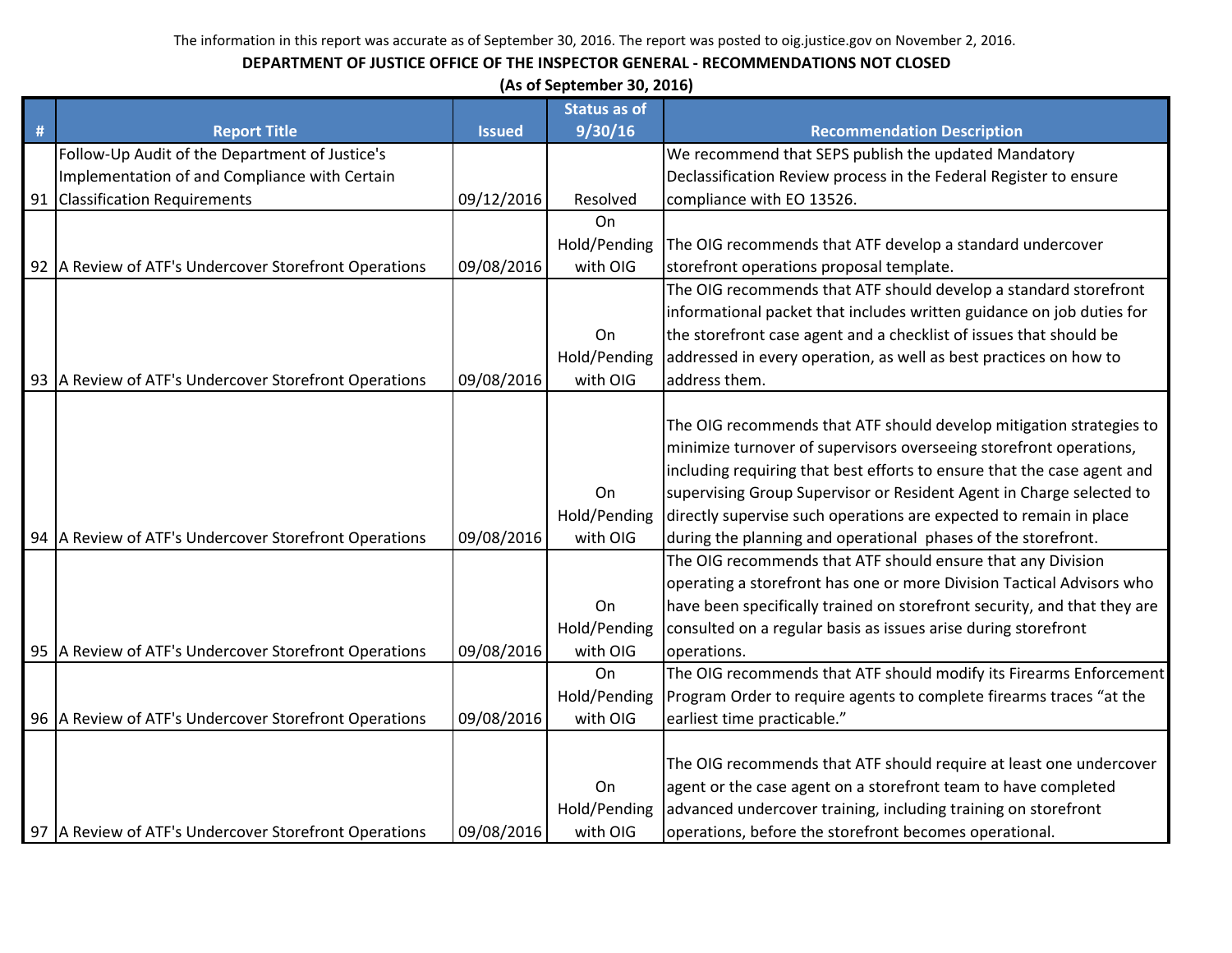The information in this report was accurate as of September 30, 2016. The report was posted to oig.justice.gov on November 2, 2016.

**DEPARTMENT OF JUSTICE OFFICE OF THE INSPECTOR GENERAL - RECOMMENDATIONS NOT CLOSED**

**(As of September 30, 2016)**

| # | Report Title | Issued | Status as of 9/30/16 | Recommendation Description |
|---|---|---|---|---|
| 91 | Follow-Up Audit of the Department of Justice's Implementation of and Compliance with Certain Classification Requirements | 09/12/2016 | Resolved | We recommend that SEPS publish the updated Mandatory Declassification Review process in the Federal Register to ensure compliance with EO 13526. |
| 92 | A Review of ATF's Undercover Storefront Operations | 09/08/2016 | On Hold/Pending with OIG | The OIG recommends that ATF develop a standard undercover storefront operations proposal template. |
| 93 | A Review of ATF's Undercover Storefront Operations | 09/08/2016 | On Hold/Pending with OIG | The OIG recommends that ATF should develop a standard storefront informational packet that includes written guidance on job duties for the storefront case agent and a checklist of issues that should be addressed in every operation, as well as best practices on how to address them. |
| 94 | A Review of ATF's Undercover Storefront Operations | 09/08/2016 | On Hold/Pending with OIG | The OIG recommends that ATF should develop mitigation strategies to minimize turnover of supervisors overseeing storefront operations, including requiring that best efforts to ensure that the case agent and supervising Group Supervisor or Resident Agent in Charge selected to directly supervise such operations are expected to remain in place during the planning and operational phases of the storefront. |
| 95 | A Review of ATF's Undercover Storefront Operations | 09/08/2016 | On Hold/Pending with OIG | The OIG recommends that ATF should ensure that any Division operating a storefront has one or more Division Tactical Advisors who have been specifically trained on storefront security, and that they are consulted on a regular basis as issues arise during storefront operations. |
| 96 | A Review of ATF's Undercover Storefront Operations | 09/08/2016 | On Hold/Pending with OIG | The OIG recommends that ATF should modify its Firearms Enforcement Program Order to require agents to complete firearms traces "at the earliest time practicable." |
| 97 | A Review of ATF's Undercover Storefront Operations | 09/08/2016 | On Hold/Pending with OIG | The OIG recommends that ATF should require at least one undercover agent or the case agent on a storefront team to have completed advanced undercover training, including training on storefront operations, before the storefront becomes operational. |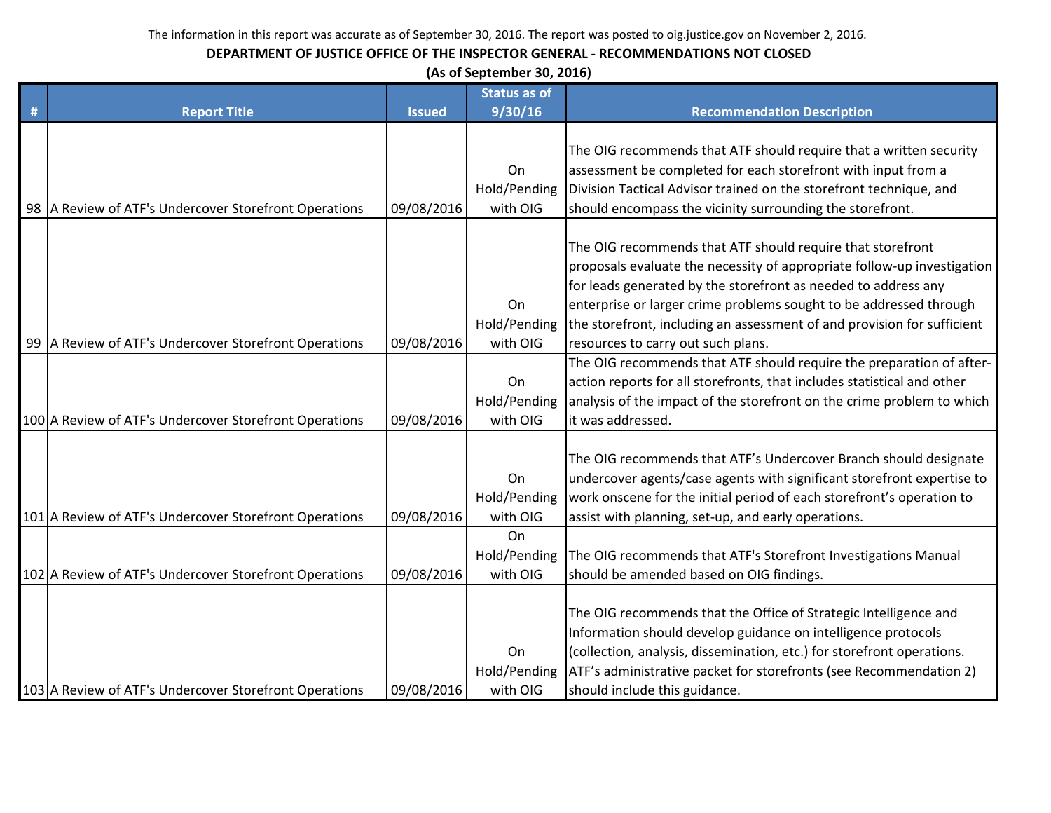The information in this report was accurate as of September 30, 2016. The report was posted to oig.justice.gov on November 2, 2016.

**DEPARTMENT OF JUSTICE OFFICE OF THE INSPECTOR GENERAL - RECOMMENDATIONS NOT CLOSED**

**(As of September 30, 2016)**

| # | Report Title | Issued | Status as of 9/30/16 | Recommendation Description |
|---|---|---|---|---|
| 98 | A Review of ATF's Undercover Storefront Operations | 09/08/2016 | On Hold/Pending with OIG | The OIG recommends that ATF should require that a written security assessment be completed for each storefront with input from a Division Tactical Advisor trained on the storefront technique, and should encompass the vicinity surrounding the storefront. |
| 99 | A Review of ATF's Undercover Storefront Operations | 09/08/2016 | On Hold/Pending with OIG | The OIG recommends that ATF should require that storefront proposals evaluate the necessity of appropriate follow-up investigation for leads generated by the storefront as needed to address any enterprise or larger crime problems sought to be addressed through the storefront, including an assessment of and provision for sufficient resources to carry out such plans. |
| 100 | A Review of ATF's Undercover Storefront Operations | 09/08/2016 | On Hold/Pending with OIG | The OIG recommends that ATF should require the preparation of after-action reports for all storefronts, that includes statistical and other analysis of the impact of the storefront on the crime problem to which it was addressed. |
| 101 | A Review of ATF's Undercover Storefront Operations | 09/08/2016 | On Hold/Pending with OIG | The OIG recommends that ATF's Undercover Branch should designate undercover agents/case agents with significant storefront expertise to work onscene for the initial period of each storefront's operation to assist with planning, set-up, and early operations. |
| 102 | A Review of ATF's Undercover Storefront Operations | 09/08/2016 | On Hold/Pending with OIG | The OIG recommends that ATF's Storefront Investigations Manual should be amended based on OIG findings. |
| 103 | A Review of ATF's Undercover Storefront Operations | 09/08/2016 | On Hold/Pending with OIG | The OIG recommends that the Office of Strategic Intelligence and Information should develop guidance on intelligence protocols (collection, analysis, dissemination, etc.) for storefront operations. ATF's administrative packet for storefronts (see Recommendation 2) should include this guidance. |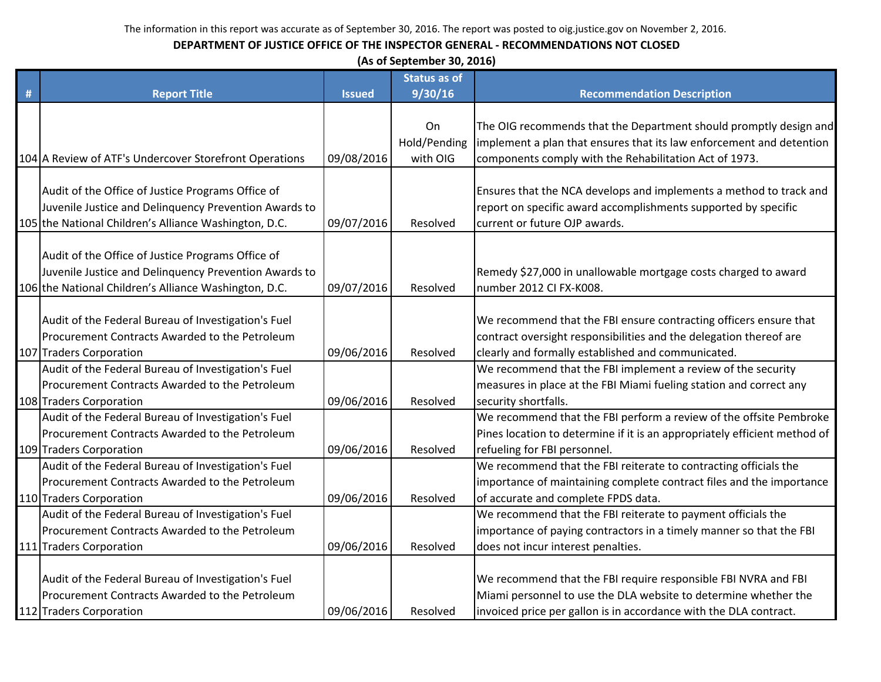The information in this report was accurate as of September 30, 2016. The report was posted to oig.justice.gov on November 2, 2016.

**DEPARTMENT OF JUSTICE OFFICE OF THE INSPECTOR GENERAL - RECOMMENDATIONS NOT CLOSED**

**(As of September 30, 2016)**

| # | Report Title | Issued | Status as of 9/30/16 | Recommendation Description |
|---|---|---|---|---|
| 104 | A Review of ATF's Undercover Storefront Operations | 09/08/2016 | On Hold/Pending with OIG | The OIG recommends that the Department should promptly design and implement a plan that ensures that its law enforcement and detention components comply with the Rehabilitation Act of 1973. |
| 105 | Audit of the Office of Justice Programs Office of Juvenile Justice and Delinquency Prevention Awards to the National Children's Alliance Washington, D.C. | 09/07/2016 | Resolved | Ensures that the NCA develops and implements a method to track and report on specific award accomplishments supported by specific current or future OJP awards. |
| 106 | Audit of the Office of Justice Programs Office of Juvenile Justice and Delinquency Prevention Awards to the National Children's Alliance Washington, D.C. | 09/07/2016 | Resolved | Remedy $27,000 in unallowable mortgage costs charged to award number 2012 CI FX-K008. |
| 107 | Audit of the Federal Bureau of Investigation's Fuel Procurement Contracts Awarded to the Petroleum Traders Corporation | 09/06/2016 | Resolved | We recommend that the FBI ensure contracting officers ensure that contract oversight responsibilities and the delegation thereof are clearly and formally established and communicated. |
| 108 | Audit of the Federal Bureau of Investigation's Fuel Procurement Contracts Awarded to the Petroleum Traders Corporation | 09/06/2016 | Resolved | We recommend that the FBI implement a review of the security measures in place at the FBI Miami fueling station and correct any security shortfalls. |
| 109 | Audit of the Federal Bureau of Investigation's Fuel Procurement Contracts Awarded to the Petroleum Traders Corporation | 09/06/2016 | Resolved | We recommend that the FBI perform a review of the offsite Pembroke Pines location to determine if it is an appropriately efficient method of refueling for FBI personnel. |
| 110 | Audit of the Federal Bureau of Investigation's Fuel Procurement Contracts Awarded to the Petroleum Traders Corporation | 09/06/2016 | Resolved | We recommend that the FBI reiterate to contracting officials the importance of maintaining complete contract files and the importance of accurate and complete FPDS data. |
| 111 | Audit of the Federal Bureau of Investigation's Fuel Procurement Contracts Awarded to the Petroleum Traders Corporation | 09/06/2016 | Resolved | We recommend that the FBI reiterate to payment officials the importance of paying contractors in a timely manner so that the FBI does not incur interest penalties. |
| 112 | Audit of the Federal Bureau of Investigation's Fuel Procurement Contracts Awarded to the Petroleum Traders Corporation | 09/06/2016 | Resolved | We recommend that the FBI require responsible FBI NVRA and FBI Miami personnel to use the DLA website to determine whether the invoiced price per gallon is in accordance with the DLA contract. |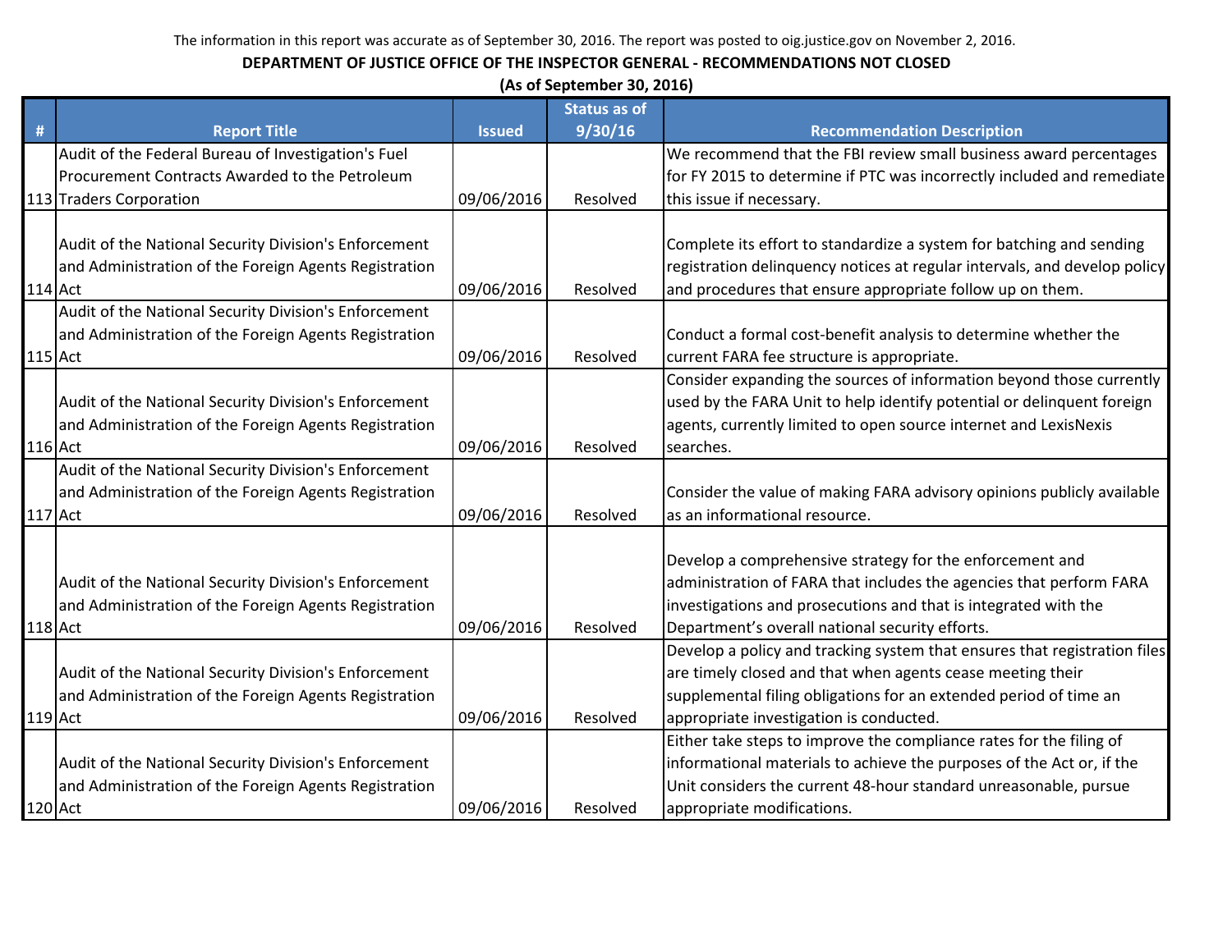The information in this report was accurate as of September 30, 2016. The report was posted to oig.justice.gov on November 2, 2016.

**DEPARTMENT OF JUSTICE OFFICE OF THE INSPECTOR GENERAL - RECOMMENDATIONS NOT CLOSED**

**(As of September 30, 2016)**

| # | Report Title | Issued | Status as of 9/30/16 | Recommendation Description |
|---|---|---|---|---|
| 113 | Audit of the Federal Bureau of Investigation's Fuel Procurement Contracts Awarded to the Petroleum Traders Corporation | 09/06/2016 | Resolved | We recommend that the FBI review small business award percentages for FY 2015 to determine if PTC was incorrectly included and remediate this issue if necessary. |
| 114 | Audit of the National Security Division's Enforcement and Administration of the Foreign Agents Registration Act | 09/06/2016 | Resolved | Complete its effort to standardize a system for batching and sending registration delinquency notices at regular intervals, and develop policy and procedures that ensure appropriate follow up on them. |
| 115 | Audit of the National Security Division's Enforcement and Administration of the Foreign Agents Registration Act | 09/06/2016 | Resolved | Conduct a formal cost-benefit analysis to determine whether the current FARA fee structure is appropriate. |
| 116 | Audit of the National Security Division's Enforcement and Administration of the Foreign Agents Registration Act | 09/06/2016 | Resolved | Consider expanding the sources of information beyond those currently used by the FARA Unit to help identify potential or delinquent foreign agents, currently limited to open source internet and LexisNexis searches. |
| 117 | Audit of the National Security Division's Enforcement and Administration of the Foreign Agents Registration Act | 09/06/2016 | Resolved | Consider the value of making FARA advisory opinions publicly available as an informational resource. |
| 118 | Audit of the National Security Division's Enforcement and Administration of the Foreign Agents Registration Act | 09/06/2016 | Resolved | Develop a comprehensive strategy for the enforcement and administration of FARA that includes the agencies that perform FARA investigations and prosecutions and that is integrated with the Department's overall national security efforts. |
| 119 | Audit of the National Security Division's Enforcement and Administration of the Foreign Agents Registration Act | 09/06/2016 | Resolved | Develop a policy and tracking system that ensures that registration files are timely closed and that when agents cease meeting their supplemental filing obligations for an extended period of time an appropriate investigation is conducted. |
| 120 | Audit of the National Security Division's Enforcement and Administration of the Foreign Agents Registration Act | 09/06/2016 | Resolved | Either take steps to improve the compliance rates for the filing of informational materials to achieve the purposes of the Act or, if the Unit considers the current 48-hour standard unreasonable, pursue appropriate modifications. |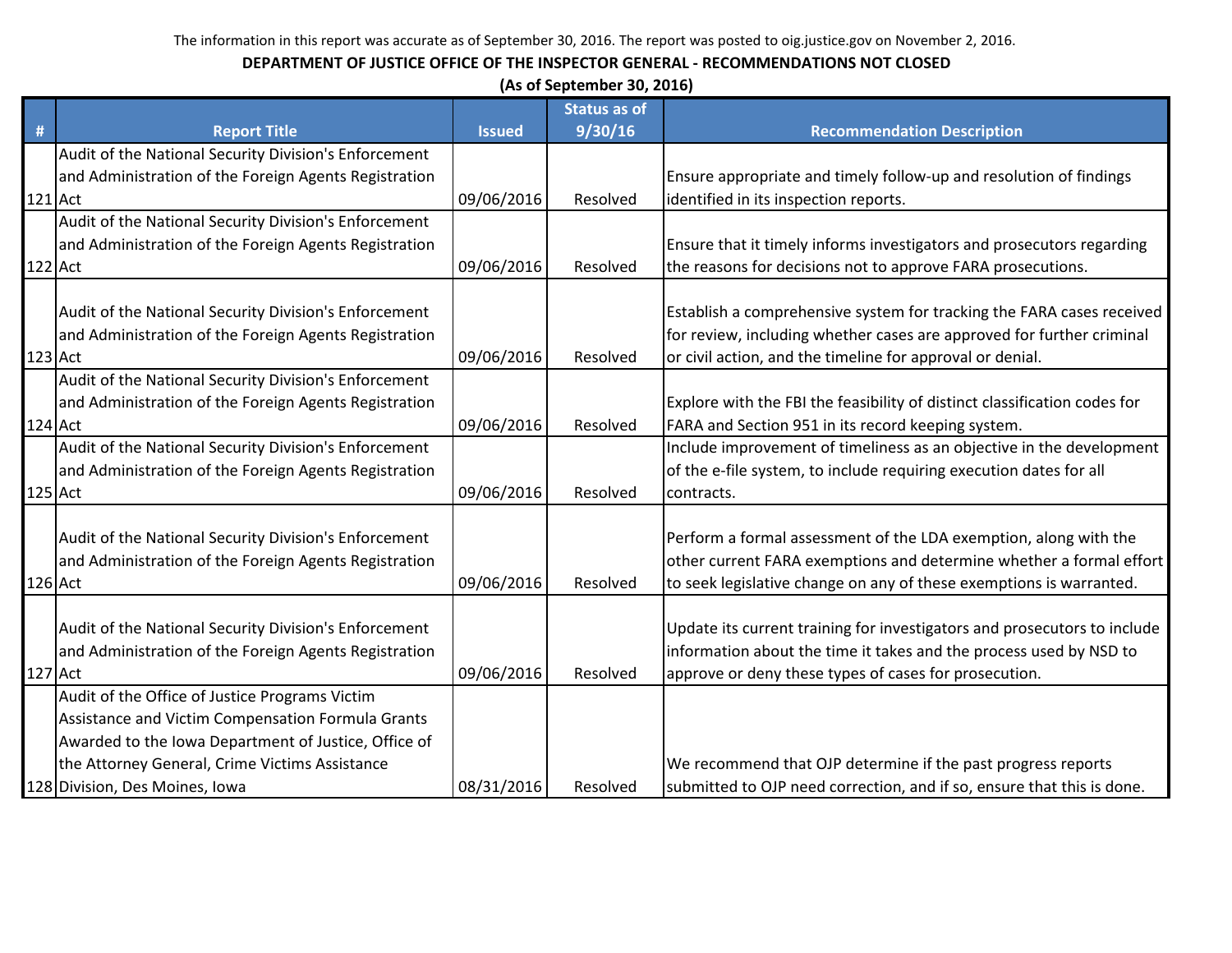The information in this report was accurate as of September 30, 2016. The report was posted to oig.justice.gov on November 2, 2016.

**DEPARTMENT OF JUSTICE OFFICE OF THE INSPECTOR GENERAL - RECOMMENDATIONS NOT CLOSED**

**(As of September 30, 2016)**

| # | Report Title | Issued | Status as of 9/30/16 | Recommendation Description |
|---|---|---|---|---|
| 121 | Audit of the National Security Division's Enforcement and Administration of the Foreign Agents Registration Act | 09/06/2016 | Resolved | Ensure appropriate and timely follow-up and resolution of findings identified in its inspection reports. |
| 122 | Audit of the National Security Division's Enforcement and Administration of the Foreign Agents Registration Act | 09/06/2016 | Resolved | Ensure that it timely informs investigators and prosecutors regarding the reasons for decisions not to approve FARA prosecutions. |
| 123 | Audit of the National Security Division's Enforcement and Administration of the Foreign Agents Registration Act | 09/06/2016 | Resolved | Establish a comprehensive system for tracking the FARA cases received for review, including whether cases are approved for further criminal or civil action, and the timeline for approval or denial. |
| 124 | Audit of the National Security Division's Enforcement and Administration of the Foreign Agents Registration Act | 09/06/2016 | Resolved | Explore with the FBI the feasibility of distinct classification codes for FARA and Section 951 in its record keeping system. |
| 125 | Audit of the National Security Division's Enforcement and Administration of the Foreign Agents Registration Act | 09/06/2016 | Resolved | Include improvement of timeliness as an objective in the development of the e-file system, to include requiring execution dates for all contracts. |
| 126 | Audit of the National Security Division's Enforcement and Administration of the Foreign Agents Registration Act | 09/06/2016 | Resolved | Perform a formal assessment of the LDA exemption, along with the other current FARA exemptions and determine whether a formal effort to seek legislative change on any of these exemptions is warranted. |
| 127 | Audit of the National Security Division's Enforcement and Administration of the Foreign Agents Registration Act | 09/06/2016 | Resolved | Update its current training for investigators and prosecutors to include information about the time it takes and the process used by NSD to approve or deny these types of cases for prosecution. |
| 128 | Audit of the Office of Justice Programs Victim Assistance and Victim Compensation Formula Grants Awarded to the Iowa Department of Justice, Office of the Attorney General, Crime Victims Assistance Division, Des Moines, Iowa | 08/31/2016 | Resolved | We recommend that OJP determine if the past progress reports submitted to OJP need correction, and if so, ensure that this is done. |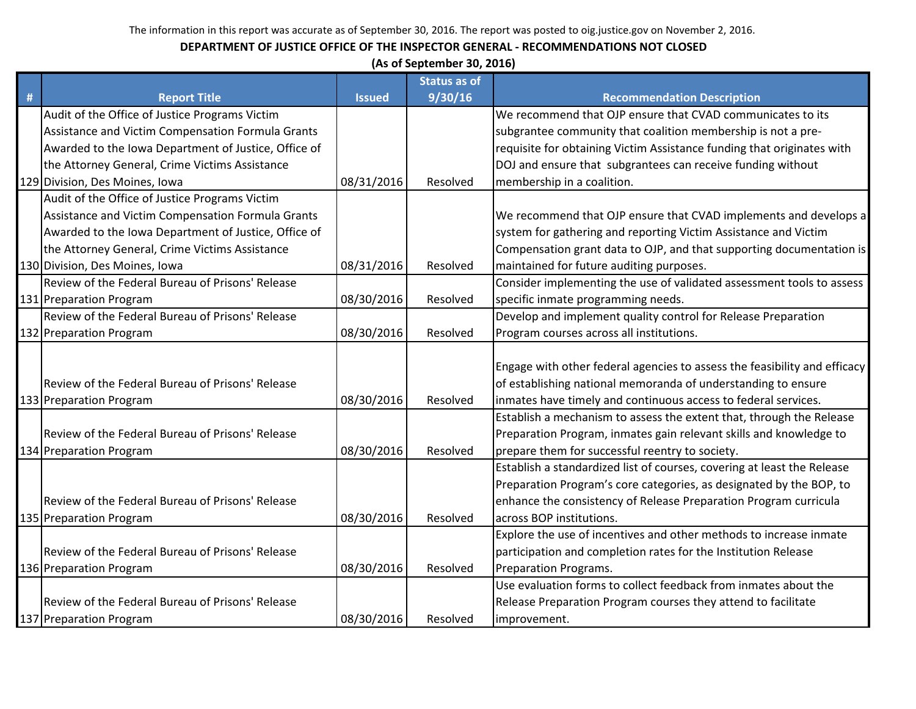The information in this report was accurate as of September 30, 2016. The report was posted to oig.justice.gov on November 2, 2016.

**DEPARTMENT OF JUSTICE OFFICE OF THE INSPECTOR GENERAL - RECOMMENDATIONS NOT CLOSED**

**(As of September 30, 2016)**

| # | Report Title | Issued | Status as of 9/30/16 | Recommendation Description |
|---|---|---|---|---|
| 129 | Audit of the Office of Justice Programs Victim Assistance and Victim Compensation Formula Grants Awarded to the Iowa Department of Justice, Office of the Attorney General, Crime Victims Assistance Division, Des Moines, Iowa | 08/31/2016 | Resolved | We recommend that OJP ensure that CVAD communicates to its subgrantee community that coalition membership is not a pre-requisite for obtaining Victim Assistance funding that originates with DOJ and ensure that subgrantees can receive funding without membership in a coalition. |
| 130 | Audit of the Office of Justice Programs Victim Assistance and Victim Compensation Formula Grants Awarded to the Iowa Department of Justice, Office of the Attorney General, Crime Victims Assistance Division, Des Moines, Iowa | 08/31/2016 | Resolved | We recommend that OJP ensure that CVAD implements and develops a system for gathering and reporting Victim Assistance and Victim Compensation grant data to OJP, and that supporting documentation is maintained for future auditing purposes. |
| 131 | Review of the Federal Bureau of Prisons' Release Preparation Program | 08/30/2016 | Resolved | Consider implementing the use of validated assessment tools to assess specific inmate programming needs. |
| 132 | Review of the Federal Bureau of Prisons' Release Preparation Program | 08/30/2016 | Resolved | Develop and implement quality control for Release Preparation Program courses across all institutions. |
| 133 | Review of the Federal Bureau of Prisons' Release Preparation Program | 08/30/2016 | Resolved | Engage with other federal agencies to assess the feasibility and efficacy of establishing national memoranda of understanding to ensure inmates have timely and continuous access to federal services. |
| 134 | Review of the Federal Bureau of Prisons' Release Preparation Program | 08/30/2016 | Resolved | Establish a mechanism to assess the extent that, through the Release Preparation Program, inmates gain relevant skills and knowledge to prepare them for successful reentry to society. |
| 135 | Review of the Federal Bureau of Prisons' Release Preparation Program | 08/30/2016 | Resolved | Establish a standardized list of courses, covering at least the Release Preparation Program's core categories, as designated by the BOP, to enhance the consistency of Release Preparation Program curricula across BOP institutions. |
| 136 | Review of the Federal Bureau of Prisons' Release Preparation Program | 08/30/2016 | Resolved | Explore the use of incentives and other methods to increase inmate participation and completion rates for the Institution Release Preparation Programs. |
| 137 | Review of the Federal Bureau of Prisons' Release Preparation Program | 08/30/2016 | Resolved | Use evaluation forms to collect feedback from inmates about the Release Preparation Program courses they attend to facilitate improvement. |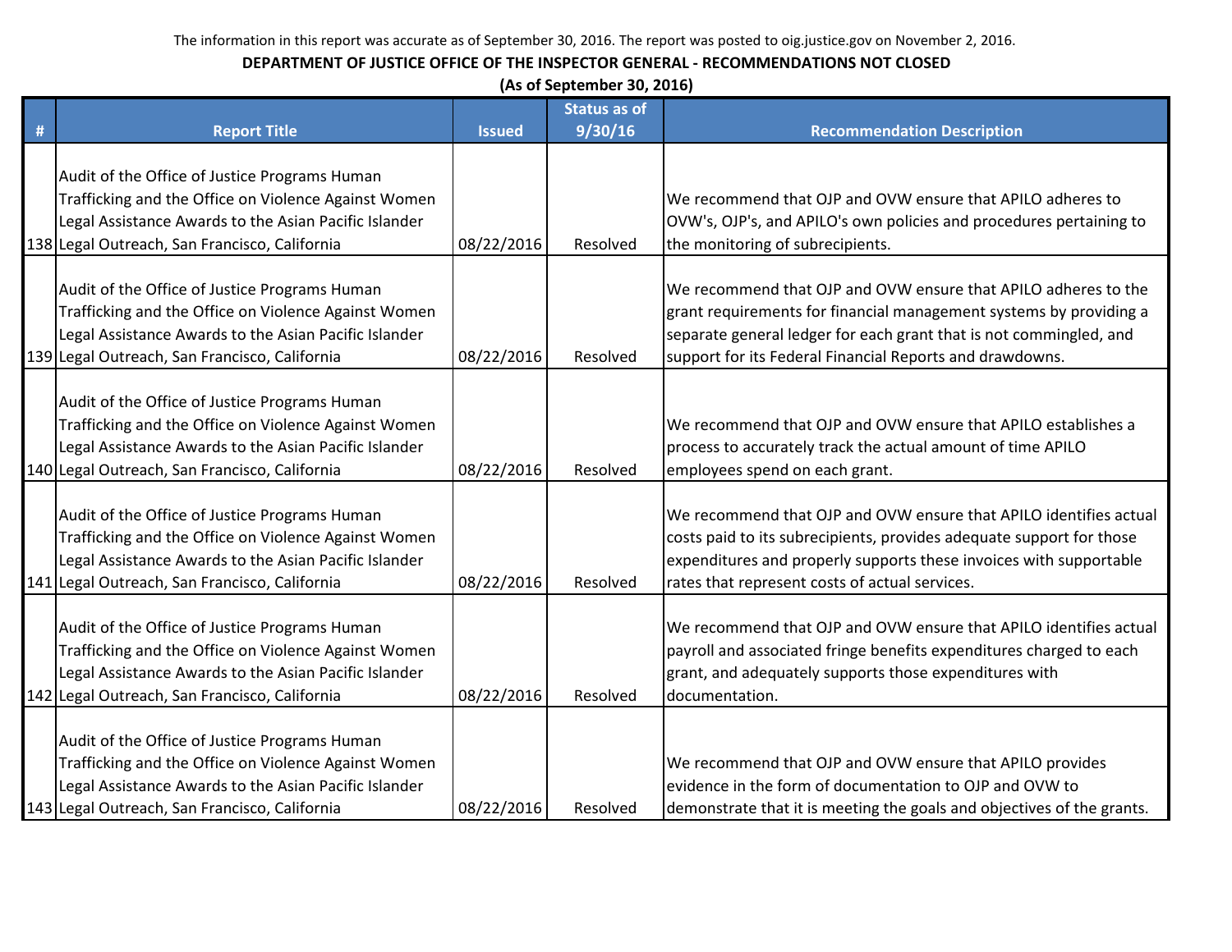The information in this report was accurate as of September 30, 2016. The report was posted to oig.justice.gov on November 2, 2016.

**DEPARTMENT OF JUSTICE OFFICE OF THE INSPECTOR GENERAL - RECOMMENDATIONS NOT CLOSED**

**(As of September 30, 2016)**

| # | Report Title | Issued | Status as of 9/30/16 | Recommendation Description |
|---|---|---|---|---|
| 138 | Audit of the Office of Justice Programs Human Trafficking and the Office on Violence Against Women Legal Assistance Awards to the Asian Pacific Islander Legal Outreach, San Francisco, California | 08/22/2016 | Resolved | We recommend that OJP and OVW ensure that APILO adheres to OVW's, OJP's, and APILO's own policies and procedures pertaining to the monitoring of subrecipients. |
| 139 | Audit of the Office of Justice Programs Human Trafficking and the Office on Violence Against Women Legal Assistance Awards to the Asian Pacific Islander Legal Outreach, San Francisco, California | 08/22/2016 | Resolved | We recommend that OJP and OVW ensure that APILO adheres to the grant requirements for financial management systems by providing a separate general ledger for each grant that is not commingled, and support for its Federal Financial Reports and drawdowns. |
| 140 | Audit of the Office of Justice Programs Human Trafficking and the Office on Violence Against Women Legal Assistance Awards to the Asian Pacific Islander Legal Outreach, San Francisco, California | 08/22/2016 | Resolved | We recommend that OJP and OVW ensure that APILO establishes a process to accurately track the actual amount of time APILO employees spend on each grant. |
| 141 | Audit of the Office of Justice Programs Human Trafficking and the Office on Violence Against Women Legal Assistance Awards to the Asian Pacific Islander Legal Outreach, San Francisco, California | 08/22/2016 | Resolved | We recommend that OJP and OVW ensure that APILO identifies actual costs paid to its subrecipients, provides adequate support for those expenditures and properly supports these invoices with supportable rates that represent costs of actual services. |
| 142 | Audit of the Office of Justice Programs Human Trafficking and the Office on Violence Against Women Legal Assistance Awards to the Asian Pacific Islander Legal Outreach, San Francisco, California | 08/22/2016 | Resolved | We recommend that OJP and OVW ensure that APILO identifies actual payroll and associated fringe benefits expenditures charged to each grant, and adequately supports those expenditures with documentation. |
| 143 | Audit of the Office of Justice Programs Human Trafficking and the Office on Violence Against Women Legal Assistance Awards to the Asian Pacific Islander Legal Outreach, San Francisco, California | 08/22/2016 | Resolved | We recommend that OJP and OVW ensure that APILO provides evidence in the form of documentation to OJP and OVW to demonstrate that it is meeting the goals and objectives of the grants. |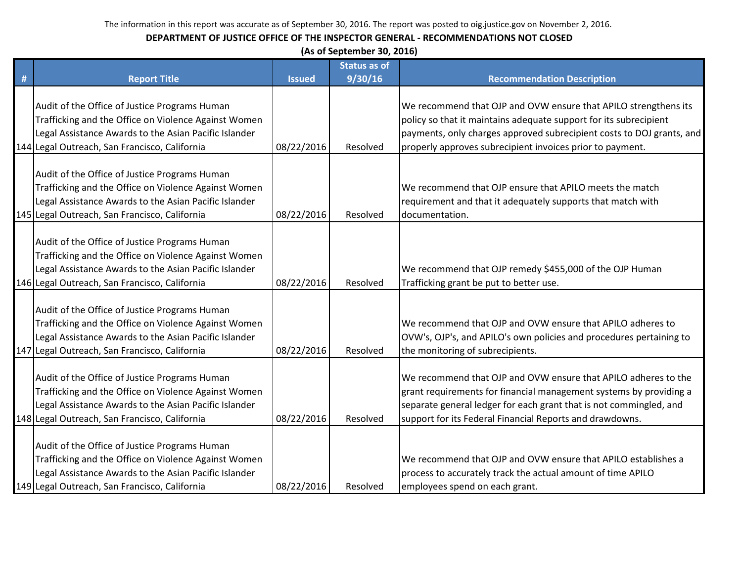The information in this report was accurate as of September 30, 2016. The report was posted to oig.justice.gov on November 2, 2016.

**DEPARTMENT OF JUSTICE OFFICE OF THE INSPECTOR GENERAL - RECOMMENDATIONS NOT CLOSED**

**(As of September 30, 2016)**

| # | Report Title | Issued | Status as of 9/30/16 | Recommendation Description |
|---|---|---|---|---|
| 144 | Audit of the Office of Justice Programs Human Trafficking and the Office on Violence Against Women Legal Assistance Awards to the Asian Pacific Islander Legal Outreach, San Francisco, California | 08/22/2016 | Resolved | We recommend that OJP and OVW ensure that APILO strengthens its policy so that it maintains adequate support for its subrecipient payments, only charges approved subrecipient costs to DOJ grants, and properly approves subrecipient invoices prior to payment. |
| 145 | Audit of the Office of Justice Programs Human Trafficking and the Office on Violence Against Women Legal Assistance Awards to the Asian Pacific Islander Legal Outreach, San Francisco, California | 08/22/2016 | Resolved | We recommend that OJP ensure that APILO meets the match requirement and that it adequately supports that match with documentation. |
| 146 | Audit of the Office of Justice Programs Human Trafficking and the Office on Violence Against Women Legal Assistance Awards to the Asian Pacific Islander Legal Outreach, San Francisco, California | 08/22/2016 | Resolved | We recommend that OJP remedy $455,000 of the OJP Human Trafficking grant be put to better use. |
| 147 | Audit of the Office of Justice Programs Human Trafficking and the Office on Violence Against Women Legal Assistance Awards to the Asian Pacific Islander Legal Outreach, San Francisco, California | 08/22/2016 | Resolved | We recommend that OJP and OVW ensure that APILO adheres to OVW's, OJP's, and APILO's own policies and procedures pertaining to the monitoring of subrecipients. |
| 148 | Audit of the Office of Justice Programs Human Trafficking and the Office on Violence Against Women Legal Assistance Awards to the Asian Pacific Islander Legal Outreach, San Francisco, California | 08/22/2016 | Resolved | We recommend that OJP and OVW ensure that APILO adheres to the grant requirements for financial management systems by providing a separate general ledger for each grant that is not commingled, and support for its Federal Financial Reports and drawdowns. |
| 149 | Audit of the Office of Justice Programs Human Trafficking and the Office on Violence Against Women Legal Assistance Awards to the Asian Pacific Islander Legal Outreach, San Francisco, California | 08/22/2016 | Resolved | We recommend that OJP and OVW ensure that APILO establishes a process to accurately track the actual amount of time APILO employees spend on each grant. |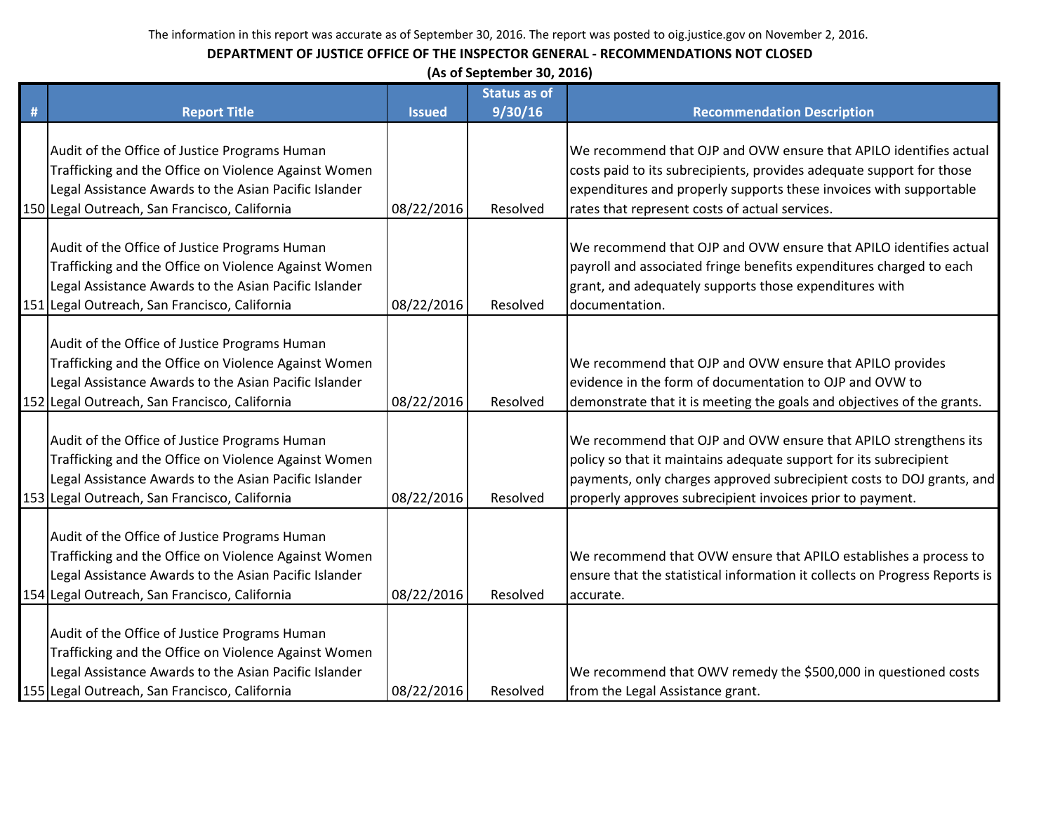The information in this report was accurate as of September 30, 2016. The report was posted to oig.justice.gov on November 2, 2016.

**DEPARTMENT OF JUSTICE OFFICE OF THE INSPECTOR GENERAL - RECOMMENDATIONS NOT CLOSED**

**(As of September 30, 2016)**

| # | Report Title | Issued | Status as of 9/30/16 | Recommendation Description |
|---|---|---|---|---|
| 150 | Audit of the Office of Justice Programs Human Trafficking and the Office on Violence Against Women Legal Assistance Awards to the Asian Pacific Islander Legal Outreach, San Francisco, California | 08/22/2016 | Resolved | We recommend that OJP and OVW ensure that APILO identifies actual costs paid to its subrecipients, provides adequate support for those expenditures and properly supports these invoices with supportable rates that represent costs of actual services. |
| 151 | Audit of the Office of Justice Programs Human Trafficking and the Office on Violence Against Women Legal Assistance Awards to the Asian Pacific Islander Legal Outreach, San Francisco, California | 08/22/2016 | Resolved | We recommend that OJP and OVW ensure that APILO identifies actual payroll and associated fringe benefits expenditures charged to each grant, and adequately supports those expenditures with documentation. |
| 152 | Audit of the Office of Justice Programs Human Trafficking and the Office on Violence Against Women Legal Assistance Awards to the Asian Pacific Islander Legal Outreach, San Francisco, California | 08/22/2016 | Resolved | We recommend that OJP and OVW ensure that APILO provides evidence in the form of documentation to OJP and OVW to demonstrate that it is meeting the goals and objectives of the grants. |
| 153 | Audit of the Office of Justice Programs Human Trafficking and the Office on Violence Against Women Legal Assistance Awards to the Asian Pacific Islander Legal Outreach, San Francisco, California | 08/22/2016 | Resolved | We recommend that OJP and OVW ensure that APILO strengthens its policy so that it maintains adequate support for its subrecipient payments, only charges approved subrecipient costs to DOJ grants, and properly approves subrecipient invoices prior to payment. |
| 154 | Audit of the Office of Justice Programs Human Trafficking and the Office on Violence Against Women Legal Assistance Awards to the Asian Pacific Islander Legal Outreach, San Francisco, California | 08/22/2016 | Resolved | We recommend that OVW ensure that APILO establishes a process to ensure that the statistical information it collects on Progress Reports is accurate. |
| 155 | Audit of the Office of Justice Programs Human Trafficking and the Office on Violence Against Women Legal Assistance Awards to the Asian Pacific Islander Legal Outreach, San Francisco, California | 08/22/2016 | Resolved | We recommend that OWV remedy the $500,000 in questioned costs from the Legal Assistance grant. |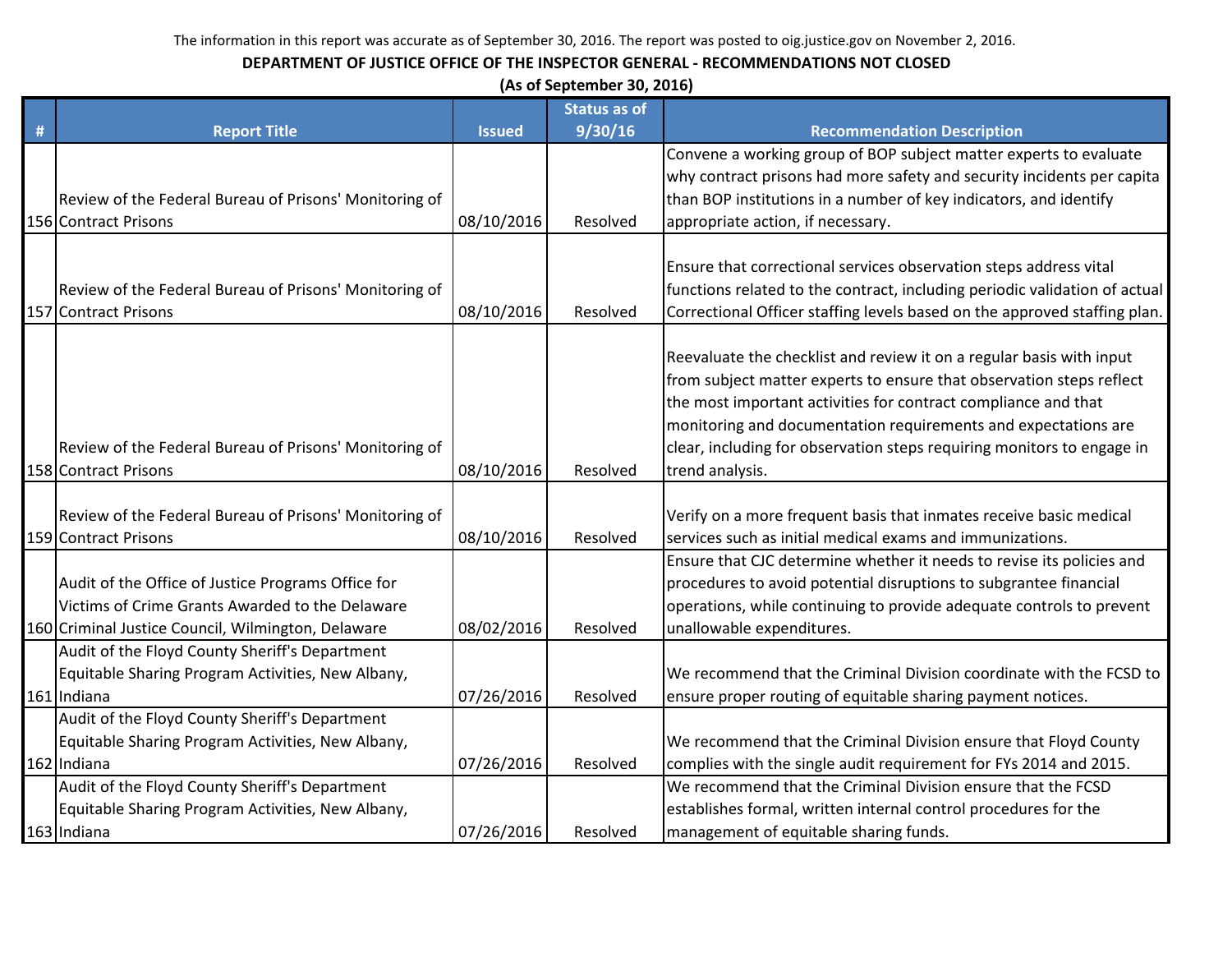The information in this report was accurate as of September 30, 2016. The report was posted to oig.justice.gov on November 2, 2016.

**DEPARTMENT OF JUSTICE OFFICE OF THE INSPECTOR GENERAL - RECOMMENDATIONS NOT CLOSED**

**(As of September 30, 2016)**

| # | Report Title | Issued | Status as of 9/30/16 | Recommendation Description |
|---|---|---|---|---|
| 156 | Review of the Federal Bureau of Prisons' Monitoring of Contract Prisons | 08/10/2016 | Resolved | Convene a working group of BOP subject matter experts to evaluate why contract prisons had more safety and security incidents per capita than BOP institutions in a number of key indicators, and identify appropriate action, if necessary. |
| 157 | Review of the Federal Bureau of Prisons' Monitoring of Contract Prisons | 08/10/2016 | Resolved | Ensure that correctional services observation steps address vital functions related to the contract, including periodic validation of actual Correctional Officer staffing levels based on the approved staffing plan. |
| 158 | Review of the Federal Bureau of Prisons' Monitoring of Contract Prisons | 08/10/2016 | Resolved | Reevaluate the checklist and review it on a regular basis with input from subject matter experts to ensure that observation steps reflect the most important activities for contract compliance and that monitoring and documentation requirements and expectations are clear, including for observation steps requiring monitors to engage in trend analysis. |
| 159 | Review of the Federal Bureau of Prisons' Monitoring of Contract Prisons | 08/10/2016 | Resolved | Verify on a more frequent basis that inmates receive basic medical services such as initial medical exams and immunizations. |
| 160 | Audit of the Office of Justice Programs Office for Victims of Crime Grants Awarded to the Delaware Criminal Justice Council, Wilmington, Delaware | 08/02/2016 | Resolved | Ensure that CJC determine whether it needs to revise its policies and procedures to avoid potential disruptions to subgrantee financial operations, while continuing to provide adequate controls to prevent unallowable expenditures. |
| 161 | Audit of the Floyd County Sheriff's Department Equitable Sharing Program Activities, New Albany, Indiana | 07/26/2016 | Resolved | We recommend that the Criminal Division coordinate with the FCSD to ensure proper routing of equitable sharing payment notices. |
| 162 | Audit of the Floyd County Sheriff's Department Equitable Sharing Program Activities, New Albany, Indiana | 07/26/2016 | Resolved | We recommend that the Criminal Division ensure that Floyd County complies with the single audit requirement for FYs 2014 and 2015. |
| 163 | Audit of the Floyd County Sheriff's Department Equitable Sharing Program Activities, New Albany, Indiana | 07/26/2016 | Resolved | We recommend that the Criminal Division ensure that the FCSD establishes formal, written internal control procedures for the management of equitable sharing funds. |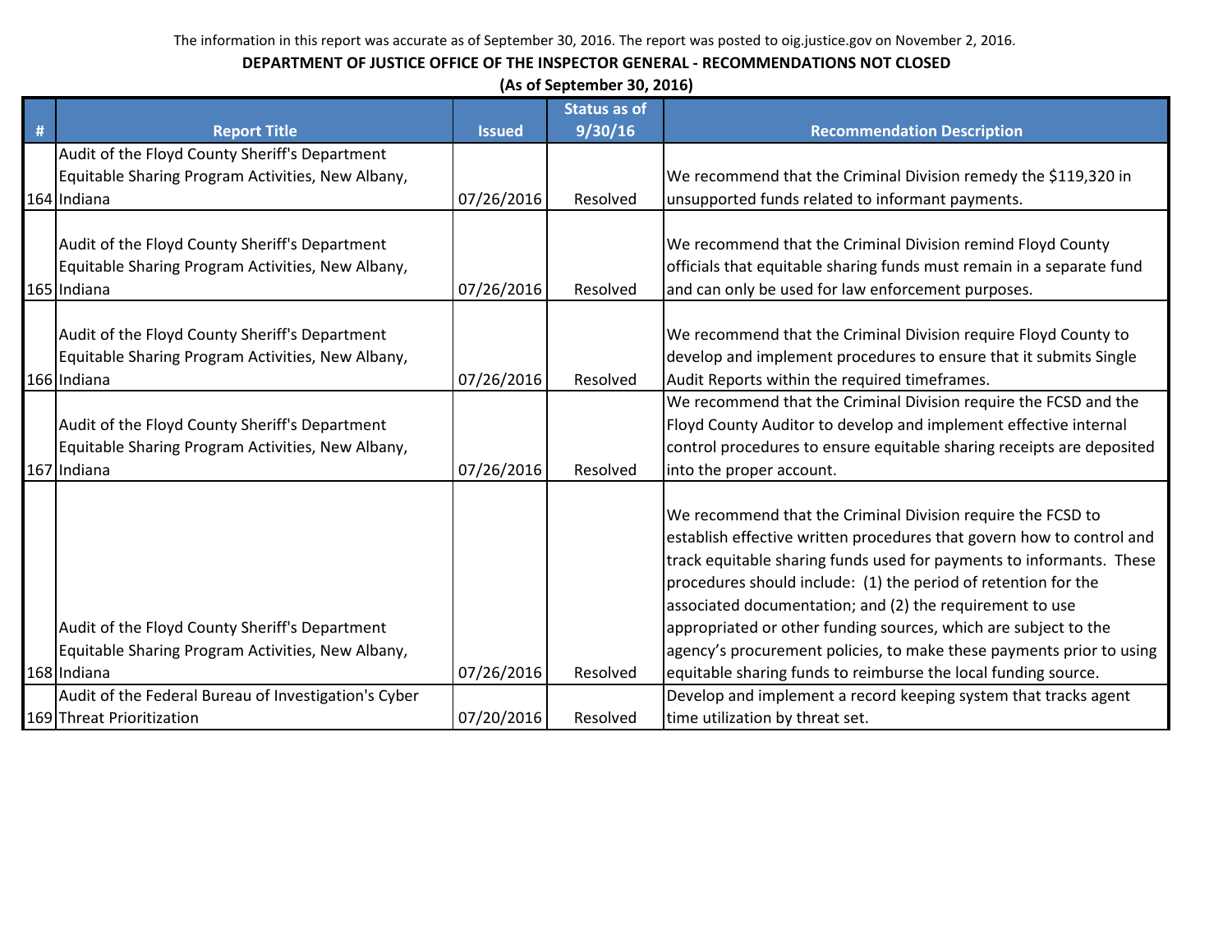The information in this report was accurate as of September 30, 2016. The report was posted to oig.justice.gov on November 2, 2016.

**DEPARTMENT OF JUSTICE OFFICE OF THE INSPECTOR GENERAL - RECOMMENDATIONS NOT CLOSED**

**(As of September 30, 2016)**

| # | Report Title | Issued | Status as of 9/30/16 | Recommendation Description |
|---|---|---|---|---|
| 164 | Audit of the Floyd County Sheriff's Department Equitable Sharing Program Activities, New Albany, Indiana | 07/26/2016 | Resolved | We recommend that the Criminal Division remedy the $119,320 in unsupported funds related to informant payments. |
| 165 | Audit of the Floyd County Sheriff's Department Equitable Sharing Program Activities, New Albany, Indiana | 07/26/2016 | Resolved | We recommend that the Criminal Division remind Floyd County officials that equitable sharing funds must remain in a separate fund and can only be used for law enforcement purposes. |
| 166 | Audit of the Floyd County Sheriff's Department Equitable Sharing Program Activities, New Albany, Indiana | 07/26/2016 | Resolved | We recommend that the Criminal Division require Floyd County to develop and implement procedures to ensure that it submits Single Audit Reports within the required timeframes. |
| 167 | Audit of the Floyd County Sheriff's Department Equitable Sharing Program Activities, New Albany, Indiana | 07/26/2016 | Resolved | We recommend that the Criminal Division require the FCSD and the Floyd County Auditor to develop and implement effective internal control procedures to ensure equitable sharing receipts are deposited into the proper account. |
| 168 | Audit of the Floyd County Sheriff's Department Equitable Sharing Program Activities, New Albany, Indiana | 07/26/2016 | Resolved | We recommend that the Criminal Division require the FCSD to establish effective written procedures that govern how to control and track equitable sharing funds used for payments to informants. These procedures should include: (1) the period of retention for the associated documentation; and (2) the requirement to use appropriated or other funding sources, which are subject to the agency's procurement policies, to make these payments prior to using equitable sharing funds to reimburse the local funding source. |
| 169 | Audit of the Federal Bureau of Investigation's Cyber Threat Prioritization | 07/20/2016 | Resolved | Develop and implement a record keeping system that tracks agent time utilization by threat set. |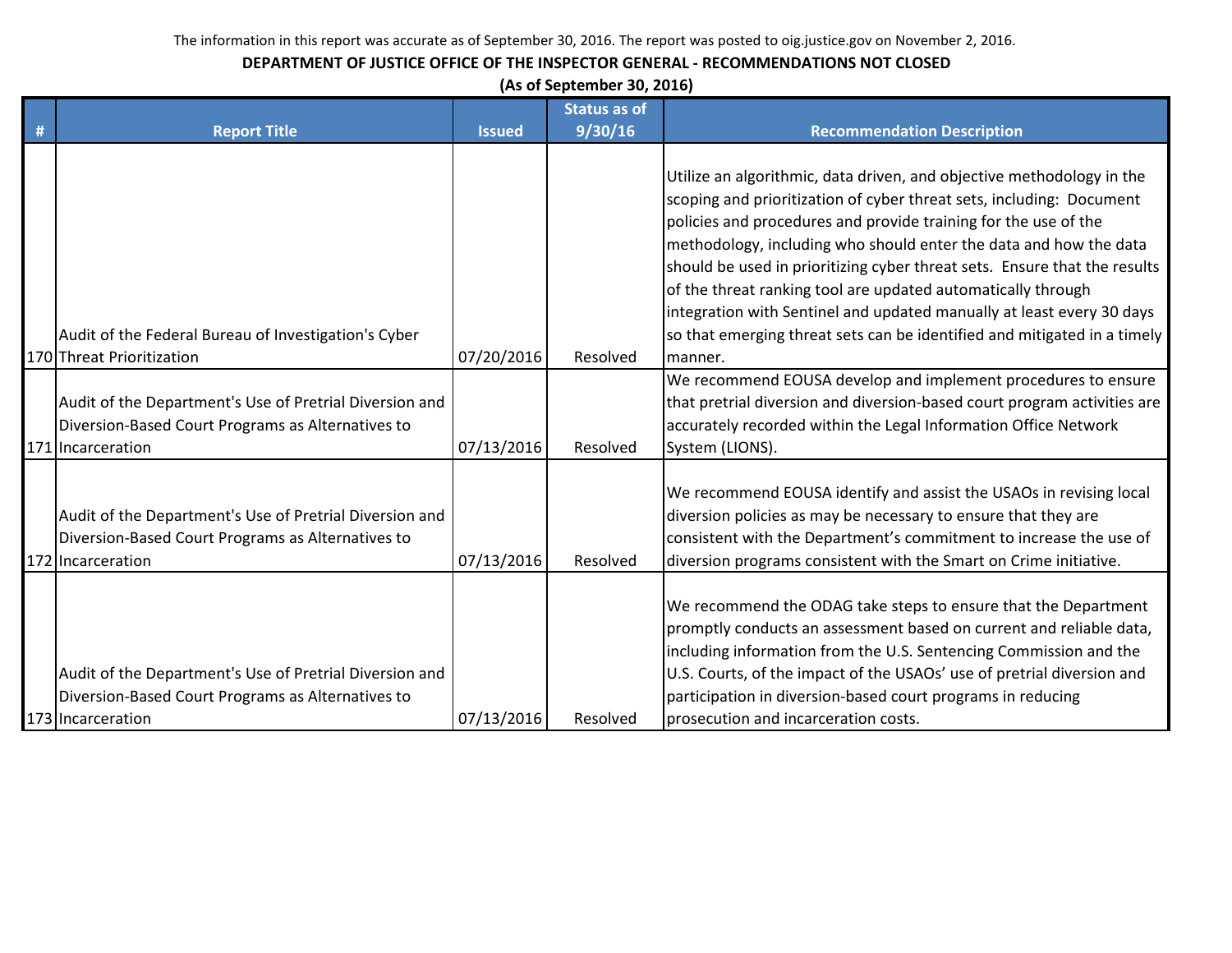The information in this report was accurate as of September 30, 2016. The report was posted to oig.justice.gov on November 2, 2016.

**DEPARTMENT OF JUSTICE OFFICE OF THE INSPECTOR GENERAL - RECOMMENDATIONS NOT CLOSED**

**(As of September 30, 2016)**

| # | Report Title | Issued | Status as of 9/30/16 | Recommendation Description |
|---|---|---|---|---|
| 170 | Audit of the Federal Bureau of Investigation's Cyber Threat Prioritization | 07/20/2016 | Resolved | Utilize an algorithmic, data driven, and objective methodology in the scoping and prioritization of cyber threat sets, including: Document policies and procedures and provide training for the use of the methodology, including who should enter the data and how the data should be used in prioritizing cyber threat sets. Ensure that the results of the threat ranking tool are updated automatically through integration with Sentinel and updated manually at least every 30 days so that emerging threat sets can be identified and mitigated in a timely manner. |
| 171 | Audit of the Department's Use of Pretrial Diversion and Diversion-Based Court Programs as Alternatives to Incarceration | 07/13/2016 | Resolved | We recommend EOUSA develop and implement procedures to ensure that pretrial diversion and diversion-based court program activities are accurately recorded within the Legal Information Office Network System (LIONS). |
| 172 | Audit of the Department's Use of Pretrial Diversion and Diversion-Based Court Programs as Alternatives to Incarceration | 07/13/2016 | Resolved | We recommend EOUSA identify and assist the USAOs in revising local diversion policies as may be necessary to ensure that they are consistent with the Department's commitment to increase the use of diversion programs consistent with the Smart on Crime initiative. |
| 173 | Audit of the Department's Use of Pretrial Diversion and Diversion-Based Court Programs as Alternatives to Incarceration | 07/13/2016 | Resolved | We recommend the ODAG take steps to ensure that the Department promptly conducts an assessment based on current and reliable data, including information from the U.S. Sentencing Commission and the U.S. Courts, of the impact of the USAOs' use of pretrial diversion and participation in diversion-based court programs in reducing prosecution and incarceration costs. |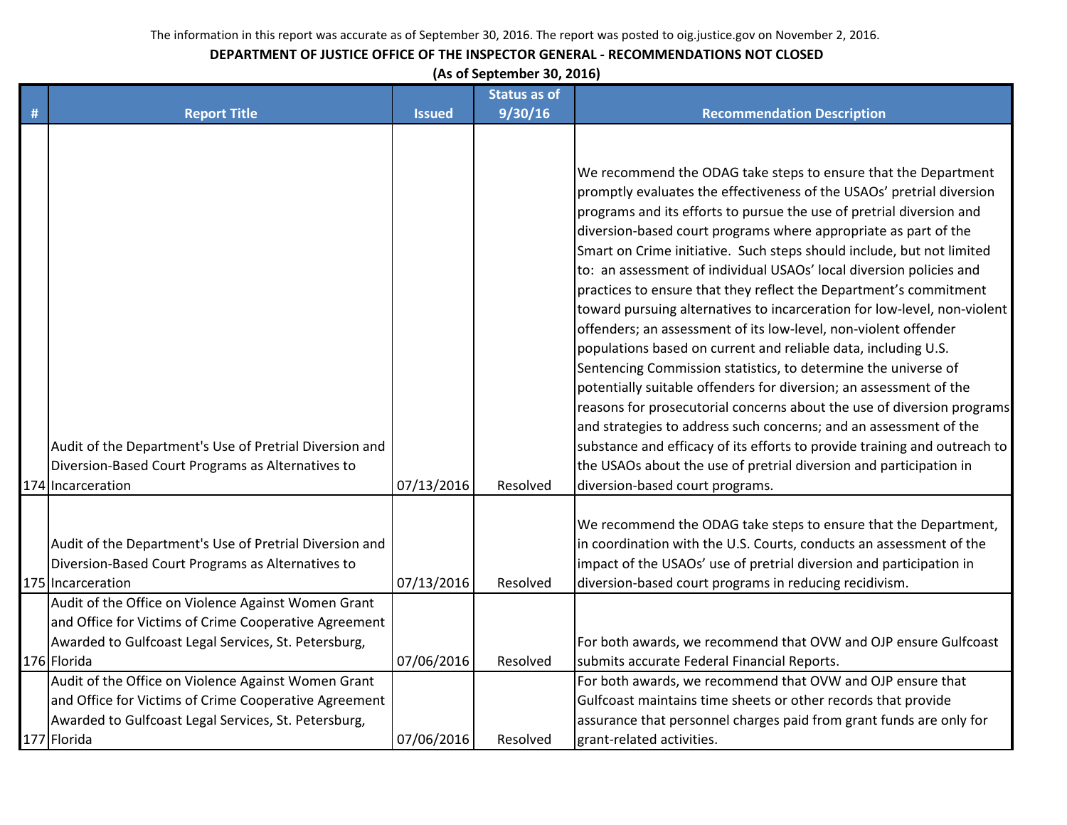The information in this report was accurate as of September 30, 2016. The report was posted to oig.justice.gov on November 2, 2016.

**DEPARTMENT OF JUSTICE OFFICE OF THE INSPECTOR GENERAL - RECOMMENDATIONS NOT CLOSED**

**(As of September 30, 2016)**

| # | Report Title | Issued | Status as of 9/30/16 | Recommendation Description |
|---|---|---|---|---|
| 174 | Audit of the Department's Use of Pretrial Diversion and Diversion-Based Court Programs as Alternatives to Incarceration | 07/13/2016 | Resolved | We recommend the ODAG take steps to ensure that the Department promptly evaluates the effectiveness of the USAOs' pretrial diversion programs and its efforts to pursue the use of pretrial diversion and diversion-based court programs where appropriate as part of the Smart on Crime initiative. Such steps should include, but not limited to: an assessment of individual USAOs' local diversion policies and practices to ensure that they reflect the Department's commitment toward pursuing alternatives to incarceration for low-level, non-violent offenders; an assessment of its low-level, non-violent offender populations based on current and reliable data, including U.S. Sentencing Commission statistics, to determine the universe of potentially suitable offenders for diversion; an assessment of the reasons for prosecutorial concerns about the use of diversion programs and strategies to address such concerns; and an assessment of the substance and efficacy of its efforts to provide training and outreach to the USAOs about the use of pretrial diversion and participation in diversion-based court programs. |
| 175 | Audit of the Department's Use of Pretrial Diversion and Diversion-Based Court Programs as Alternatives to Incarceration | 07/13/2016 | Resolved | We recommend the ODAG take steps to ensure that the Department, in coordination with the U.S. Courts, conducts an assessment of the impact of the USAOs' use of pretrial diversion and participation in diversion-based court programs in reducing recidivism. |
| 176 | Audit of the Office on Violence Against Women Grant and Office for Victims of Crime Cooperative Agreement Awarded to Gulfcoast Legal Services, St. Petersburg, Florida | 07/06/2016 | Resolved | For both awards, we recommend that OVW and OJP ensure Gulfcoast submits accurate Federal Financial Reports. |
| 177 | Audit of the Office on Violence Against Women Grant and Office for Victims of Crime Cooperative Agreement Awarded to Gulfcoast Legal Services, St. Petersburg, Florida | 07/06/2016 | Resolved | For both awards, we recommend that OVW and OJP ensure that Gulfcoast maintains time sheets or other records that provide assurance that personnel charges paid from grant funds are only for grant-related activities. |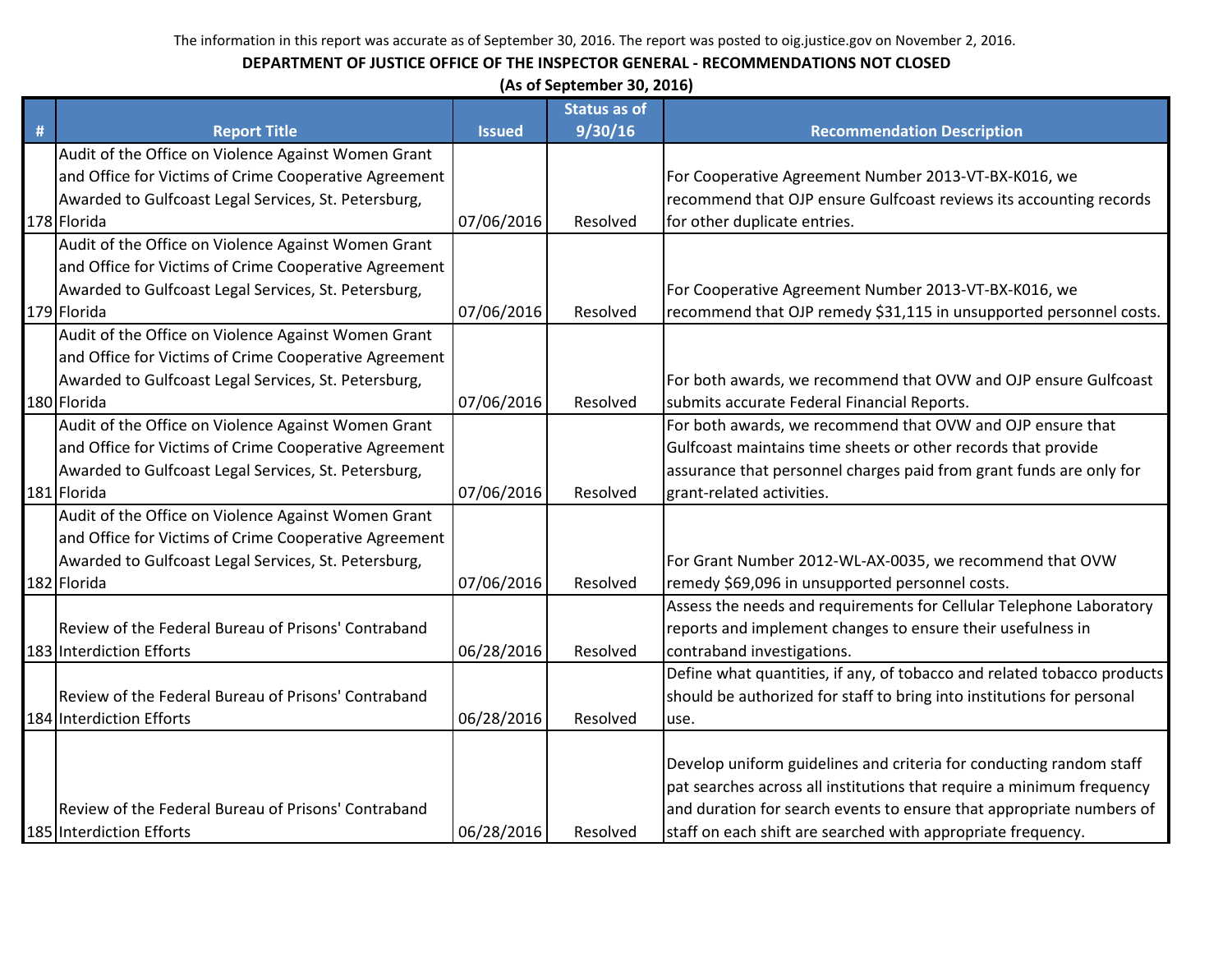The information in this report was accurate as of September 30, 2016. The report was posted to oig.justice.gov on November 2, 2016.

**DEPARTMENT OF JUSTICE OFFICE OF THE INSPECTOR GENERAL - RECOMMENDATIONS NOT CLOSED**

**(As of September 30, 2016)**

| # | Report Title | Issued | Status as of 9/30/16 | Recommendation Description |
|---|---|---|---|---|
| 178 | Audit of the Office on Violence Against Women Grant and Office for Victims of Crime Cooperative Agreement Awarded to Gulfcoast Legal Services, St. Petersburg, Florida | 07/06/2016 | Resolved | For Cooperative Agreement Number 2013-VT-BX-K016, we recommend that OJP ensure Gulfcoast reviews its accounting records for other duplicate entries. |
| 179 | Audit of the Office on Violence Against Women Grant and Office for Victims of Crime Cooperative Agreement Awarded to Gulfcoast Legal Services, St. Petersburg, Florida | 07/06/2016 | Resolved | For Cooperative Agreement Number 2013-VT-BX-K016, we recommend that OJP remedy $31,115 in unsupported personnel costs. |
| 180 | Audit of the Office on Violence Against Women Grant and Office for Victims of Crime Cooperative Agreement Awarded to Gulfcoast Legal Services, St. Petersburg, Florida | 07/06/2016 | Resolved | For both awards, we recommend that OVW and OJP ensure Gulfcoast submits accurate Federal Financial Reports. |
| 181 | Audit of the Office on Violence Against Women Grant and Office for Victims of Crime Cooperative Agreement Awarded to Gulfcoast Legal Services, St. Petersburg, Florida | 07/06/2016 | Resolved | For both awards, we recommend that OVW and OJP ensure that Gulfcoast maintains time sheets or other records that provide assurance that personnel charges paid from grant funds are only for grant-related activities. |
| 182 | Audit of the Office on Violence Against Women Grant and Office for Victims of Crime Cooperative Agreement Awarded to Gulfcoast Legal Services, St. Petersburg, Florida | 07/06/2016 | Resolved | For Grant Number 2012-WL-AX-0035, we recommend that OVW remedy $69,096 in unsupported personnel costs. |
| 183 | Review of the Federal Bureau of Prisons' Contraband Interdiction Efforts | 06/28/2016 | Resolved | Assess the needs and requirements for Cellular Telephone Laboratory reports and implement changes to ensure their usefulness in contraband investigations. |
| 184 | Review of the Federal Bureau of Prisons' Contraband Interdiction Efforts | 06/28/2016 | Resolved | Define what quantities, if any, of tobacco and related tobacco products should be authorized for staff to bring into institutions for personal use. |
| 185 | Review of the Federal Bureau of Prisons' Contraband Interdiction Efforts | 06/28/2016 | Resolved | Develop uniform guidelines and criteria for conducting random staff pat searches across all institutions that require a minimum frequency and duration for search events to ensure that appropriate numbers of staff on each shift are searched with appropriate frequency. |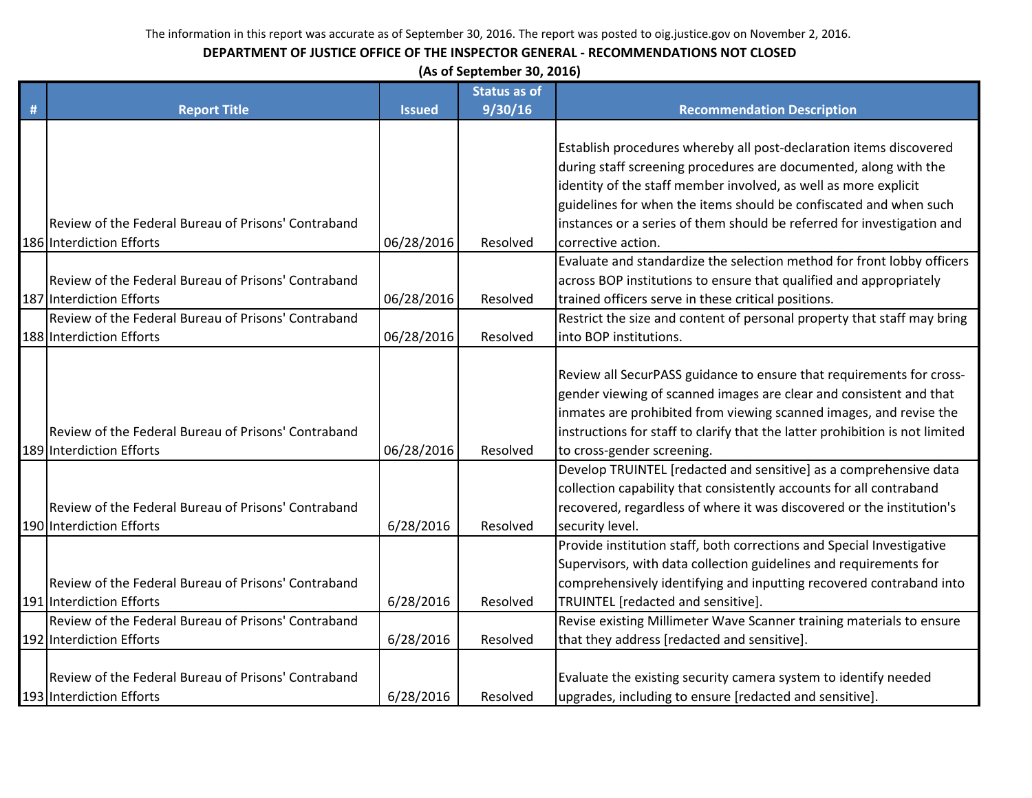The information in this report was accurate as of September 30, 2016. The report was posted to oig.justice.gov on November 2, 2016.

**DEPARTMENT OF JUSTICE OFFICE OF THE INSPECTOR GENERAL - RECOMMENDATIONS NOT CLOSED**

**(As of September 30, 2016)**

| # | Report Title | Issued | Status as of 9/30/16 | Recommendation Description |
|---|---|---|---|---|
| 186 | Review of the Federal Bureau of Prisons' Contraband Interdiction Efforts | 06/28/2016 | Resolved | Establish procedures whereby all post-declaration items discovered during staff screening procedures are documented, along with the identity of the staff member involved, as well as more explicit guidelines for when the items should be confiscated and when such instances or a series of them should be referred for investigation and corrective action. |
| 187 | Review of the Federal Bureau of Prisons' Contraband Interdiction Efforts | 06/28/2016 | Resolved | Evaluate and standardize the selection method for front lobby officers across BOP institutions to ensure that qualified and appropriately trained officers serve in these critical positions. |
| 188 | Review of the Federal Bureau of Prisons' Contraband Interdiction Efforts | 06/28/2016 | Resolved | Restrict the size and content of personal property that staff may bring into BOP institutions. |
| 189 | Review of the Federal Bureau of Prisons' Contraband Interdiction Efforts | 06/28/2016 | Resolved | Review all SecurPASS guidance to ensure that requirements for cross-gender viewing of scanned images are clear and consistent and that inmates are prohibited from viewing scanned images, and revise the instructions for staff to clarify that the latter prohibition is not limited to cross-gender screening. |
| 190 | Review of the Federal Bureau of Prisons' Contraband Interdiction Efforts | 6/28/2016 | Resolved | Develop TRUINTEL [redacted and sensitive] as a comprehensive data collection capability that consistently accounts for all contraband recovered, regardless of where it was discovered or the institution's security level. |
| 191 | Review of the Federal Bureau of Prisons' Contraband Interdiction Efforts | 6/28/2016 | Resolved | Provide institution staff, both corrections and Special Investigative Supervisors, with data collection guidelines and requirements for comprehensively identifying and inputting recovered contraband into TRUINTEL [redacted and sensitive]. |
| 192 | Review of the Federal Bureau of Prisons' Contraband Interdiction Efforts | 6/28/2016 | Resolved | Revise existing Millimeter Wave Scanner training materials to ensure that they address [redacted and sensitive]. |
| 193 | Review of the Federal Bureau of Prisons' Contraband Interdiction Efforts | 6/28/2016 | Resolved | Evaluate the existing security camera system to identify needed upgrades, including to ensure [redacted and sensitive]. |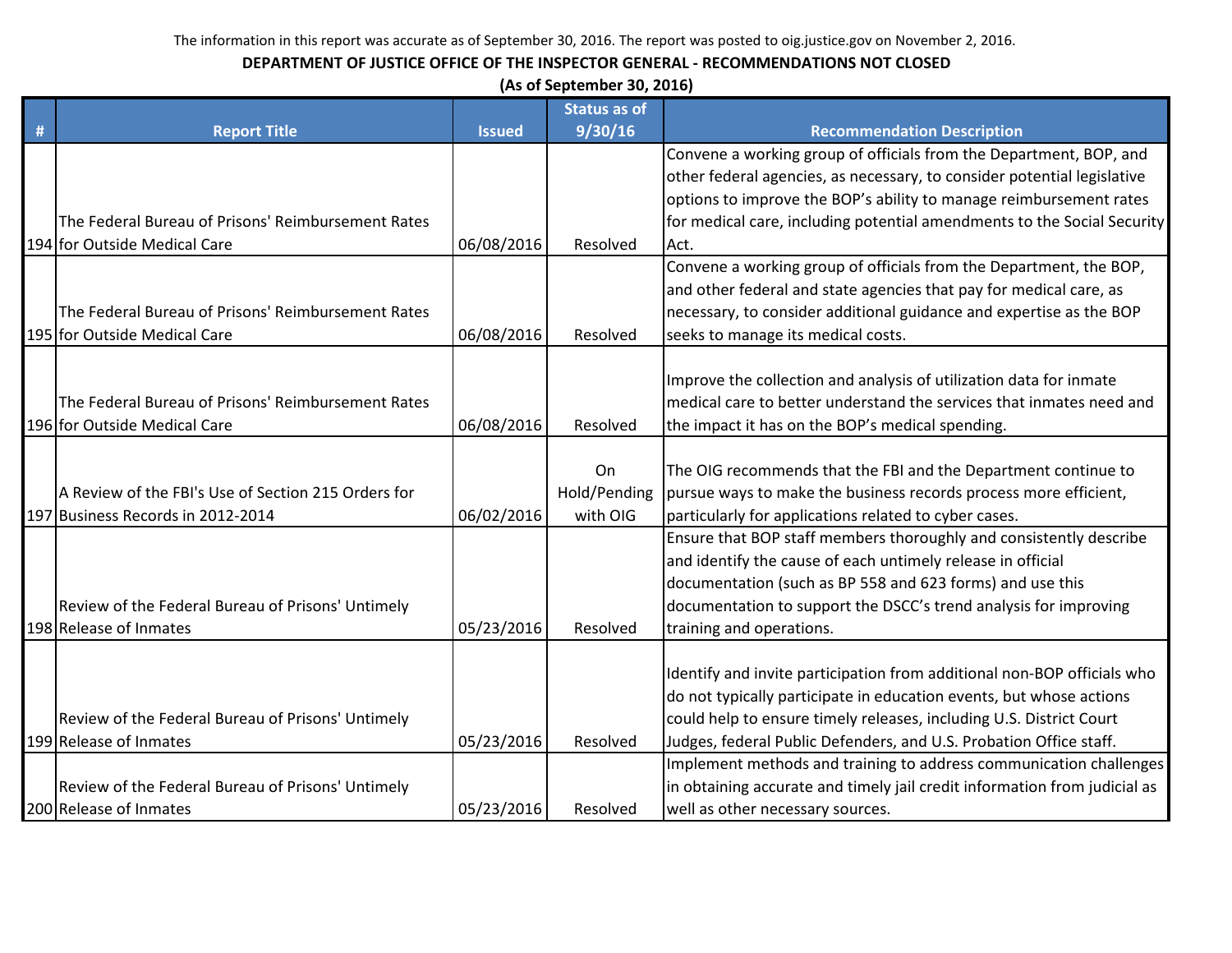The information in this report was accurate as of September 30, 2016. The report was posted to oig.justice.gov on November 2, 2016.

**DEPARTMENT OF JUSTICE OFFICE OF THE INSPECTOR GENERAL - RECOMMENDATIONS NOT CLOSED**

**(As of September 30, 2016)**

| # | Report Title | Issued | Status as of 9/30/16 | Recommendation Description |
|---|---|---|---|---|
| 194 | The Federal Bureau of Prisons' Reimbursement Rates for Outside Medical Care | 06/08/2016 | Resolved | Convene a working group of officials from the Department, BOP, and other federal agencies, as necessary, to consider potential legislative options to improve the BOP's ability to manage reimbursement rates for medical care, including potential amendments to the Social Security Act. |
| 195 | The Federal Bureau of Prisons' Reimbursement Rates for Outside Medical Care | 06/08/2016 | Resolved | Convene a working group of officials from the Department, the BOP, and other federal and state agencies that pay for medical care, as necessary, to consider additional guidance and expertise as the BOP seeks to manage its medical costs. |
| 196 | The Federal Bureau of Prisons' Reimbursement Rates for Outside Medical Care | 06/08/2016 | Resolved | Improve the collection and analysis of utilization data for inmate medical care to better understand the services that inmates need and the impact it has on the BOP's medical spending. |
| 197 | A Review of the FBI's Use of Section 215 Orders for Business Records in 2012-2014 | 06/02/2016 | On Hold/Pending with OIG | The OIG recommends that the FBI and the Department continue to pursue ways to make the business records process more efficient, particularly for applications related to cyber cases. |
| 198 | Review of the Federal Bureau of Prisons' Untimely Release of Inmates | 05/23/2016 | Resolved | Ensure that BOP staff members thoroughly and consistently describe and identify the cause of each untimely release in official documentation (such as BP 558 and 623 forms) and use this documentation to support the DSCC's trend analysis for improving training and operations. |
| 199 | Review of the Federal Bureau of Prisons' Untimely Release of Inmates | 05/23/2016 | Resolved | Identify and invite participation from additional non-BOP officials who do not typically participate in education events, but whose actions could help to ensure timely releases, including U.S. District Court Judges, federal Public Defenders, and U.S. Probation Office staff. |
| 200 | Review of the Federal Bureau of Prisons' Untimely Release of Inmates | 05/23/2016 | Resolved | Implement methods and training to address communication challenges in obtaining accurate and timely jail credit information from judicial as well as other necessary sources. |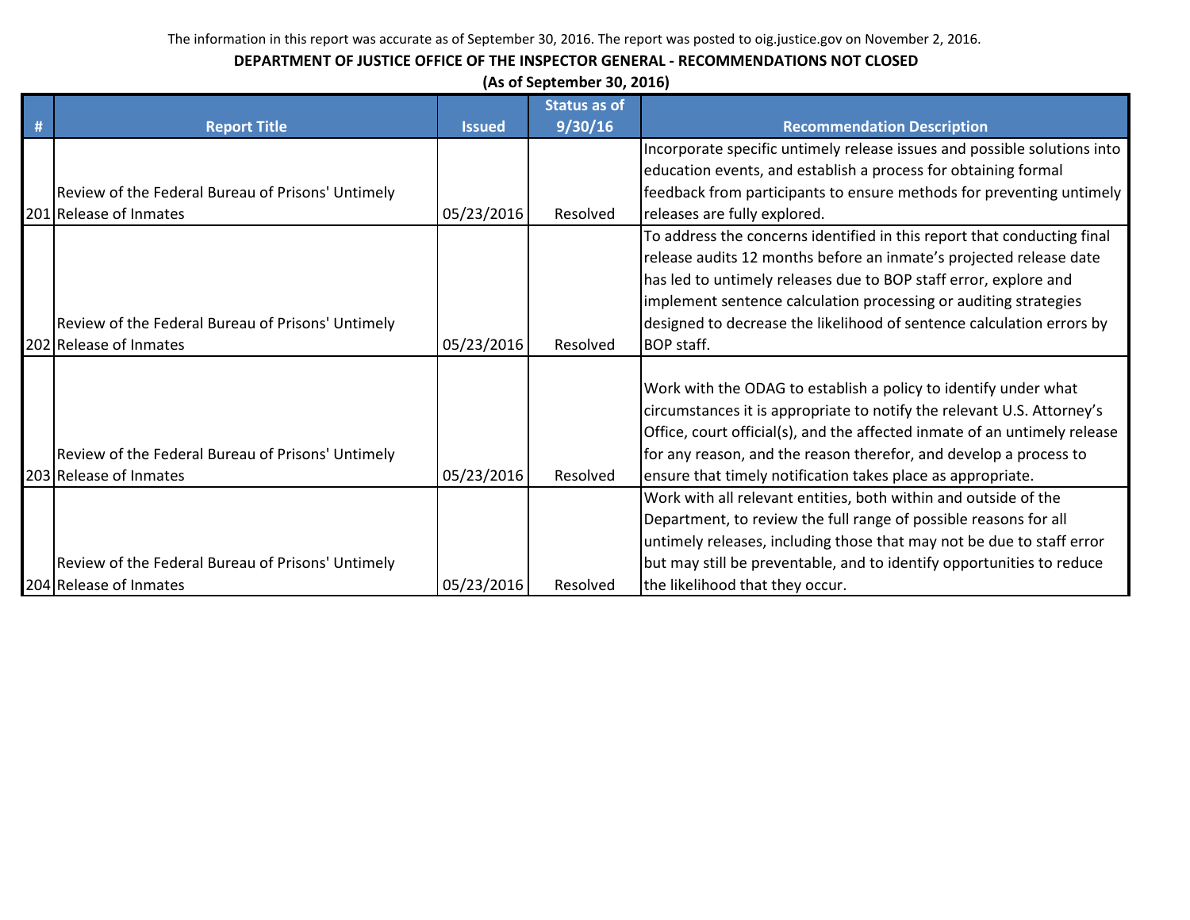The information in this report was accurate as of September 30, 2016. The report was posted to oig.justice.gov on November 2, 2016.

**DEPARTMENT OF JUSTICE OFFICE OF THE INSPECTOR GENERAL - RECOMMENDATIONS NOT CLOSED**

**(As of September 30, 2016)**

| # | Report Title | Issued | Status as of 9/30/16 | Recommendation Description |
|---|---|---|---|---|
| 201 | Review of the Federal Bureau of Prisons' Untimely Release of Inmates | 05/23/2016 | Resolved | Incorporate specific untimely release issues and possible solutions into education events, and establish a process for obtaining formal feedback from participants to ensure methods for preventing untimely releases are fully explored. |
| 202 | Review of the Federal Bureau of Prisons' Untimely Release of Inmates | 05/23/2016 | Resolved | To address the concerns identified in this report that conducting final release audits 12 months before an inmate's projected release date has led to untimely releases due to BOP staff error, explore and implement sentence calculation processing or auditing strategies designed to decrease the likelihood of sentence calculation errors by BOP staff. |
| 203 | Review of the Federal Bureau of Prisons' Untimely Release of Inmates | 05/23/2016 | Resolved | Work with the ODAG to establish a policy to identify under what circumstances it is appropriate to notify the relevant U.S. Attorney's Office, court official(s), and the affected inmate of an untimely release for any reason, and the reason therefor, and develop a process to ensure that timely notification takes place as appropriate. |
| 204 | Review of the Federal Bureau of Prisons' Untimely Release of Inmates | 05/23/2016 | Resolved | Work with all relevant entities, both within and outside of the Department, to review the full range of possible reasons for all untimely releases, including those that may not be due to staff error but may still be preventable, and to identify opportunities to reduce the likelihood that they occur. |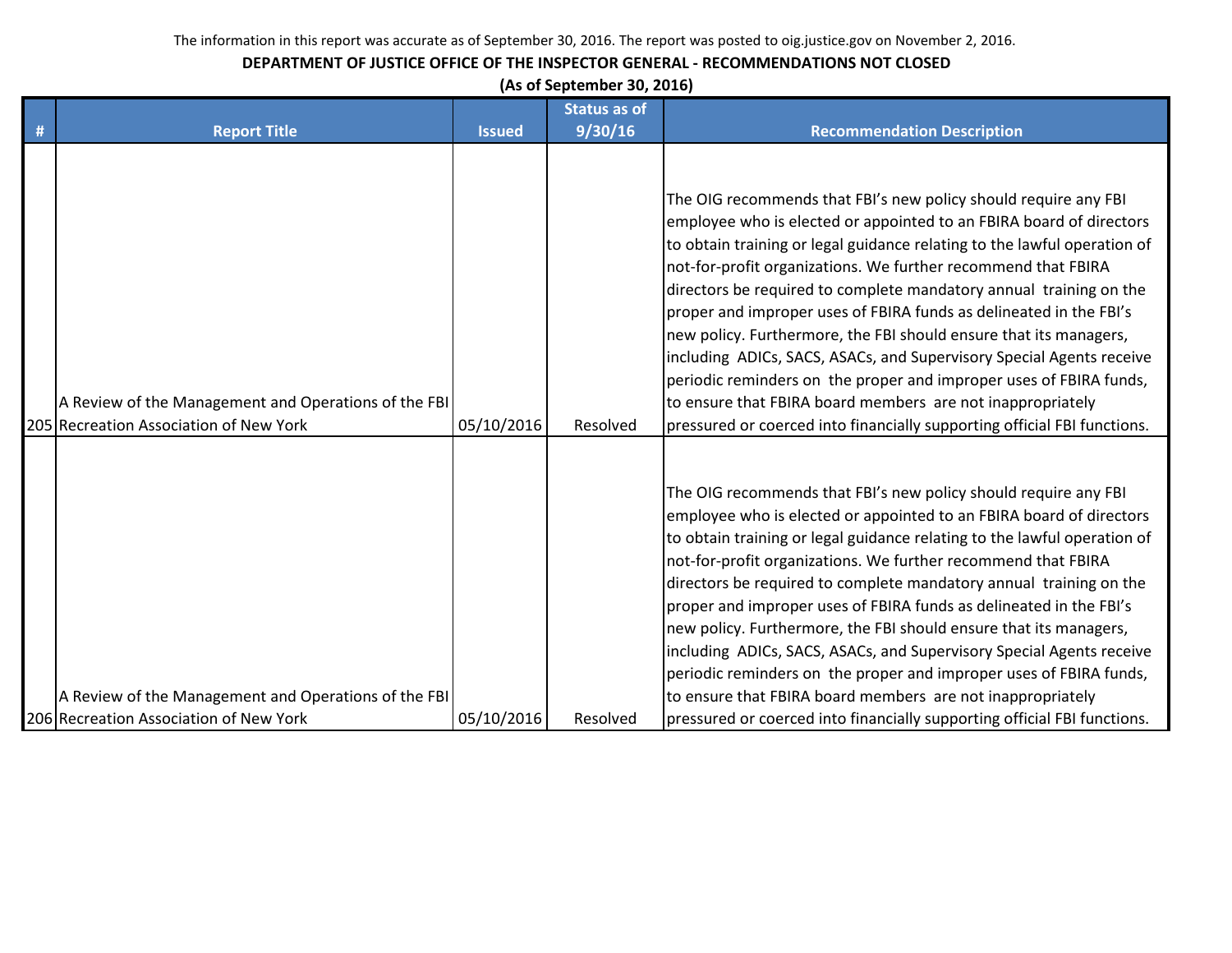The information in this report was accurate as of September 30, 2016. The report was posted to oig.justice.gov on November 2, 2016.

**DEPARTMENT OF JUSTICE OFFICE OF THE INSPECTOR GENERAL - RECOMMENDATIONS NOT CLOSED**

**(As of September 30, 2016)**

| # | Report Title | Issued | Status as of 9/30/16 | Recommendation Description |
|---|---|---|---|---|
| 205 | A Review of the Management and Operations of the FBI Recreation Association of New York | 05/10/2016 | Resolved | The OIG recommends that FBI's new policy should require any FBI employee who is elected or appointed to an FBIRA board of directors to obtain training or legal guidance relating to the lawful operation of not-for-profit organizations. We further recommend that FBIRA directors be required to complete mandatory annual training on the proper and improper uses of FBIRA funds as delineated in the FBI's new policy. Furthermore, the FBI should ensure that its managers, including ADICs, SACS, ASACs, and Supervisory Special Agents receive periodic reminders on the proper and improper uses of FBIRA funds, to ensure that FBIRA board members are not inappropriately pressured or coerced into financially supporting official FBI functions. |
| 206 | A Review of the Management and Operations of the FBI Recreation Association of New York | 05/10/2016 | Resolved | The OIG recommends that FBI's new policy should require any FBI employee who is elected or appointed to an FBIRA board of directors to obtain training or legal guidance relating to the lawful operation of not-for-profit organizations. We further recommend that FBIRA directors be required to complete mandatory annual training on the proper and improper uses of FBIRA funds as delineated in the FBI's new policy. Furthermore, the FBI should ensure that its managers, including ADICs, SACS, ASACs, and Supervisory Special Agents receive periodic reminders on the proper and improper uses of FBIRA funds, to ensure that FBIRA board members are not inappropriately pressured or coerced into financially supporting official FBI functions. |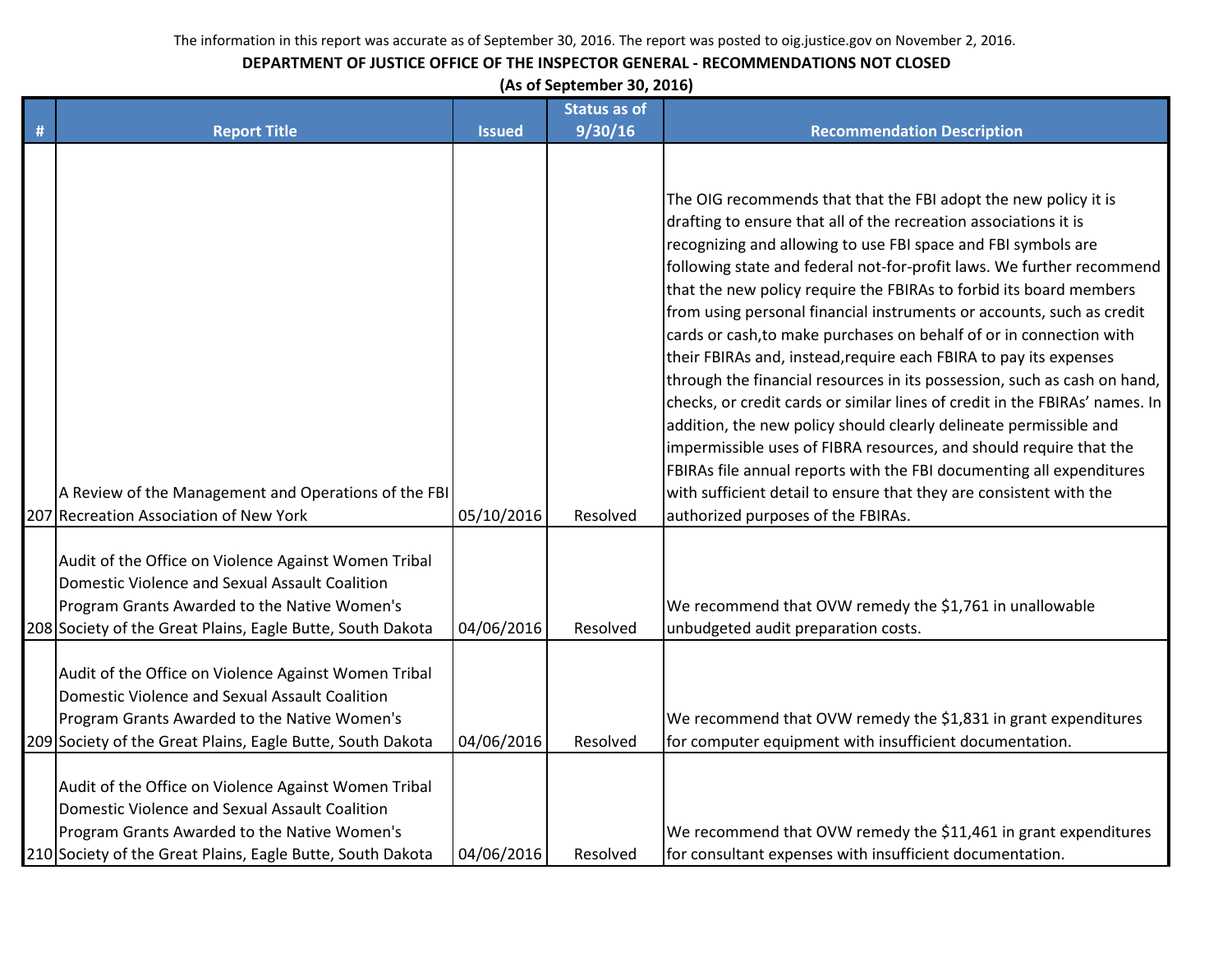The information in this report was accurate as of September 30, 2016. The report was posted to oig.justice.gov on November 2, 2016.

**DEPARTMENT OF JUSTICE OFFICE OF THE INSPECTOR GENERAL - RECOMMENDATIONS NOT CLOSED**

**(As of September 30, 2016)**

| # | Report Title | Issued | Status as of 9/30/16 | Recommendation Description |
|---|---|---|---|---|
| 207 | A Review of the Management and Operations of the FBI Recreation Association of New York | 05/10/2016 | Resolved | The OIG recommends that that the FBI adopt the new policy it is drafting to ensure that all of the recreation associations it is recognizing and allowing to use FBI space and FBI symbols are following state and federal not-for-profit laws. We further recommend that the new policy require the FBIRAs to forbid its board members from using personal financial instruments or accounts, such as credit cards or cash,to make purchases on behalf of or in connection with their FBIRAs and, instead,require each FBIRA to pay its expenses through the financial resources in its possession, such as cash on hand, checks, or credit cards or similar lines of credit in the FBIRAs' names. In addition, the new policy should clearly delineate permissible and impermissible uses of FIBRA resources, and should require that the FBIRAs file annual reports with the FBI documenting all expenditures with sufficient detail to ensure that they are consistent with the authorized purposes of the FBIRAs. |
| 208 | Audit of the Office on Violence Against Women Tribal Domestic Violence and Sexual Assault Coalition Program Grants Awarded to the Native Women's Society of the Great Plains, Eagle Butte, South Dakota | 04/06/2016 | Resolved | We recommend that OVW remedy the $1,761 in unallowable unbudgeted audit preparation costs. |
| 209 | Audit of the Office on Violence Against Women Tribal Domestic Violence and Sexual Assault Coalition Program Grants Awarded to the Native Women's Society of the Great Plains, Eagle Butte, South Dakota | 04/06/2016 | Resolved | We recommend that OVW remedy the $1,831 in grant expenditures for computer equipment with insufficient documentation. |
| 210 | Audit of the Office on Violence Against Women Tribal Domestic Violence and Sexual Assault Coalition Program Grants Awarded to the Native Women's Society of the Great Plains, Eagle Butte, South Dakota | 04/06/2016 | Resolved | We recommend that OVW remedy the $11,461 in grant expenditures for consultant expenses with insufficient documentation. |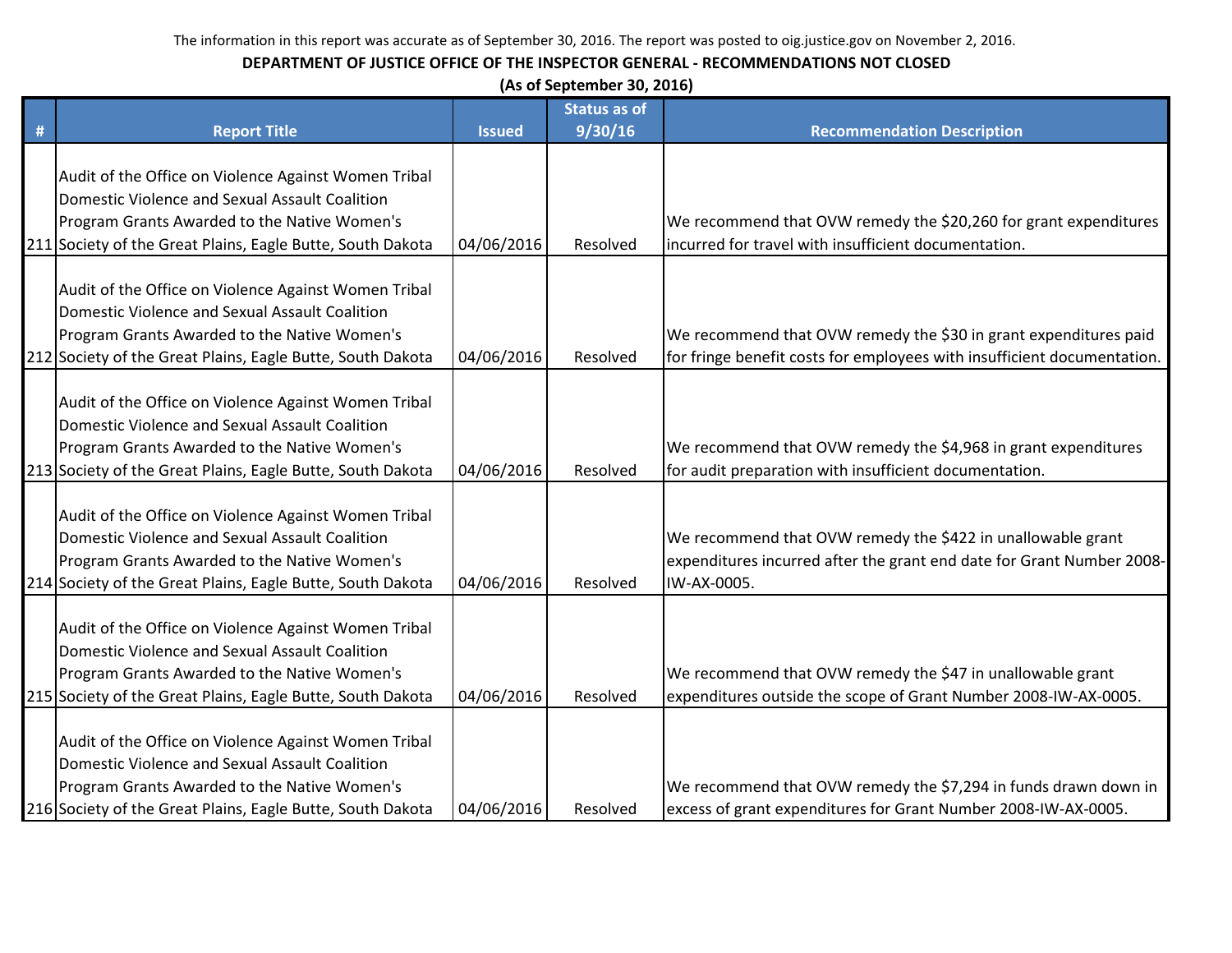The information in this report was accurate as of September 30, 2016. The report was posted to oig.justice.gov on November 2, 2016.

**DEPARTMENT OF JUSTICE OFFICE OF THE INSPECTOR GENERAL - RECOMMENDATIONS NOT CLOSED**

**(As of September 30, 2016)**

| # | Report Title | Issued | Status as of 9/30/16 | Recommendation Description |
|---|---|---|---|---|
| 211 | Audit of the Office on Violence Against Women Tribal Domestic Violence and Sexual Assault Coalition Program Grants Awarded to the Native Women's Society of the Great Plains, Eagle Butte, South Dakota | 04/06/2016 | Resolved | We recommend that OVW remedy the $20,260 for grant expenditures incurred for travel with insufficient documentation. |
| 212 | Audit of the Office on Violence Against Women Tribal Domestic Violence and Sexual Assault Coalition Program Grants Awarded to the Native Women's Society of the Great Plains, Eagle Butte, South Dakota | 04/06/2016 | Resolved | We recommend that OVW remedy the $30 in grant expenditures paid for fringe benefit costs for employees with insufficient documentation. |
| 213 | Audit of the Office on Violence Against Women Tribal Domestic Violence and Sexual Assault Coalition Program Grants Awarded to the Native Women's Society of the Great Plains, Eagle Butte, South Dakota | 04/06/2016 | Resolved | We recommend that OVW remedy the $4,968 in grant expenditures for audit preparation with insufficient documentation. |
| 214 | Audit of the Office on Violence Against Women Tribal Domestic Violence and Sexual Assault Coalition Program Grants Awarded to the Native Women's Society of the Great Plains, Eagle Butte, South Dakota | 04/06/2016 | Resolved | We recommend that OVW remedy the $422 in unallowable grant expenditures incurred after the grant end date for Grant Number 2008-IW-AX-0005. |
| 215 | Audit of the Office on Violence Against Women Tribal Domestic Violence and Sexual Assault Coalition Program Grants Awarded to the Native Women's Society of the Great Plains, Eagle Butte, South Dakota | 04/06/2016 | Resolved | We recommend that OVW remedy the $47 in unallowable grant expenditures outside the scope of Grant Number 2008-IW-AX-0005. |
| 216 | Audit of the Office on Violence Against Women Tribal Domestic Violence and Sexual Assault Coalition Program Grants Awarded to the Native Women's Society of the Great Plains, Eagle Butte, South Dakota | 04/06/2016 | Resolved | We recommend that OVW remedy the $7,294 in funds drawn down in excess of grant expenditures for Grant Number 2008-IW-AX-0005. |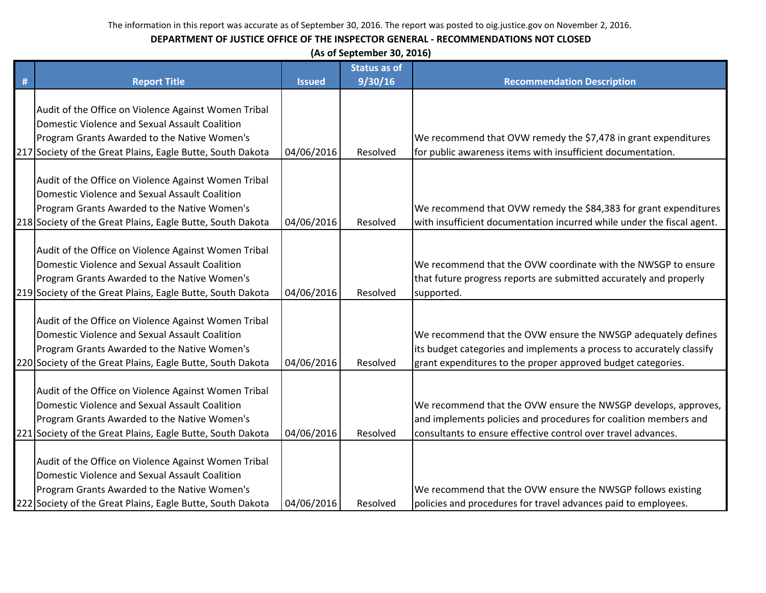The information in this report was accurate as of September 30, 2016. The report was posted to oig.justice.gov on November 2, 2016.

**DEPARTMENT OF JUSTICE OFFICE OF THE INSPECTOR GENERAL - RECOMMENDATIONS NOT CLOSED**

**(As of September 30, 2016)**

| # | Report Title | Issued | Status as of 9/30/16 | Recommendation Description |
|---|---|---|---|---|
| 217 | Audit of the Office on Violence Against Women Tribal Domestic Violence and Sexual Assault Coalition Program Grants Awarded to the Native Women's Society of the Great Plains, Eagle Butte, South Dakota | 04/06/2016 | Resolved | We recommend that OVW remedy the $7,478 in grant expenditures for public awareness items with insufficient documentation. |
| 218 | Audit of the Office on Violence Against Women Tribal Domestic Violence and Sexual Assault Coalition Program Grants Awarded to the Native Women's Society of the Great Plains, Eagle Butte, South Dakota | 04/06/2016 | Resolved | We recommend that OVW remedy the $84,383 for grant expenditures with insufficient documentation incurred while under the fiscal agent. |
| 219 | Audit of the Office on Violence Against Women Tribal Domestic Violence and Sexual Assault Coalition Program Grants Awarded to the Native Women's Society of the Great Plains, Eagle Butte, South Dakota | 04/06/2016 | Resolved | We recommend that the OVW coordinate with the NWSGP to ensure that future progress reports are submitted accurately and properly supported. |
| 220 | Audit of the Office on Violence Against Women Tribal Domestic Violence and Sexual Assault Coalition Program Grants Awarded to the Native Women's Society of the Great Plains, Eagle Butte, South Dakota | 04/06/2016 | Resolved | We recommend that the OVW ensure the NWSGP adequately defines its budget categories and implements a process to accurately classify grant expenditures to the proper approved budget categories. |
| 221 | Audit of the Office on Violence Against Women Tribal Domestic Violence and Sexual Assault Coalition Program Grants Awarded to the Native Women's Society of the Great Plains, Eagle Butte, South Dakota | 04/06/2016 | Resolved | We recommend that the OVW ensure the NWSGP develops, approves, and implements policies and procedures for coalition members and consultants to ensure effective control over travel advances. |
| 222 | Audit of the Office on Violence Against Women Tribal Domestic Violence and Sexual Assault Coalition Program Grants Awarded to the Native Women's Society of the Great Plains, Eagle Butte, South Dakota | 04/06/2016 | Resolved | We recommend that the OVW ensure the NWSGP follows existing policies and procedures for travel advances paid to employees. |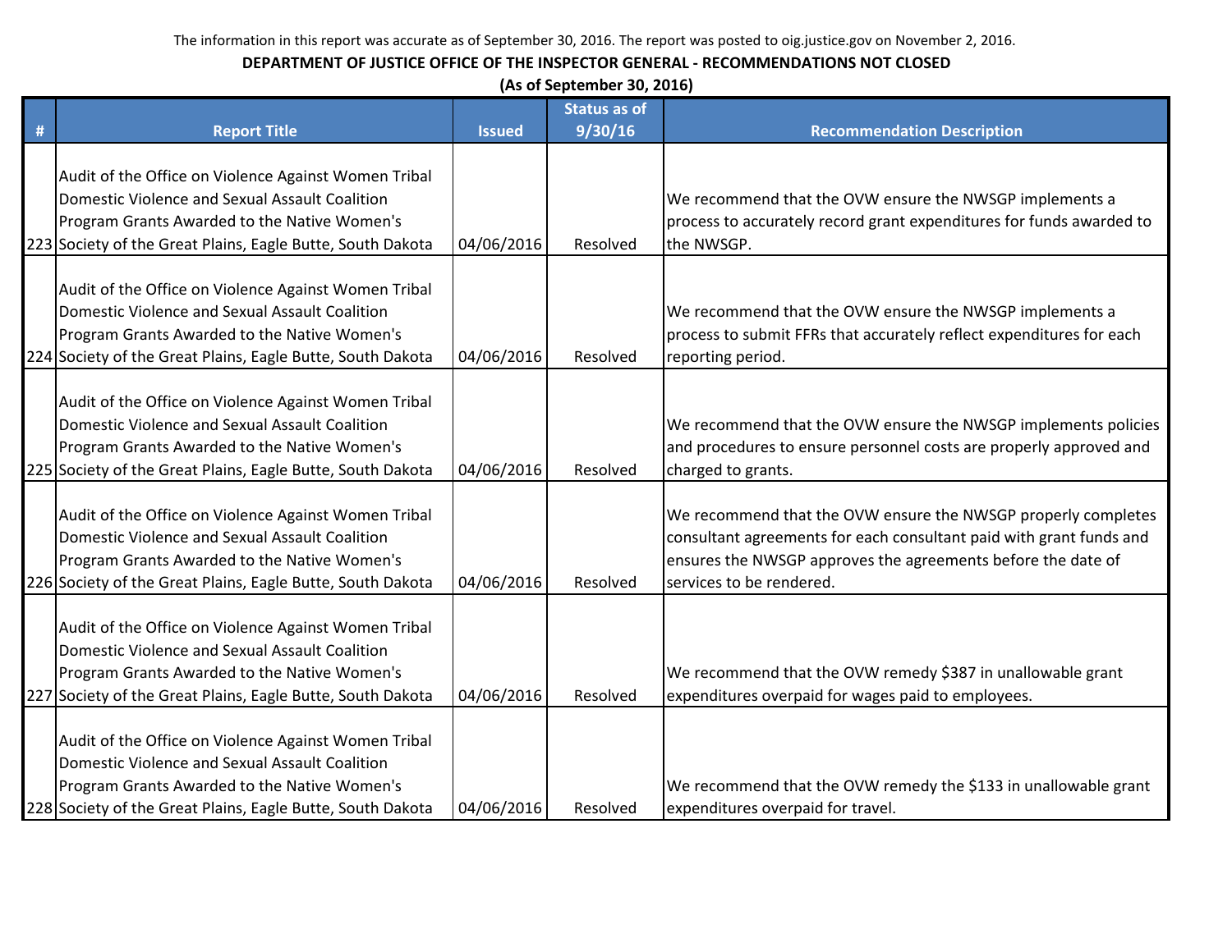The information in this report was accurate as of September 30, 2016. The report was posted to oig.justice.gov on November 2, 2016.

**DEPARTMENT OF JUSTICE OFFICE OF THE INSPECTOR GENERAL - RECOMMENDATIONS NOT CLOSED**

**(As of September 30, 2016)**

| # | Report Title | Issued | Status as of 9/30/16 | Recommendation Description |
|---|---|---|---|---|
| 223 | Audit of the Office on Violence Against Women Tribal Domestic Violence and Sexual Assault Coalition Program Grants Awarded to the Native Women's Society of the Great Plains, Eagle Butte, South Dakota | 04/06/2016 | Resolved | We recommend that the OVW ensure the NWSGP implements a process to accurately record grant expenditures for funds awarded to the NWSGP. |
| 224 | Audit of the Office on Violence Against Women Tribal Domestic Violence and Sexual Assault Coalition Program Grants Awarded to the Native Women's Society of the Great Plains, Eagle Butte, South Dakota | 04/06/2016 | Resolved | We recommend that the OVW ensure the NWSGP implements a process to submit FFRs that accurately reflect expenditures for each reporting period. |
| 225 | Audit of the Office on Violence Against Women Tribal Domestic Violence and Sexual Assault Coalition Program Grants Awarded to the Native Women's Society of the Great Plains, Eagle Butte, South Dakota | 04/06/2016 | Resolved | We recommend that the OVW ensure the NWSGP implements policies and procedures to ensure personnel costs are properly approved and charged to grants. |
| 226 | Audit of the Office on Violence Against Women Tribal Domestic Violence and Sexual Assault Coalition Program Grants Awarded to the Native Women's Society of the Great Plains, Eagle Butte, South Dakota | 04/06/2016 | Resolved | We recommend that the OVW ensure the NWSGP properly completes consultant agreements for each consultant paid with grant funds and ensures the NWSGP approves the agreements before the date of services to be rendered. |
| 227 | Audit of the Office on Violence Against Women Tribal Domestic Violence and Sexual Assault Coalition Program Grants Awarded to the Native Women's Society of the Great Plains, Eagle Butte, South Dakota | 04/06/2016 | Resolved | We recommend that the OVW remedy $387 in unallowable grant expenditures overpaid for wages paid to employees. |
| 228 | Audit of the Office on Violence Against Women Tribal Domestic Violence and Sexual Assault Coalition Program Grants Awarded to the Native Women's Society of the Great Plains, Eagle Butte, South Dakota | 04/06/2016 | Resolved | We recommend that the OVW remedy the $133 in unallowable grant expenditures overpaid for travel. |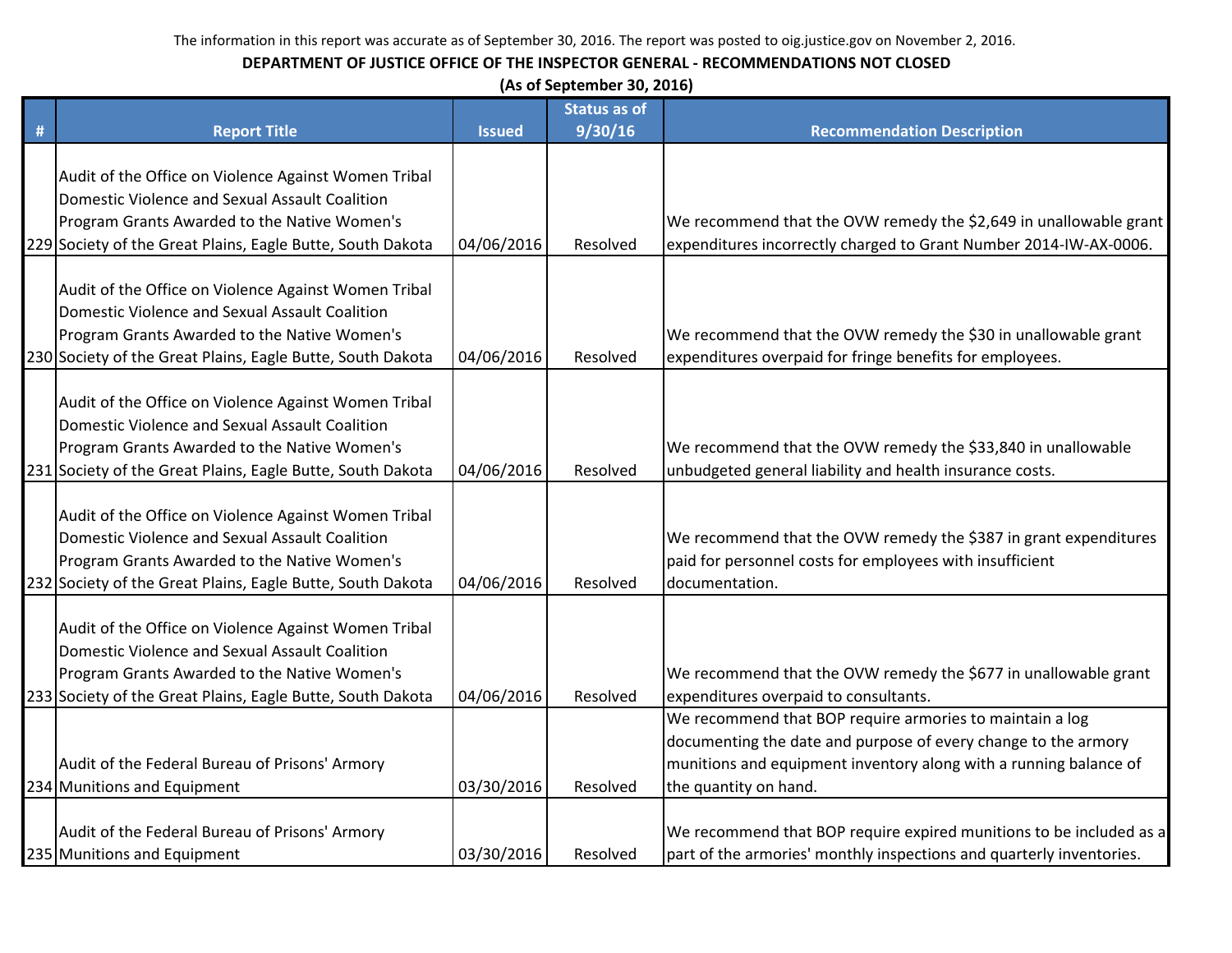The information in this report was accurate as of September 30, 2016. The report was posted to oig.justice.gov on November 2, 2016.

**DEPARTMENT OF JUSTICE OFFICE OF THE INSPECTOR GENERAL - RECOMMENDATIONS NOT CLOSED**

**(As of September 30, 2016)**

| # | Report Title | Issued | Status as of 9/30/16 | Recommendation Description |
|---|---|---|---|---|
| 229 | Audit of the Office on Violence Against Women Tribal Domestic Violence and Sexual Assault Coalition Program Grants Awarded to the Native Women's Society of the Great Plains, Eagle Butte, South Dakota | 04/06/2016 | Resolved | We recommend that the OVW remedy the $2,649 in unallowable grant expenditures incorrectly charged to Grant Number 2014-IW-AX-0006. |
| 230 | Audit of the Office on Violence Against Women Tribal Domestic Violence and Sexual Assault Coalition Program Grants Awarded to the Native Women's Society of the Great Plains, Eagle Butte, South Dakota | 04/06/2016 | Resolved | We recommend that the OVW remedy the $30 in unallowable grant expenditures overpaid for fringe benefits for employees. |
| 231 | Audit of the Office on Violence Against Women Tribal Domestic Violence and Sexual Assault Coalition Program Grants Awarded to the Native Women's Society of the Great Plains, Eagle Butte, South Dakota | 04/06/2016 | Resolved | We recommend that the OVW remedy the $33,840 in unallowable unbudgeted general liability and health insurance costs. |
| 232 | Audit of the Office on Violence Against Women Tribal Domestic Violence and Sexual Assault Coalition Program Grants Awarded to the Native Women's Society of the Great Plains, Eagle Butte, South Dakota | 04/06/2016 | Resolved | We recommend that the OVW remedy the $387 in grant expenditures paid for personnel costs for employees with insufficient documentation. |
| 233 | Audit of the Office on Violence Against Women Tribal Domestic Violence and Sexual Assault Coalition Program Grants Awarded to the Native Women's Society of the Great Plains, Eagle Butte, South Dakota | 04/06/2016 | Resolved | We recommend that the OVW remedy the $677 in unallowable grant expenditures overpaid to consultants. |
| 234 | Audit of the Federal Bureau of Prisons' Armory Munitions and Equipment | 03/30/2016 | Resolved | We recommend that BOP require armories to maintain a log documenting the date and purpose of every change to the armory munitions and equipment inventory along with a running balance of the quantity on hand. |
| 235 | Audit of the Federal Bureau of Prisons' Armory Munitions and Equipment | 03/30/2016 | Resolved | We recommend that BOP require expired munitions to be included as a part of the armories' monthly inspections and quarterly inventories. |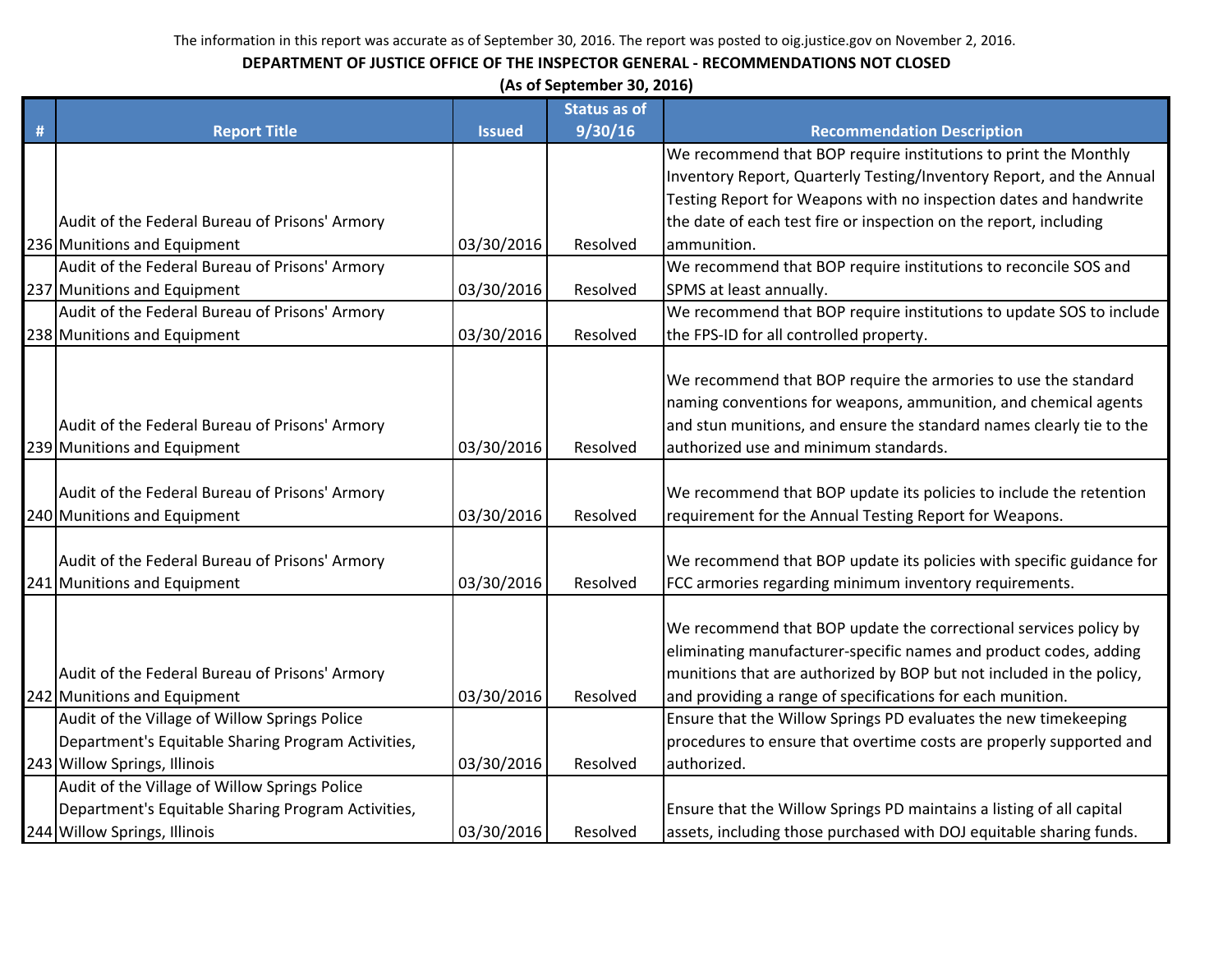The information in this report was accurate as of September 30, 2016. The report was posted to oig.justice.gov on November 2, 2016.

**DEPARTMENT OF JUSTICE OFFICE OF THE INSPECTOR GENERAL - RECOMMENDATIONS NOT CLOSED**

**(As of September 30, 2016)**

| # | Report Title | Issued | Status as of 9/30/16 | Recommendation Description |
|---|---|---|---|---|
| 236 | Audit of the Federal Bureau of Prisons' Armory Munitions and Equipment | 03/30/2016 | Resolved | We recommend that BOP require institutions to print the Monthly Inventory Report, Quarterly Testing/Inventory Report, and the Annual Testing Report for Weapons with no inspection dates and handwrite the date of each test fire or inspection on the report, including ammunition. |
| 237 | Audit of the Federal Bureau of Prisons' Armory Munitions and Equipment | 03/30/2016 | Resolved | We recommend that BOP require institutions to reconcile SOS and SPMS at least annually. |
| 238 | Audit of the Federal Bureau of Prisons' Armory Munitions and Equipment | 03/30/2016 | Resolved | We recommend that BOP require institutions to update SOS to include the FPS-ID for all controlled property. |
| 239 | Audit of the Federal Bureau of Prisons' Armory Munitions and Equipment | 03/30/2016 | Resolved | We recommend that BOP require the armories to use the standard naming conventions for weapons, ammunition, and chemical agents and stun munitions, and ensure the standard names clearly tie to the authorized use and minimum standards. |
| 240 | Audit of the Federal Bureau of Prisons' Armory Munitions and Equipment | 03/30/2016 | Resolved | We recommend that BOP update its policies to include the retention requirement for the Annual Testing Report for Weapons. |
| 241 | Audit of the Federal Bureau of Prisons' Armory Munitions and Equipment | 03/30/2016 | Resolved | We recommend that BOP update its policies with specific guidance for FCC armories regarding minimum inventory requirements. |
| 242 | Audit of the Federal Bureau of Prisons' Armory Munitions and Equipment | 03/30/2016 | Resolved | We recommend that BOP update the correctional services policy by eliminating manufacturer-specific names and product codes, adding munitions that are authorized by BOP but not included in the policy, and providing a range of specifications for each munition. |
| 243 | Audit of the Village of Willow Springs Police Department's Equitable Sharing Program Activities, Willow Springs, Illinois | 03/30/2016 | Resolved | Ensure that the Willow Springs PD evaluates the new timekeeping procedures to ensure that overtime costs are properly supported and authorized. |
| 244 | Audit of the Village of Willow Springs Police Department's Equitable Sharing Program Activities, Willow Springs, Illinois | 03/30/2016 | Resolved | Ensure that the Willow Springs PD maintains a listing of all capital assets, including those purchased with DOJ equitable sharing funds. |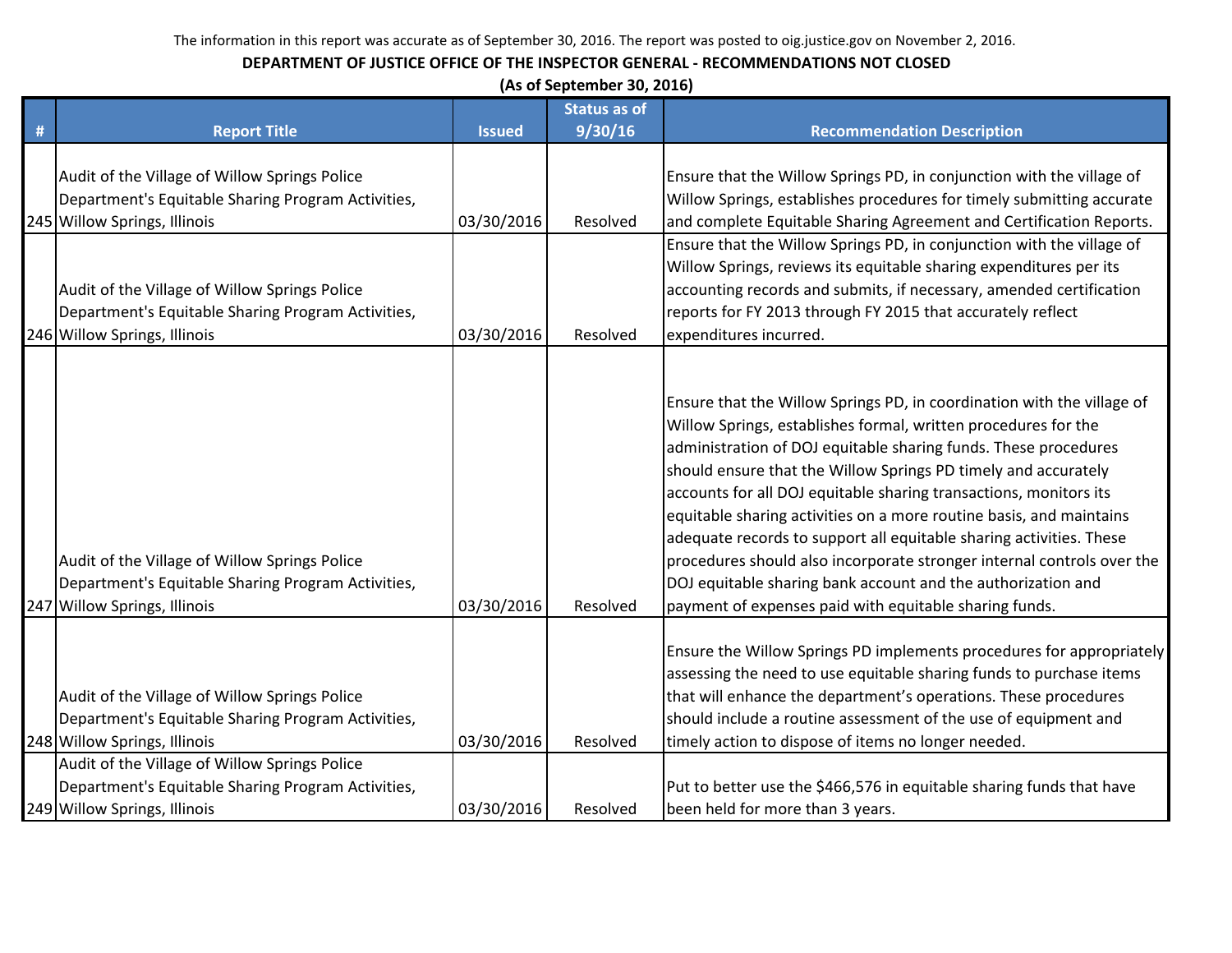The information in this report was accurate as of September 30, 2016. The report was posted to oig.justice.gov on November 2, 2016.

**DEPARTMENT OF JUSTICE OFFICE OF THE INSPECTOR GENERAL - RECOMMENDATIONS NOT CLOSED**

**(As of September 30, 2016)**

| # | Report Title | Issued | Status as of 9/30/16 | Recommendation Description |
|---|---|---|---|---|
| 245 | Audit of the Village of Willow Springs Police Department's Equitable Sharing Program Activities, Willow Springs, Illinois | 03/30/2016 | Resolved | Ensure that the Willow Springs PD, in conjunction with the village of Willow Springs, establishes procedures for timely submitting accurate and complete Equitable Sharing Agreement and Certification Reports. |
| 246 | Audit of the Village of Willow Springs Police Department's Equitable Sharing Program Activities, Willow Springs, Illinois | 03/30/2016 | Resolved | Ensure that the Willow Springs PD, in conjunction with the village of Willow Springs, reviews its equitable sharing expenditures per its accounting records and submits, if necessary, amended certification reports for FY 2013 through FY 2015 that accurately reflect expenditures incurred. |
| 247 | Audit of the Village of Willow Springs Police Department's Equitable Sharing Program Activities, Willow Springs, Illinois | 03/30/2016 | Resolved | Ensure that the Willow Springs PD, in coordination with the village of Willow Springs, establishes formal, written procedures for the administration of DOJ equitable sharing funds. These procedures should ensure that the Willow Springs PD timely and accurately accounts for all DOJ equitable sharing transactions, monitors its equitable sharing activities on a more routine basis, and maintains adequate records to support all equitable sharing activities. These procedures should also incorporate stronger internal controls over the DOJ equitable sharing bank account and the authorization and payment of expenses paid with equitable sharing funds. |
| 248 | Audit of the Village of Willow Springs Police Department's Equitable Sharing Program Activities, Willow Springs, Illinois | 03/30/2016 | Resolved | Ensure the Willow Springs PD implements procedures for appropriately assessing the need to use equitable sharing funds to purchase items that will enhance the department's operations. These procedures should include a routine assessment of the use of equipment and timely action to dispose of items no longer needed. |
| 249 | Audit of the Village of Willow Springs Police Department's Equitable Sharing Program Activities, Willow Springs, Illinois | 03/30/2016 | Resolved | Put to better use the $466,576 in equitable sharing funds that have been held for more than 3 years. |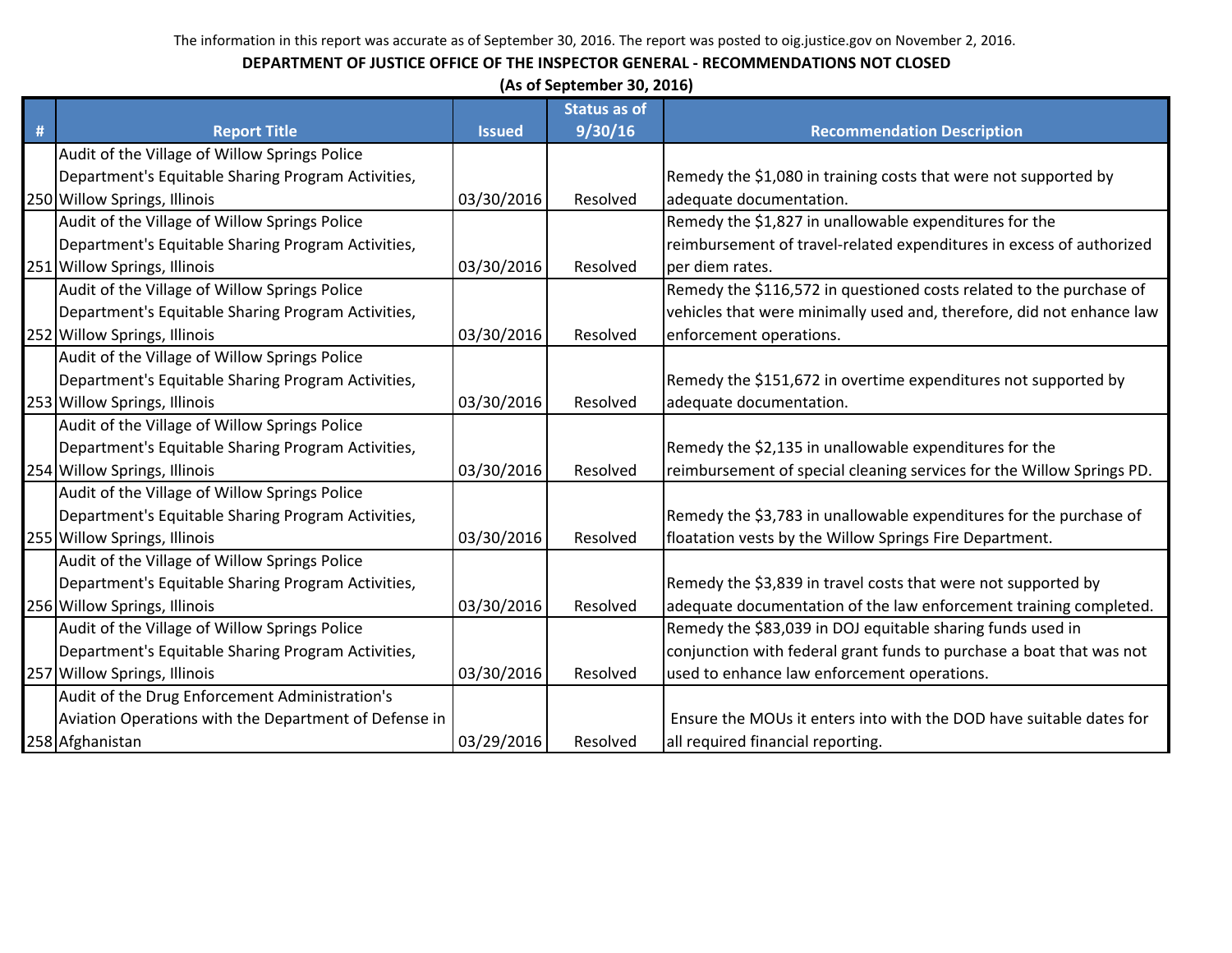The information in this report was accurate as of September 30, 2016. The report was posted to oig.justice.gov on November 2, 2016.

**DEPARTMENT OF JUSTICE OFFICE OF THE INSPECTOR GENERAL - RECOMMENDATIONS NOT CLOSED**

**(As of September 30, 2016)**

| # | Report Title | Issued | Status as of 9/30/16 | Recommendation Description |
|---|---|---|---|---|
| 250 | Audit of the Village of Willow Springs Police Department's Equitable Sharing Program Activities, Willow Springs, Illinois | 03/30/2016 | Resolved | Remedy the $1,080 in training costs that were not supported by adequate documentation. |
| 251 | Audit of the Village of Willow Springs Police Department's Equitable Sharing Program Activities, Willow Springs, Illinois | 03/30/2016 | Resolved | Remedy the $1,827 in unallowable expenditures for the reimbursement of travel-related expenditures in excess of authorized per diem rates. |
| 252 | Audit of the Village of Willow Springs Police Department's Equitable Sharing Program Activities, Willow Springs, Illinois | 03/30/2016 | Resolved | Remedy the $116,572 in questioned costs related to the purchase of vehicles that were minimally used and, therefore, did not enhance law enforcement operations. |
| 253 | Audit of the Village of Willow Springs Police Department's Equitable Sharing Program Activities, Willow Springs, Illinois | 03/30/2016 | Resolved | Remedy the $151,672 in overtime expenditures not supported by adequate documentation. |
| 254 | Audit of the Village of Willow Springs Police Department's Equitable Sharing Program Activities, Willow Springs, Illinois | 03/30/2016 | Resolved | Remedy the $2,135 in unallowable expenditures for the reimbursement of special cleaning services for the Willow Springs PD. |
| 255 | Audit of the Village of Willow Springs Police Department's Equitable Sharing Program Activities, Willow Springs, Illinois | 03/30/2016 | Resolved | Remedy the $3,783 in unallowable expenditures for the purchase of floatation vests by the Willow Springs Fire Department. |
| 256 | Audit of the Village of Willow Springs Police Department's Equitable Sharing Program Activities, Willow Springs, Illinois | 03/30/2016 | Resolved | Remedy the $3,839 in travel costs that were not supported by adequate documentation of the law enforcement training completed. |
| 257 | Audit of the Village of Willow Springs Police Department's Equitable Sharing Program Activities, Willow Springs, Illinois | 03/30/2016 | Resolved | Remedy the $83,039 in DOJ equitable sharing funds used in conjunction with federal grant funds to purchase a boat that was not used to enhance law enforcement operations. |
| 258 | Audit of the Drug Enforcement Administration's Aviation Operations with the Department of Defense in Afghanistan | 03/29/2016 | Resolved | Ensure the MOUs it enters into with the DOD have suitable dates for all required financial reporting. |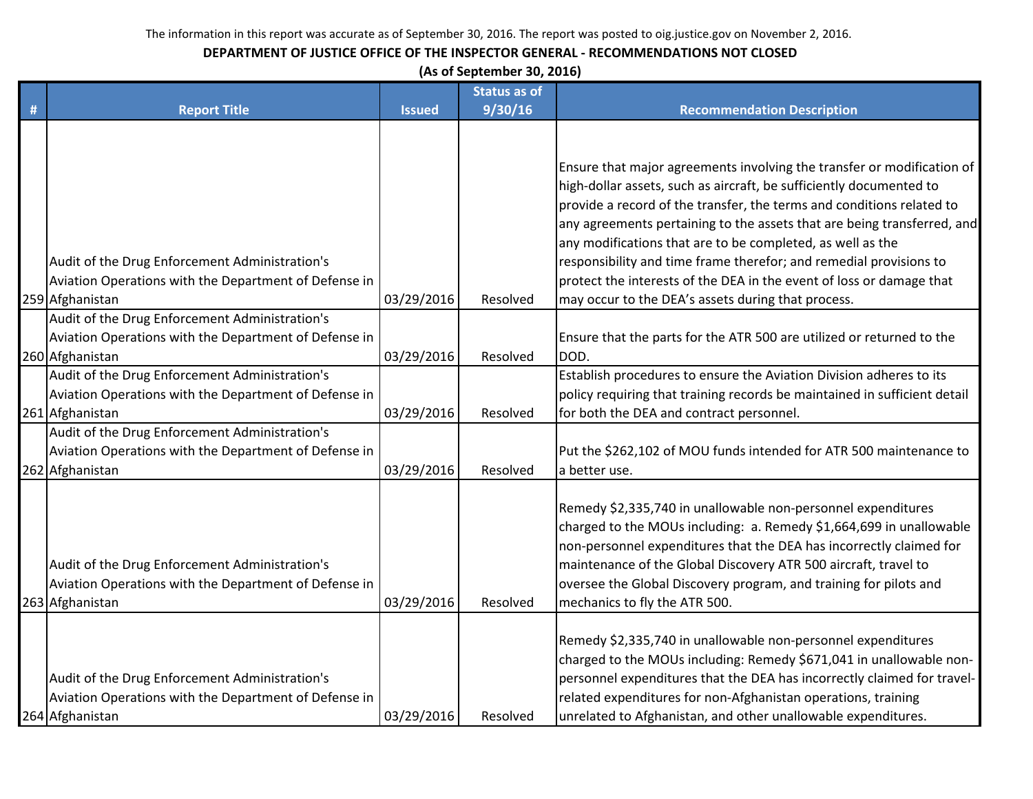The information in this report was accurate as of September 30, 2016. The report was posted to oig.justice.gov on November 2, 2016.

**DEPARTMENT OF JUSTICE OFFICE OF THE INSPECTOR GENERAL - RECOMMENDATIONS NOT CLOSED**

**(As of September 30, 2016)**

| # | Report Title | Issued | Status as of 9/30/16 | Recommendation Description |
|---|---|---|---|---|
| 259 | Audit of the Drug Enforcement Administration's Aviation Operations with the Department of Defense in Afghanistan | 03/29/2016 | Resolved | Ensure that major agreements involving the transfer or modification of high-dollar assets, such as aircraft, be sufficiently documented to provide a record of the transfer, the terms and conditions related to any agreements pertaining to the assets that are being transferred, and any modifications that are to be completed, as well as the responsibility and time frame therefor; and remedial provisions to protect the interests of the DEA in the event of loss or damage that may occur to the DEA's assets during that process. |
| 260 | Audit of the Drug Enforcement Administration's Aviation Operations with the Department of Defense in Afghanistan | 03/29/2016 | Resolved | Ensure that the parts for the ATR 500 are utilized or returned to the DOD. |
| 261 | Audit of the Drug Enforcement Administration's Aviation Operations with the Department of Defense in Afghanistan | 03/29/2016 | Resolved | Establish procedures to ensure the Aviation Division adheres to its policy requiring that training records be maintained in sufficient detail for both the DEA and contract personnel. |
| 262 | Audit of the Drug Enforcement Administration's Aviation Operations with the Department of Defense in Afghanistan | 03/29/2016 | Resolved | Put the $262,102 of MOU funds intended for ATR 500 maintenance to a better use. |
| 263 | Audit of the Drug Enforcement Administration's Aviation Operations with the Department of Defense in Afghanistan | 03/29/2016 | Resolved | Remedy $2,335,740 in unallowable non-personnel expenditures charged to the MOUs including: a. Remedy $1,664,699 in unallowable non-personnel expenditures that the DEA has incorrectly claimed for maintenance of the Global Discovery ATR 500 aircraft, travel to oversee the Global Discovery program, and training for pilots and mechanics to fly the ATR 500. |
| 264 | Audit of the Drug Enforcement Administration's Aviation Operations with the Department of Defense in Afghanistan | 03/29/2016 | Resolved | Remedy $2,335,740 in unallowable non-personnel expenditures charged to the MOUs including: Remedy $671,041 in unallowable non-personnel expenditures that the DEA has incorrectly claimed for travel-related expenditures for non-Afghanistan operations, training unrelated to Afghanistan, and other unallowable expenditures. |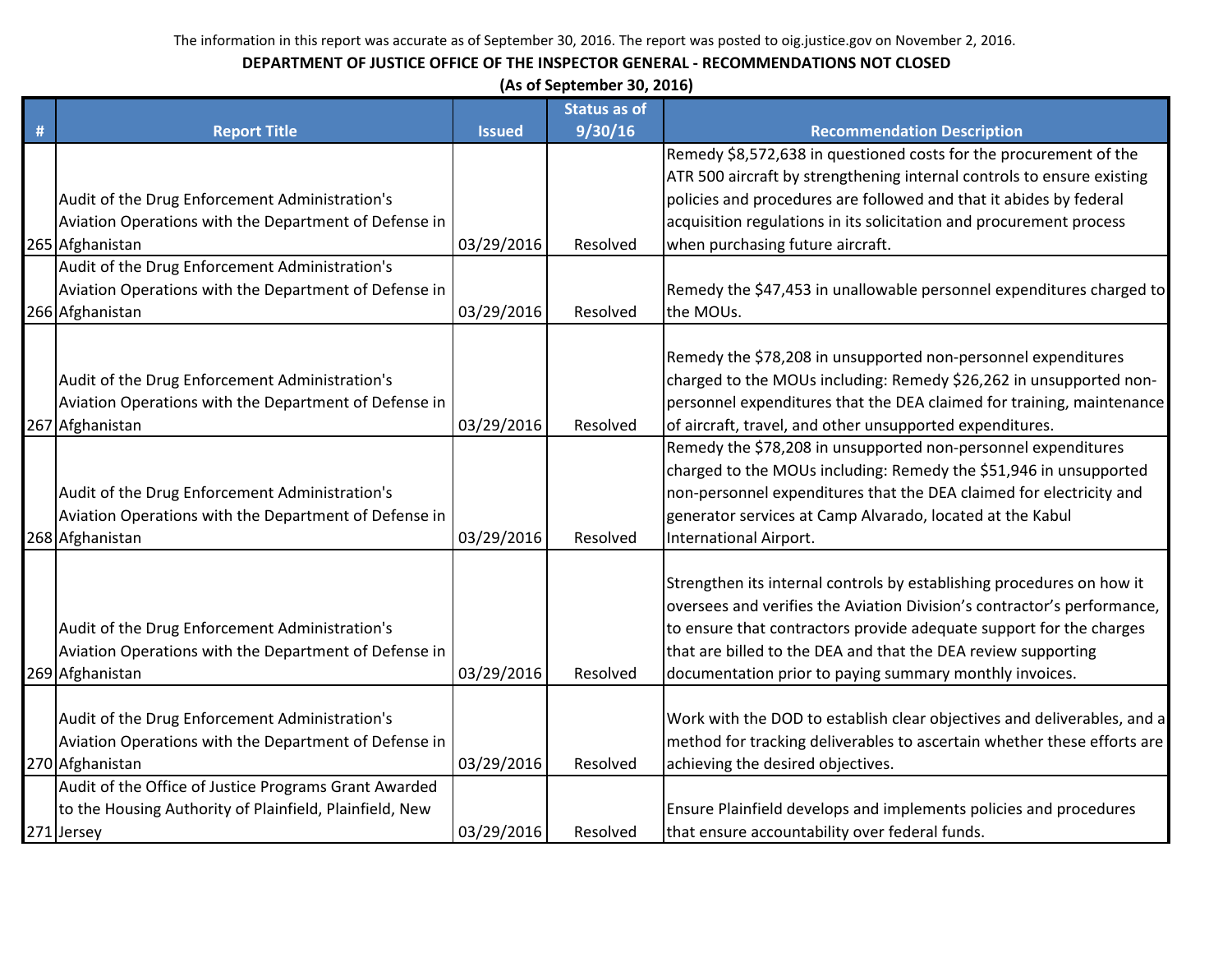The information in this report was accurate as of September 30, 2016. The report was posted to oig.justice.gov on November 2, 2016.

**DEPARTMENT OF JUSTICE OFFICE OF THE INSPECTOR GENERAL - RECOMMENDATIONS NOT CLOSED**

**(As of September 30, 2016)**

| # | Report Title | Issued | Status as of 9/30/16 | Recommendation Description |
|---|---|---|---|---|
| 265 | Audit of the Drug Enforcement Administration's Aviation Operations with the Department of Defense in Afghanistan | 03/29/2016 | Resolved | Remedy $8,572,638 in questioned costs for the procurement of the ATR 500 aircraft by strengthening internal controls to ensure existing policies and procedures are followed and that it abides by federal acquisition regulations in its solicitation and procurement process when purchasing future aircraft. |
| 266 | Audit of the Drug Enforcement Administration's Aviation Operations with the Department of Defense in Afghanistan | 03/29/2016 | Resolved | Remedy the $47,453 in unallowable personnel expenditures charged to the MOUs. |
| 267 | Audit of the Drug Enforcement Administration's Aviation Operations with the Department of Defense in Afghanistan | 03/29/2016 | Resolved | Remedy the $78,208 in unsupported non-personnel expenditures charged to the MOUs including: Remedy $26,262 in unsupported non-personnel expenditures that the DEA claimed for training, maintenance of aircraft, travel, and other unsupported expenditures. |
| 268 | Audit of the Drug Enforcement Administration's Aviation Operations with the Department of Defense in Afghanistan | 03/29/2016 | Resolved | Remedy the $78,208 in unsupported non-personnel expenditures charged to the MOUs including: Remedy the $51,946 in unsupported non-personnel expenditures that the DEA claimed for electricity and generator services at Camp Alvarado, located at the Kabul International Airport. |
| 269 | Audit of the Drug Enforcement Administration's Aviation Operations with the Department of Defense in Afghanistan | 03/29/2016 | Resolved | Strengthen its internal controls by establishing procedures on how it oversees and verifies the Aviation Division's contractor's performance, to ensure that contractors provide adequate support for the charges that are billed to the DEA and that the DEA review supporting documentation prior to paying summary monthly invoices. |
| 270 | Audit of the Drug Enforcement Administration's Aviation Operations with the Department of Defense in Afghanistan | 03/29/2016 | Resolved | Work with the DOD to establish clear objectives and deliverables, and a method for tracking deliverables to ascertain whether these efforts are achieving the desired objectives. |
| 271 | Audit of the Office of Justice Programs Grant Awarded to the Housing Authority of Plainfield, Plainfield, New Jersey | 03/29/2016 | Resolved | Ensure Plainfield develops and implements policies and procedures that ensure accountability over federal funds. |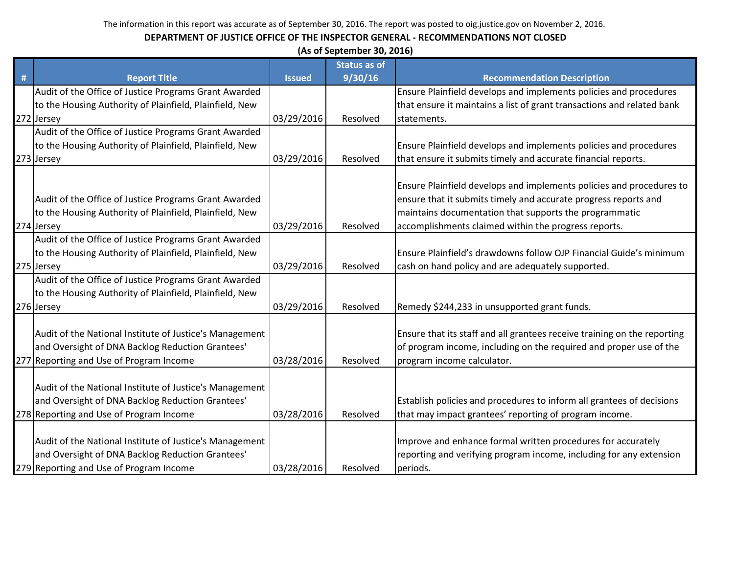The information in this report was accurate as of September 30, 2016. The report was posted to oig.justice.gov on November 2, 2016.

**DEPARTMENT OF JUSTICE OFFICE OF THE INSPECTOR GENERAL - RECOMMENDATIONS NOT CLOSED**

**(As of September 30, 2016)**

| # | Report Title | Issued | Status as of 9/30/16 | Recommendation Description |
|---|---|---|---|---|
| 272 | Audit of the Office of Justice Programs Grant Awarded to the Housing Authority of Plainfield, Plainfield, New Jersey | 03/29/2016 | Resolved | Ensure Plainfield develops and implements policies and procedures that ensure it maintains a list of grant transactions and related bank statements. |
| 273 | Audit of the Office of Justice Programs Grant Awarded to the Housing Authority of Plainfield, Plainfield, New Jersey | 03/29/2016 | Resolved | Ensure Plainfield develops and implements policies and procedures that ensure it submits timely and accurate financial reports. |
| 274 | Audit of the Office of Justice Programs Grant Awarded to the Housing Authority of Plainfield, Plainfield, New Jersey | 03/29/2016 | Resolved | Ensure Plainfield develops and implements policies and procedures to ensure that it submits timely and accurate progress reports and maintains documentation that supports the programmatic accomplishments claimed within the progress reports. |
| 275 | Audit of the Office of Justice Programs Grant Awarded to the Housing Authority of Plainfield, Plainfield, New Jersey | 03/29/2016 | Resolved | Ensure Plainfield's drawdowns follow OJP Financial Guide's minimum cash on hand policy and are adequately supported. |
| 276 | Audit of the Office of Justice Programs Grant Awarded to the Housing Authority of Plainfield, Plainfield, New Jersey | 03/29/2016 | Resolved | Remedy $244,233 in unsupported grant funds. |
| 277 | Audit of the National Institute of Justice's Management and Oversight of DNA Backlog Reduction Grantees' Reporting and Use of Program Income | 03/28/2016 | Resolved | Ensure that its staff and all grantees receive training on the reporting of program income, including on the required and proper use of the program income calculator. |
| 278 | Audit of the National Institute of Justice's Management and Oversight of DNA Backlog Reduction Grantees' Reporting and Use of Program Income | 03/28/2016 | Resolved | Establish policies and procedures to inform all grantees of decisions that may impact grantees' reporting of program income. |
| 279 | Audit of the National Institute of Justice's Management and Oversight of DNA Backlog Reduction Grantees' Reporting and Use of Program Income | 03/28/2016 | Resolved | Improve and enhance formal written procedures for accurately reporting and verifying program income, including for any extension periods. |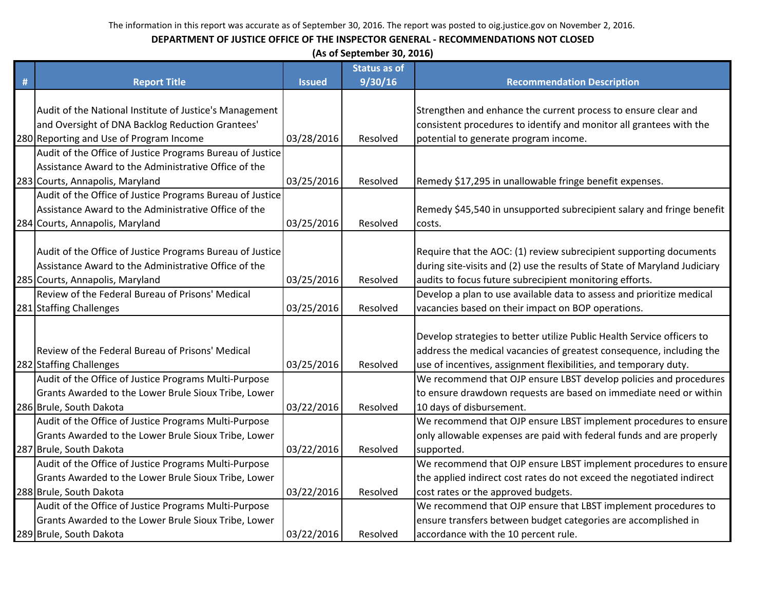The information in this report was accurate as of September 30, 2016. The report was posted to oig.justice.gov on November 2, 2016.

**DEPARTMENT OF JUSTICE OFFICE OF THE INSPECTOR GENERAL - RECOMMENDATIONS NOT CLOSED**

**(As of September 30, 2016)**

| # | Report Title | Issued | Status as of 9/30/16 | Recommendation Description |
|---|---|---|---|---|
| 280 | Audit of the National Institute of Justice's Management and Oversight of DNA Backlog Reduction Grantees' Reporting and Use of Program Income | 03/28/2016 | Resolved | Strengthen and enhance the current process to ensure clear and consistent procedures to identify and monitor all grantees with the potential to generate program income. |
| 283 | Audit of the Office of Justice Programs Bureau of Justice Assistance Award to the Administrative Office of the Courts, Annapolis, Maryland | 03/25/2016 | Resolved | Remedy $17,295 in unallowable fringe benefit expenses. |
| 284 | Audit of the Office of Justice Programs Bureau of Justice Assistance Award to the Administrative Office of the Courts, Annapolis, Maryland | 03/25/2016 | Resolved | Remedy $45,540 in unsupported subrecipient salary and fringe benefit costs. |
| 285 | Audit of the Office of Justice Programs Bureau of Justice Assistance Award to the Administrative Office of the Courts, Annapolis, Maryland | 03/25/2016 | Resolved | Require that the AOC: (1) review subrecipient supporting documents during site-visits and (2) use the results of State of Maryland Judiciary audits to focus future subrecipient monitoring efforts. |
| 281 | Review of the Federal Bureau of Prisons' Medical Staffing Challenges | 03/25/2016 | Resolved | Develop a plan to use available data to assess and prioritize medical vacancies based on their impact on BOP operations. |
| 282 | Review of the Federal Bureau of Prisons' Medical Staffing Challenges | 03/25/2016 | Resolved | Develop strategies to better utilize Public Health Service officers to address the medical vacancies of greatest consequence, including the use of incentives, assignment flexibilities, and temporary duty. |
| 286 | Audit of the Office of Justice Programs Multi-Purpose Grants Awarded to the Lower Brule Sioux Tribe, Lower Brule, South Dakota | 03/22/2016 | Resolved | We recommend that OJP ensure LBST develop policies and procedures to ensure drawdown requests are based on immediate need or within 10 days of disbursement. |
| 287 | Audit of the Office of Justice Programs Multi-Purpose Grants Awarded to the Lower Brule Sioux Tribe, Lower Brule, South Dakota | 03/22/2016 | Resolved | We recommend that OJP ensure LBST implement procedures to ensure only allowable expenses are paid with federal funds and are properly supported. |
| 288 | Audit of the Office of Justice Programs Multi-Purpose Grants Awarded to the Lower Brule Sioux Tribe, Lower Brule, South Dakota | 03/22/2016 | Resolved | We recommend that OJP ensure LBST implement procedures to ensure the applied indirect cost rates do not exceed the negotiated indirect cost rates or the approved budgets. |
| 289 | Audit of the Office of Justice Programs Multi-Purpose Grants Awarded to the Lower Brule Sioux Tribe, Lower Brule, South Dakota | 03/22/2016 | Resolved | We recommend that OJP ensure that LBST implement procedures to ensure transfers between budget categories are accomplished in accordance with the 10 percent rule. |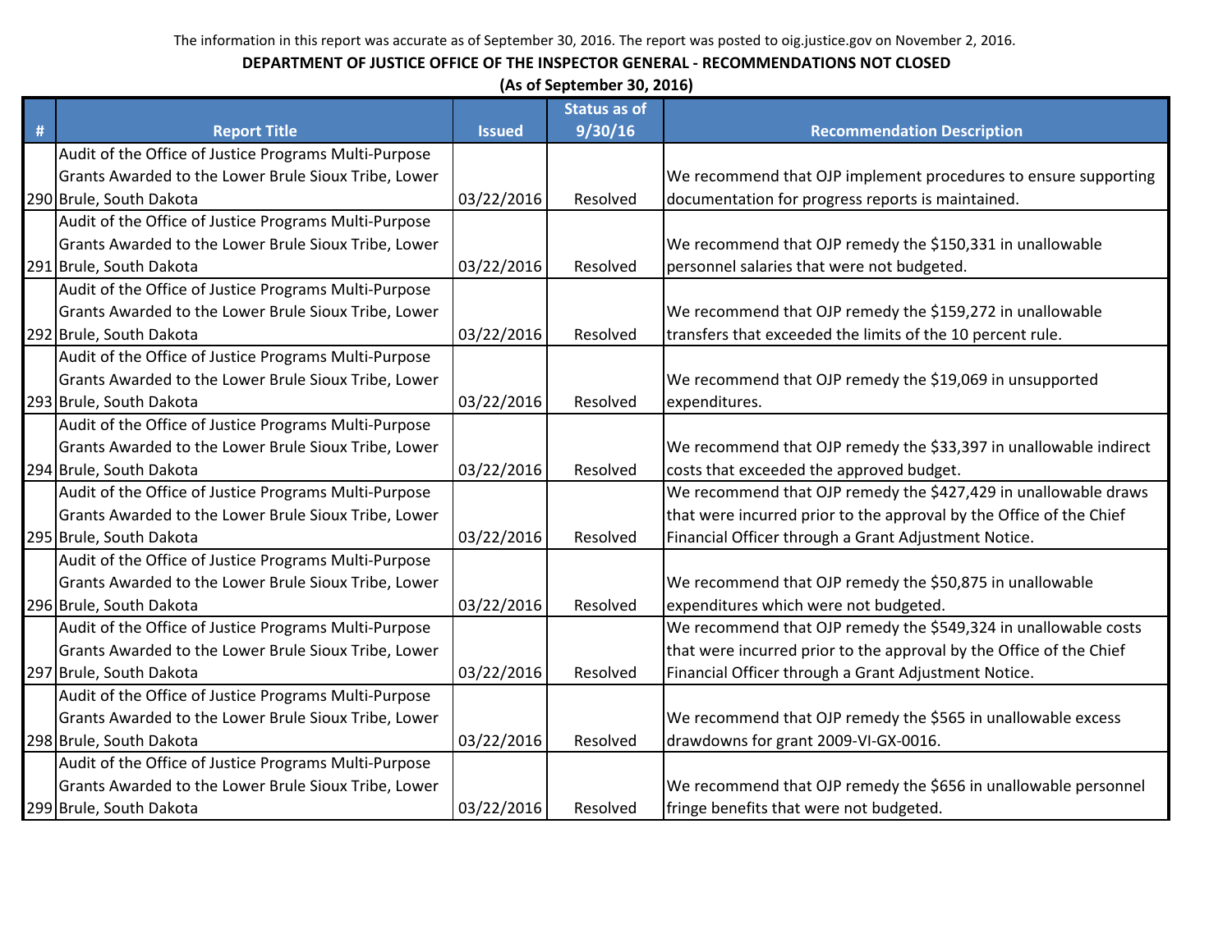The information in this report was accurate as of September 30, 2016. The report was posted to oig.justice.gov on November 2, 2016.

**DEPARTMENT OF JUSTICE OFFICE OF THE INSPECTOR GENERAL - RECOMMENDATIONS NOT CLOSED**

**(As of September 30, 2016)**

| # | Report Title | Issued | Status as of 9/30/16 | Recommendation Description |
|---|---|---|---|---|
| 290 | Audit of the Office of Justice Programs Multi-Purpose Grants Awarded to the Lower Brule Sioux Tribe, Lower Brule, South Dakota | 03/22/2016 | Resolved | We recommend that OJP implement procedures to ensure supporting documentation for progress reports is maintained. |
| 291 | Audit of the Office of Justice Programs Multi-Purpose Grants Awarded to the Lower Brule Sioux Tribe, Lower Brule, South Dakota | 03/22/2016 | Resolved | We recommend that OJP remedy the $150,331 in unallowable personnel salaries that were not budgeted. |
| 292 | Audit of the Office of Justice Programs Multi-Purpose Grants Awarded to the Lower Brule Sioux Tribe, Lower Brule, South Dakota | 03/22/2016 | Resolved | We recommend that OJP remedy the $159,272 in unallowable transfers that exceeded the limits of the 10 percent rule. |
| 293 | Audit of the Office of Justice Programs Multi-Purpose Grants Awarded to the Lower Brule Sioux Tribe, Lower Brule, South Dakota | 03/22/2016 | Resolved | We recommend that OJP remedy the $19,069 in unsupported expenditures. |
| 294 | Audit of the Office of Justice Programs Multi-Purpose Grants Awarded to the Lower Brule Sioux Tribe, Lower Brule, South Dakota | 03/22/2016 | Resolved | We recommend that OJP remedy the $33,397 in unallowable indirect costs that exceeded the approved budget. |
| 295 | Audit of the Office of Justice Programs Multi-Purpose Grants Awarded to the Lower Brule Sioux Tribe, Lower Brule, South Dakota | 03/22/2016 | Resolved | We recommend that OJP remedy the $427,429 in unallowable draws that were incurred prior to the approval by the Office of the Chief Financial Officer through a Grant Adjustment Notice. |
| 296 | Audit of the Office of Justice Programs Multi-Purpose Grants Awarded to the Lower Brule Sioux Tribe, Lower Brule, South Dakota | 03/22/2016 | Resolved | We recommend that OJP remedy the $50,875 in unallowable expenditures which were not budgeted. |
| 297 | Audit of the Office of Justice Programs Multi-Purpose Grants Awarded to the Lower Brule Sioux Tribe, Lower Brule, South Dakota | 03/22/2016 | Resolved | We recommend that OJP remedy the $549,324 in unallowable costs that were incurred prior to the approval by the Office of the Chief Financial Officer through a Grant Adjustment Notice. |
| 298 | Audit of the Office of Justice Programs Multi-Purpose Grants Awarded to the Lower Brule Sioux Tribe, Lower Brule, South Dakota | 03/22/2016 | Resolved | We recommend that OJP remedy the $565 in unallowable excess drawdowns for grant 2009-VI-GX-0016. |
| 299 | Audit of the Office of Justice Programs Multi-Purpose Grants Awarded to the Lower Brule Sioux Tribe, Lower Brule, South Dakota | 03/22/2016 | Resolved | We recommend that OJP remedy the $656 in unallowable personnel fringe benefits that were not budgeted. |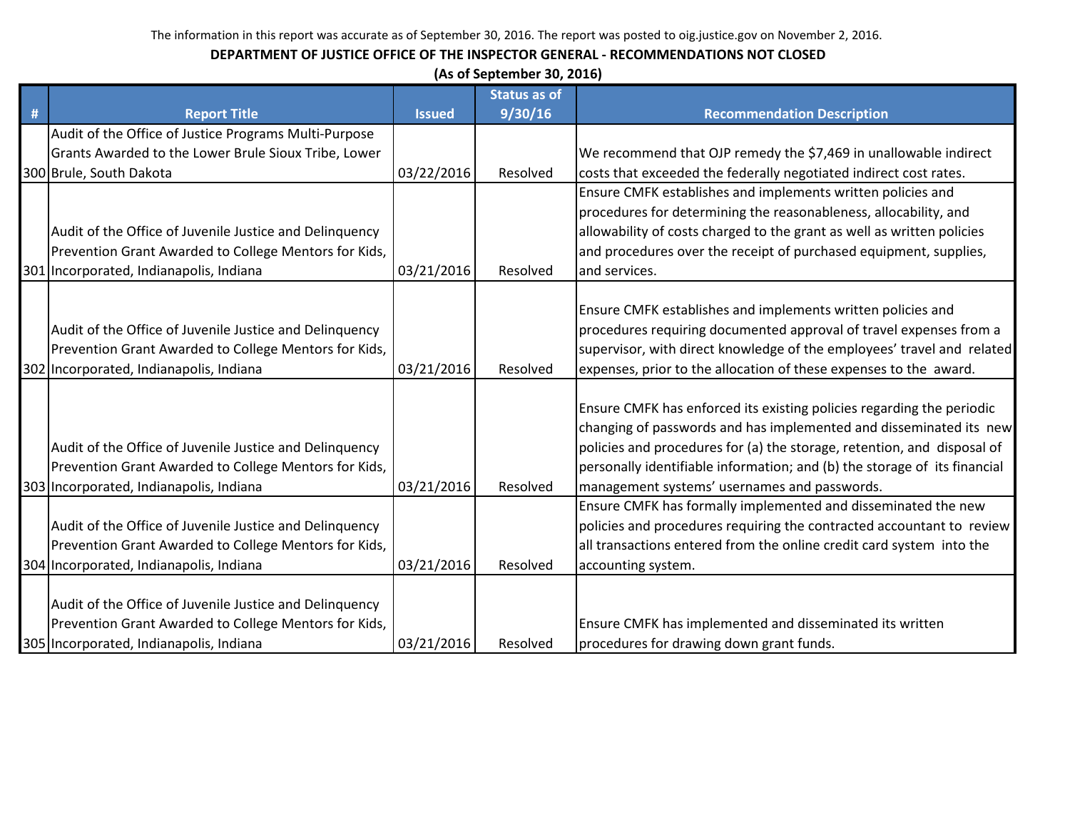The information in this report was accurate as of September 30, 2016. The report was posted to oig.justice.gov on November 2, 2016.

**DEPARTMENT OF JUSTICE OFFICE OF THE INSPECTOR GENERAL - RECOMMENDATIONS NOT CLOSED**

**(As of September 30, 2016)**

| # | Report Title | Issued | Status as of 9/30/16 | Recommendation Description |
|---|---|---|---|---|
| 300 | Audit of the Office of Justice Programs Multi-Purpose Grants Awarded to the Lower Brule Sioux Tribe, Lower Brule, South Dakota | 03/22/2016 | Resolved | We recommend that OJP remedy the $7,469 in unallowable indirect costs that exceeded the federally negotiated indirect cost rates. |
| 301 | Audit of the Office of Juvenile Justice and Delinquency Prevention Grant Awarded to College Mentors for Kids, Incorporated, Indianapolis, Indiana | 03/21/2016 | Resolved | Ensure CMFK establishes and implements written policies and procedures for determining the reasonableness, allocability, and allowability of costs charged to the grant as well as written policies and procedures over the receipt of purchased equipment, supplies, and services. |
| 302 | Audit of the Office of Juvenile Justice and Delinquency Prevention Grant Awarded to College Mentors for Kids, Incorporated, Indianapolis, Indiana | 03/21/2016 | Resolved | Ensure CMFK establishes and implements written policies and procedures requiring documented approval of travel expenses from a supervisor, with direct knowledge of the employees' travel and related expenses, prior to the allocation of these expenses to the award. |
| 303 | Audit of the Office of Juvenile Justice and Delinquency Prevention Grant Awarded to College Mentors for Kids, Incorporated, Indianapolis, Indiana | 03/21/2016 | Resolved | Ensure CMFK has enforced its existing policies regarding the periodic changing of passwords and has implemented and disseminated its new policies and procedures for (a) the storage, retention, and disposal of personally identifiable information; and (b) the storage of its financial management systems' usernames and passwords. |
| 304 | Audit of the Office of Juvenile Justice and Delinquency Prevention Grant Awarded to College Mentors for Kids, Incorporated, Indianapolis, Indiana | 03/21/2016 | Resolved | Ensure CMFK has formally implemented and disseminated the new policies and procedures requiring the contracted accountant to review all transactions entered from the online credit card system into the accounting system. |
| 305 | Audit of the Office of Juvenile Justice and Delinquency Prevention Grant Awarded to College Mentors for Kids, Incorporated, Indianapolis, Indiana | 03/21/2016 | Resolved | Ensure CMFK has implemented and disseminated its written procedures for drawing down grant funds. |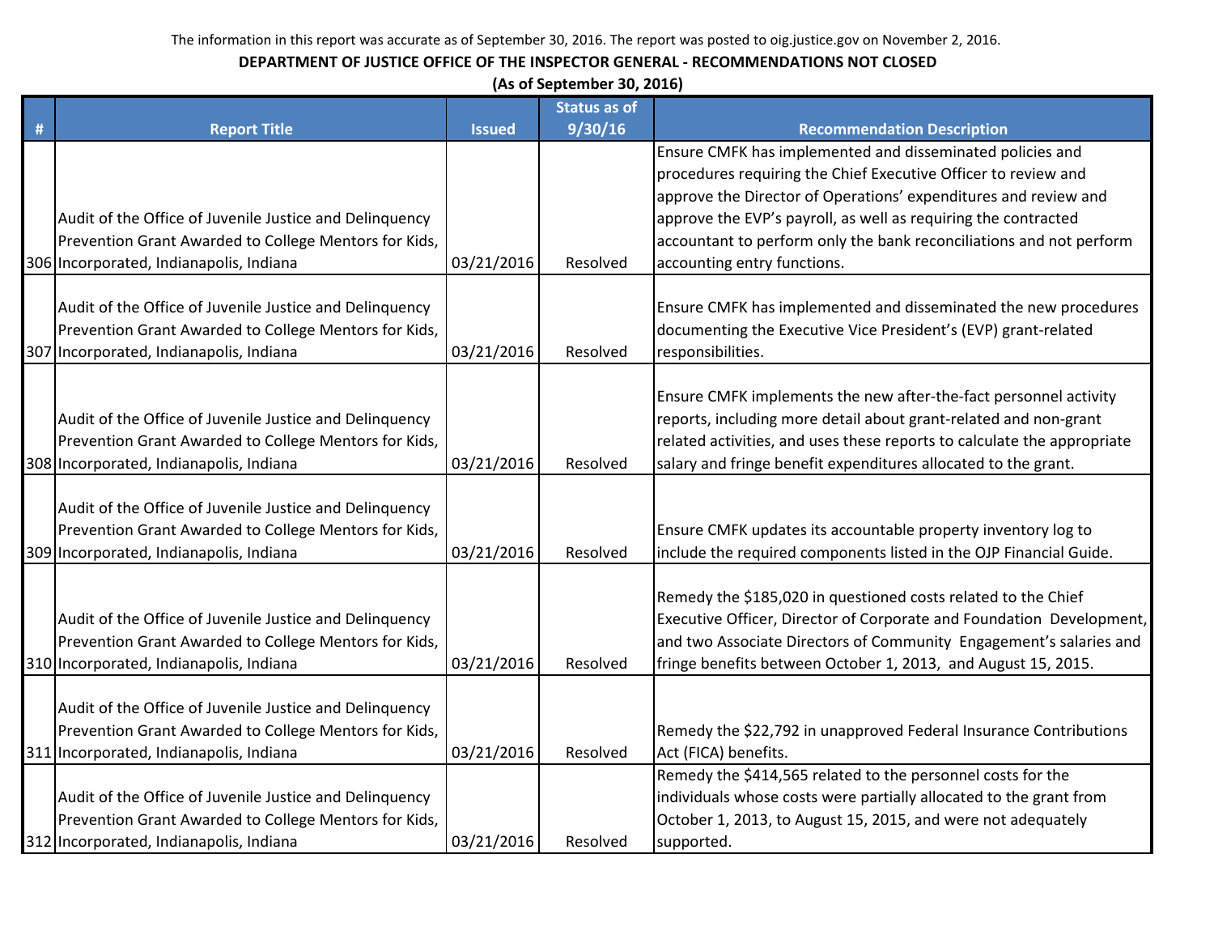The information in this report was accurate as of September 30, 2016. The report was posted to oig.justice.gov on November 2, 2016.

**DEPARTMENT OF JUSTICE OFFICE OF THE INSPECTOR GENERAL - RECOMMENDATIONS NOT CLOSED**

**(As of September 30, 2016)**

| # | Report Title | Issued | Status as of 9/30/16 | Recommendation Description |
|---|---|---|---|---|
| 306 | Audit of the Office of Juvenile Justice and Delinquency Prevention Grant Awarded to College Mentors for Kids, Incorporated, Indianapolis, Indiana | 03/21/2016 | Resolved | Ensure CMFK has implemented and disseminated policies and procedures requiring the Chief Executive Officer to review and approve the Director of Operations' expenditures and review and approve the EVP's payroll, as well as requiring the contracted accountant to perform only the bank reconciliations and not perform accounting entry functions. |
| 307 | Audit of the Office of Juvenile Justice and Delinquency Prevention Grant Awarded to College Mentors for Kids, Incorporated, Indianapolis, Indiana | 03/21/2016 | Resolved | Ensure CMFK has implemented and disseminated the new procedures documenting the Executive Vice President's (EVP) grant-related responsibilities. |
| 308 | Audit of the Office of Juvenile Justice and Delinquency Prevention Grant Awarded to College Mentors for Kids, Incorporated, Indianapolis, Indiana | 03/21/2016 | Resolved | Ensure CMFK implements the new after-the-fact personnel activity reports, including more detail about grant-related and non-grant related activities, and uses these reports to calculate the appropriate salary and fringe benefit expenditures allocated to the grant. |
| 309 | Audit of the Office of Juvenile Justice and Delinquency Prevention Grant Awarded to College Mentors for Kids, Incorporated, Indianapolis, Indiana | 03/21/2016 | Resolved | Ensure CMFK updates its accountable property inventory log to include the required components listed in the OJP Financial Guide. |
| 310 | Audit of the Office of Juvenile Justice and Delinquency Prevention Grant Awarded to College Mentors for Kids, Incorporated, Indianapolis, Indiana | 03/21/2016 | Resolved | Remedy the $185,020 in questioned costs related to the Chief Executive Officer, Director of Corporate and Foundation Development, and two Associate Directors of Community Engagement's salaries and fringe benefits between October 1, 2013, and August 15, 2015. |
| 311 | Audit of the Office of Juvenile Justice and Delinquency Prevention Grant Awarded to College Mentors for Kids, Incorporated, Indianapolis, Indiana | 03/21/2016 | Resolved | Remedy the $22,792 in unapproved Federal Insurance Contributions Act (FICA) benefits. |
| 312 | Audit of the Office of Juvenile Justice and Delinquency Prevention Grant Awarded to College Mentors for Kids, Incorporated, Indianapolis, Indiana | 03/21/2016 | Resolved | Remedy the $414,565 related to the personnel costs for the individuals whose costs were partially allocated to the grant from October 1, 2013, to August 15, 2015, and were not adequately supported. |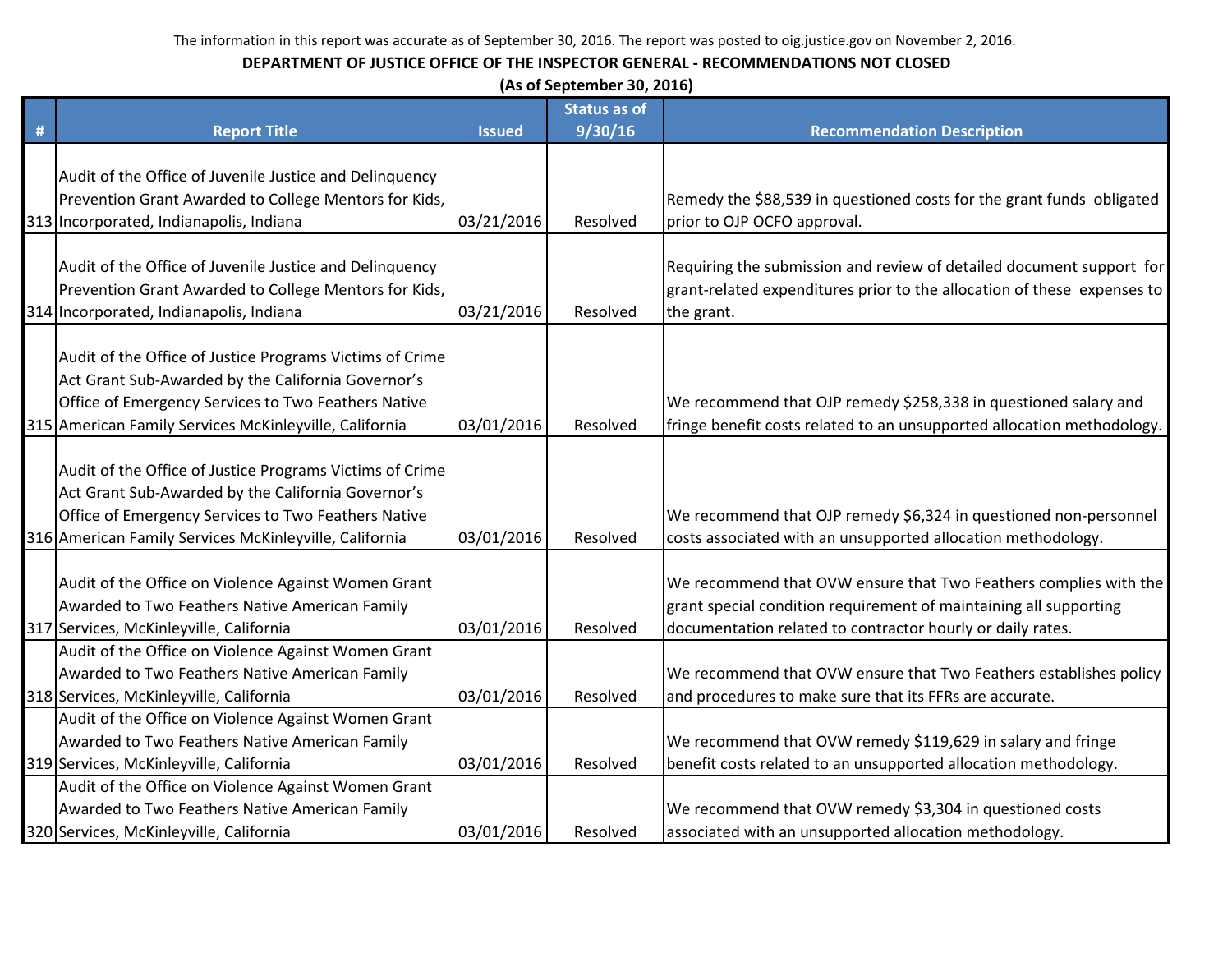The information in this report was accurate as of September 30, 2016. The report was posted to oig.justice.gov on November 2, 2016.

**DEPARTMENT OF JUSTICE OFFICE OF THE INSPECTOR GENERAL - RECOMMENDATIONS NOT CLOSED**

**(As of September 30, 2016)**

| # | Report Title | Issued | Status as of 9/30/16 | Recommendation Description |
|---|---|---|---|---|
| 313 | Audit of the Office of Juvenile Justice and Delinquency Prevention Grant Awarded to College Mentors for Kids, Incorporated, Indianapolis, Indiana | 03/21/2016 | Resolved | Remedy the $88,539 in questioned costs for the grant funds obligated prior to OJP OCFO approval. |
| 314 | Audit of the Office of Juvenile Justice and Delinquency Prevention Grant Awarded to College Mentors for Kids, Incorporated, Indianapolis, Indiana | 03/21/2016 | Resolved | Requiring the submission and review of detailed document support for grant-related expenditures prior to the allocation of these expenses to the grant. |
| 315 | Audit of the Office of Justice Programs Victims of Crime Act Grant Sub-Awarded by the California Governor's Office of Emergency Services to Two Feathers Native American Family Services McKinleyville, California | 03/01/2016 | Resolved | We recommend that OJP remedy $258,338 in questioned salary and fringe benefit costs related to an unsupported allocation methodology. |
| 316 | Audit of the Office of Justice Programs Victims of Crime Act Grant Sub-Awarded by the California Governor's Office of Emergency Services to Two Feathers Native American Family Services McKinleyville, California | 03/01/2016 | Resolved | We recommend that OJP remedy $6,324 in questioned non-personnel costs associated with an unsupported allocation methodology. |
| 317 | Audit of the Office on Violence Against Women Grant Awarded to Two Feathers Native American Family Services, McKinleyville, California | 03/01/2016 | Resolved | We recommend that OVW ensure that Two Feathers complies with the grant special condition requirement of maintaining all supporting documentation related to contractor hourly or daily rates. |
| 318 | Audit of the Office on Violence Against Women Grant Awarded to Two Feathers Native American Family Services, McKinleyville, California | 03/01/2016 | Resolved | We recommend that OVW ensure that Two Feathers establishes policy and procedures to make sure that its FFRs are accurate. |
| 319 | Audit of the Office on Violence Against Women Grant Awarded to Two Feathers Native American Family Services, McKinleyville, California | 03/01/2016 | Resolved | We recommend that OVW remedy $119,629 in salary and fringe benefit costs related to an unsupported allocation methodology. |
| 320 | Audit of the Office on Violence Against Women Grant Awarded to Two Feathers Native American Family Services, McKinleyville, California | 03/01/2016 | Resolved | We recommend that OVW remedy $3,304 in questioned costs associated with an unsupported allocation methodology. |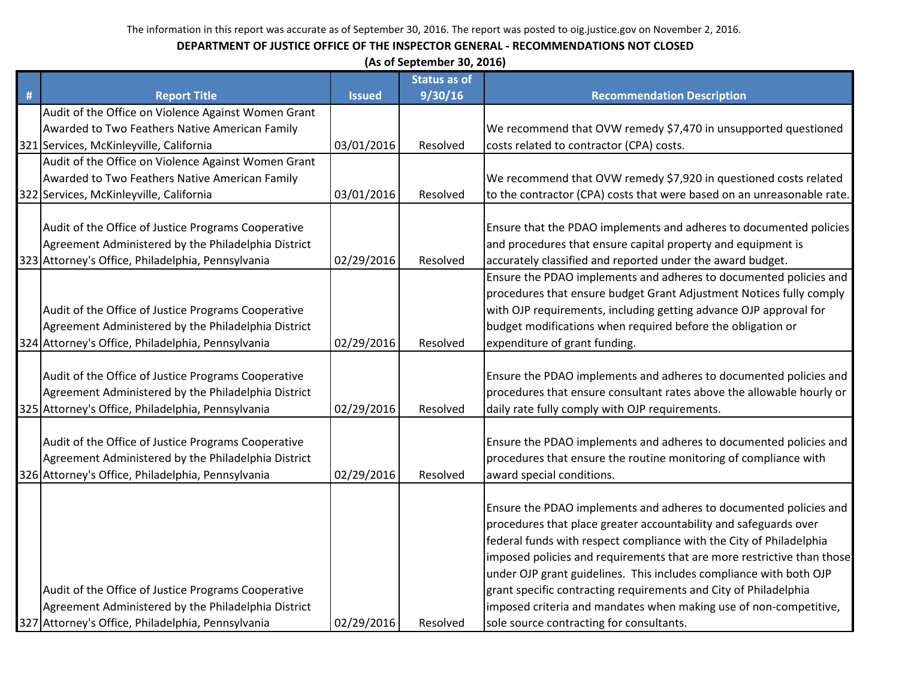The information in this report was accurate as of September 30, 2016. The report was posted to oig.justice.gov on November 2, 2016.

**DEPARTMENT OF JUSTICE OFFICE OF THE INSPECTOR GENERAL - RECOMMENDATIONS NOT CLOSED**

**(As of September 30, 2016)**

| # | Report Title | Issued | Status as of 9/30/16 | Recommendation Description |
|---|---|---|---|---|
| 321 | Audit of the Office on Violence Against Women Grant Awarded to Two Feathers Native American Family Services, McKinleyville, California | 03/01/2016 | Resolved | We recommend that OVW remedy $7,470 in unsupported questioned costs related to contractor (CPA) costs. |
| 322 | Audit of the Office on Violence Against Women Grant Awarded to Two Feathers Native American Family Services, McKinleyville, California | 03/01/2016 | Resolved | We recommend that OVW remedy $7,920 in questioned costs related to the contractor (CPA) costs that were based on an unreasonable rate. |
| 323 | Audit of the Office of Justice Programs Cooperative Agreement Administered by the Philadelphia District Attorney's Office, Philadelphia, Pennsylvania | 02/29/2016 | Resolved | Ensure that the PDAO implements and adheres to documented policies and procedures that ensure capital property and equipment is accurately classified and reported under the award budget. |
| 324 | Audit of the Office of Justice Programs Cooperative Agreement Administered by the Philadelphia District Attorney's Office, Philadelphia, Pennsylvania | 02/29/2016 | Resolved | Ensure the PDAO implements and adheres to documented policies and procedures that ensure budget Grant Adjustment Notices fully comply with OJP requirements, including getting advance OJP approval for budget modifications when required before the obligation or expenditure of grant funding. |
| 325 | Audit of the Office of Justice Programs Cooperative Agreement Administered by the Philadelphia District Attorney's Office, Philadelphia, Pennsylvania | 02/29/2016 | Resolved | Ensure the PDAO implements and adheres to documented policies and procedures that ensure consultant rates above the allowable hourly or daily rate fully comply with OJP requirements. |
| 326 | Audit of the Office of Justice Programs Cooperative Agreement Administered by the Philadelphia District Attorney's Office, Philadelphia, Pennsylvania | 02/29/2016 | Resolved | Ensure the PDAO implements and adheres to documented policies and procedures that ensure the routine monitoring of compliance with award special conditions. |
| 327 | Audit of the Office of Justice Programs Cooperative Agreement Administered by the Philadelphia District Attorney's Office, Philadelphia, Pennsylvania | 02/29/2016 | Resolved | Ensure the PDAO implements and adheres to documented policies and procedures that place greater accountability and safeguards over federal funds with respect compliance with the City of Philadelphia imposed policies and requirements that are more restrictive than those under OJP grant guidelines. This includes compliance with both OJP grant specific contracting requirements and City of Philadelphia imposed criteria and mandates when making use of non-competitive, sole source contracting for consultants. |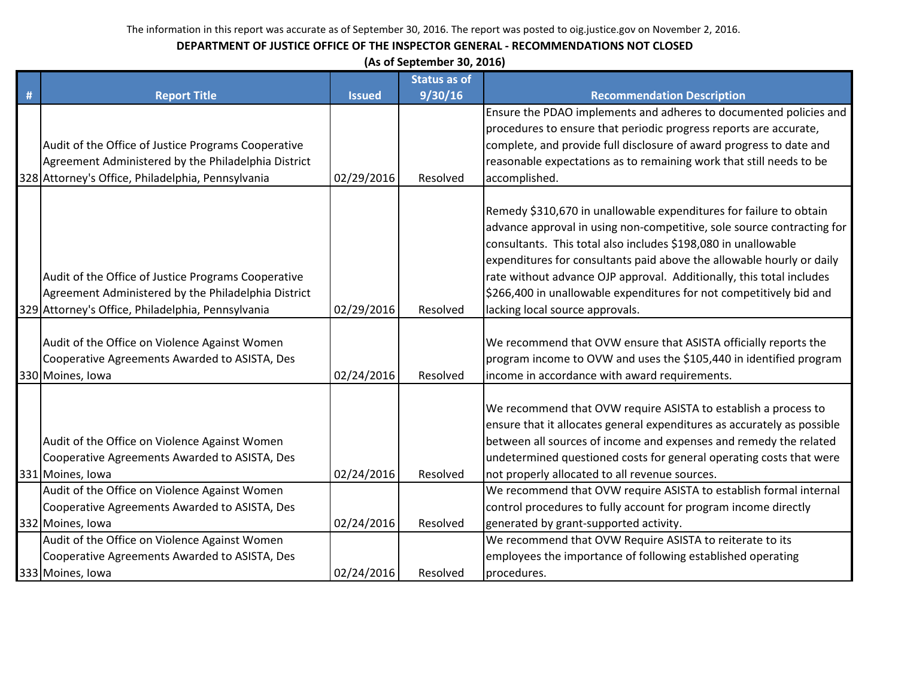The information in this report was accurate as of September 30, 2016. The report was posted to oig.justice.gov on November 2, 2016.

**DEPARTMENT OF JUSTICE OFFICE OF THE INSPECTOR GENERAL - RECOMMENDATIONS NOT CLOSED**

**(As of September 30, 2016)**

| # | Report Title | Issued | Status as of 9/30/16 | Recommendation Description |
|---|---|---|---|---|
| 328 | Audit of the Office of Justice Programs Cooperative Agreement Administered by the Philadelphia District Attorney's Office, Philadelphia, Pennsylvania | 02/29/2016 | Resolved | Ensure the PDAO implements and adheres to documented policies and procedures to ensure that periodic progress reports are accurate, complete, and provide full disclosure of award progress to date and reasonable expectations as to remaining work that still needs to be accomplished. |
| 329 | Audit of the Office of Justice Programs Cooperative Agreement Administered by the Philadelphia District Attorney's Office, Philadelphia, Pennsylvania | 02/29/2016 | Resolved | Remedy $310,670 in unallowable expenditures for failure to obtain advance approval in using non-competitive, sole source contracting for consultants. This total also includes $198,080 in unallowable expenditures for consultants paid above the allowable hourly or daily rate without advance OJP approval. Additionally, this total includes $266,400 in unallowable expenditures for not competitively bid and lacking local source approvals. |
| 330 | Audit of the Office on Violence Against Women Cooperative Agreements Awarded to ASISTA, Des Moines, Iowa | 02/24/2016 | Resolved | We recommend that OVW ensure that ASISTA officially reports the program income to OVW and uses the $105,440 in identified program income in accordance with award requirements. |
| 331 | Audit of the Office on Violence Against Women Cooperative Agreements Awarded to ASISTA, Des Moines, Iowa | 02/24/2016 | Resolved | We recommend that OVW require ASISTA to establish a process to ensure that it allocates general expenditures as accurately as possible between all sources of income and expenses and remedy the related undetermined questioned costs for general operating costs that were not properly allocated to all revenue sources. |
| 332 | Audit of the Office on Violence Against Women Cooperative Agreements Awarded to ASISTA, Des Moines, Iowa | 02/24/2016 | Resolved | We recommend that OVW require ASISTA to establish formal internal control procedures to fully account for program income directly generated by grant-supported activity. |
| 333 | Audit of the Office on Violence Against Women Cooperative Agreements Awarded to ASISTA, Des Moines, Iowa | 02/24/2016 | Resolved | We recommend that OVW Require ASISTA to reiterate to its employees the importance of following established operating procedures. |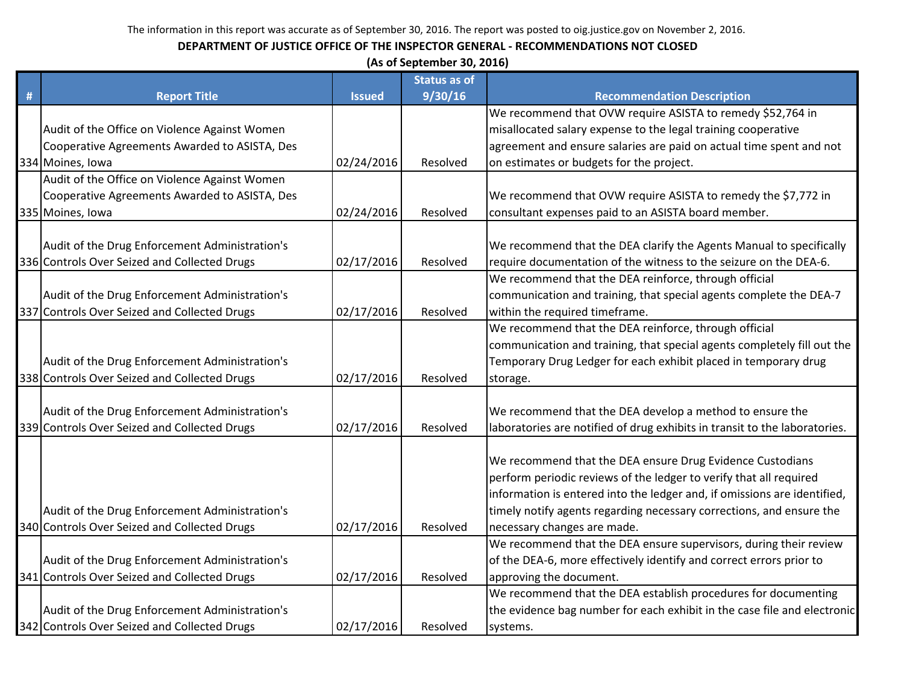The information in this report was accurate as of September 30, 2016. The report was posted to oig.justice.gov on November 2, 2016.

**DEPARTMENT OF JUSTICE OFFICE OF THE INSPECTOR GENERAL - RECOMMENDATIONS NOT CLOSED**

**(As of September 30, 2016)**

| # | Report Title | Issued | Status as of 9/30/16 | Recommendation Description |
|---|---|---|---|---|
| 334 | Audit of the Office on Violence Against Women Cooperative Agreements Awarded to ASISTA, Des Moines, Iowa | 02/24/2016 | Resolved | We recommend that OVW require ASISTA to remedy $52,764 in misallocated salary expense to the legal training cooperative agreement and ensure salaries are paid on actual time spent and not on estimates or budgets for the project. |
| 335 | Audit of the Office on Violence Against Women Cooperative Agreements Awarded to ASISTA, Des Moines, Iowa | 02/24/2016 | Resolved | We recommend that OVW require ASISTA to remedy the $7,772 in consultant expenses paid to an ASISTA board member. |
| 336 | Audit of the Drug Enforcement Administration's Controls Over Seized and Collected Drugs | 02/17/2016 | Resolved | We recommend that the DEA clarify the Agents Manual to specifically require documentation of the witness to the seizure on the DEA-6. |
| 337 | Audit of the Drug Enforcement Administration's Controls Over Seized and Collected Drugs | 02/17/2016 | Resolved | We recommend that the DEA reinforce, through official communication and training, that special agents complete the DEA-7 within the required timeframe. |
| 338 | Audit of the Drug Enforcement Administration's Controls Over Seized and Collected Drugs | 02/17/2016 | Resolved | We recommend that the DEA reinforce, through official communication and training, that special agents completely fill out the Temporary Drug Ledger for each exhibit placed in temporary drug storage. |
| 339 | Audit of the Drug Enforcement Administration's Controls Over Seized and Collected Drugs | 02/17/2016 | Resolved | We recommend that the DEA develop a method to ensure the laboratories are notified of drug exhibits in transit to the laboratories. |
| 340 | Audit of the Drug Enforcement Administration's Controls Over Seized and Collected Drugs | 02/17/2016 | Resolved | We recommend that the DEA ensure Drug Evidence Custodians perform periodic reviews of the ledger to verify that all required information is entered into the ledger and, if omissions are identified, timely notify agents regarding necessary corrections, and ensure the necessary changes are made. |
| 341 | Audit of the Drug Enforcement Administration's Controls Over Seized and Collected Drugs | 02/17/2016 | Resolved | We recommend that the DEA ensure supervisors, during their review of the DEA-6, more effectively identify and correct errors prior to approving the document. |
| 342 | Audit of the Drug Enforcement Administration's Controls Over Seized and Collected Drugs | 02/17/2016 | Resolved | We recommend that the DEA establish procedures for documenting the evidence bag number for each exhibit in the case file and electronic systems. |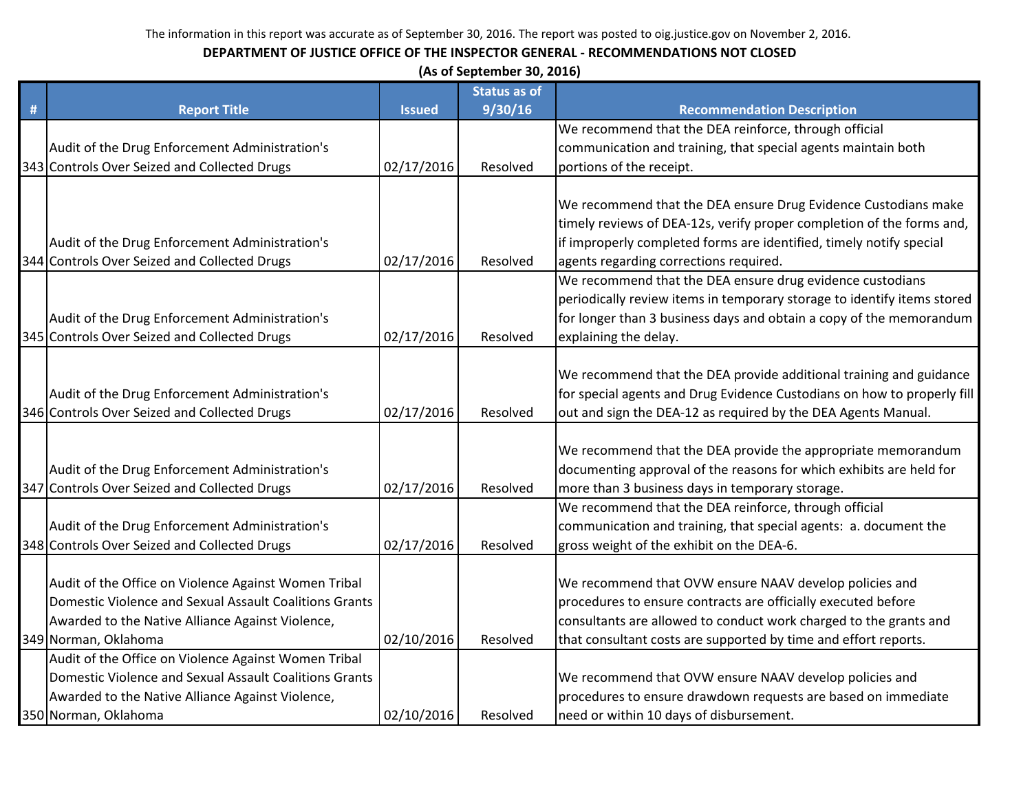The information in this report was accurate as of September 30, 2016. The report was posted to oig.justice.gov on November 2, 2016.

**DEPARTMENT OF JUSTICE OFFICE OF THE INSPECTOR GENERAL - RECOMMENDATIONS NOT CLOSED**

**(As of September 30, 2016)**

| # | Report Title | Issued | Status as of 9/30/16 | Recommendation Description |
|---|---|---|---|---|
| 343 | Audit of the Drug Enforcement Administration's Controls Over Seized and Collected Drugs | 02/17/2016 | Resolved | We recommend that the DEA reinforce, through official communication and training, that special agents maintain both portions of the receipt. |
| 344 | Audit of the Drug Enforcement Administration's Controls Over Seized and Collected Drugs | 02/17/2016 | Resolved | We recommend that the DEA ensure Drug Evidence Custodians make timely reviews of DEA-12s, verify proper completion of the forms and, if improperly completed forms are identified, timely notify special agents regarding corrections required. |
| 345 | Audit of the Drug Enforcement Administration's Controls Over Seized and Collected Drugs | 02/17/2016 | Resolved | We recommend that the DEA ensure drug evidence custodians periodically review items in temporary storage to identify items stored for longer than 3 business days and obtain a copy of the memorandum explaining the delay. |
| 346 | Audit of the Drug Enforcement Administration's Controls Over Seized and Collected Drugs | 02/17/2016 | Resolved | We recommend that the DEA provide additional training and guidance for special agents and Drug Evidence Custodians on how to properly fill out and sign the DEA-12 as required by the DEA Agents Manual. |
| 347 | Audit of the Drug Enforcement Administration's Controls Over Seized and Collected Drugs | 02/17/2016 | Resolved | We recommend that the DEA provide the appropriate memorandum documenting approval of the reasons for which exhibits are held for more than 3 business days in temporary storage. |
| 348 | Audit of the Drug Enforcement Administration's Controls Over Seized and Collected Drugs | 02/17/2016 | Resolved | We recommend that the DEA reinforce, through official communication and training, that special agents: a. document the gross weight of the exhibit on the DEA-6. |
| 349 | Audit of the Office on Violence Against Women Tribal Domestic Violence and Sexual Assault Coalitions Grants Awarded to the Native Alliance Against Violence, Norman, Oklahoma | 02/10/2016 | Resolved | We recommend that OVW ensure NAAV develop policies and procedures to ensure contracts are officially executed before consultants are allowed to conduct work charged to the grants and that consultant costs are supported by time and effort reports. |
| 350 | Audit of the Office on Violence Against Women Tribal Domestic Violence and Sexual Assault Coalitions Grants Awarded to the Native Alliance Against Violence, Norman, Oklahoma | 02/10/2016 | Resolved | We recommend that OVW ensure NAAV develop policies and procedures to ensure drawdown requests are based on immediate need or within 10 days of disbursement. |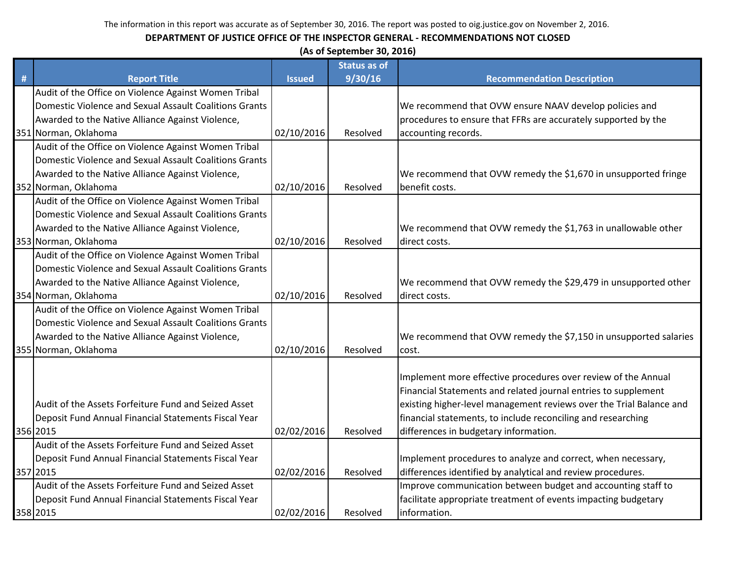The information in this report was accurate as of September 30, 2016. The report was posted to oig.justice.gov on November 2, 2016.

**DEPARTMENT OF JUSTICE OFFICE OF THE INSPECTOR GENERAL - RECOMMENDATIONS NOT CLOSED**

**(As of September 30, 2016)**

| # | Report Title | Issued | Status as of 9/30/16 | Recommendation Description |
|---|---|---|---|---|
| 351 | Audit of the Office on Violence Against Women Tribal Domestic Violence and Sexual Assault Coalitions Grants Awarded to the Native Alliance Against Violence, Norman, Oklahoma | 02/10/2016 | Resolved | We recommend that OVW ensure NAAV develop policies and procedures to ensure that FFRs are accurately supported by the accounting records. |
| 352 | Audit of the Office on Violence Against Women Tribal Domestic Violence and Sexual Assault Coalitions Grants Awarded to the Native Alliance Against Violence, Norman, Oklahoma | 02/10/2016 | Resolved | We recommend that OVW remedy the $1,670 in unsupported fringe benefit costs. |
| 353 | Audit of the Office on Violence Against Women Tribal Domestic Violence and Sexual Assault Coalitions Grants Awarded to the Native Alliance Against Violence, Norman, Oklahoma | 02/10/2016 | Resolved | We recommend that OVW remedy the $1,763 in unallowable other direct costs. |
| 354 | Audit of the Office on Violence Against Women Tribal Domestic Violence and Sexual Assault Coalitions Grants Awarded to the Native Alliance Against Violence, Norman, Oklahoma | 02/10/2016 | Resolved | We recommend that OVW remedy the $29,479 in unsupported other direct costs. |
| 355 | Audit of the Office on Violence Against Women Tribal Domestic Violence and Sexual Assault Coalitions Grants Awarded to the Native Alliance Against Violence, Norman, Oklahoma | 02/10/2016 | Resolved | We recommend that OVW remedy the $7,150 in unsupported salaries cost. |
| 356 | Audit of the Assets Forfeiture Fund and Seized Asset Deposit Fund Annual Financial Statements Fiscal Year 2015 | 02/02/2016 | Resolved | Implement more effective procedures over review of the Annual Financial Statements and related journal entries to supplement existing higher-level management reviews over the Trial Balance and financial statements, to include reconciling and researching differences in budgetary information. |
| 357 | Audit of the Assets Forfeiture Fund and Seized Asset Deposit Fund Annual Financial Statements Fiscal Year 2015 | 02/02/2016 | Resolved | Implement procedures to analyze and correct, when necessary, differences identified by analytical and review procedures. |
| 358 | Audit of the Assets Forfeiture Fund and Seized Asset Deposit Fund Annual Financial Statements Fiscal Year 2015 | 02/02/2016 | Resolved | Improve communication between budget and accounting staff to facilitate appropriate treatment of events impacting budgetary information. |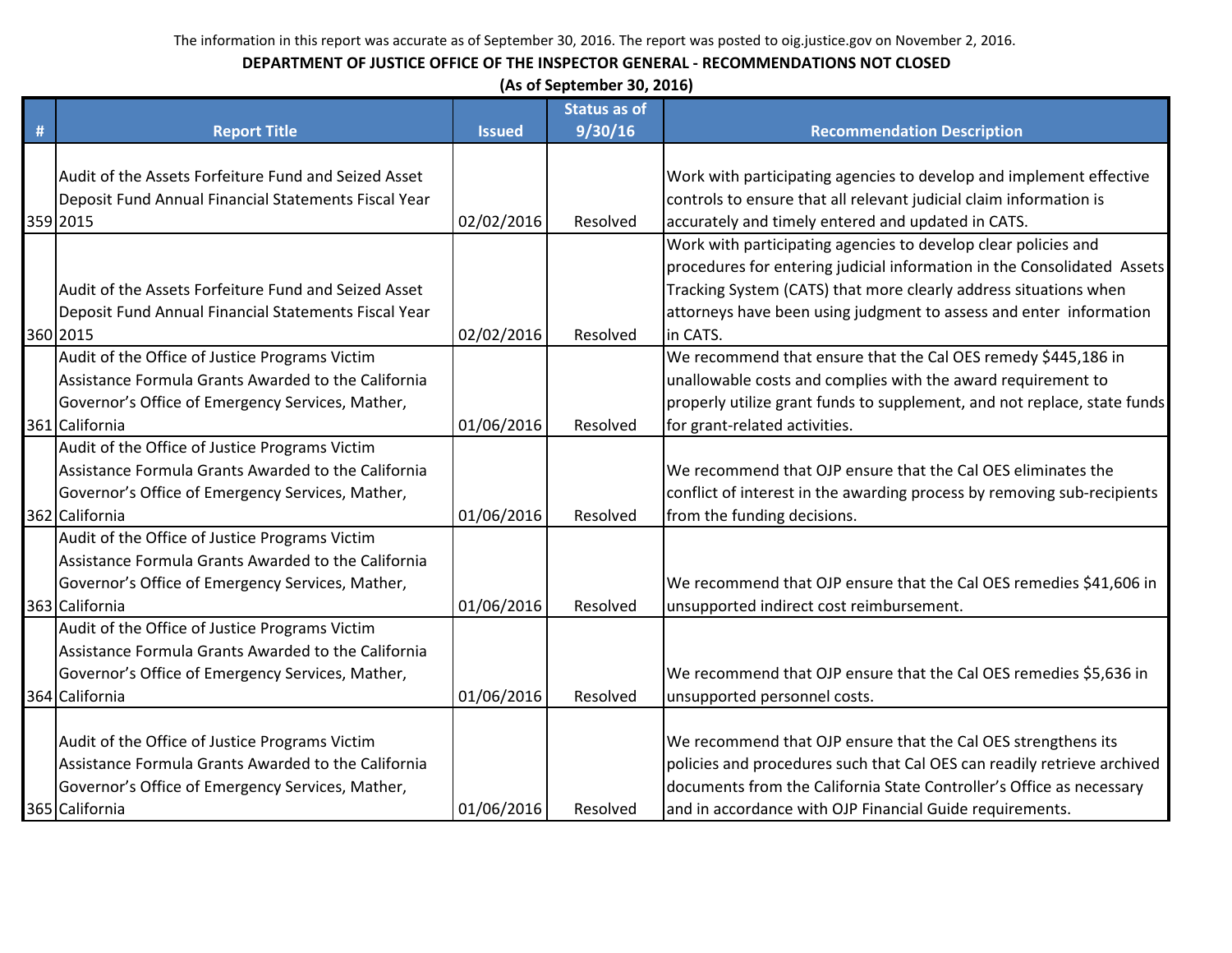The information in this report was accurate as of September 30, 2016. The report was posted to oig.justice.gov on November 2, 2016.

**DEPARTMENT OF JUSTICE OFFICE OF THE INSPECTOR GENERAL - RECOMMENDATIONS NOT CLOSED**

**(As of September 30, 2016)**

| # | Report Title | Issued | Status as of 9/30/16 | Recommendation Description |
|---|---|---|---|---|
| 359 | Audit of the Assets Forfeiture Fund and Seized Asset Deposit Fund Annual Financial Statements Fiscal Year 2015 | 02/02/2016 | Resolved | Work with participating agencies to develop and implement effective controls to ensure that all relevant judicial claim information is accurately and timely entered and updated in CATS. |
| 360 | Audit of the Assets Forfeiture Fund and Seized Asset Deposit Fund Annual Financial Statements Fiscal Year 2015 | 02/02/2016 | Resolved | Work with participating agencies to develop clear policies and procedures for entering judicial information in the Consolidated Assets Tracking System (CATS) that more clearly address situations when attorneys have been using judgment to assess and enter information in CATS. |
| 361 | Audit of the Office of Justice Programs Victim Assistance Formula Grants Awarded to the California Governor's Office of Emergency Services, Mather, California | 01/06/2016 | Resolved | We recommend that ensure that the Cal OES remedy $445,186 in unallowable costs and complies with the award requirement to properly utilize grant funds to supplement, and not replace, state funds for grant-related activities. |
| 362 | Audit of the Office of Justice Programs Victim Assistance Formula Grants Awarded to the California Governor's Office of Emergency Services, Mather, California | 01/06/2016 | Resolved | We recommend that OJP ensure that the Cal OES eliminates the conflict of interest in the awarding process by removing sub-recipients from the funding decisions. |
| 363 | Audit of the Office of Justice Programs Victim Assistance Formula Grants Awarded to the California Governor's Office of Emergency Services, Mather, California | 01/06/2016 | Resolved | We recommend that OJP ensure that the Cal OES remedies $41,606 in unsupported indirect cost reimbursement. |
| 364 | Audit of the Office of Justice Programs Victim Assistance Formula Grants Awarded to the California Governor's Office of Emergency Services, Mather, California | 01/06/2016 | Resolved | We recommend that OJP ensure that the Cal OES remedies $5,636 in unsupported personnel costs. |
| 365 | Audit of the Office of Justice Programs Victim Assistance Formula Grants Awarded to the California Governor's Office of Emergency Services, Mather, California | 01/06/2016 | Resolved | We recommend that OJP ensure that the Cal OES strengthens its policies and procedures such that Cal OES can readily retrieve archived documents from the California State Controller's Office as necessary and in accordance with OJP Financial Guide requirements. |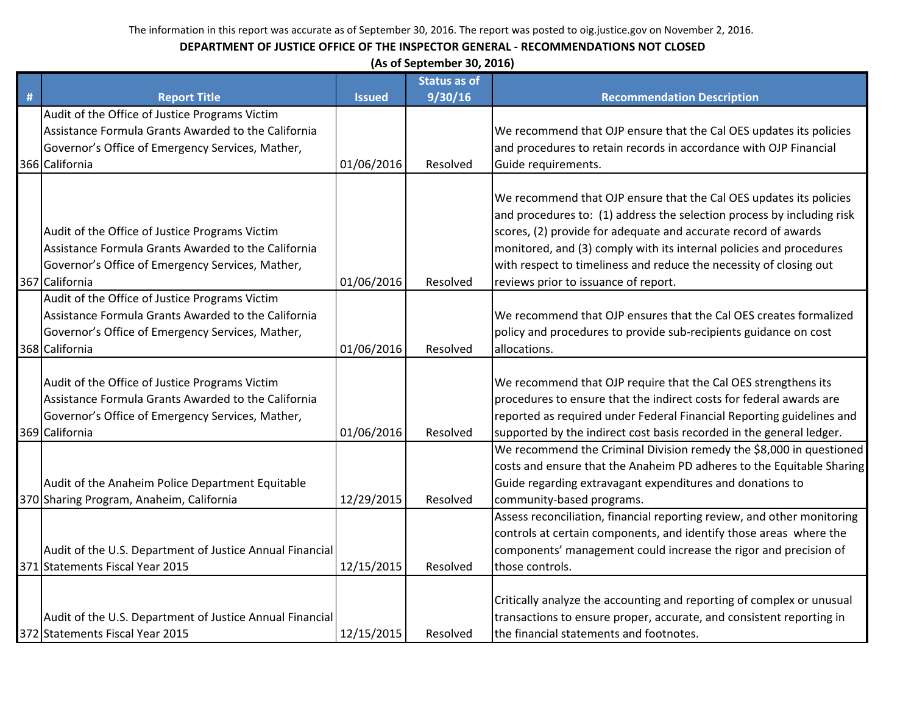The information in this report was accurate as of September 30, 2016. The report was posted to oig.justice.gov on November 2, 2016.

**DEPARTMENT OF JUSTICE OFFICE OF THE INSPECTOR GENERAL - RECOMMENDATIONS NOT CLOSED**

**(As of September 30, 2016)**

| # | Report Title | Issued | Status as of 9/30/16 | Recommendation Description |
|---|---|---|---|---|
| 366 | Audit of the Office of Justice Programs Victim Assistance Formula Grants Awarded to the California Governor's Office of Emergency Services, Mather, California | 01/06/2016 | Resolved | We recommend that OJP ensure that the Cal OES updates its policies and procedures to retain records in accordance with OJP Financial Guide requirements. |
| 367 | Audit of the Office of Justice Programs Victim Assistance Formula Grants Awarded to the California Governor's Office of Emergency Services, Mather, California | 01/06/2016 | Resolved | We recommend that OJP ensure that the Cal OES updates its policies and procedures to: (1) address the selection process by including risk scores, (2) provide for adequate and accurate record of awards monitored, and (3) comply with its internal policies and procedures with respect to timeliness and reduce the necessity of closing out reviews prior to issuance of report. |
| 368 | Audit of the Office of Justice Programs Victim Assistance Formula Grants Awarded to the California Governor's Office of Emergency Services, Mather, California | 01/06/2016 | Resolved | We recommend that OJP ensures that the Cal OES creates formalized policy and procedures to provide sub-recipients guidance on cost allocations. |
| 369 | Audit of the Office of Justice Programs Victim Assistance Formula Grants Awarded to the California Governor's Office of Emergency Services, Mather, California | 01/06/2016 | Resolved | We recommend that OJP require that the Cal OES strengthens its procedures to ensure that the indirect costs for federal awards are reported as required under Federal Financial Reporting guidelines and supported by the indirect cost basis recorded in the general ledger. |
| 370 | Audit of the Anaheim Police Department Equitable Sharing Program, Anaheim, California | 12/29/2015 | Resolved | We recommend the Criminal Division remedy the $8,000 in questioned costs and ensure that the Anaheim PD adheres to the Equitable Sharing Guide regarding extravagant expenditures and donations to community-based programs. |
| 371 | Audit of the U.S. Department of Justice Annual Financial Statements Fiscal Year 2015 | 12/15/2015 | Resolved | Assess reconciliation, financial reporting review, and other monitoring controls at certain components, and identify those areas where the components' management could increase the rigor and precision of those controls. |
| 372 | Audit of the U.S. Department of Justice Annual Financial Statements Fiscal Year 2015 | 12/15/2015 | Resolved | Critically analyze the accounting and reporting of complex or unusual transactions to ensure proper, accurate, and consistent reporting in the financial statements and footnotes. |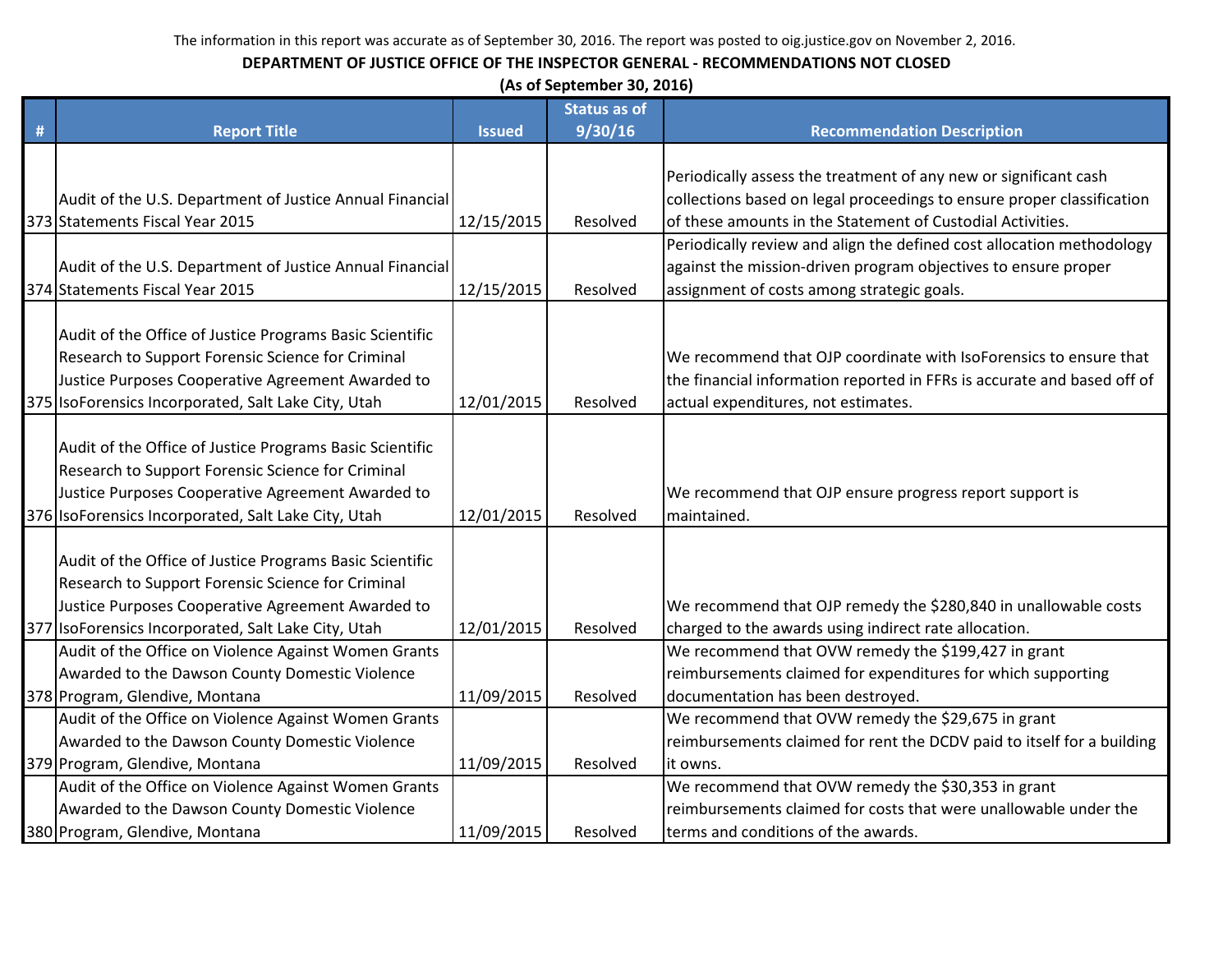The information in this report was accurate as of September 30, 2016. The report was posted to oig.justice.gov on November 2, 2016.

**DEPARTMENT OF JUSTICE OFFICE OF THE INSPECTOR GENERAL - RECOMMENDATIONS NOT CLOSED**

**(As of September 30, 2016)**

| # | Report Title | Issued | Status as of 9/30/16 | Recommendation Description |
|---|---|---|---|---|
| 373 | Audit of the U.S. Department of Justice Annual Financial Statements Fiscal Year 2015 | 12/15/2015 | Resolved | Periodically assess the treatment of any new or significant cash collections based on legal proceedings to ensure proper classification of these amounts in the Statement of Custodial Activities. |
| 374 | Audit of the U.S. Department of Justice Annual Financial Statements Fiscal Year 2015 | 12/15/2015 | Resolved | Periodically review and align the defined cost allocation methodology against the mission-driven program objectives to ensure proper assignment of costs among strategic goals. |
| 375 | Audit of the Office of Justice Programs Basic Scientific Research to Support Forensic Science for Criminal Justice Purposes Cooperative Agreement Awarded to IsoForensics Incorporated, Salt Lake City, Utah | 12/01/2015 | Resolved | We recommend that OJP coordinate with IsoForensics to ensure that the financial information reported in FFRs is accurate and based off of actual expenditures, not estimates. |
| 376 | Audit of the Office of Justice Programs Basic Scientific Research to Support Forensic Science for Criminal Justice Purposes Cooperative Agreement Awarded to IsoForensics Incorporated, Salt Lake City, Utah | 12/01/2015 | Resolved | We recommend that OJP ensure progress report support is maintained. |
| 377 | Audit of the Office of Justice Programs Basic Scientific Research to Support Forensic Science for Criminal Justice Purposes Cooperative Agreement Awarded to IsoForensics Incorporated, Salt Lake City, Utah | 12/01/2015 | Resolved | We recommend that OJP remedy the $280,840 in unallowable costs charged to the awards using indirect rate allocation. |
| 378 | Audit of the Office on Violence Against Women Grants Awarded to the Dawson County Domestic Violence Program, Glendive, Montana | 11/09/2015 | Resolved | We recommend that OVW remedy the $199,427 in grant reimbursements claimed for expenditures for which supporting documentation has been destroyed. |
| 379 | Audit of the Office on Violence Against Women Grants Awarded to the Dawson County Domestic Violence Program, Glendive, Montana | 11/09/2015 | Resolved | We recommend that OVW remedy the $29,675 in grant reimbursements claimed for rent the DCDV paid to itself for a building it owns. |
| 380 | Audit of the Office on Violence Against Women Grants Awarded to the Dawson County Domestic Violence Program, Glendive, Montana | 11/09/2015 | Resolved | We recommend that OVW remedy the $30,353 in grant reimbursements claimed for costs that were unallowable under the terms and conditions of the awards. |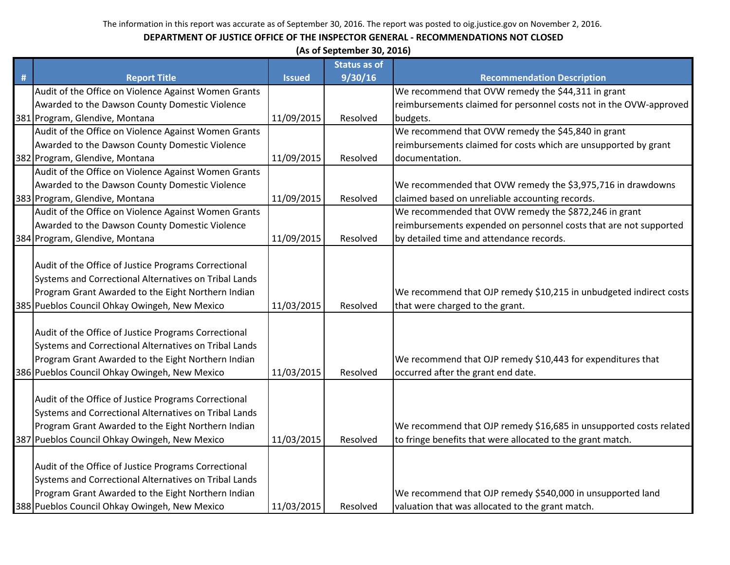The information in this report was accurate as of September 30, 2016. The report was posted to oig.justice.gov on November 2, 2016.

**DEPARTMENT OF JUSTICE OFFICE OF THE INSPECTOR GENERAL - RECOMMENDATIONS NOT CLOSED**

**(As of September 30, 2016)**

| # | Report Title | Issued | Status as of 9/30/16 | Recommendation Description |
|---|---|---|---|---|
| 381 | Audit of the Office on Violence Against Women Grants Awarded to the Dawson County Domestic Violence Program, Glendive, Montana | 11/09/2015 | Resolved | We recommend that OVW remedy the $44,311 in grant reimbursements claimed for personnel costs not in the OVW-approved budgets. |
| 382 | Audit of the Office on Violence Against Women Grants Awarded to the Dawson County Domestic Violence Program, Glendive, Montana | 11/09/2015 | Resolved | We recommend that OVW remedy the $45,840 in grant reimbursements claimed for costs which are unsupported by grant documentation. |
| 383 | Audit of the Office on Violence Against Women Grants Awarded to the Dawson County Domestic Violence Program, Glendive, Montana | 11/09/2015 | Resolved | We recommended that OVW remedy the $3,975,716 in drawdowns claimed based on unreliable accounting records. |
| 384 | Audit of the Office on Violence Against Women Grants Awarded to the Dawson County Domestic Violence Program, Glendive, Montana | 11/09/2015 | Resolved | We recommended that OVW remedy the $872,246 in grant reimbursements expended on personnel costs that are not supported by detailed time and attendance records. |
| 385 | Audit of the Office of Justice Programs Correctional Systems and Correctional Alternatives on Tribal Lands Program Grant Awarded to the Eight Northern Indian Pueblos Council Ohkay Owingeh, New Mexico | 11/03/2015 | Resolved | We recommend that OJP remedy $10,215 in unbudgeted indirect costs that were charged to the grant. |
| 386 | Audit of the Office of Justice Programs Correctional Systems and Correctional Alternatives on Tribal Lands Program Grant Awarded to the Eight Northern Indian Pueblos Council Ohkay Owingeh, New Mexico | 11/03/2015 | Resolved | We recommend that OJP remedy $10,443 for expenditures that occurred after the grant end date. |
| 387 | Audit of the Office of Justice Programs Correctional Systems and Correctional Alternatives on Tribal Lands Program Grant Awarded to the Eight Northern Indian Pueblos Council Ohkay Owingeh, New Mexico | 11/03/2015 | Resolved | We recommend that OJP remedy $16,685 in unsupported costs related to fringe benefits that were allocated to the grant match. |
| 388 | Audit of the Office of Justice Programs Correctional Systems and Correctional Alternatives on Tribal Lands Program Grant Awarded to the Eight Northern Indian Pueblos Council Ohkay Owingeh, New Mexico | 11/03/2015 | Resolved | We recommend that OJP remedy $540,000 in unsupported land valuation that was allocated to the grant match. |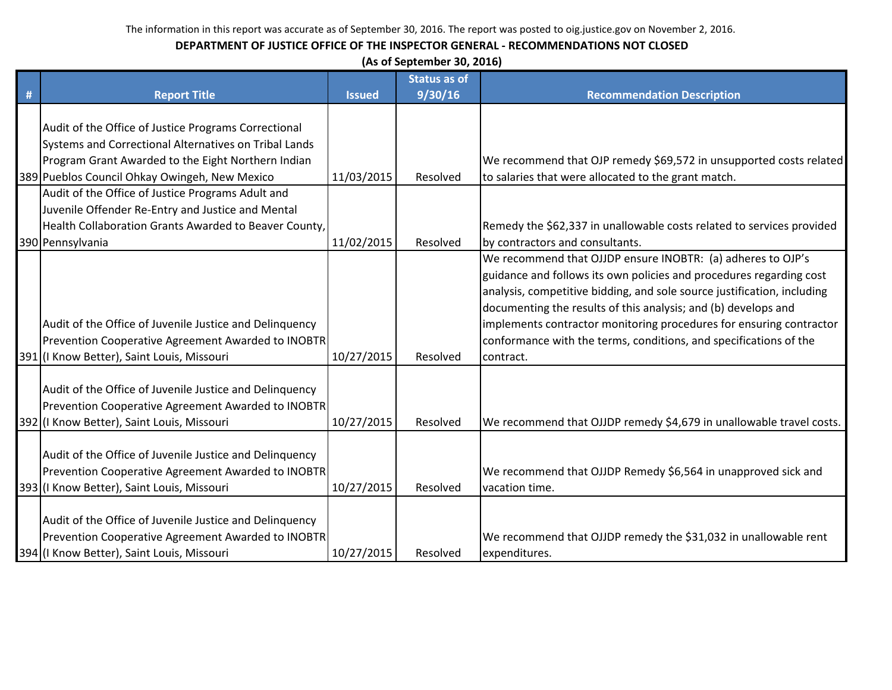The information in this report was accurate as of September 30, 2016. The report was posted to oig.justice.gov on November 2, 2016.

**DEPARTMENT OF JUSTICE OFFICE OF THE INSPECTOR GENERAL - RECOMMENDATIONS NOT CLOSED**

**(As of September 30, 2016)**

| # | Report Title | Issued | Status as of 9/30/16 | Recommendation Description |
|---|---|---|---|---|
| 389 | Audit of the Office of Justice Programs Correctional Systems and Correctional Alternatives on Tribal Lands Program Grant Awarded to the Eight Northern Indian Pueblos Council Ohkay Owingeh, New Mexico | 11/03/2015 | Resolved | We recommend that OJP remedy $69,572 in unsupported costs related to salaries that were allocated to the grant match. |
| 390 | Audit of the Office of Justice Programs Adult and Juvenile Offender Re-Entry and Justice and Mental Health Collaboration Grants Awarded to Beaver County, Pennsylvania | 11/02/2015 | Resolved | Remedy the $62,337 in unallowable costs related to services provided by contractors and consultants. |
| 391 | Audit of the Office of Juvenile Justice and Delinquency Prevention Cooperative Agreement Awarded to INOBTR (I Know Better), Saint Louis, Missouri | 10/27/2015 | Resolved | We recommend that OJJDP ensure INOBTR: (a) adheres to OJP's guidance and follows its own policies and procedures regarding cost analysis, competitive bidding, and sole source justification, including documenting the results of this analysis; and (b) develops and implements contractor monitoring procedures for ensuring contractor conformance with the terms, conditions, and specifications of the contract. |
| 392 | Audit of the Office of Juvenile Justice and Delinquency Prevention Cooperative Agreement Awarded to INOBTR (I Know Better), Saint Louis, Missouri | 10/27/2015 | Resolved | We recommend that OJJDP remedy $4,679 in unallowable travel costs. |
| 393 | Audit of the Office of Juvenile Justice and Delinquency Prevention Cooperative Agreement Awarded to INOBTR (I Know Better), Saint Louis, Missouri | 10/27/2015 | Resolved | We recommend that OJJDP Remedy $6,564 in unapproved sick and vacation time. |
| 394 | Audit of the Office of Juvenile Justice and Delinquency Prevention Cooperative Agreement Awarded to INOBTR (I Know Better), Saint Louis, Missouri | 10/27/2015 | Resolved | We recommend that OJJDP remedy the $31,032 in unallowable rent expenditures. |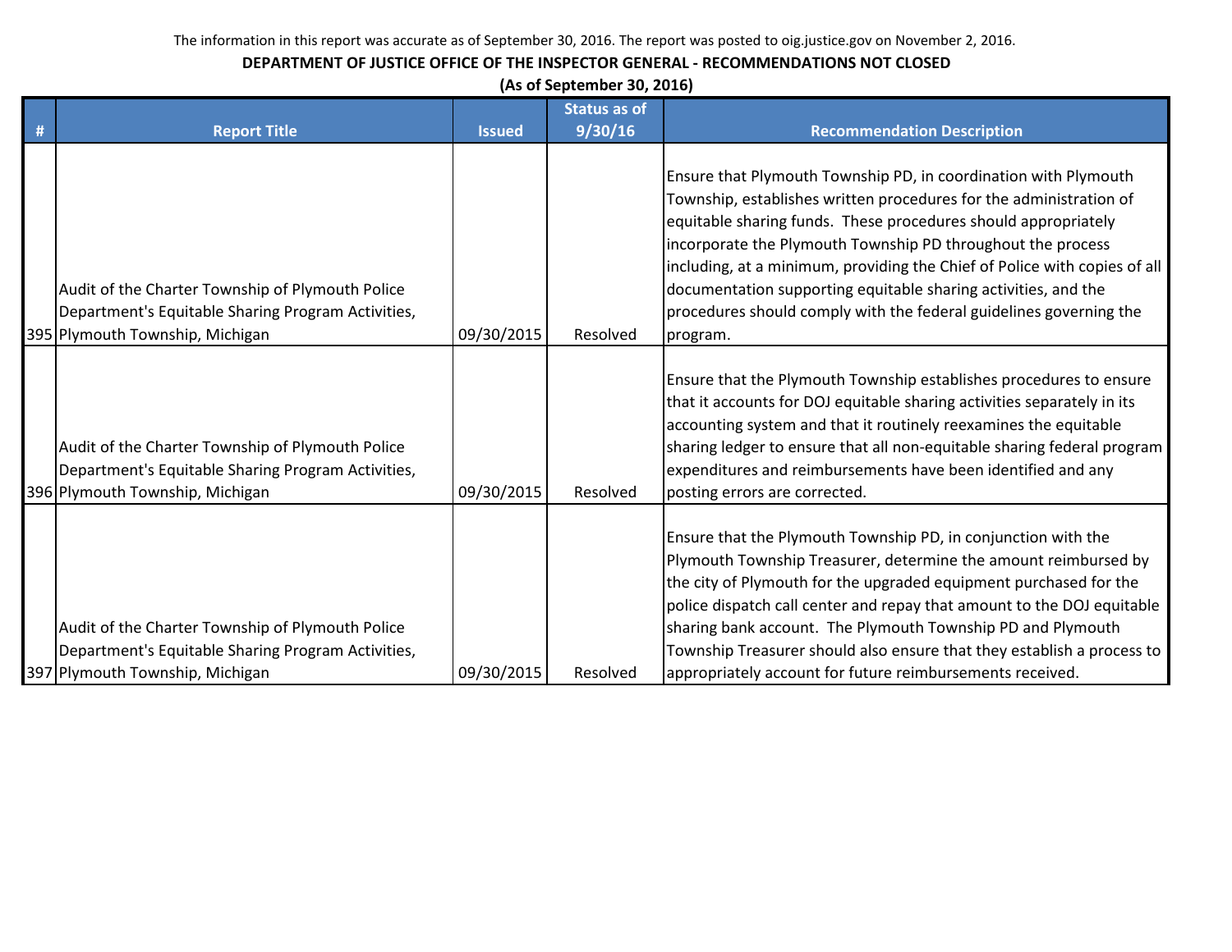The information in this report was accurate as of September 30, 2016. The report was posted to oig.justice.gov on November 2, 2016.

**DEPARTMENT OF JUSTICE OFFICE OF THE INSPECTOR GENERAL - RECOMMENDATIONS NOT CLOSED**

**(As of September 30, 2016)**

| # | Report Title | Issued | Status as of 9/30/16 | Recommendation Description |
|---|---|---|---|---|
| 395 | Audit of the Charter Township of Plymouth Police Department's Equitable Sharing Program Activities, Plymouth Township, Michigan | 09/30/2015 | Resolved | Ensure that Plymouth Township PD, in coordination with Plymouth Township, establishes written procedures for the administration of equitable sharing funds. These procedures should appropriately incorporate the Plymouth Township PD throughout the process including, at a minimum, providing the Chief of Police with copies of all documentation supporting equitable sharing activities, and the procedures should comply with the federal guidelines governing the program. |
| 396 | Audit of the Charter Township of Plymouth Police Department's Equitable Sharing Program Activities, Plymouth Township, Michigan | 09/30/2015 | Resolved | Ensure that the Plymouth Township establishes procedures to ensure that it accounts for DOJ equitable sharing activities separately in its accounting system and that it routinely reexamines the equitable sharing ledger to ensure that all non-equitable sharing federal program expenditures and reimbursements have been identified and any posting errors are corrected. |
| 397 | Audit of the Charter Township of Plymouth Police Department's Equitable Sharing Program Activities, Plymouth Township, Michigan | 09/30/2015 | Resolved | Ensure that the Plymouth Township PD, in conjunction with the Plymouth Township Treasurer, determine the amount reimbursed by the city of Plymouth for the upgraded equipment purchased for the police dispatch call center and repay that amount to the DOJ equitable sharing bank account. The Plymouth Township PD and Plymouth Township Treasurer should also ensure that they establish a process to appropriately account for future reimbursements received. |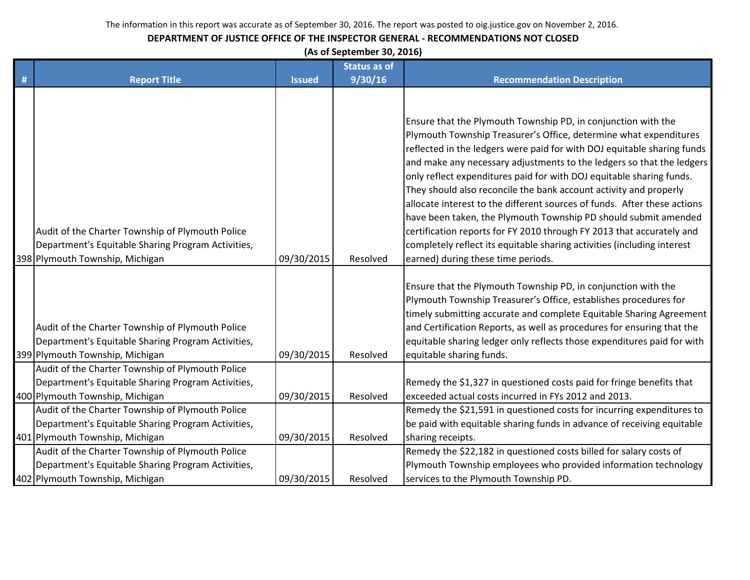The information in this report was accurate as of September 30, 2016. The report was posted to oig.justice.gov on November 2, 2016.

**DEPARTMENT OF JUSTICE OFFICE OF THE INSPECTOR GENERAL - RECOMMENDATIONS NOT CLOSED**

**(As of September 30, 2016)**

| # | Report Title | Issued | Status as of 9/30/16 | Recommendation Description |
|---|---|---|---|---|
| 398 | Audit of the Charter Township of Plymouth Police Department's Equitable Sharing Program Activities, Plymouth Township, Michigan | 09/30/2015 | Resolved | Ensure that the Plymouth Township PD, in conjunction with the Plymouth Township Treasurer's Office, determine what expenditures reflected in the ledgers were paid for with DOJ equitable sharing funds and make any necessary adjustments to the ledgers so that the ledgers only reflect expenditures paid for with DOJ equitable sharing funds. They should also reconcile the bank account activity and properly allocate interest to the different sources of funds. After these actions have been taken, the Plymouth Township PD should submit amended certification reports for FY 2010 through FY 2013 that accurately and completely reflect its equitable sharing activities (including interest earned) during these time periods. |
| 399 | Audit of the Charter Township of Plymouth Police Department's Equitable Sharing Program Activities, Plymouth Township, Michigan | 09/30/2015 | Resolved | Ensure that the Plymouth Township PD, in conjunction with the Plymouth Township Treasurer's Office, establishes procedures for timely submitting accurate and complete Equitable Sharing Agreement and Certification Reports, as well as procedures for ensuring that the equitable sharing ledger only reflects those expenditures paid for with equitable sharing funds. |
| 400 | Audit of the Charter Township of Plymouth Police Department's Equitable Sharing Program Activities, Plymouth Township, Michigan | 09/30/2015 | Resolved | Remedy the $1,327 in questioned costs paid for fringe benefits that exceeded actual costs incurred in FYs 2012 and 2013. |
| 401 | Audit of the Charter Township of Plymouth Police Department's Equitable Sharing Program Activities, Plymouth Township, Michigan | 09/30/2015 | Resolved | Remedy the $21,591 in questioned costs for incurring expenditures to be paid with equitable sharing funds in advance of receiving equitable sharing receipts. |
| 402 | Audit of the Charter Township of Plymouth Police Department's Equitable Sharing Program Activities, Plymouth Township, Michigan | 09/30/2015 | Resolved | Remedy the $22,182 in questioned costs billed for salary costs of Plymouth Township employees who provided information technology services to the Plymouth Township PD. |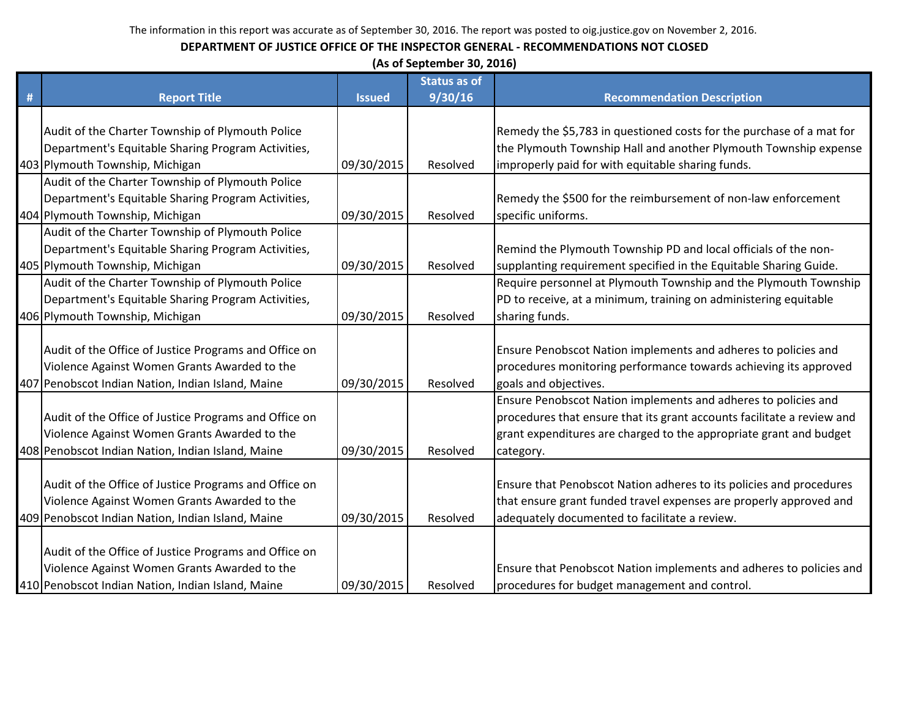The information in this report was accurate as of September 30, 2016. The report was posted to oig.justice.gov on November 2, 2016.

**DEPARTMENT OF JUSTICE OFFICE OF THE INSPECTOR GENERAL - RECOMMENDATIONS NOT CLOSED**

**(As of September 30, 2016)**

| # | Report Title | Issued | Status as of 9/30/16 | Recommendation Description |
|---|---|---|---|---|
| 403 | Audit of the Charter Township of Plymouth Police Department's Equitable Sharing Program Activities, Plymouth Township, Michigan | 09/30/2015 | Resolved | Remedy the $5,783 in questioned costs for the purchase of a mat for the Plymouth Township Hall and another Plymouth Township expense improperly paid for with equitable sharing funds. |
| 404 | Audit of the Charter Township of Plymouth Police Department's Equitable Sharing Program Activities, Plymouth Township, Michigan | 09/30/2015 | Resolved | Remedy the $500 for the reimbursement of non-law enforcement specific uniforms. |
| 405 | Audit of the Charter Township of Plymouth Police Department's Equitable Sharing Program Activities, Plymouth Township, Michigan | 09/30/2015 | Resolved | Remind the Plymouth Township PD and local officials of the non-supplanting requirement specified in the Equitable Sharing Guide. |
| 406 | Audit of the Charter Township of Plymouth Police Department's Equitable Sharing Program Activities, Plymouth Township, Michigan | 09/30/2015 | Resolved | Require personnel at Plymouth Township and the Plymouth Township PD to receive, at a minimum, training on administering equitable sharing funds. |
| 407 | Audit of the Office of Justice Programs and Office on Violence Against Women Grants Awarded to the Penobscot Indian Nation, Indian Island, Maine | 09/30/2015 | Resolved | Ensure Penobscot Nation implements and adheres to policies and procedures monitoring performance towards achieving its approved goals and objectives. |
| 408 | Audit of the Office of Justice Programs and Office on Violence Against Women Grants Awarded to the Penobscot Indian Nation, Indian Island, Maine | 09/30/2015 | Resolved | Ensure Penobscot Nation implements and adheres to policies and procedures that ensure that its grant accounts facilitate a review and grant expenditures are charged to the appropriate grant and budget category. |
| 409 | Audit of the Office of Justice Programs and Office on Violence Against Women Grants Awarded to the Penobscot Indian Nation, Indian Island, Maine | 09/30/2015 | Resolved | Ensure that Penobscot Nation adheres to its policies and procedures that ensure grant funded travel expenses are properly approved and adequately documented to facilitate a review. |
| 410 | Audit of the Office of Justice Programs and Office on Violence Against Women Grants Awarded to the Penobscot Indian Nation, Indian Island, Maine | 09/30/2015 | Resolved | Ensure that Penobscot Nation implements and adheres to policies and procedures for budget management and control. |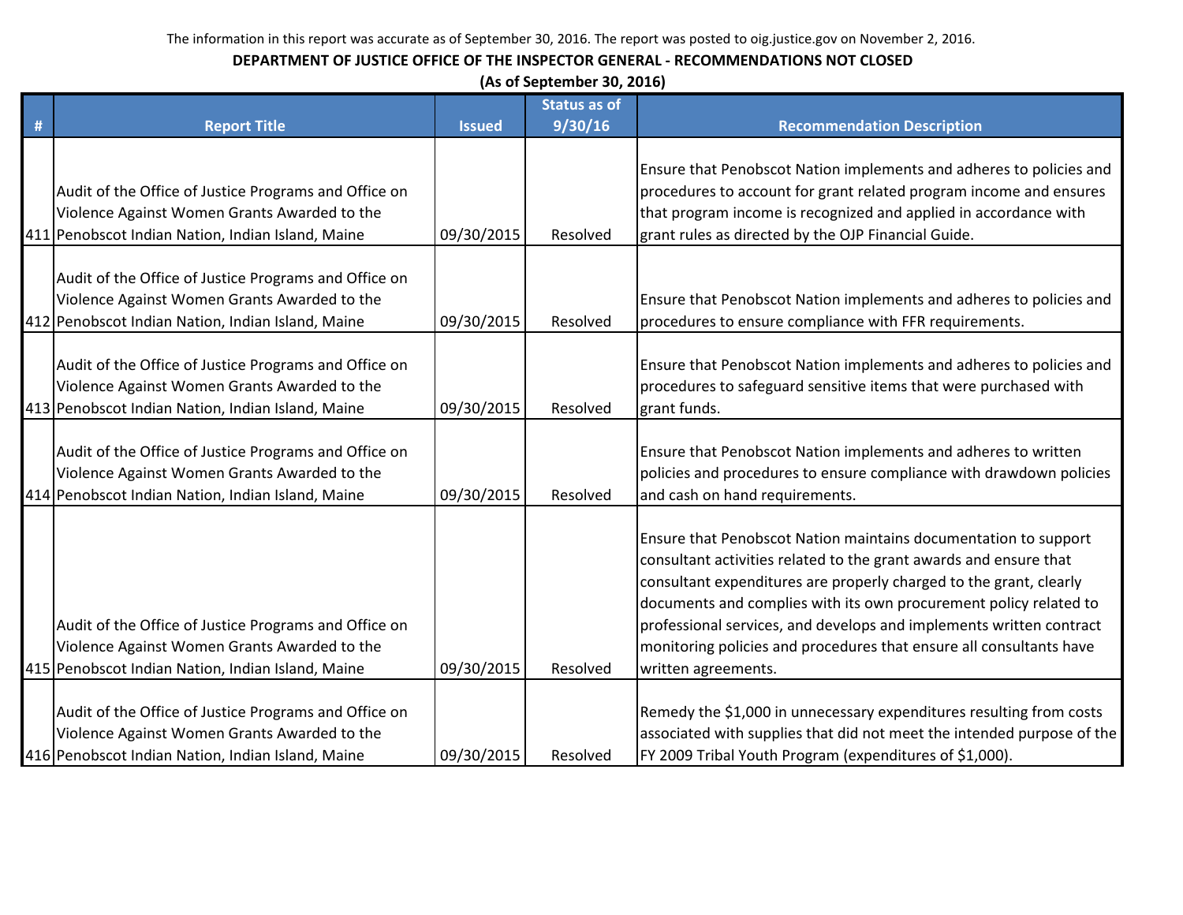The information in this report was accurate as of September 30, 2016. The report was posted to oig.justice.gov on November 2, 2016.

**DEPARTMENT OF JUSTICE OFFICE OF THE INSPECTOR GENERAL - RECOMMENDATIONS NOT CLOSED**

**(As of September 30, 2016)**

| # | Report Title | Issued | Status as of 9/30/16 | Recommendation Description |
|---|---|---|---|---|
| 411 | Audit of the Office of Justice Programs and Office on Violence Against Women Grants Awarded to the Penobscot Indian Nation, Indian Island, Maine | 09/30/2015 | Resolved | Ensure that Penobscot Nation implements and adheres to policies and procedures to account for grant related program income and ensures that program income is recognized and applied in accordance with grant rules as directed by the OJP Financial Guide. |
| 412 | Audit of the Office of Justice Programs and Office on Violence Against Women Grants Awarded to the Penobscot Indian Nation, Indian Island, Maine | 09/30/2015 | Resolved | Ensure that Penobscot Nation implements and adheres to policies and procedures to ensure compliance with FFR requirements. |
| 413 | Audit of the Office of Justice Programs and Office on Violence Against Women Grants Awarded to the Penobscot Indian Nation, Indian Island, Maine | 09/30/2015 | Resolved | Ensure that Penobscot Nation implements and adheres to policies and procedures to safeguard sensitive items that were purchased with grant funds. |
| 414 | Audit of the Office of Justice Programs and Office on Violence Against Women Grants Awarded to the Penobscot Indian Nation, Indian Island, Maine | 09/30/2015 | Resolved | Ensure that Penobscot Nation implements and adheres to written policies and procedures to ensure compliance with drawdown policies and cash on hand requirements. |
| 415 | Audit of the Office of Justice Programs and Office on Violence Against Women Grants Awarded to the Penobscot Indian Nation, Indian Island, Maine | 09/30/2015 | Resolved | Ensure that Penobscot Nation maintains documentation to support consultant activities related to the grant awards and ensure that consultant expenditures are properly charged to the grant, clearly documents and complies with its own procurement policy related to professional services, and develops and implements written contract monitoring policies and procedures that ensure all consultants have written agreements. |
| 416 | Audit of the Office of Justice Programs and Office on Violence Against Women Grants Awarded to the Penobscot Indian Nation, Indian Island, Maine | 09/30/2015 | Resolved | Remedy the $1,000 in unnecessary expenditures resulting from costs associated with supplies that did not meet the intended purpose of the FY 2009 Tribal Youth Program (expenditures of $1,000). |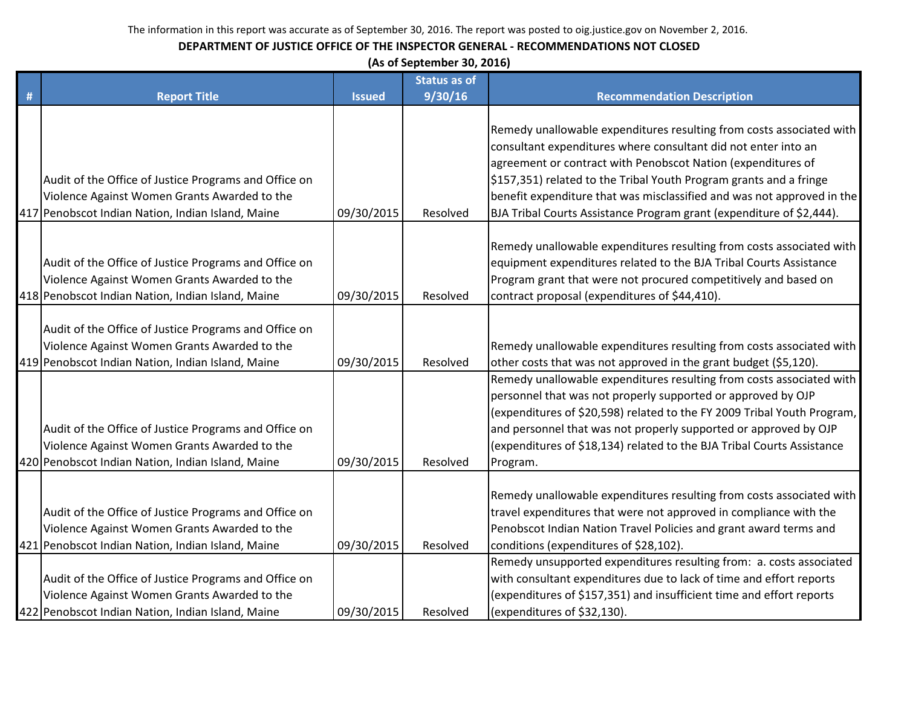The information in this report was accurate as of September 30, 2016. The report was posted to oig.justice.gov on November 2, 2016.

**DEPARTMENT OF JUSTICE OFFICE OF THE INSPECTOR GENERAL - RECOMMENDATIONS NOT CLOSED**

**(As of September 30, 2016)**

| # | Report Title | Issued | Status as of 9/30/16 | Recommendation Description |
|---|---|---|---|---|
| 417 | Audit of the Office of Justice Programs and Office on Violence Against Women Grants Awarded to the Penobscot Indian Nation, Indian Island, Maine | 09/30/2015 | Resolved | Remedy unallowable expenditures resulting from costs associated with consultant expenditures where consultant did not enter into an agreement or contract with Penobscot Nation (expenditures of $157,351) related to the Tribal Youth Program grants and a fringe benefit expenditure that was misclassified and was not approved in the BJA Tribal Courts Assistance Program grant (expenditure of $2,444). |
| 418 | Audit of the Office of Justice Programs and Office on Violence Against Women Grants Awarded to the Penobscot Indian Nation, Indian Island, Maine | 09/30/2015 | Resolved | Remedy unallowable expenditures resulting from costs associated with equipment expenditures related to the BJA Tribal Courts Assistance Program grant that were not procured competitively and based on contract proposal (expenditures of $44,410). |
| 419 | Audit of the Office of Justice Programs and Office on Violence Against Women Grants Awarded to the Penobscot Indian Nation, Indian Island, Maine | 09/30/2015 | Resolved | Remedy unallowable expenditures resulting from costs associated with other costs that was not approved in the grant budget ($5,120). |
| 420 | Audit of the Office of Justice Programs and Office on Violence Against Women Grants Awarded to the Penobscot Indian Nation, Indian Island, Maine | 09/30/2015 | Resolved | Remedy unallowable expenditures resulting from costs associated with personnel that was not properly supported or approved by OJP (expenditures of $20,598) related to the FY 2009 Tribal Youth Program, and personnel that was not properly supported or approved by OJP (expenditures of $18,134) related to the BJA Tribal Courts Assistance Program. |
| 421 | Audit of the Office of Justice Programs and Office on Violence Against Women Grants Awarded to the Penobscot Indian Nation, Indian Island, Maine | 09/30/2015 | Resolved | Remedy unallowable expenditures resulting from costs associated with travel expenditures that were not approved in compliance with the Penobscot Indian Nation Travel Policies and grant award terms and conditions (expenditures of $28,102). |
| 422 | Audit of the Office of Justice Programs and Office on Violence Against Women Grants Awarded to the Penobscot Indian Nation, Indian Island, Maine | 09/30/2015 | Resolved | Remedy unsupported expenditures resulting from: a. costs associated with consultant expenditures due to lack of time and effort reports (expenditures of $157,351) and insufficient time and effort reports (expenditures of $32,130). |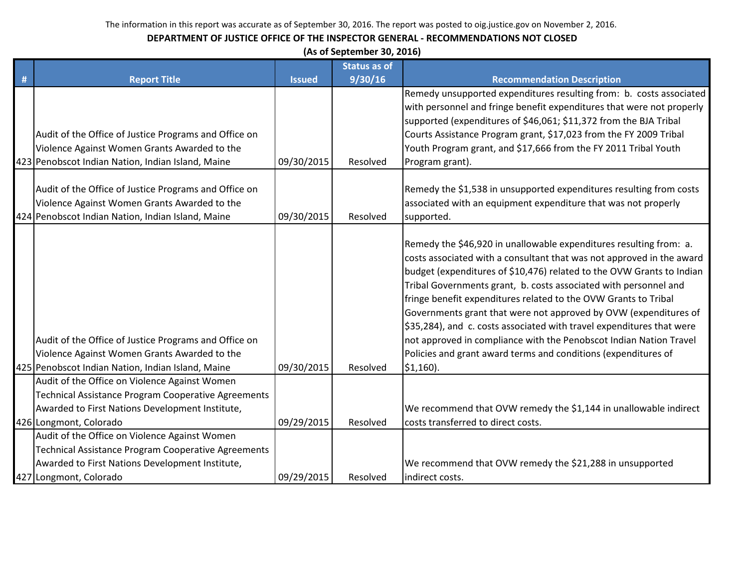The information in this report was accurate as of September 30, 2016. The report was posted to oig.justice.gov on November 2, 2016.

**DEPARTMENT OF JUSTICE OFFICE OF THE INSPECTOR GENERAL - RECOMMENDATIONS NOT CLOSED**

**(As of September 30, 2016)**

| # | Report Title | Issued | Status as of 9/30/16 | Recommendation Description |
|---|---|---|---|---|
| 423 | Audit of the Office of Justice Programs and Office on Violence Against Women Grants Awarded to the Penobscot Indian Nation, Indian Island, Maine | 09/30/2015 | Resolved | Remedy unsupported expenditures resulting from: b. costs associated with personnel and fringe benefit expenditures that were not properly supported (expenditures of $46,061; $11,372 from the BJA Tribal Courts Assistance Program grant, $17,023 from the FY 2009 Tribal Youth Program grant, and $17,666 from the FY 2011 Tribal Youth Program grant). |
| 424 | Audit of the Office of Justice Programs and Office on Violence Against Women Grants Awarded to the Penobscot Indian Nation, Indian Island, Maine | 09/30/2015 | Resolved | Remedy the $1,538 in unsupported expenditures resulting from costs associated with an equipment expenditure that was not properly supported. |
| 425 | Audit of the Office of Justice Programs and Office on Violence Against Women Grants Awarded to the Penobscot Indian Nation, Indian Island, Maine | 09/30/2015 | Resolved | Remedy the $46,920 in unallowable expenditures resulting from: a. costs associated with a consultant that was not approved in the award budget (expenditures of $10,476) related to the OVW Grants to Indian Tribal Governments grant, b. costs associated with personnel and fringe benefit expenditures related to the OVW Grants to Tribal Governments grant that were not approved by OVW (expenditures of $35,284), and c. costs associated with travel expenditures that were not approved in compliance with the Penobscot Indian Nation Travel Policies and grant award terms and conditions (expenditures of $1,160). |
| 426 | Audit of the Office on Violence Against Women Technical Assistance Program Cooperative Agreements Awarded to First Nations Development Institute, Longmont, Colorado | 09/29/2015 | Resolved | We recommend that OVW remedy the $1,144 in unallowable indirect costs transferred to direct costs. |
| 427 | Audit of the Office on Violence Against Women Technical Assistance Program Cooperative Agreements Awarded to First Nations Development Institute, Longmont, Colorado | 09/29/2015 | Resolved | We recommend that OVW remedy the $21,288 in unsupported indirect costs. |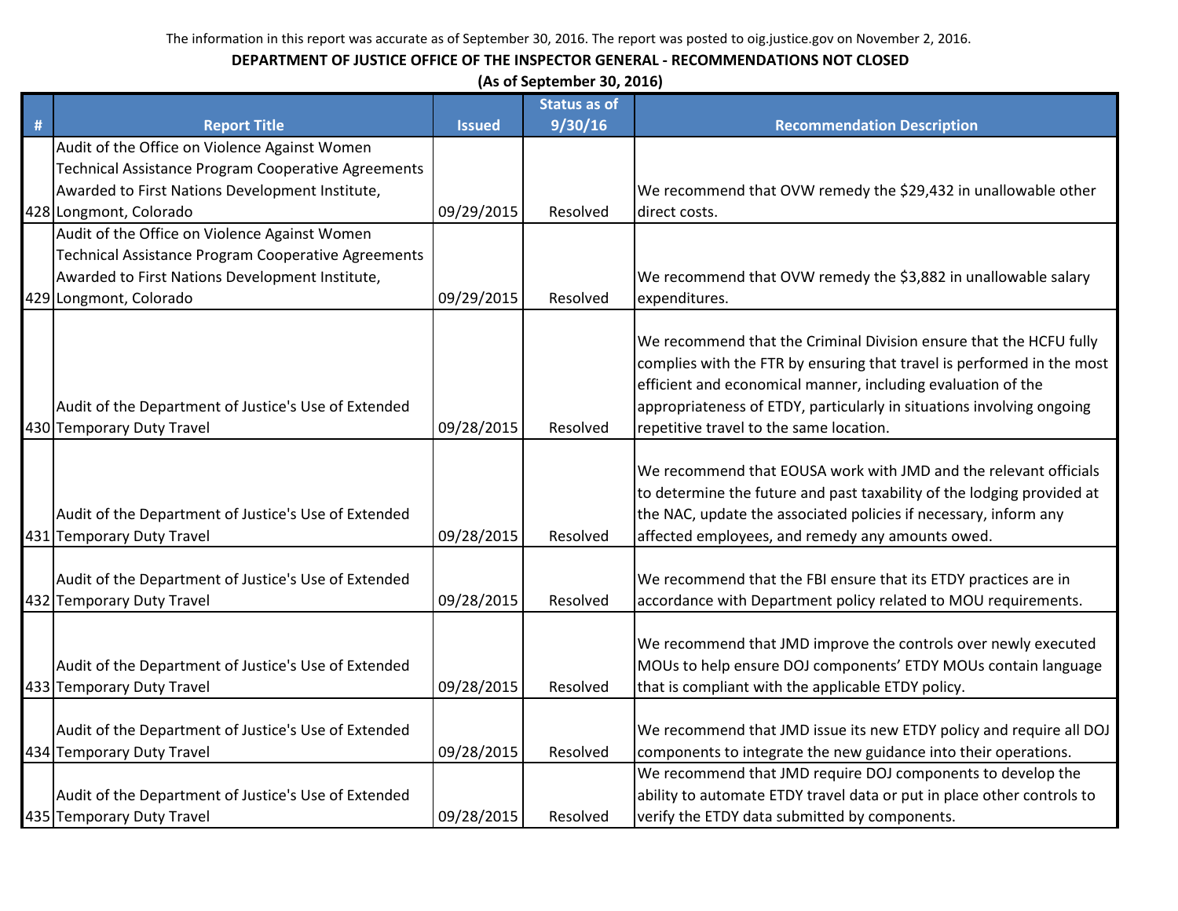The information in this report was accurate as of September 30, 2016. The report was posted to oig.justice.gov on November 2, 2016.

**DEPARTMENT OF JUSTICE OFFICE OF THE INSPECTOR GENERAL - RECOMMENDATIONS NOT CLOSED**

**(As of September 30, 2016)**

| # | Report Title | Issued | Status as of 9/30/16 | Recommendation Description |
|---|---|---|---|---|
| 428 | Audit of the Office on Violence Against Women Technical Assistance Program Cooperative Agreements Awarded to First Nations Development Institute, Longmont, Colorado | 09/29/2015 | Resolved | We recommend that OVW remedy the $29,432 in unallowable other direct costs. |
| 429 | Audit of the Office on Violence Against Women Technical Assistance Program Cooperative Agreements Awarded to First Nations Development Institute, Longmont, Colorado | 09/29/2015 | Resolved | We recommend that OVW remedy the $3,882 in unallowable salary expenditures. |
| 430 | Audit of the Department of Justice's Use of Extended Temporary Duty Travel | 09/28/2015 | Resolved | We recommend that the Criminal Division ensure that the HCFU fully complies with the FTR by ensuring that travel is performed in the most efficient and economical manner, including evaluation of the appropriateness of ETDY, particularly in situations involving ongoing repetitive travel to the same location. |
| 431 | Audit of the Department of Justice's Use of Extended Temporary Duty Travel | 09/28/2015 | Resolved | We recommend that EOUSA work with JMD and the relevant officials to determine the future and past taxability of the lodging provided at the NAC, update the associated policies if necessary, inform any affected employees, and remedy any amounts owed. |
| 432 | Audit of the Department of Justice's Use of Extended Temporary Duty Travel | 09/28/2015 | Resolved | We recommend that the FBI ensure that its ETDY practices are in accordance with Department policy related to MOU requirements. |
| 433 | Audit of the Department of Justice's Use of Extended Temporary Duty Travel | 09/28/2015 | Resolved | We recommend that JMD improve the controls over newly executed MOUs to help ensure DOJ components' ETDY MOUs contain language that is compliant with the applicable ETDY policy. |
| 434 | Audit of the Department of Justice's Use of Extended Temporary Duty Travel | 09/28/2015 | Resolved | We recommend that JMD issue its new ETDY policy and require all DOJ components to integrate the new guidance into their operations. |
| 435 | Audit of the Department of Justice's Use of Extended Temporary Duty Travel | 09/28/2015 | Resolved | We recommend that JMD require DOJ components to develop the ability to automate ETDY travel data or put in place other controls to verify the ETDY data submitted by components. |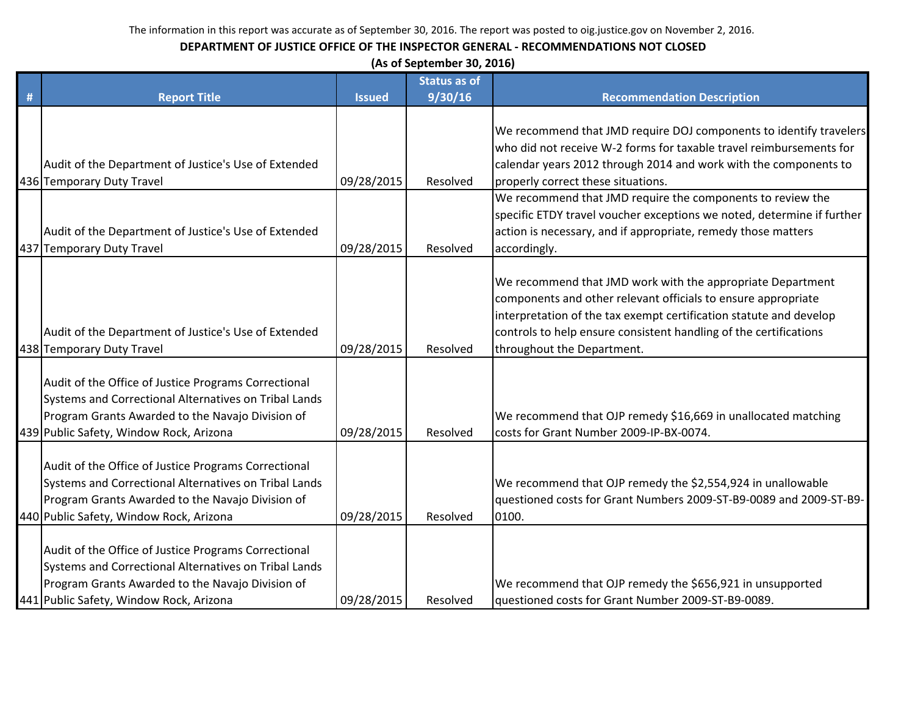The information in this report was accurate as of September 30, 2016. The report was posted to oig.justice.gov on November 2, 2016.

**DEPARTMENT OF JUSTICE OFFICE OF THE INSPECTOR GENERAL - RECOMMENDATIONS NOT CLOSED**

**(As of September 30, 2016)**

| # | Report Title | Issued | Status as of 9/30/16 | Recommendation Description |
|---|---|---|---|---|
| 436 | Audit of the Department of Justice's Use of Extended Temporary Duty Travel | 09/28/2015 | Resolved | We recommend that JMD require DOJ components to identify travelers who did not receive W-2 forms for taxable travel reimbursements for calendar years 2012 through 2014 and work with the components to properly correct these situations. |
| 437 | Audit of the Department of Justice's Use of Extended Temporary Duty Travel | 09/28/2015 | Resolved | We recommend that JMD require the components to review the specific ETDY travel voucher exceptions we noted, determine if further action is necessary, and if appropriate, remedy those matters accordingly. |
| 438 | Audit of the Department of Justice's Use of Extended Temporary Duty Travel | 09/28/2015 | Resolved | We recommend that JMD work with the appropriate Department components and other relevant officials to ensure appropriate interpretation of the tax exempt certification statute and develop controls to help ensure consistent handling of the certifications throughout the Department. |
| 439 | Audit of the Office of Justice Programs Correctional Systems and Correctional Alternatives on Tribal Lands Program Grants Awarded to the Navajo Division of Public Safety, Window Rock, Arizona | 09/28/2015 | Resolved | We recommend that OJP remedy $16,669 in unallocated matching costs for Grant Number 2009-IP-BX-0074. |
| 440 | Audit of the Office of Justice Programs Correctional Systems and Correctional Alternatives on Tribal Lands Program Grants Awarded to the Navajo Division of Public Safety, Window Rock, Arizona | 09/28/2015 | Resolved | We recommend that OJP remedy the $2,554,924 in unallowable questioned costs for Grant Numbers 2009-ST-B9-0089 and 2009-ST-B9-0100. |
| 441 | Audit of the Office of Justice Programs Correctional Systems and Correctional Alternatives on Tribal Lands Program Grants Awarded to the Navajo Division of Public Safety, Window Rock, Arizona | 09/28/2015 | Resolved | We recommend that OJP remedy the $656,921 in unsupported questioned costs for Grant Number 2009-ST-B9-0089. |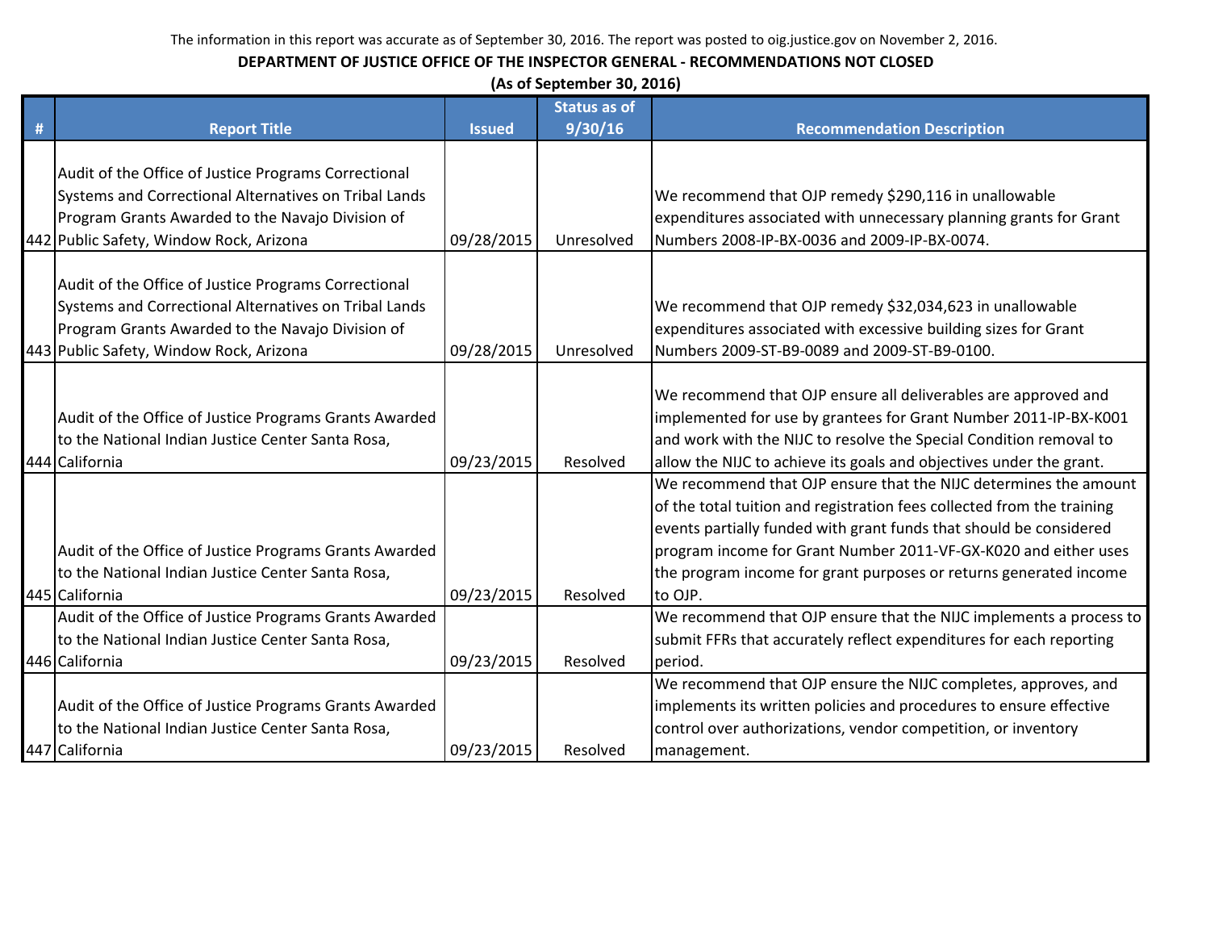The information in this report was accurate as of September 30, 2016. The report was posted to oig.justice.gov on November 2, 2016.

**DEPARTMENT OF JUSTICE OFFICE OF THE INSPECTOR GENERAL - RECOMMENDATIONS NOT CLOSED**

**(As of September 30, 2016)**

| # | Report Title | Issued | Status as of 9/30/16 | Recommendation Description |
|---|---|---|---|---|
| 442 | Audit of the Office of Justice Programs Correctional Systems and Correctional Alternatives on Tribal Lands Program Grants Awarded to the Navajo Division of Public Safety, Window Rock, Arizona | 09/28/2015 | Unresolved | We recommend that OJP remedy $290,116 in unallowable expenditures associated with unnecessary planning grants for Grant Numbers 2008-IP-BX-0036 and 2009-IP-BX-0074. |
| 443 | Audit of the Office of Justice Programs Correctional Systems and Correctional Alternatives on Tribal Lands Program Grants Awarded to the Navajo Division of Public Safety, Window Rock, Arizona | 09/28/2015 | Unresolved | We recommend that OJP remedy $32,034,623 in unallowable expenditures associated with excessive building sizes for Grant Numbers 2009-ST-B9-0089 and 2009-ST-B9-0100. |
| 444 | Audit of the Office of Justice Programs Grants Awarded to the National Indian Justice Center Santa Rosa, California | 09/23/2015 | Resolved | We recommend that OJP ensure all deliverables are approved and implemented for use by grantees for Grant Number 2011-IP-BX-K001 and work with the NIJC to resolve the Special Condition removal to allow the NIJC to achieve its goals and objectives under the grant. |
| 445 | Audit of the Office of Justice Programs Grants Awarded to the National Indian Justice Center Santa Rosa, California | 09/23/2015 | Resolved | We recommend that OJP ensure that the NIJC determines the amount of the total tuition and registration fees collected from the training events partially funded with grant funds that should be considered program income for Grant Number 2011-VF-GX-K020 and either uses the program income for grant purposes or returns generated income to OJP. |
| 446 | Audit of the Office of Justice Programs Grants Awarded to the National Indian Justice Center Santa Rosa, California | 09/23/2015 | Resolved | We recommend that OJP ensure that the NIJC implements a process to submit FFRs that accurately reflect expenditures for each reporting period. |
| 447 | Audit of the Office of Justice Programs Grants Awarded to the National Indian Justice Center Santa Rosa, California | 09/23/2015 | Resolved | We recommend that OJP ensure the NIJC completes, approves, and implements its written policies and procedures to ensure effective control over authorizations, vendor competition, or inventory management. |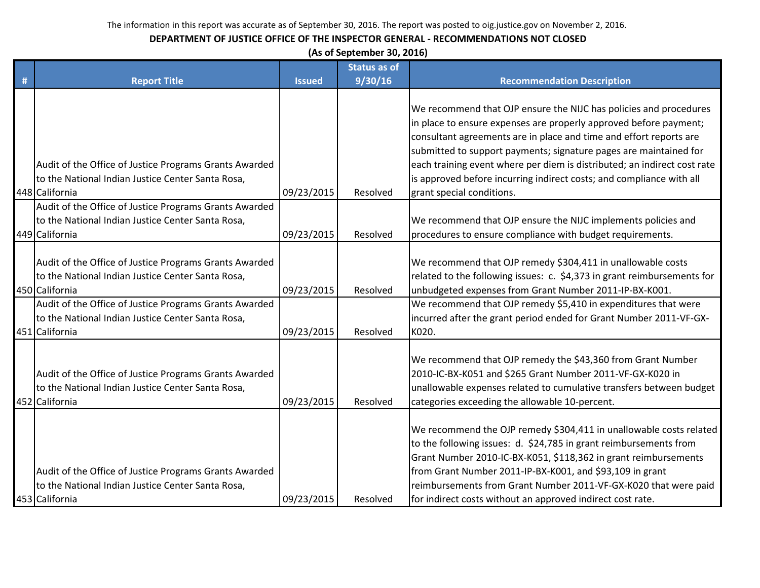The information in this report was accurate as of September 30, 2016. The report was posted to oig.justice.gov on November 2, 2016.

**DEPARTMENT OF JUSTICE OFFICE OF THE INSPECTOR GENERAL - RECOMMENDATIONS NOT CLOSED**

**(As of September 30, 2016)**

| # | Report Title | Issued | Status as of 9/30/16 | Recommendation Description |
|---|---|---|---|---|
| 448 | Audit of the Office of Justice Programs Grants Awarded to the National Indian Justice Center Santa Rosa, California | 09/23/2015 | Resolved | We recommend that OJP ensure the NIJC has policies and procedures in place to ensure expenses are properly approved before payment; consultant agreements are in place and time and effort reports are submitted to support payments; signature pages are maintained for each training event where per diem is distributed; an indirect cost rate is approved before incurring indirect costs; and compliance with all grant special conditions. |
| 449 | Audit of the Office of Justice Programs Grants Awarded to the National Indian Justice Center Santa Rosa, California | 09/23/2015 | Resolved | We recommend that OJP ensure the NIJC implements policies and procedures to ensure compliance with budget requirements. |
| 450 | Audit of the Office of Justice Programs Grants Awarded to the National Indian Justice Center Santa Rosa, California | 09/23/2015 | Resolved | We recommend that OJP remedy $304,411 in unallowable costs related to the following issues: c. $4,373 in grant reimbursements for unbudgeted expenses from Grant Number 2011-IP-BX-K001. |
| 451 | Audit of the Office of Justice Programs Grants Awarded to the National Indian Justice Center Santa Rosa, California | 09/23/2015 | Resolved | We recommend that OJP remedy $5,410 in expenditures that were incurred after the grant period ended for Grant Number 2011-VF-GX-K020. |
| 452 | Audit of the Office of Justice Programs Grants Awarded to the National Indian Justice Center Santa Rosa, California | 09/23/2015 | Resolved | We recommend that OJP remedy the $43,360 from Grant Number 2010-IC-BX-K051 and $265 Grant Number 2011-VF-GX-K020 in unallowable expenses related to cumulative transfers between budget categories exceeding the allowable 10-percent. |
| 453 | Audit of the Office of Justice Programs Grants Awarded to the National Indian Justice Center Santa Rosa, California | 09/23/2015 | Resolved | We recommend the OJP remedy $304,411 in unallowable costs related to the following issues: d. $24,785 in grant reimbursements from Grant Number 2010-IC-BX-K051, $118,362 in grant reimbursements from Grant Number 2011-IP-BX-K001, and $93,109 in grant reimbursements from Grant Number 2011-VF-GX-K020 that were paid for indirect costs without an approved indirect cost rate. |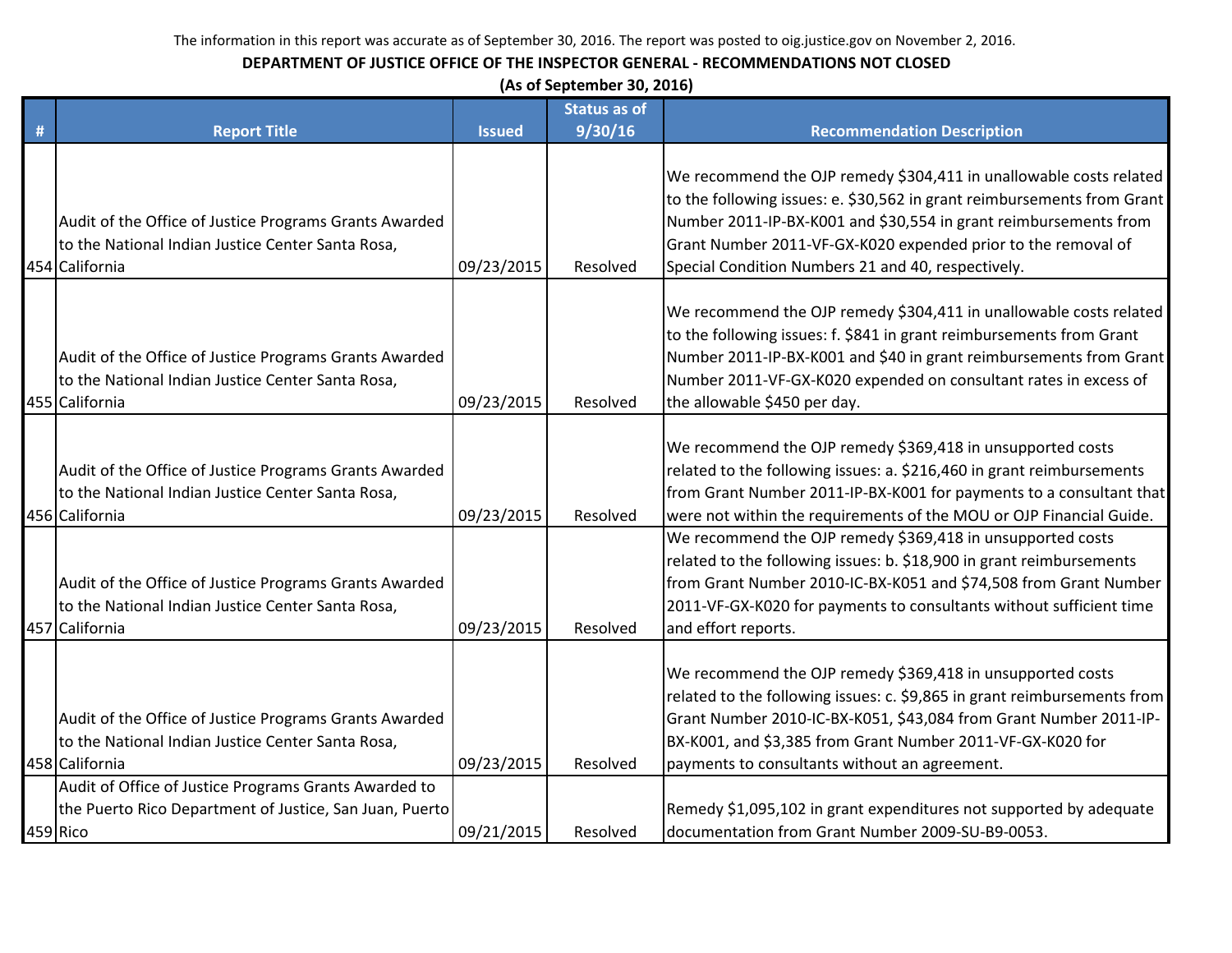The information in this report was accurate as of September 30, 2016. The report was posted to oig.justice.gov on November 2, 2016.

**DEPARTMENT OF JUSTICE OFFICE OF THE INSPECTOR GENERAL - RECOMMENDATIONS NOT CLOSED**

**(As of September 30, 2016)**

| # | Report Title | Issued | Status as of 9/30/16 | Recommendation Description |
|---|---|---|---|---|
| 454 | Audit of the Office of Justice Programs Grants Awarded to the National Indian Justice Center Santa Rosa, California | 09/23/2015 | Resolved | We recommend the OJP remedy $304,411 in unallowable costs related to the following issues: e. $30,562 in grant reimbursements from Grant Number 2011-IP-BX-K001 and $30,554 in grant reimbursements from Grant Number 2011-VF-GX-K020 expended prior to the removal of Special Condition Numbers 21 and 40, respectively. |
| 455 | Audit of the Office of Justice Programs Grants Awarded to the National Indian Justice Center Santa Rosa, California | 09/23/2015 | Resolved | We recommend the OJP remedy $304,411 in unallowable costs related to the following issues: f. $841 in grant reimbursements from Grant Number 2011-IP-BX-K001 and $40 in grant reimbursements from Grant Number 2011-VF-GX-K020 expended on consultant rates in excess of the allowable $450 per day. |
| 456 | Audit of the Office of Justice Programs Grants Awarded to the National Indian Justice Center Santa Rosa, California | 09/23/2015 | Resolved | We recommend the OJP remedy $369,418 in unsupported costs related to the following issues: a. $216,460 in grant reimbursements from Grant Number 2011-IP-BX-K001 for payments to a consultant that were not within the requirements of the MOU or OJP Financial Guide. |
| 457 | Audit of the Office of Justice Programs Grants Awarded to the National Indian Justice Center Santa Rosa, California | 09/23/2015 | Resolved | We recommend the OJP remedy $369,418 in unsupported costs related to the following issues: b. $18,900 in grant reimbursements from Grant Number 2010-IC-BX-K051 and $74,508 from Grant Number 2011-VF-GX-K020 for payments to consultants without sufficient time and effort reports. |
| 458 | Audit of the Office of Justice Programs Grants Awarded to the National Indian Justice Center Santa Rosa, California | 09/23/2015 | Resolved | We recommend the OJP remedy $369,418 in unsupported costs related to the following issues: c. $9,865 in grant reimbursements from Grant Number 2010-IC-BX-K051, $43,084 from Grant Number 2011-IP-BX-K001, and $3,385 from Grant Number 2011-VF-GX-K020 for payments to consultants without an agreement. |
| 459 | Audit of Office of Justice Programs Grants Awarded to the Puerto Rico Department of Justice, San Juan, Puerto Rico | 09/21/2015 | Resolved | Remedy $1,095,102 in grant expenditures not supported by adequate documentation from Grant Number 2009-SU-B9-0053. |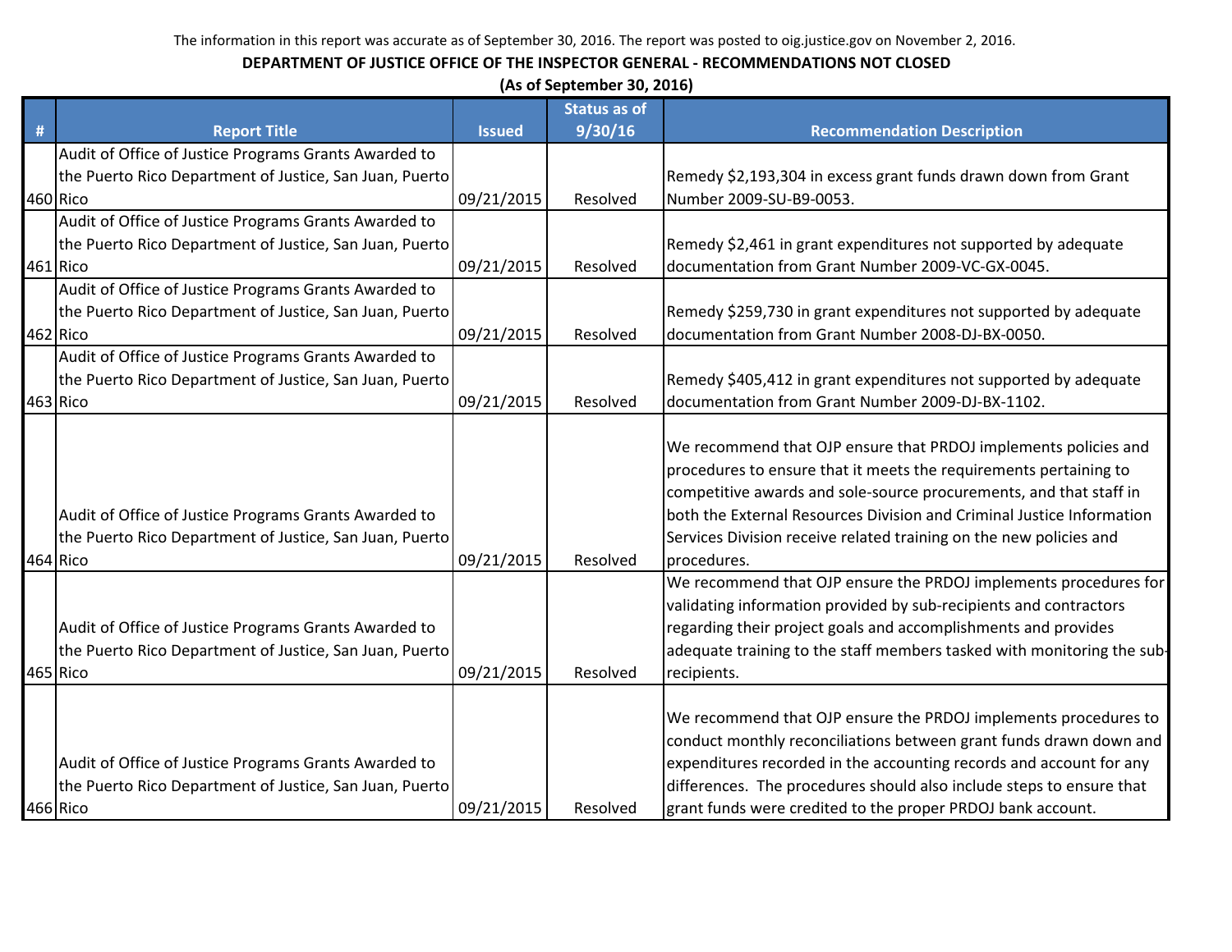The information in this report was accurate as of September 30, 2016. The report was posted to oig.justice.gov on November 2, 2016.

**DEPARTMENT OF JUSTICE OFFICE OF THE INSPECTOR GENERAL - RECOMMENDATIONS NOT CLOSED**

**(As of September 30, 2016)**

| # | Report Title | Issued | Status as of 9/30/16 | Recommendation Description |
|---|---|---|---|---|
| 460 | Audit of Office of Justice Programs Grants Awarded to the Puerto Rico Department of Justice, San Juan, Puerto Rico | 09/21/2015 | Resolved | Remedy $2,193,304 in excess grant funds drawn down from Grant Number 2009-SU-B9-0053. |
| 461 | Audit of Office of Justice Programs Grants Awarded to the Puerto Rico Department of Justice, San Juan, Puerto Rico | 09/21/2015 | Resolved | Remedy $2,461 in grant expenditures not supported by adequate documentation from Grant Number 2009-VC-GX-0045. |
| 462 | Audit of Office of Justice Programs Grants Awarded to the Puerto Rico Department of Justice, San Juan, Puerto Rico | 09/21/2015 | Resolved | Remedy $259,730 in grant expenditures not supported by adequate documentation from Grant Number 2008-DJ-BX-0050. |
| 463 | Audit of Office of Justice Programs Grants Awarded to the Puerto Rico Department of Justice, San Juan, Puerto Rico | 09/21/2015 | Resolved | Remedy $405,412 in grant expenditures not supported by adequate documentation from Grant Number 2009-DJ-BX-1102. |
| 464 | Audit of Office of Justice Programs Grants Awarded to the Puerto Rico Department of Justice, San Juan, Puerto Rico | 09/21/2015 | Resolved | We recommend that OJP ensure that PRDOJ implements policies and procedures to ensure that it meets the requirements pertaining to competitive awards and sole-source procurements, and that staff in both the External Resources Division and Criminal Justice Information Services Division receive related training on the new policies and procedures. |
| 465 | Audit of Office of Justice Programs Grants Awarded to the Puerto Rico Department of Justice, San Juan, Puerto Rico | 09/21/2015 | Resolved | We recommend that OJP ensure the PRDOJ implements procedures for validating information provided by sub-recipients and contractors regarding their project goals and accomplishments and provides adequate training to the staff members tasked with monitoring the sub-recipients. |
| 466 | Audit of Office of Justice Programs Grants Awarded to the Puerto Rico Department of Justice, San Juan, Puerto Rico | 09/21/2015 | Resolved | We recommend that OJP ensure the PRDOJ implements procedures to conduct monthly reconciliations between grant funds drawn down and expenditures recorded in the accounting records and account for any differences. The procedures should also include steps to ensure that grant funds were credited to the proper PRDOJ bank account. |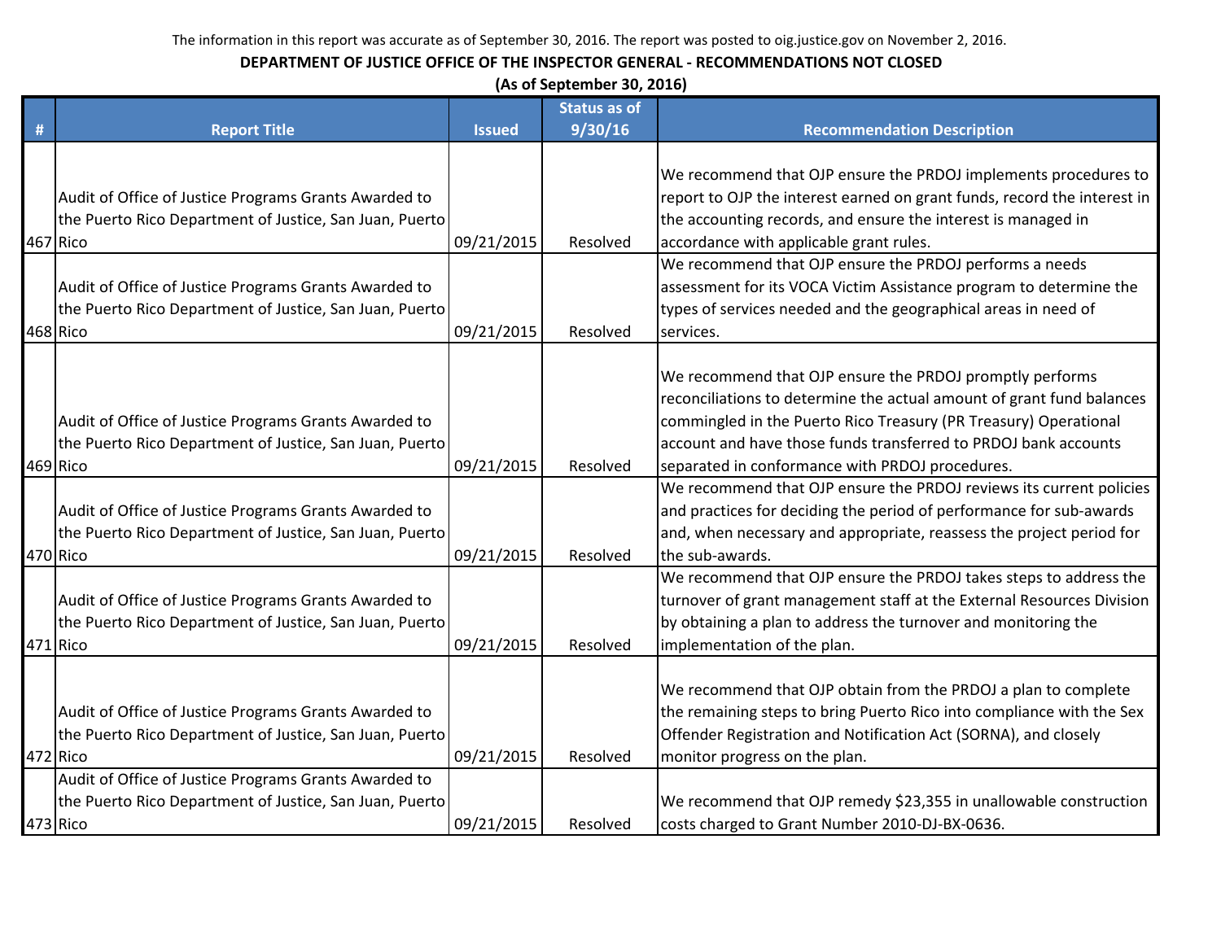The information in this report was accurate as of September 30, 2016. The report was posted to oig.justice.gov on November 2, 2016.

**DEPARTMENT OF JUSTICE OFFICE OF THE INSPECTOR GENERAL - RECOMMENDATIONS NOT CLOSED**

**(As of September 30, 2016)**

| # | Report Title | Issued | Status as of 9/30/16 | Recommendation Description |
|---|---|---|---|---|
| 467 | Audit of Office of Justice Programs Grants Awarded to the Puerto Rico Department of Justice, San Juan, Puerto Rico | 09/21/2015 | Resolved | We recommend that OJP ensure the PRDOJ implements procedures to report to OJP the interest earned on grant funds, record the interest in the accounting records, and ensure the interest is managed in accordance with applicable grant rules. |
| 468 | Audit of Office of Justice Programs Grants Awarded to the Puerto Rico Department of Justice, San Juan, Puerto Rico | 09/21/2015 | Resolved | We recommend that OJP ensure the PRDOJ performs a needs assessment for its VOCA Victim Assistance program to determine the types of services needed and the geographical areas in need of services. |
| 469 | Audit of Office of Justice Programs Grants Awarded to the Puerto Rico Department of Justice, San Juan, Puerto Rico | 09/21/2015 | Resolved | We recommend that OJP ensure the PRDOJ promptly performs reconciliations to determine the actual amount of grant fund balances commingled in the Puerto Rico Treasury (PR Treasury) Operational account and have those funds transferred to PRDOJ bank accounts separated in conformance with PRDOJ procedures. |
| 470 | Audit of Office of Justice Programs Grants Awarded to the Puerto Rico Department of Justice, San Juan, Puerto Rico | 09/21/2015 | Resolved | We recommend that OJP ensure the PRDOJ reviews its current policies and practices for deciding the period of performance for sub-awards and, when necessary and appropriate, reassess the project period for the sub-awards. |
| 471 | Audit of Office of Justice Programs Grants Awarded to the Puerto Rico Department of Justice, San Juan, Puerto Rico | 09/21/2015 | Resolved | We recommend that OJP ensure the PRDOJ takes steps to address the turnover of grant management staff at the External Resources Division by obtaining a plan to address the turnover and monitoring the implementation of the plan. |
| 472 | Audit of Office of Justice Programs Grants Awarded to the Puerto Rico Department of Justice, San Juan, Puerto Rico | 09/21/2015 | Resolved | We recommend that OJP obtain from the PRDOJ a plan to complete the remaining steps to bring Puerto Rico into compliance with the Sex Offender Registration and Notification Act (SORNA), and closely monitor progress on the plan. |
| 473 | Audit of Office of Justice Programs Grants Awarded to the Puerto Rico Department of Justice, San Juan, Puerto Rico | 09/21/2015 | Resolved | We recommend that OJP remedy $23,355 in unallowable construction costs charged to Grant Number 2010-DJ-BX-0636. |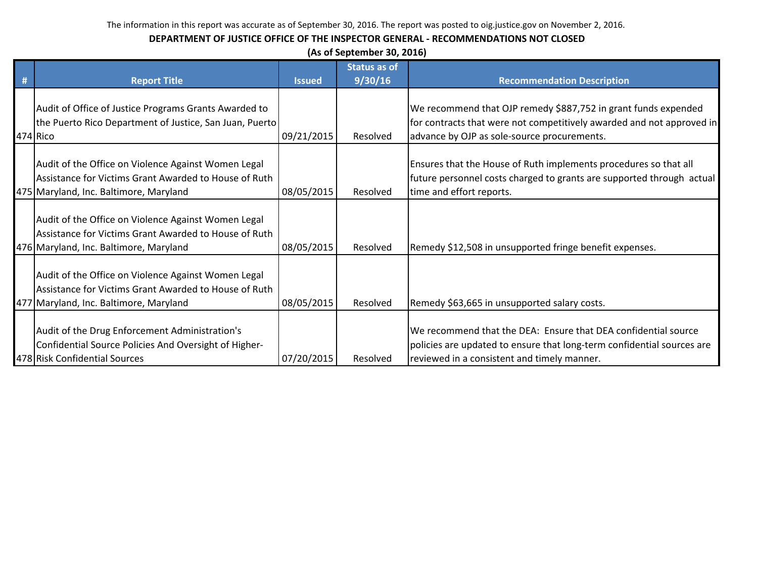The information in this report was accurate as of September 30, 2016. The report was posted to oig.justice.gov on November 2, 2016.

**DEPARTMENT OF JUSTICE OFFICE OF THE INSPECTOR GENERAL - RECOMMENDATIONS NOT CLOSED**

**(As of September 30, 2016)**

| # | Report Title | Issued | Status as of 9/30/16 | Recommendation Description |
|---|---|---|---|---|
| 474 | Audit of Office of Justice Programs Grants Awarded to the Puerto Rico Department of Justice, San Juan, Puerto Rico | 09/21/2015 | Resolved | We recommend that OJP remedy $887,752 in grant funds expended for contracts that were not competitively awarded and not approved in advance by OJP as sole-source procurements. |
| 475 | Audit of the Office on Violence Against Women Legal Assistance for Victims Grant Awarded to House of Ruth Maryland, Inc. Baltimore, Maryland | 08/05/2015 | Resolved | Ensures that the House of Ruth implements procedures so that all future personnel costs charged to grants are supported through actual time and effort reports. |
| 476 | Audit of the Office on Violence Against Women Legal Assistance for Victims Grant Awarded to House of Ruth Maryland, Inc. Baltimore, Maryland | 08/05/2015 | Resolved | Remedy $12,508 in unsupported fringe benefit expenses. |
| 477 | Audit of the Office on Violence Against Women Legal Assistance for Victims Grant Awarded to House of Ruth Maryland, Inc. Baltimore, Maryland | 08/05/2015 | Resolved | Remedy $63,665 in unsupported salary costs. |
| 478 | Audit of the Drug Enforcement Administration's Confidential Source Policies And Oversight of Higher-Risk Confidential Sources | 07/20/2015 | Resolved | We recommend that the DEA: Ensure that DEA confidential source policies are updated to ensure that long-term confidential sources are reviewed in a consistent and timely manner. |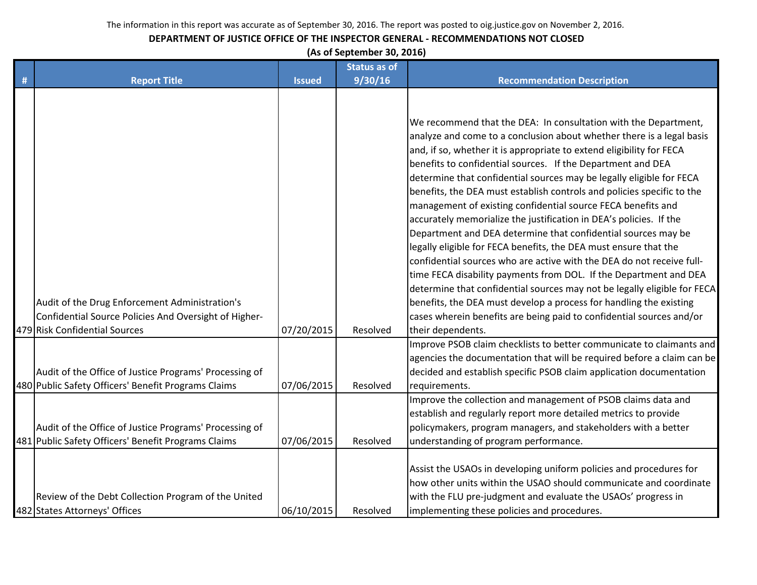The information in this report was accurate as of September 30, 2016. The report was posted to oig.justice.gov on November 2, 2016.

**DEPARTMENT OF JUSTICE OFFICE OF THE INSPECTOR GENERAL - RECOMMENDATIONS NOT CLOSED**

**(As of September 30, 2016)**

| # | Report Title | Issued | Status as of 9/30/16 | Recommendation Description |
|---|---|---|---|---|
| 479 | Audit of the Drug Enforcement Administration's Confidential Source Policies And Oversight of Higher-Risk Confidential Sources | 07/20/2015 | Resolved | We recommend that the DEA: In consultation with the Department, analyze and come to a conclusion about whether there is a legal basis and, if so, whether it is appropriate to extend eligibility for FECA benefits to confidential sources. If the Department and DEA determine that confidential sources may be legally eligible for FECA benefits, the DEA must establish controls and policies specific to the management of existing confidential source FECA benefits and accurately memorialize the justification in DEA's policies. If the Department and DEA determine that confidential sources may be legally eligible for FECA benefits, the DEA must ensure that the confidential sources who are active with the DEA do not receive full-time FECA disability payments from DOL. If the Department and DEA determine that confidential sources may not be legally eligible for FECA benefits, the DEA must develop a process for handling the existing cases wherein benefits are being paid to confidential sources and/or their dependents. |
| 480 | Audit of the Office of Justice Programs' Processing of Public Safety Officers' Benefit Programs Claims | 07/06/2015 | Resolved | Improve PSOB claim checklists to better communicate to claimants and agencies the documentation that will be required before a claim can be decided and establish specific PSOB claim application documentation requirements. |
| 481 | Audit of the Office of Justice Programs' Processing of Public Safety Officers' Benefit Programs Claims | 07/06/2015 | Resolved | Improve the collection and management of PSOB claims data and establish and regularly report more detailed metrics to provide policymakers, program managers, and stakeholders with a better understanding of program performance. |
| 482 | Review of the Debt Collection Program of the United States Attorneys' Offices | 06/10/2015 | Resolved | Assist the USAOs in developing uniform policies and procedures for how other units within the USAO should communicate and coordinate with the FLU pre-judgment and evaluate the USAOs' progress in implementing these policies and procedures. |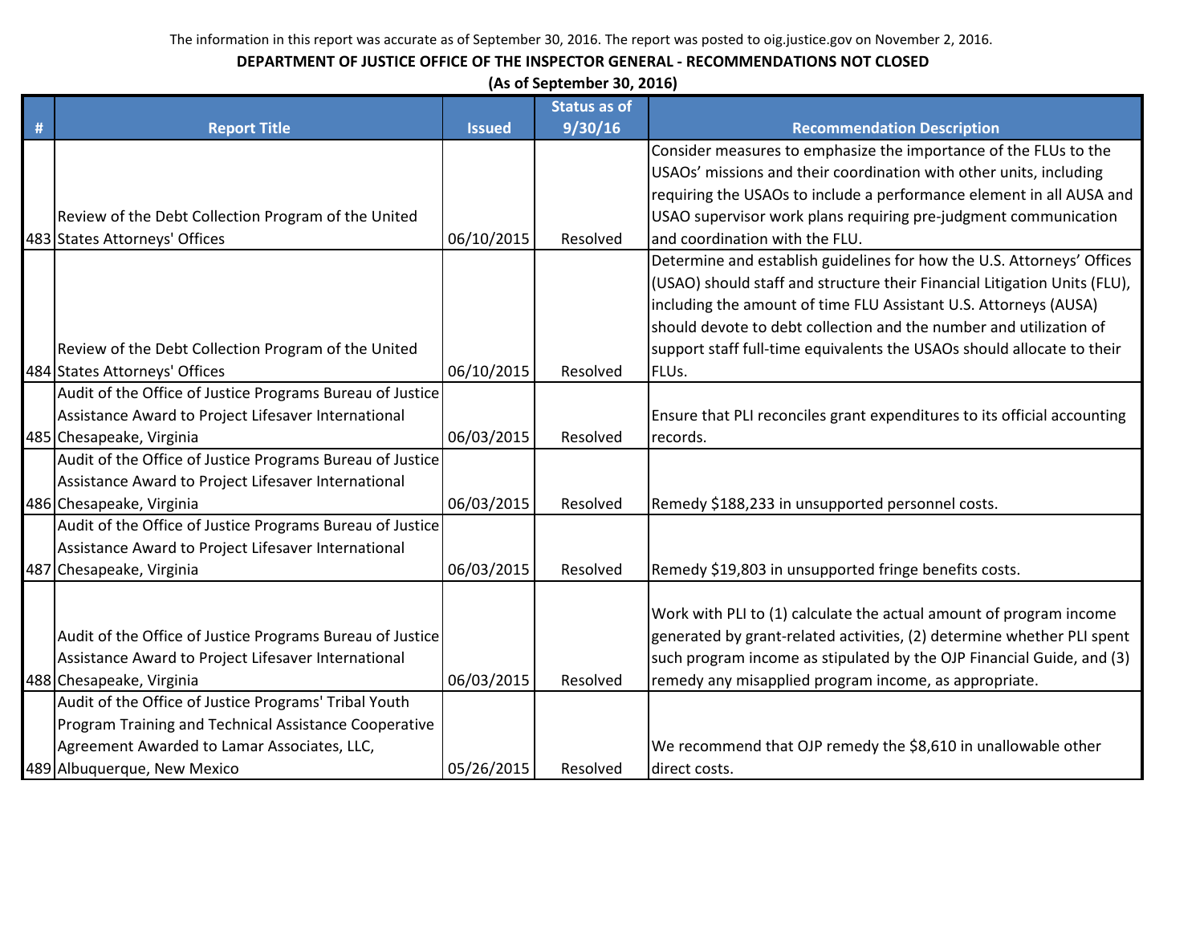The information in this report was accurate as of September 30, 2016. The report was posted to oig.justice.gov on November 2, 2016.

**DEPARTMENT OF JUSTICE OFFICE OF THE INSPECTOR GENERAL - RECOMMENDATIONS NOT CLOSED**

**(As of September 30, 2016)**

| # | Report Title | Issued | Status as of 9/30/16 | Recommendation Description |
|---|---|---|---|---|
| 483 | Review of the Debt Collection Program of the United States Attorneys' Offices | 06/10/2015 | Resolved | Consider measures to emphasize the importance of the FLUs to the USAOs' missions and their coordination with other units, including requiring the USAOs to include a performance element in all AUSA and USAO supervisor work plans requiring pre-judgment communication and coordination with the FLU. |
| 484 | Review of the Debt Collection Program of the United States Attorneys' Offices | 06/10/2015 | Resolved | Determine and establish guidelines for how the U.S. Attorneys' Offices (USAO) should staff and structure their Financial Litigation Units (FLU), including the amount of time FLU Assistant U.S. Attorneys (AUSA) should devote to debt collection and the number and utilization of support staff full-time equivalents the USAOs should allocate to their FLUs. |
| 485 | Audit of the Office of Justice Programs Bureau of Justice Assistance Award to Project Lifesaver International Chesapeake, Virginia | 06/03/2015 | Resolved | Ensure that PLI reconciles grant expenditures to its official accounting records. |
| 486 | Audit of the Office of Justice Programs Bureau of Justice Assistance Award to Project Lifesaver International Chesapeake, Virginia | 06/03/2015 | Resolved | Remedy $188,233 in unsupported personnel costs. |
| 487 | Audit of the Office of Justice Programs Bureau of Justice Assistance Award to Project Lifesaver International Chesapeake, Virginia | 06/03/2015 | Resolved | Remedy $19,803 in unsupported fringe benefits costs. |
| 488 | Audit of the Office of Justice Programs Bureau of Justice Assistance Award to Project Lifesaver International Chesapeake, Virginia | 06/03/2015 | Resolved | Work with PLI to (1) calculate the actual amount of program income generated by grant-related activities, (2) determine whether PLI spent such program income as stipulated by the OJP Financial Guide, and (3) remedy any misapplied program income, as appropriate. |
| 489 | Audit of the Office of Justice Programs' Tribal Youth Program Training and Technical Assistance Cooperative Agreement Awarded to Lamar Associates, LLC, Albuquerque, New Mexico | 05/26/2015 | Resolved | We recommend that OJP remedy the $8,610 in unallowable other direct costs. |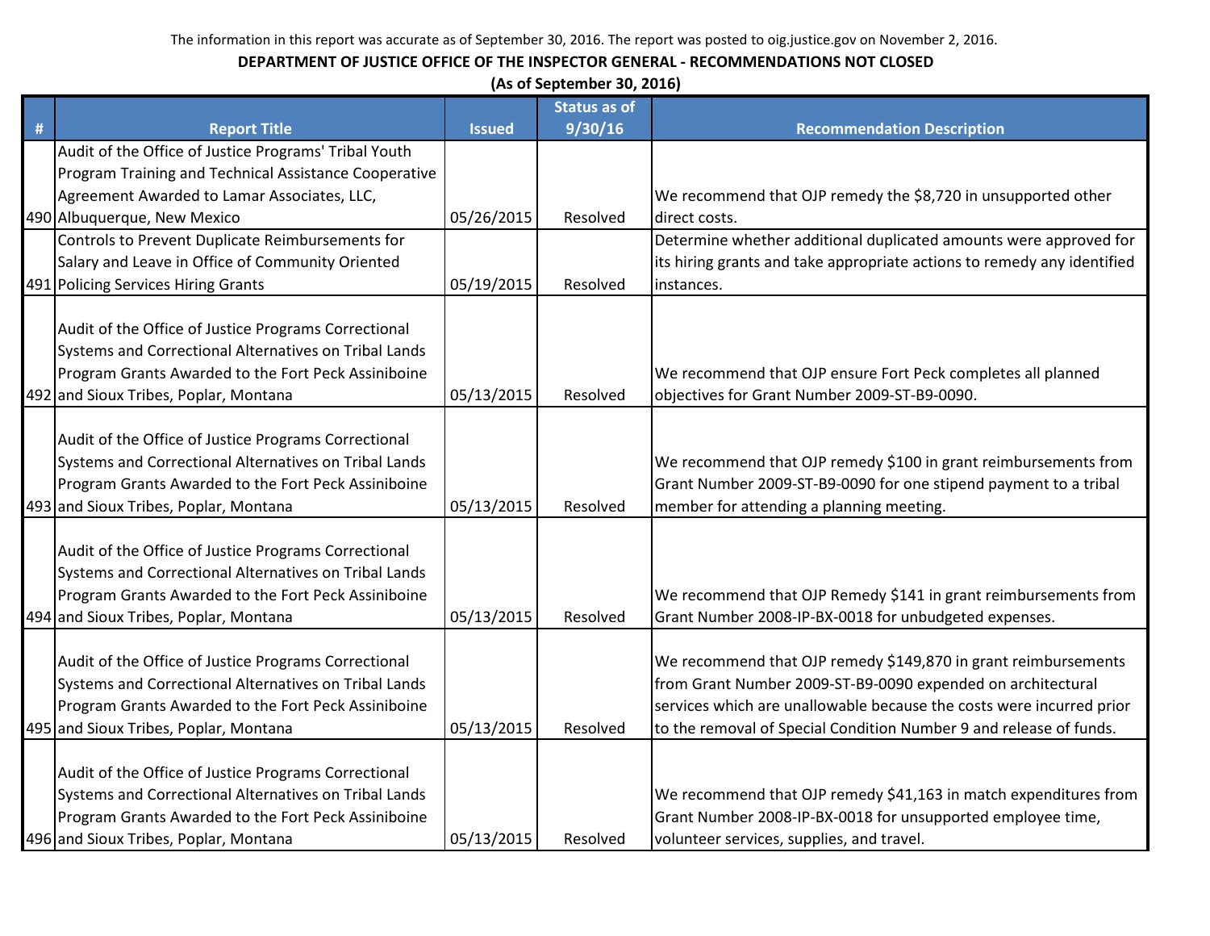The information in this report was accurate as of September 30, 2016. The report was posted to oig.justice.gov on November 2, 2016.

**DEPARTMENT OF JUSTICE OFFICE OF THE INSPECTOR GENERAL - RECOMMENDATIONS NOT CLOSED**

**(As of September 30, 2016)**

| # | Report Title | Issued | Status as of 9/30/16 | Recommendation Description |
|---|---|---|---|---|
| 490 | Audit of the Office of Justice Programs' Tribal Youth Program Training and Technical Assistance Cooperative Agreement Awarded to Lamar Associates, LLC, Albuquerque, New Mexico | 05/26/2015 | Resolved | We recommend that OJP remedy the $8,720 in unsupported other direct costs. |
| 491 | Controls to Prevent Duplicate Reimbursements for Salary and Leave in Office of Community Oriented Policing Services Hiring Grants | 05/19/2015 | Resolved | Determine whether additional duplicated amounts were approved for its hiring grants and take appropriate actions to remedy any identified instances. |
| 492 | Audit of the Office of Justice Programs Correctional Systems and Correctional Alternatives on Tribal Lands Program Grants Awarded to the Fort Peck Assiniboine and Sioux Tribes, Poplar, Montana | 05/13/2015 | Resolved | We recommend that OJP ensure Fort Peck completes all planned objectives for Grant Number 2009-ST-B9-0090. |
| 493 | Audit of the Office of Justice Programs Correctional Systems and Correctional Alternatives on Tribal Lands Program Grants Awarded to the Fort Peck Assiniboine and Sioux Tribes, Poplar, Montana | 05/13/2015 | Resolved | We recommend that OJP remedy $100 in grant reimbursements from Grant Number 2009-ST-B9-0090 for one stipend payment to a tribal member for attending a planning meeting. |
| 494 | Audit of the Office of Justice Programs Correctional Systems and Correctional Alternatives on Tribal Lands Program Grants Awarded to the Fort Peck Assiniboine and Sioux Tribes, Poplar, Montana | 05/13/2015 | Resolved | We recommend that OJP Remedy $141 in grant reimbursements from Grant Number 2008-IP-BX-0018 for unbudgeted expenses. |
| 495 | Audit of the Office of Justice Programs Correctional Systems and Correctional Alternatives on Tribal Lands Program Grants Awarded to the Fort Peck Assiniboine and Sioux Tribes, Poplar, Montana | 05/13/2015 | Resolved | We recommend that OJP remedy $149,870 in grant reimbursements from Grant Number 2009-ST-B9-0090 expended on architectural services which are unallowable because the costs were incurred prior to the removal of Special Condition Number 9 and release of funds. |
| 496 | Audit of the Office of Justice Programs Correctional Systems and Correctional Alternatives on Tribal Lands Program Grants Awarded to the Fort Peck Assiniboine and Sioux Tribes, Poplar, Montana | 05/13/2015 | Resolved | We recommend that OJP remedy $41,163 in match expenditures from Grant Number 2008-IP-BX-0018 for unsupported employee time, volunteer services, supplies, and travel. |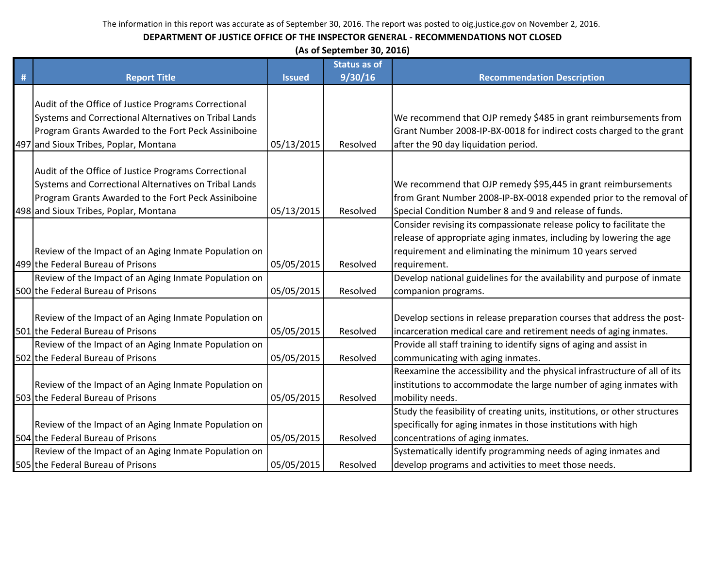The information in this report was accurate as of September 30, 2016. The report was posted to oig.justice.gov on November 2, 2016.

**DEPARTMENT OF JUSTICE OFFICE OF THE INSPECTOR GENERAL - RECOMMENDATIONS NOT CLOSED**

**(As of September 30, 2016)**

| # | Report Title | Issued | Status as of 9/30/16 | Recommendation Description |
|---|---|---|---|---|
| 497 | Audit of the Office of Justice Programs Correctional Systems and Correctional Alternatives on Tribal Lands Program Grants Awarded to the Fort Peck Assiniboine and Sioux Tribes, Poplar, Montana | 05/13/2015 | Resolved | We recommend that OJP remedy $485 in grant reimbursements from Grant Number 2008-IP-BX-0018 for indirect costs charged to the grant after the 90 day liquidation period. |
| 498 | Audit of the Office of Justice Programs Correctional Systems and Correctional Alternatives on Tribal Lands Program Grants Awarded to the Fort Peck Assiniboine and Sioux Tribes, Poplar, Montana | 05/13/2015 | Resolved | We recommend that OJP remedy $95,445 in grant reimbursements from Grant Number 2008-IP-BX-0018 expended prior to the removal of Special Condition Number 8 and 9 and release of funds. |
| 499 | Review of the Impact of an Aging Inmate Population on the Federal Bureau of Prisons | 05/05/2015 | Resolved | Consider revising its compassionate release policy to facilitate the release of appropriate aging inmates, including by lowering the age requirement and eliminating the minimum 10 years served requirement. |
| 500 | Review of the Impact of an Aging Inmate Population on the Federal Bureau of Prisons | 05/05/2015 | Resolved | Develop national guidelines for the availability and purpose of inmate companion programs. |
| 501 | Review of the Impact of an Aging Inmate Population on the Federal Bureau of Prisons | 05/05/2015 | Resolved | Develop sections in release preparation courses that address the post-incarceration medical care and retirement needs of aging inmates. |
| 502 | Review of the Impact of an Aging Inmate Population on the Federal Bureau of Prisons | 05/05/2015 | Resolved | Provide all staff training to identify signs of aging and assist in communicating with aging inmates. |
| 503 | Review of the Impact of an Aging Inmate Population on the Federal Bureau of Prisons | 05/05/2015 | Resolved | Reexamine the accessibility and the physical infrastructure of all of its institutions to accommodate the large number of aging inmates with mobility needs. |
| 504 | Review of the Impact of an Aging Inmate Population on the Federal Bureau of Prisons | 05/05/2015 | Resolved | Study the feasibility of creating units, institutions, or other structures specifically for aging inmates in those institutions with high concentrations of aging inmates. |
| 505 | Review of the Impact of an Aging Inmate Population on the Federal Bureau of Prisons | 05/05/2015 | Resolved | Systematically identify programming needs of aging inmates and develop programs and activities to meet those needs. |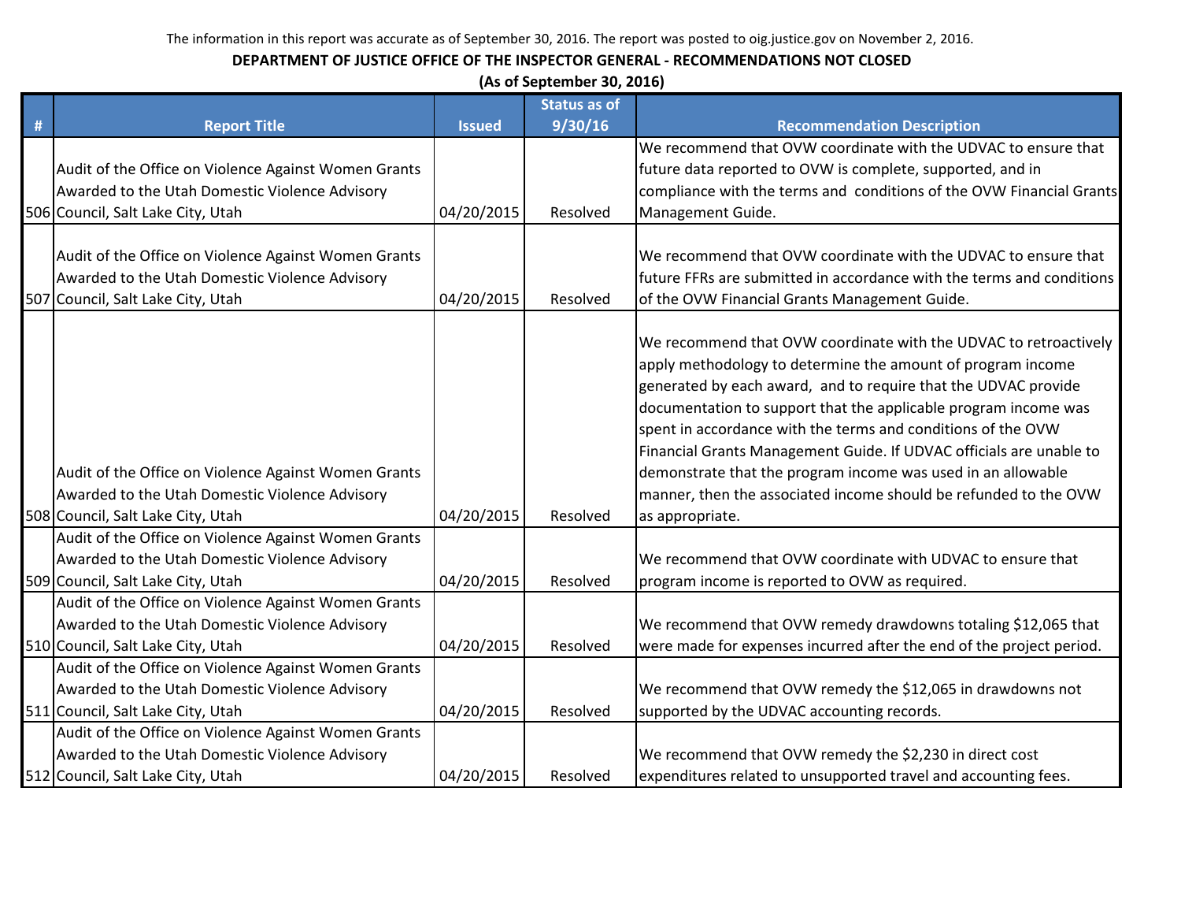The information in this report was accurate as of September 30, 2016. The report was posted to oig.justice.gov on November 2, 2016.

**DEPARTMENT OF JUSTICE OFFICE OF THE INSPECTOR GENERAL - RECOMMENDATIONS NOT CLOSED**

**(As of September 30, 2016)**

| # | Report Title | Issued | Status as of 9/30/16 | Recommendation Description |
|---|---|---|---|---|
| 506 | Audit of the Office on Violence Against Women Grants Awarded to the Utah Domestic Violence Advisory Council, Salt Lake City, Utah | 04/20/2015 | Resolved | We recommend that OVW coordinate with the UDVAC to ensure that future data reported to OVW is complete, supported, and in compliance with the terms and conditions of the OVW Financial Grants Management Guide. |
| 507 | Audit of the Office on Violence Against Women Grants Awarded to the Utah Domestic Violence Advisory Council, Salt Lake City, Utah | 04/20/2015 | Resolved | We recommend that OVW coordinate with the UDVAC to ensure that future FFRs are submitted in accordance with the terms and conditions of the OVW Financial Grants Management Guide. |
| 508 | Audit of the Office on Violence Against Women Grants Awarded to the Utah Domestic Violence Advisory Council, Salt Lake City, Utah | 04/20/2015 | Resolved | We recommend that OVW coordinate with the UDVAC to retroactively apply methodology to determine the amount of program income generated by each award, and to require that the UDVAC provide documentation to support that the applicable program income was spent in accordance with the terms and conditions of the OVW Financial Grants Management Guide. If UDVAC officials are unable to demonstrate that the program income was used in an allowable manner, then the associated income should be refunded to the OVW as appropriate. |
| 509 | Audit of the Office on Violence Against Women Grants Awarded to the Utah Domestic Violence Advisory Council, Salt Lake City, Utah | 04/20/2015 | Resolved | We recommend that OVW coordinate with UDVAC to ensure that program income is reported to OVW as required. |
| 510 | Audit of the Office on Violence Against Women Grants Awarded to the Utah Domestic Violence Advisory Council, Salt Lake City, Utah | 04/20/2015 | Resolved | We recommend that OVW remedy drawdowns totaling $12,065 that were made for expenses incurred after the end of the project period. |
| 511 | Audit of the Office on Violence Against Women Grants Awarded to the Utah Domestic Violence Advisory Council, Salt Lake City, Utah | 04/20/2015 | Resolved | We recommend that OVW remedy the $12,065 in drawdowns not supported by the UDVAC accounting records. |
| 512 | Audit of the Office on Violence Against Women Grants Awarded to the Utah Domestic Violence Advisory Council, Salt Lake City, Utah | 04/20/2015 | Resolved | We recommend that OVW remedy the $2,230 in direct cost expenditures related to unsupported travel and accounting fees. |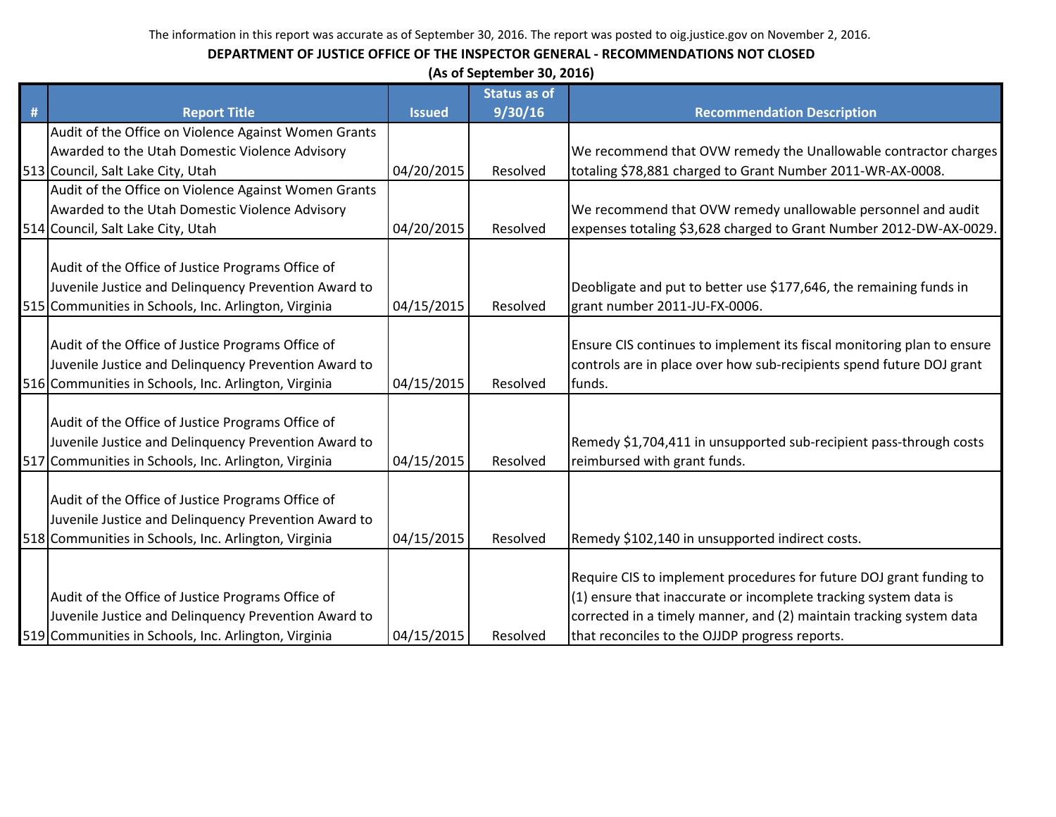The information in this report was accurate as of September 30, 2016. The report was posted to oig.justice.gov on November 2, 2016.

**DEPARTMENT OF JUSTICE OFFICE OF THE INSPECTOR GENERAL - RECOMMENDATIONS NOT CLOSED**

**(As of September 30, 2016)**

| # | Report Title | Issued | Status as of 9/30/16 | Recommendation Description |
|---|---|---|---|---|
| 513 | Audit of the Office on Violence Against Women Grants Awarded to the Utah Domestic Violence Advisory Council, Salt Lake City, Utah | 04/20/2015 | Resolved | We recommend that OVW remedy the Unallowable contractor charges totaling $78,881 charged to Grant Number 2011-WR-AX-0008. |
| 514 | Audit of the Office on Violence Against Women Grants Awarded to the Utah Domestic Violence Advisory Council, Salt Lake City, Utah | 04/20/2015 | Resolved | We recommend that OVW remedy unallowable personnel and audit expenses totaling $3,628 charged to Grant Number 2012-DW-AX-0029. |
| 515 | Audit of the Office of Justice Programs Office of Juvenile Justice and Delinquency Prevention Award to Communities in Schools, Inc. Arlington, Virginia | 04/15/2015 | Resolved | Deobligate and put to better use $177,646, the remaining funds in grant number 2011-JU-FX-0006. |
| 516 | Audit of the Office of Justice Programs Office of Juvenile Justice and Delinquency Prevention Award to Communities in Schools, Inc. Arlington, Virginia | 04/15/2015 | Resolved | Ensure CIS continues to implement its fiscal monitoring plan to ensure controls are in place over how sub-recipients spend future DOJ grant funds. |
| 517 | Audit of the Office of Justice Programs Office of Juvenile Justice and Delinquency Prevention Award to Communities in Schools, Inc. Arlington, Virginia | 04/15/2015 | Resolved | Remedy $1,704,411 in unsupported sub-recipient pass-through costs reimbursed with grant funds. |
| 518 | Audit of the Office of Justice Programs Office of Juvenile Justice and Delinquency Prevention Award to Communities in Schools, Inc. Arlington, Virginia | 04/15/2015 | Resolved | Remedy $102,140 in unsupported indirect costs. |
| 519 | Audit of the Office of Justice Programs Office of Juvenile Justice and Delinquency Prevention Award to Communities in Schools, Inc. Arlington, Virginia | 04/15/2015 | Resolved | Require CIS to implement procedures for future DOJ grant funding to (1) ensure that inaccurate or incomplete tracking system data is corrected in a timely manner, and (2) maintain tracking system data that reconciles to the OJJDP progress reports. |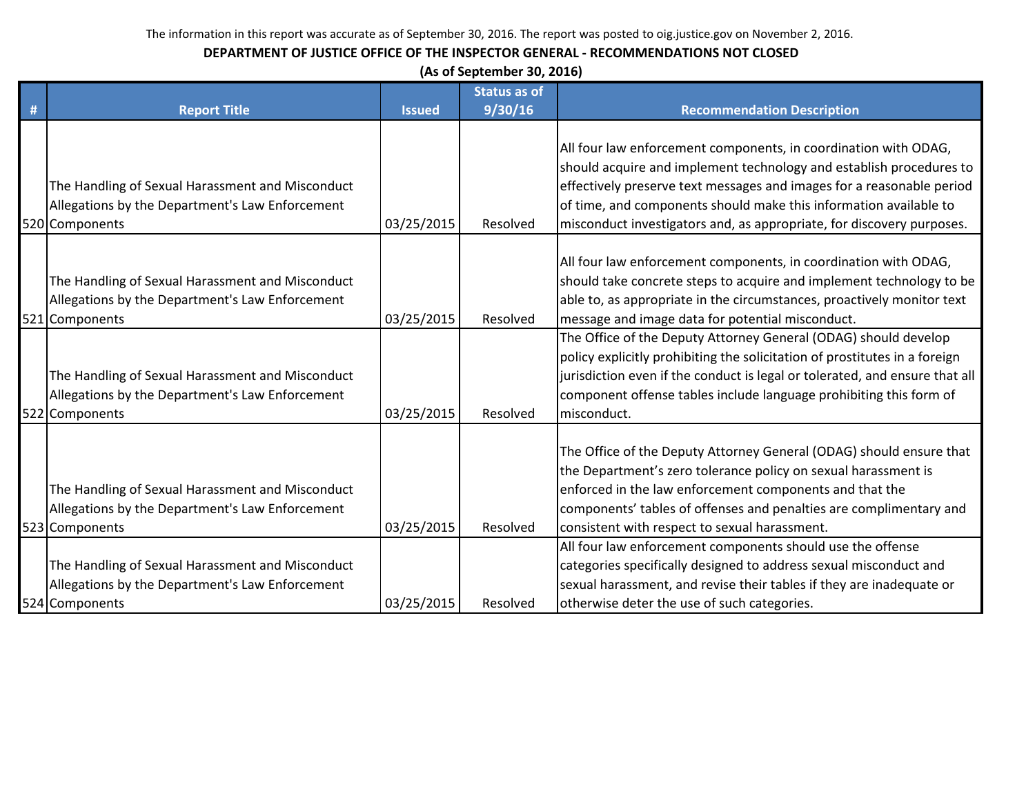The information in this report was accurate as of September 30, 2016. The report was posted to oig.justice.gov on November 2, 2016.

**DEPARTMENT OF JUSTICE OFFICE OF THE INSPECTOR GENERAL - RECOMMENDATIONS NOT CLOSED**

**(As of September 30, 2016)**

| # | Report Title | Issued | Status as of 9/30/16 | Recommendation Description |
|---|---|---|---|---|
| 520 | The Handling of Sexual Harassment and Misconduct Allegations by the Department's Law Enforcement Components | 03/25/2015 | Resolved | All four law enforcement components, in coordination with ODAG, should acquire and implement technology and establish procedures to effectively preserve text messages and images for a reasonable period of time, and components should make this information available to misconduct investigators and, as appropriate, for discovery purposes. |
| 521 | The Handling of Sexual Harassment and Misconduct Allegations by the Department's Law Enforcement Components | 03/25/2015 | Resolved | All four law enforcement components, in coordination with ODAG, should take concrete steps to acquire and implement technology to be able to, as appropriate in the circumstances, proactively monitor text message and image data for potential misconduct. |
| 522 | The Handling of Sexual Harassment and Misconduct Allegations by the Department's Law Enforcement Components | 03/25/2015 | Resolved | The Office of the Deputy Attorney General (ODAG) should develop policy explicitly prohibiting the solicitation of prostitutes in a foreign jurisdiction even if the conduct is legal or tolerated, and ensure that all component offense tables include language prohibiting this form of misconduct. |
| 523 | The Handling of Sexual Harassment and Misconduct Allegations by the Department's Law Enforcement Components | 03/25/2015 | Resolved | The Office of the Deputy Attorney General (ODAG) should ensure that the Department's zero tolerance policy on sexual harassment is enforced in the law enforcement components and that the components' tables of offenses and penalties are complimentary and consistent with respect to sexual harassment. |
| 524 | The Handling of Sexual Harassment and Misconduct Allegations by the Department's Law Enforcement Components | 03/25/2015 | Resolved | All four law enforcement components should use the offense categories specifically designed to address sexual misconduct and sexual harassment, and revise their tables if they are inadequate or otherwise deter the use of such categories. |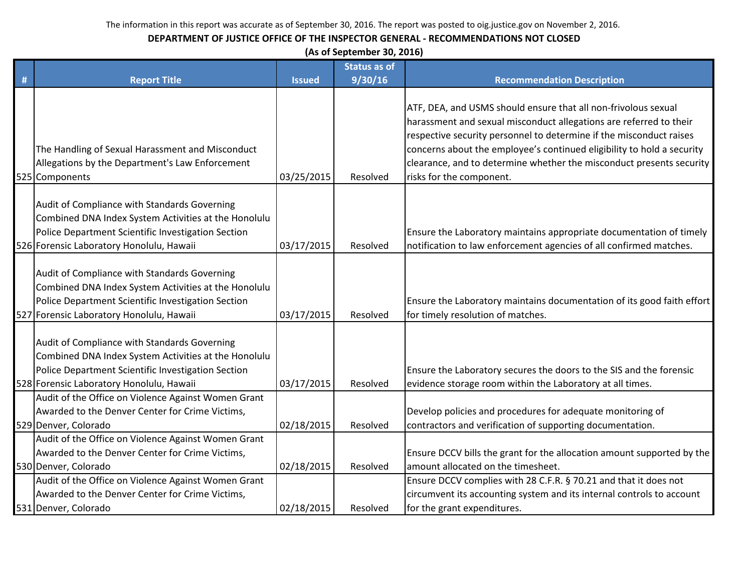The information in this report was accurate as of September 30, 2016. The report was posted to oig.justice.gov on November 2, 2016.

**DEPARTMENT OF JUSTICE OFFICE OF THE INSPECTOR GENERAL - RECOMMENDATIONS NOT CLOSED**

**(As of September 30, 2016)**

| # | Report Title | Issued | Status as of 9/30/16 | Recommendation Description |
|---|---|---|---|---|
| 525 | The Handling of Sexual Harassment and Misconduct Allegations by the Department's Law Enforcement Components | 03/25/2015 | Resolved | ATF, DEA, and USMS should ensure that all non-frivolous sexual harassment and sexual misconduct allegations are referred to their respective security personnel to determine if the misconduct raises concerns about the employee's continued eligibility to hold a security clearance, and to determine whether the misconduct presents security risks for the component. |
| 526 | Audit of Compliance with Standards Governing Combined DNA Index System Activities at the Honolulu Police Department Scientific Investigation Section Forensic Laboratory Honolulu, Hawaii | 03/17/2015 | Resolved | Ensure the Laboratory maintains appropriate documentation of timely notification to law enforcement agencies of all confirmed matches. |
| 527 | Audit of Compliance with Standards Governing Combined DNA Index System Activities at the Honolulu Police Department Scientific Investigation Section Forensic Laboratory Honolulu, Hawaii | 03/17/2015 | Resolved | Ensure the Laboratory maintains documentation of its good faith effort for timely resolution of matches. |
| 528 | Audit of Compliance with Standards Governing Combined DNA Index System Activities at the Honolulu Police Department Scientific Investigation Section Forensic Laboratory Honolulu, Hawaii | 03/17/2015 | Resolved | Ensure the Laboratory secures the doors to the SIS and the forensic evidence storage room within the Laboratory at all times. |
| 529 | Audit of the Office on Violence Against Women Grant Awarded to the Denver Center for Crime Victims, Denver, Colorado | 02/18/2015 | Resolved | Develop policies and procedures for adequate monitoring of contractors and verification of supporting documentation. |
| 530 | Audit of the Office on Violence Against Women Grant Awarded to the Denver Center for Crime Victims, Denver, Colorado | 02/18/2015 | Resolved | Ensure DCCV bills the grant for the allocation amount supported by the amount allocated on the timesheet. |
| 531 | Audit of the Office on Violence Against Women Grant Awarded to the Denver Center for Crime Victims, Denver, Colorado | 02/18/2015 | Resolved | Ensure DCCV complies with 28 C.F.R. § 70.21 and that it does not circumvent its accounting system and its internal controls to account for the grant expenditures. |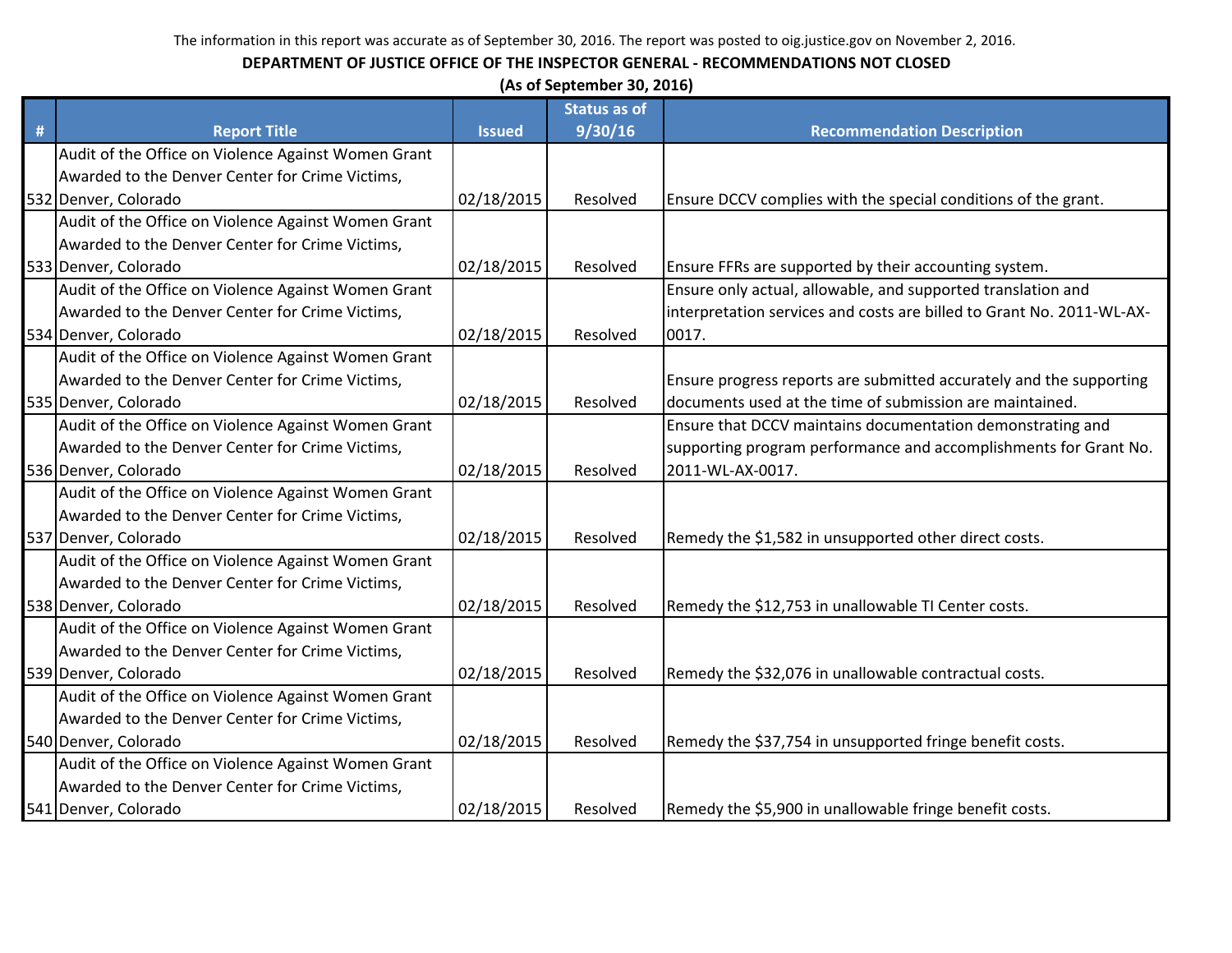The information in this report was accurate as of September 30, 2016. The report was posted to oig.justice.gov on November 2, 2016.

**DEPARTMENT OF JUSTICE OFFICE OF THE INSPECTOR GENERAL - RECOMMENDATIONS NOT CLOSED**

**(As of September 30, 2016)**

| # | Report Title | Issued | Status as of 9/30/16 | Recommendation Description |
|---|---|---|---|---|
| 532 | Audit of the Office on Violence Against Women Grant Awarded to the Denver Center for Crime Victims, Denver, Colorado | 02/18/2015 | Resolved | Ensure DCCV complies with the special conditions of the grant. |
| 533 | Audit of the Office on Violence Against Women Grant Awarded to the Denver Center for Crime Victims, Denver, Colorado | 02/18/2015 | Resolved | Ensure FFRs are supported by their accounting system. |
| 534 | Audit of the Office on Violence Against Women Grant Awarded to the Denver Center for Crime Victims, Denver, Colorado | 02/18/2015 | Resolved | Ensure only actual, allowable, and supported translation and interpretation services and costs are billed to Grant No. 2011-WL-AX-0017. |
| 535 | Audit of the Office on Violence Against Women Grant Awarded to the Denver Center for Crime Victims, Denver, Colorado | 02/18/2015 | Resolved | Ensure progress reports are submitted accurately and the supporting documents used at the time of submission are maintained. |
| 536 | Audit of the Office on Violence Against Women Grant Awarded to the Denver Center for Crime Victims, Denver, Colorado | 02/18/2015 | Resolved | Ensure that DCCV maintains documentation demonstrating and supporting program performance and accomplishments for Grant No. 2011-WL-AX-0017. |
| 537 | Audit of the Office on Violence Against Women Grant Awarded to the Denver Center for Crime Victims, Denver, Colorado | 02/18/2015 | Resolved | Remedy the $1,582 in unsupported other direct costs. |
| 538 | Audit of the Office on Violence Against Women Grant Awarded to the Denver Center for Crime Victims, Denver, Colorado | 02/18/2015 | Resolved | Remedy the $12,753 in unallowable TI Center costs. |
| 539 | Audit of the Office on Violence Against Women Grant Awarded to the Denver Center for Crime Victims, Denver, Colorado | 02/18/2015 | Resolved | Remedy the $32,076 in unallowable contractual costs. |
| 540 | Audit of the Office on Violence Against Women Grant Awarded to the Denver Center for Crime Victims, Denver, Colorado | 02/18/2015 | Resolved | Remedy the $37,754 in unsupported fringe benefit costs. |
| 541 | Audit of the Office on Violence Against Women Grant Awarded to the Denver Center for Crime Victims, Denver, Colorado | 02/18/2015 | Resolved | Remedy the $5,900 in unallowable fringe benefit costs. |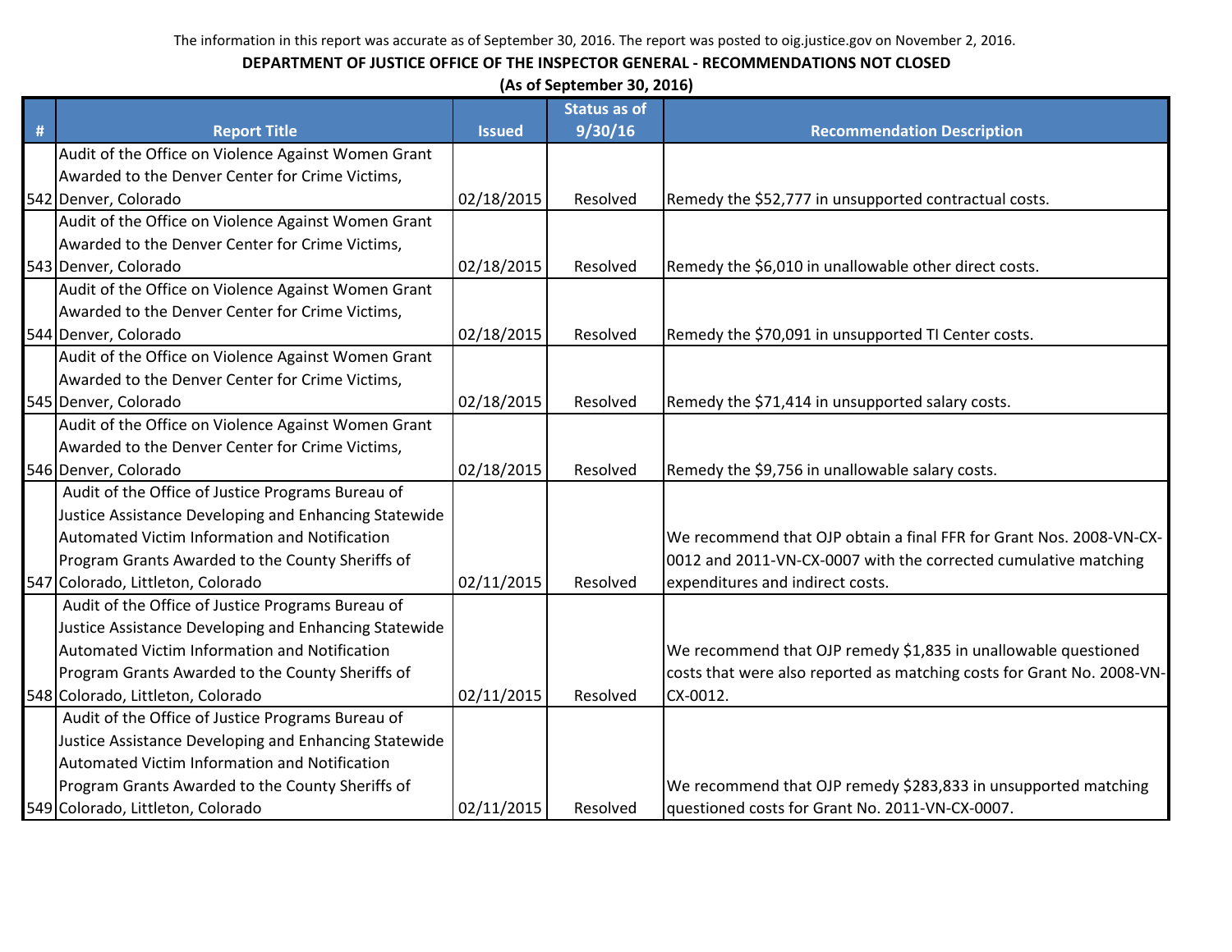The information in this report was accurate as of September 30, 2016. The report was posted to oig.justice.gov on November 2, 2016.

**DEPARTMENT OF JUSTICE OFFICE OF THE INSPECTOR GENERAL - RECOMMENDATIONS NOT CLOSED**

**(As of September 30, 2016)**

| # | Report Title | Issued | Status as of 9/30/16 | Recommendation Description |
|---|---|---|---|---|
| 542 | Audit of the Office on Violence Against Women Grant Awarded to the Denver Center for Crime Victims, Denver, Colorado | 02/18/2015 | Resolved | Remedy the $52,777 in unsupported contractual costs. |
| 543 | Audit of the Office on Violence Against Women Grant Awarded to the Denver Center for Crime Victims, Denver, Colorado | 02/18/2015 | Resolved | Remedy the $6,010 in unallowable other direct costs. |
| 544 | Audit of the Office on Violence Against Women Grant Awarded to the Denver Center for Crime Victims, Denver, Colorado | 02/18/2015 | Resolved | Remedy the $70,091 in unsupported TI Center costs. |
| 545 | Audit of the Office on Violence Against Women Grant Awarded to the Denver Center for Crime Victims, Denver, Colorado | 02/18/2015 | Resolved | Remedy the $71,414 in unsupported salary costs. |
| 546 | Audit of the Office on Violence Against Women Grant Awarded to the Denver Center for Crime Victims, Denver, Colorado | 02/18/2015 | Resolved | Remedy the $9,756 in unallowable salary costs. |
| 547 | Audit of the Office of Justice Programs Bureau of Justice Assistance Developing and Enhancing Statewide Automated Victim Information and Notification Program Grants Awarded to the County Sheriffs of Colorado, Littleton, Colorado | 02/11/2015 | Resolved | We recommend that OJP obtain a final FFR for Grant Nos. 2008-VN-CX-0012 and 2011-VN-CX-0007 with the corrected cumulative matching expenditures and indirect costs. |
| 548 | Audit of the Office of Justice Programs Bureau of Justice Assistance Developing and Enhancing Statewide Automated Victim Information and Notification Program Grants Awarded to the County Sheriffs of Colorado, Littleton, Colorado | 02/11/2015 | Resolved | We recommend that OJP remedy $1,835 in unallowable questioned costs that were also reported as matching costs for Grant No. 2008-VN-CX-0012. |
| 549 | Audit of the Office of Justice Programs Bureau of Justice Assistance Developing and Enhancing Statewide Automated Victim Information and Notification Program Grants Awarded to the County Sheriffs of Colorado, Littleton, Colorado | 02/11/2015 | Resolved | We recommend that OJP remedy $283,833 in unsupported matching questioned costs for Grant No. 2011-VN-CX-0007. |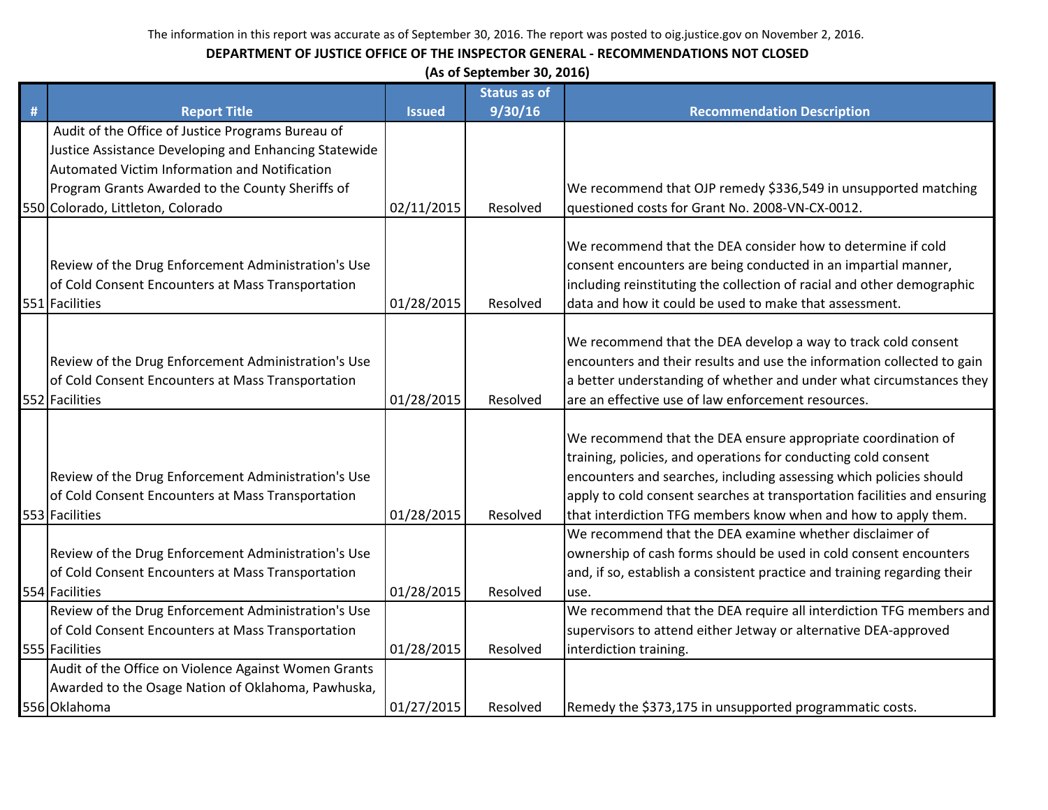The information in this report was accurate as of September 30, 2016. The report was posted to oig.justice.gov on November 2, 2016.

**DEPARTMENT OF JUSTICE OFFICE OF THE INSPECTOR GENERAL - RECOMMENDATIONS NOT CLOSED**

**(As of September 30, 2016)**

| # | Report Title | Issued | Status as of 9/30/16 | Recommendation Description |
|---|---|---|---|---|
| 550 | Audit of the Office of Justice Programs Bureau of Justice Assistance Developing and Enhancing Statewide Automated Victim Information and Notification Program Grants Awarded to the County Sheriffs of Colorado, Littleton, Colorado | 02/11/2015 | Resolved | We recommend that OJP remedy $336,549 in unsupported matching questioned costs for Grant No. 2008-VN-CX-0012. |
| 551 | Review of the Drug Enforcement Administration's Use of Cold Consent Encounters at Mass Transportation Facilities | 01/28/2015 | Resolved | We recommend that the DEA consider how to determine if cold consent encounters are being conducted in an impartial manner, including reinstituting the collection of racial and other demographic data and how it could be used to make that assessment. |
| 552 | Review of the Drug Enforcement Administration's Use of Cold Consent Encounters at Mass Transportation Facilities | 01/28/2015 | Resolved | We recommend that the DEA develop a way to track cold consent encounters and their results and use the information collected to gain a better understanding of whether and under what circumstances they are an effective use of law enforcement resources. |
| 553 | Review of the Drug Enforcement Administration's Use of Cold Consent Encounters at Mass Transportation Facilities | 01/28/2015 | Resolved | We recommend that the DEA ensure appropriate coordination of training, policies, and operations for conducting cold consent encounters and searches, including assessing which policies should apply to cold consent searches at transportation facilities and ensuring that interdiction TFG members know when and how to apply them. |
| 554 | Review of the Drug Enforcement Administration's Use of Cold Consent Encounters at Mass Transportation Facilities | 01/28/2015 | Resolved | We recommend that the DEA examine whether disclaimer of ownership of cash forms should be used in cold consent encounters and, if so, establish a consistent practice and training regarding their use. |
| 555 | Review of the Drug Enforcement Administration's Use of Cold Consent Encounters at Mass Transportation Facilities | 01/28/2015 | Resolved | We recommend that the DEA require all interdiction TFG members and supervisors to attend either Jetway or alternative DEA-approved interdiction training. |
| 556 | Audit of the Office on Violence Against Women Grants Awarded to the Osage Nation of Oklahoma, Pawhuska, Oklahoma | 01/27/2015 | Resolved | Remedy the $373,175 in unsupported programmatic costs. |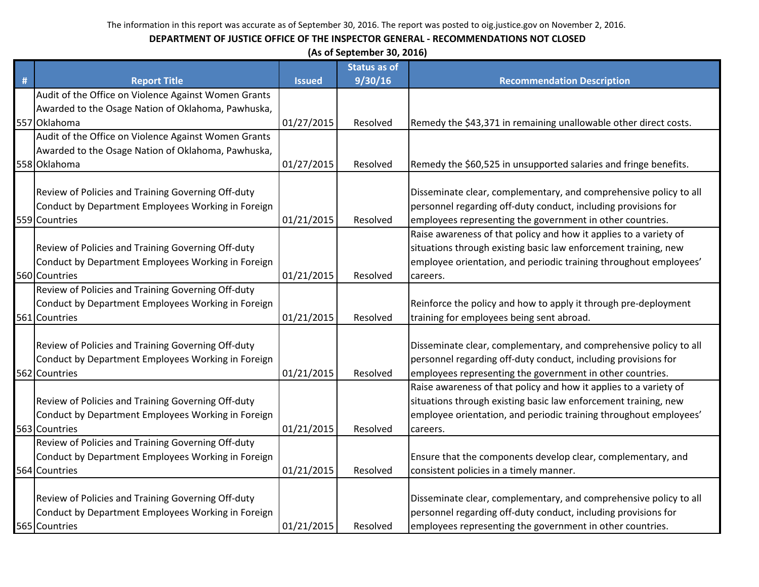The information in this report was accurate as of September 30, 2016. The report was posted to oig.justice.gov on November 2, 2016.

**DEPARTMENT OF JUSTICE OFFICE OF THE INSPECTOR GENERAL - RECOMMENDATIONS NOT CLOSED**

**(As of September 30, 2016)**

| # | Report Title | Issued | Status as of 9/30/16 | Recommendation Description |
|---|---|---|---|---|
| 557 | Audit of the Office on Violence Against Women Grants Awarded to the Osage Nation of Oklahoma, Pawhuska, Oklahoma | 01/27/2015 | Resolved | Remedy the $43,371 in remaining unallowable other direct costs. |
| 558 | Audit of the Office on Violence Against Women Grants Awarded to the Osage Nation of Oklahoma, Pawhuska, Oklahoma | 01/27/2015 | Resolved | Remedy the $60,525 in unsupported salaries and fringe benefits. |
| 559 | Review of Policies and Training Governing Off-duty Conduct by Department Employees Working in Foreign Countries | 01/21/2015 | Resolved | Disseminate clear, complementary, and comprehensive policy to all personnel regarding off-duty conduct, including provisions for employees representing the government in other countries. |
| 560 | Review of Policies and Training Governing Off-duty Conduct by Department Employees Working in Foreign Countries | 01/21/2015 | Resolved | Raise awareness of that policy and how it applies to a variety of situations through existing basic law enforcement training, new employee orientation, and periodic training throughout employees' careers. |
| 561 | Review of Policies and Training Governing Off-duty Conduct by Department Employees Working in Foreign Countries | 01/21/2015 | Resolved | Reinforce the policy and how to apply it through pre-deployment training for employees being sent abroad. |
| 562 | Review of Policies and Training Governing Off-duty Conduct by Department Employees Working in Foreign Countries | 01/21/2015 | Resolved | Disseminate clear, complementary, and comprehensive policy to all personnel regarding off-duty conduct, including provisions for employees representing the government in other countries. |
| 563 | Review of Policies and Training Governing Off-duty Conduct by Department Employees Working in Foreign Countries | 01/21/2015 | Resolved | Raise awareness of that policy and how it applies to a variety of situations through existing basic law enforcement training, new employee orientation, and periodic training throughout employees' careers. |
| 564 | Review of Policies and Training Governing Off-duty Conduct by Department Employees Working in Foreign Countries | 01/21/2015 | Resolved | Ensure that the components develop clear, complementary, and consistent policies in a timely manner. |
| 565 | Review of Policies and Training Governing Off-duty Conduct by Department Employees Working in Foreign Countries | 01/21/2015 | Resolved | Disseminate clear, complementary, and comprehensive policy to all personnel regarding off-duty conduct, including provisions for employees representing the government in other countries. |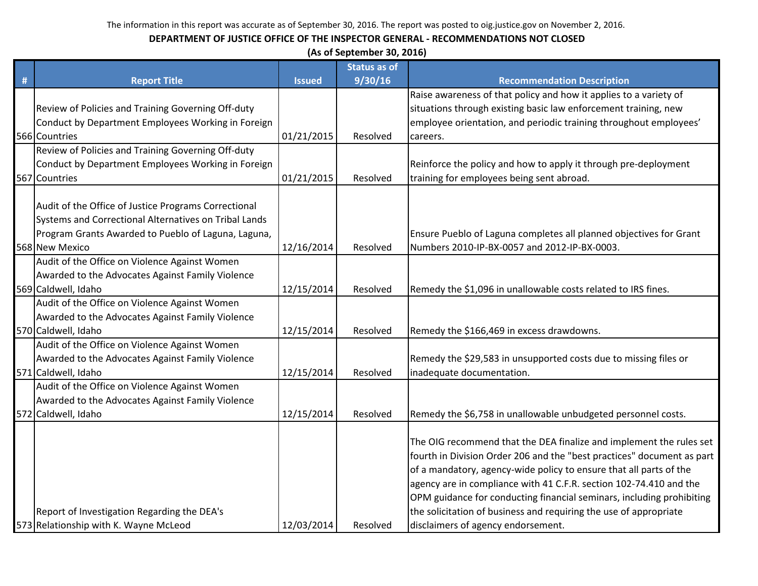The information in this report was accurate as of September 30, 2016. The report was posted to oig.justice.gov on November 2, 2016.

**DEPARTMENT OF JUSTICE OFFICE OF THE INSPECTOR GENERAL - RECOMMENDATIONS NOT CLOSED**

**(As of September 30, 2016)**

| # | Report Title | Issued | Status as of 9/30/16 | Recommendation Description |
|---|---|---|---|---|
| 566 | Review of Policies and Training Governing Off-duty Conduct by Department Employees Working in Foreign Countries | 01/21/2015 | Resolved | Raise awareness of that policy and how it applies to a variety of situations through existing basic law enforcement training, new employee orientation, and periodic training throughout employees' careers. |
| 567 | Review of Policies and Training Governing Off-duty Conduct by Department Employees Working in Foreign Countries | 01/21/2015 | Resolved | Reinforce the policy and how to apply it through pre-deployment training for employees being sent abroad. |
| 568 | Audit of the Office of Justice Programs Correctional Systems and Correctional Alternatives on Tribal Lands Program Grants Awarded to Pueblo of Laguna, Laguna, New Mexico | 12/16/2014 | Resolved | Ensure Pueblo of Laguna completes all planned objectives for Grant Numbers 2010-IP-BX-0057 and 2012-IP-BX-0003. |
| 569 | Audit of the Office on Violence Against Women Awarded to the Advocates Against Family Violence Caldwell, Idaho | 12/15/2014 | Resolved | Remedy the $1,096 in unallowable costs related to IRS fines. |
| 570 | Audit of the Office on Violence Against Women Awarded to the Advocates Against Family Violence Caldwell, Idaho | 12/15/2014 | Resolved | Remedy the $166,469 in excess drawdowns. |
| 571 | Audit of the Office on Violence Against Women Awarded to the Advocates Against Family Violence Caldwell, Idaho | 12/15/2014 | Resolved | Remedy the $29,583 in unsupported costs due to missing files or inadequate documentation. |
| 572 | Audit of the Office on Violence Against Women Awarded to the Advocates Against Family Violence Caldwell, Idaho | 12/15/2014 | Resolved | Remedy the $6,758 in unallowable unbudgeted personnel costs. |
| 573 | Report of Investigation Regarding the DEA's Relationship with K. Wayne McLeod | 12/03/2014 | Resolved | The OIG recommend that the DEA finalize and implement the rules set fourth in Division Order 206 and the "best practices" document as part of a mandatory, agency-wide policy to ensure that all parts of the agency are in compliance with 41 C.F.R. section 102-74.410 and the OPM guidance for conducting financial seminars, including prohibiting the solicitation of business and requiring the use of appropriate disclaimers of agency endorsement. |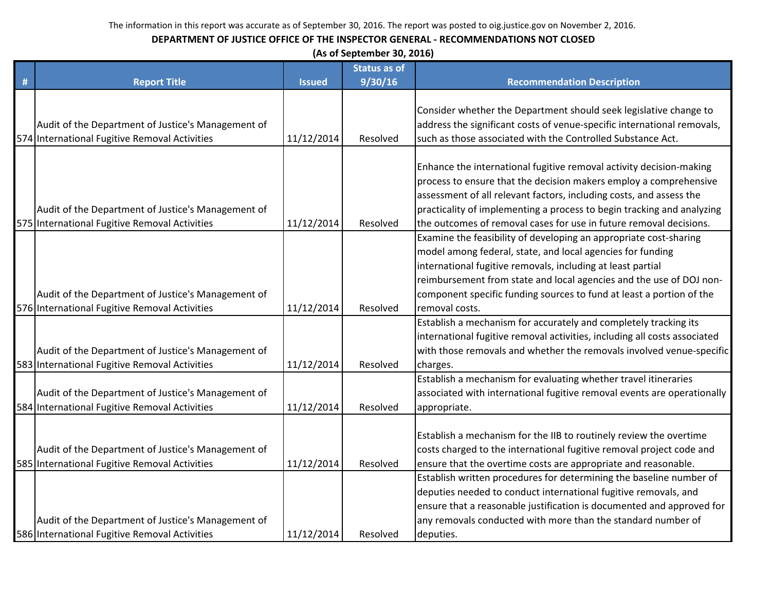The information in this report was accurate as of September 30, 2016. The report was posted to oig.justice.gov on November 2, 2016.

**DEPARTMENT OF JUSTICE OFFICE OF THE INSPECTOR GENERAL - RECOMMENDATIONS NOT CLOSED**

**(As of September 30, 2016)**

| # | Report Title | Issued | Status as of 9/30/16 | Recommendation Description |
|---|---|---|---|---|
| 574 | Audit of the Department of Justice's Management of International Fugitive Removal Activities | 11/12/2014 | Resolved | Consider whether the Department should seek legislative change to address the significant costs of venue-specific international removals, such as those associated with the Controlled Substance Act. |
| 575 | Audit of the Department of Justice's Management of International Fugitive Removal Activities | 11/12/2014 | Resolved | Enhance the international fugitive removal activity decision-making process to ensure that the decision makers employ a comprehensive assessment of all relevant factors, including costs, and assess the practicality of implementing a process to begin tracking and analyzing the outcomes of removal cases for use in future removal decisions. |
| 576 | Audit of the Department of Justice's Management of International Fugitive Removal Activities | 11/12/2014 | Resolved | Examine the feasibility of developing an appropriate cost-sharing model among federal, state, and local agencies for funding international fugitive removals, including at least partial reimbursement from state and local agencies and the use of DOJ non-component specific funding sources to fund at least a portion of the removal costs. |
| 583 | Audit of the Department of Justice's Management of International Fugitive Removal Activities | 11/12/2014 | Resolved | Establish a mechanism for accurately and completely tracking its international fugitive removal activities, including all costs associated with those removals and whether the removals involved venue-specific charges. |
| 584 | Audit of the Department of Justice's Management of International Fugitive Removal Activities | 11/12/2014 | Resolved | Establish a mechanism for evaluating whether travel itineraries associated with international fugitive removal events are operationally appropriate. |
| 585 | Audit of the Department of Justice's Management of International Fugitive Removal Activities | 11/12/2014 | Resolved | Establish a mechanism for the IIB to routinely review the overtime costs charged to the international fugitive removal project code and ensure that the overtime costs are appropriate and reasonable. |
| 586 | Audit of the Department of Justice's Management of International Fugitive Removal Activities | 11/12/2014 | Resolved | Establish written procedures for determining the baseline number of deputies needed to conduct international fugitive removals, and ensure that a reasonable justification is documented and approved for any removals conducted with more than the standard number of deputies. |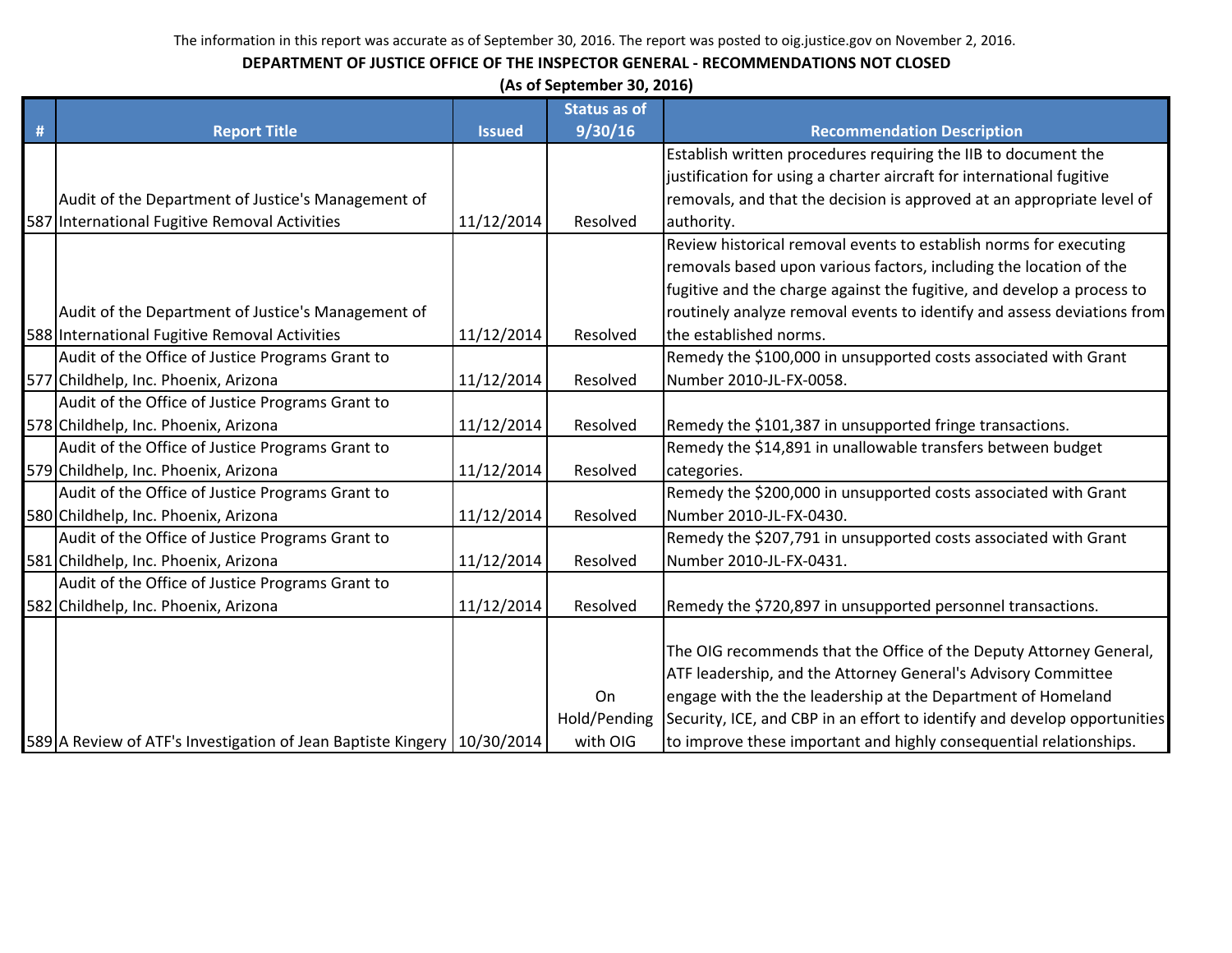The information in this report was accurate as of September 30, 2016. The report was posted to oig.justice.gov on November 2, 2016.

**DEPARTMENT OF JUSTICE OFFICE OF THE INSPECTOR GENERAL - RECOMMENDATIONS NOT CLOSED**

**(As of September 30, 2016)**

| # | Report Title | Issued | Status as of 9/30/16 | Recommendation Description |
|---|---|---|---|---|
| 587 | Audit of the Department of Justice's Management of International Fugitive Removal Activities | 11/12/2014 | Resolved | Establish written procedures requiring the IIB to document the justification for using a charter aircraft for international fugitive removals, and that the decision is approved at an appropriate level of authority. |
| 588 | Audit of the Department of Justice's Management of International Fugitive Removal Activities | 11/12/2014 | Resolved | Review historical removal events to establish norms for executing removals based upon various factors, including the location of the fugitive and the charge against the fugitive, and develop a process to routinely analyze removal events to identify and assess deviations from the established norms. |
| 577 | Audit of the Office of Justice Programs Grant to Childhelp, Inc. Phoenix, Arizona | 11/12/2014 | Resolved | Remedy the $100,000 in unsupported costs associated with Grant Number 2010-JL-FX-0058. |
| 578 | Audit of the Office of Justice Programs Grant to Childhelp, Inc. Phoenix, Arizona | 11/12/2014 | Resolved | Remedy the $101,387 in unsupported fringe transactions. |
| 579 | Audit of the Office of Justice Programs Grant to Childhelp, Inc. Phoenix, Arizona | 11/12/2014 | Resolved | Remedy the $14,891 in unallowable transfers between budget categories. |
| 580 | Audit of the Office of Justice Programs Grant to Childhelp, Inc. Phoenix, Arizona | 11/12/2014 | Resolved | Remedy the $200,000 in unsupported costs associated with Grant Number 2010-JL-FX-0430. |
| 581 | Audit of the Office of Justice Programs Grant to Childhelp, Inc. Phoenix, Arizona | 11/12/2014 | Resolved | Remedy the $207,791 in unsupported costs associated with Grant Number 2010-JL-FX-0431. |
| 582 | Audit of the Office of Justice Programs Grant to Childhelp, Inc. Phoenix, Arizona | 11/12/2014 | Resolved | Remedy the $720,897 in unsupported personnel transactions. |
| 589 | A Review of ATF's Investigation of Jean Baptiste Kingery | 10/30/2014 | On Hold/Pending with OIG | The OIG recommends that the Office of the Deputy Attorney General, ATF leadership, and the Attorney General's Advisory Committee engage with the the leadership at the Department of Homeland Security, ICE, and CBP in an effort to identify and develop opportunities to improve these important and highly consequential relationships. |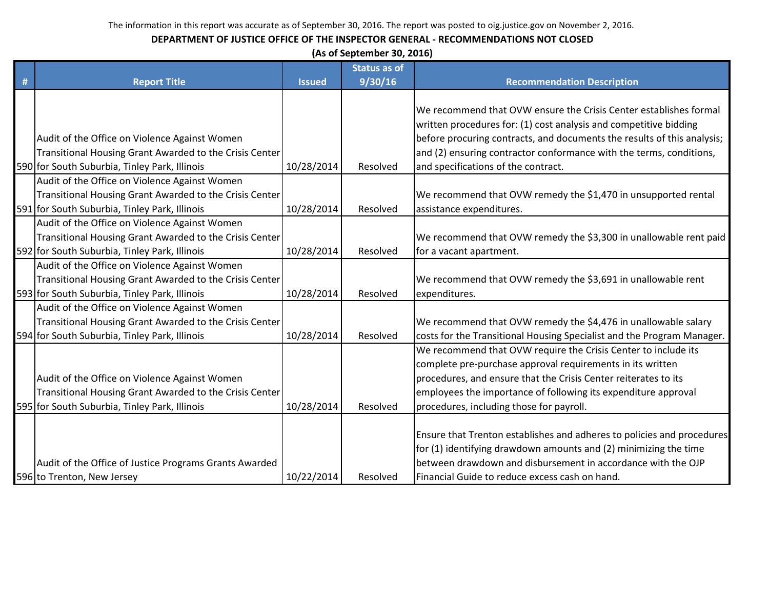The information in this report was accurate as of September 30, 2016. The report was posted to oig.justice.gov on November 2, 2016.

**DEPARTMENT OF JUSTICE OFFICE OF THE INSPECTOR GENERAL - RECOMMENDATIONS NOT CLOSED**

**(As of September 30, 2016)**

| # | Report Title | Issued | Status as of 9/30/16 | Recommendation Description |
|---|---|---|---|---|
| 590 | Audit of the Office on Violence Against Women Transitional Housing Grant Awarded to the Crisis Center for South Suburbia, Tinley Park, Illinois | 10/28/2014 | Resolved | We recommend that OVW ensure the Crisis Center establishes formal written procedures for: (1) cost analysis and competitive bidding before procuring contracts, and documents the results of this analysis; and (2) ensuring contractor conformance with the terms, conditions, and specifications of the contract. |
| 591 | Audit of the Office on Violence Against Women Transitional Housing Grant Awarded to the Crisis Center for South Suburbia, Tinley Park, Illinois | 10/28/2014 | Resolved | We recommend that OVW remedy the $1,470 in unsupported rental assistance expenditures. |
| 592 | Audit of the Office on Violence Against Women Transitional Housing Grant Awarded to the Crisis Center for South Suburbia, Tinley Park, Illinois | 10/28/2014 | Resolved | We recommend that OVW remedy the $3,300 in unallowable rent paid for a vacant apartment. |
| 593 | Audit of the Office on Violence Against Women Transitional Housing Grant Awarded to the Crisis Center for South Suburbia, Tinley Park, Illinois | 10/28/2014 | Resolved | We recommend that OVW remedy the $3,691 in unallowable rent expenditures. |
| 594 | Audit of the Office on Violence Against Women Transitional Housing Grant Awarded to the Crisis Center for South Suburbia, Tinley Park, Illinois | 10/28/2014 | Resolved | We recommend that OVW remedy the $4,476 in unallowable salary costs for the Transitional Housing Specialist and the Program Manager. |
| 595 | Audit of the Office on Violence Against Women Transitional Housing Grant Awarded to the Crisis Center for South Suburbia, Tinley Park, Illinois | 10/28/2014 | Resolved | We recommend that OVW require the Crisis Center to include its complete pre-purchase approval requirements in its written procedures, and ensure that the Crisis Center reiterates to its employees the importance of following its expenditure approval procedures, including those for payroll. |
| 596 | Audit of the Office of Justice Programs Grants Awarded to Trenton, New Jersey | 10/22/2014 | Resolved | Ensure that Trenton establishes and adheres to policies and procedures for (1) identifying drawdown amounts and (2) minimizing the time between drawdown and disbursement in accordance with the OJP Financial Guide to reduce excess cash on hand. |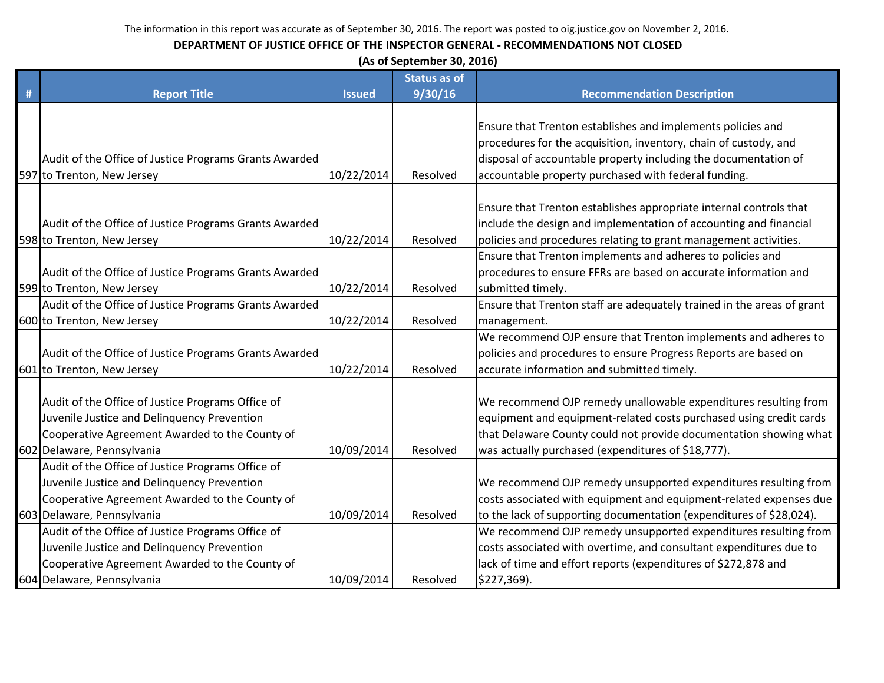The information in this report was accurate as of September 30, 2016. The report was posted to oig.justice.gov on November 2, 2016.

**DEPARTMENT OF JUSTICE OFFICE OF THE INSPECTOR GENERAL - RECOMMENDATIONS NOT CLOSED**

**(As of September 30, 2016)**

| # | Report Title | Issued | Status as of 9/30/16 | Recommendation Description |
|---|---|---|---|---|
| 597 | Audit of the Office of Justice Programs Grants Awarded to Trenton, New Jersey | 10/22/2014 | Resolved | Ensure that Trenton establishes and implements policies and procedures for the acquisition, inventory, chain of custody, and disposal of accountable property including the documentation of accountable property purchased with federal funding. |
| 598 | Audit of the Office of Justice Programs Grants Awarded to Trenton, New Jersey | 10/22/2014 | Resolved | Ensure that Trenton establishes appropriate internal controls that include the design and implementation of accounting and financial policies and procedures relating to grant management activities. |
| 599 | Audit of the Office of Justice Programs Grants Awarded to Trenton, New Jersey | 10/22/2014 | Resolved | Ensure that Trenton implements and adheres to policies and procedures to ensure FFRs are based on accurate information and submitted timely. |
| 600 | Audit of the Office of Justice Programs Grants Awarded to Trenton, New Jersey | 10/22/2014 | Resolved | Ensure that Trenton staff are adequately trained in the areas of grant management. |
| 601 | Audit of the Office of Justice Programs Grants Awarded to Trenton, New Jersey | 10/22/2014 | Resolved | We recommend OJP ensure that Trenton implements and adheres to policies and procedures to ensure Progress Reports are based on accurate information and submitted timely. |
| 602 | Audit of the Office of Justice Programs Office of Juvenile Justice and Delinquency Prevention Cooperative Agreement Awarded to the County of Delaware, Pennsylvania | 10/09/2014 | Resolved | We recommend OJP remedy unallowable expenditures resulting from equipment and equipment-related costs purchased using credit cards that Delaware County could not provide documentation showing what was actually purchased (expenditures of $18,777). |
| 603 | Audit of the Office of Justice Programs Office of Juvenile Justice and Delinquency Prevention Cooperative Agreement Awarded to the County of Delaware, Pennsylvania | 10/09/2014 | Resolved | We recommend OJP remedy unsupported expenditures resulting from costs associated with equipment and equipment-related expenses due to the lack of supporting documentation (expenditures of $28,024). |
| 604 | Audit of the Office of Justice Programs Office of Juvenile Justice and Delinquency Prevention Cooperative Agreement Awarded to the County of Delaware, Pennsylvania | 10/09/2014 | Resolved | We recommend OJP remedy unsupported expenditures resulting from costs associated with overtime, and consultant expenditures due to lack of time and effort reports (expenditures of $272,878 and $227,369). |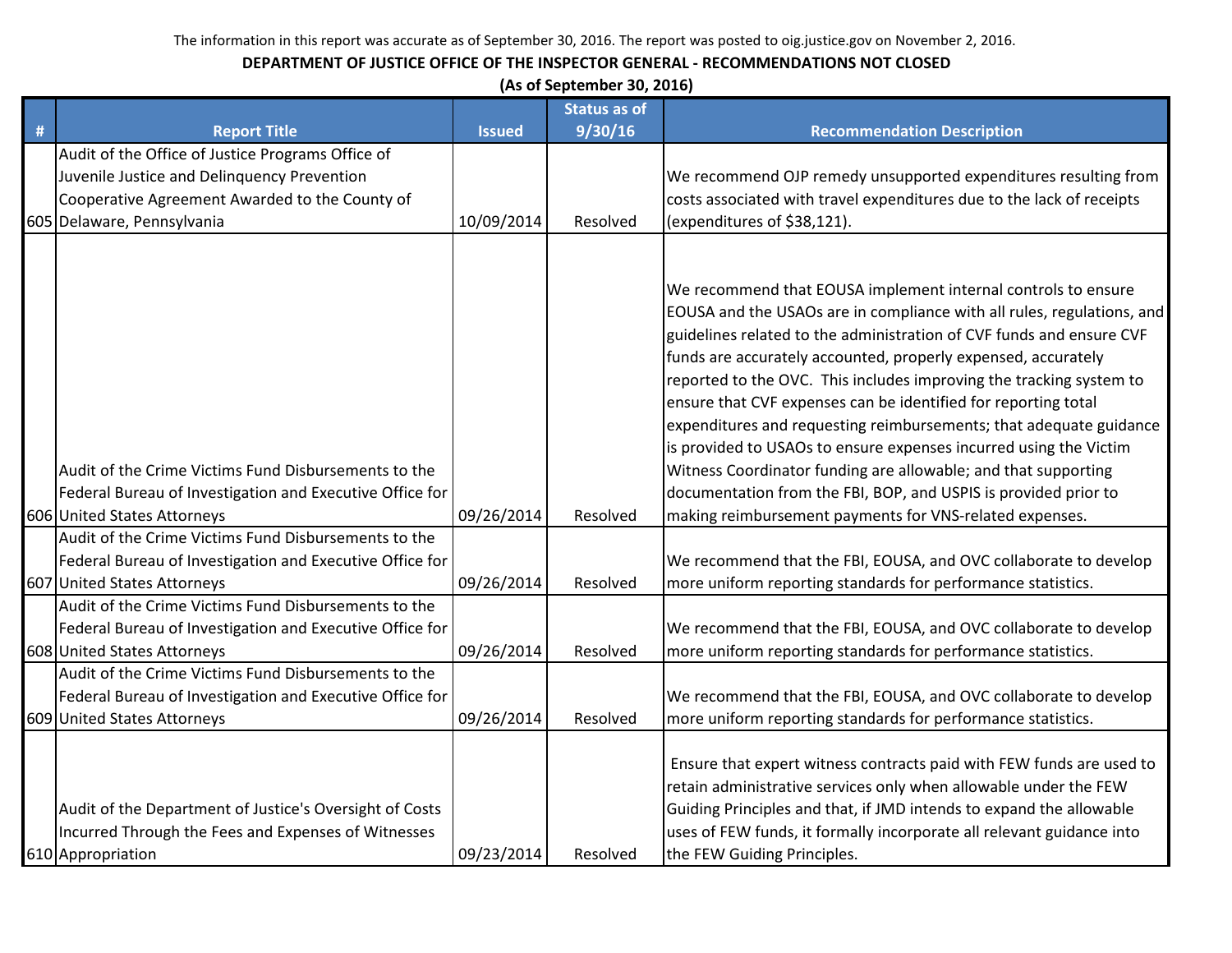The information in this report was accurate as of September 30, 2016. The report was posted to oig.justice.gov on November 2, 2016.

**DEPARTMENT OF JUSTICE OFFICE OF THE INSPECTOR GENERAL - RECOMMENDATIONS NOT CLOSED**

**(As of September 30, 2016)**

| # | Report Title | Issued | Status as of 9/30/16 | Recommendation Description |
|---|---|---|---|---|
| 605 | Audit of the Office of Justice Programs Office of Juvenile Justice and Delinquency Prevention Cooperative Agreement Awarded to the County of Delaware, Pennsylvania | 10/09/2014 | Resolved | We recommend OJP remedy unsupported expenditures resulting from costs associated with travel expenditures due to the lack of receipts (expenditures of $38,121). |
| 606 | Audit of the Crime Victims Fund Disbursements to the Federal Bureau of Investigation and Executive Office for United States Attorneys | 09/26/2014 | Resolved | We recommend that EOUSA implement internal controls to ensure EOUSA and the USAOs are in compliance with all rules, regulations, and guidelines related to the administration of CVF funds and ensure CVF funds are accurately accounted, properly expensed, accurately reported to the OVC. This includes improving the tracking system to ensure that CVF expenses can be identified for reporting total expenditures and requesting reimbursements; that adequate guidance is provided to USAOs to ensure expenses incurred using the Victim Witness Coordinator funding are allowable; and that supporting documentation from the FBI, BOP, and USPIS is provided prior to making reimbursement payments for VNS-related expenses. |
| 607 | Audit of the Crime Victims Fund Disbursements to the Federal Bureau of Investigation and Executive Office for United States Attorneys | 09/26/2014 | Resolved | We recommend that the FBI, EOUSA, and OVC collaborate to develop more uniform reporting standards for performance statistics. |
| 608 | Audit of the Crime Victims Fund Disbursements to the Federal Bureau of Investigation and Executive Office for United States Attorneys | 09/26/2014 | Resolved | We recommend that the FBI, EOUSA, and OVC collaborate to develop more uniform reporting standards for performance statistics. |
| 609 | Audit of the Crime Victims Fund Disbursements to the Federal Bureau of Investigation and Executive Office for United States Attorneys | 09/26/2014 | Resolved | We recommend that the FBI, EOUSA, and OVC collaborate to develop more uniform reporting standards for performance statistics. |
| 610 | Audit of the Department of Justice's Oversight of Costs Incurred Through the Fees and Expenses of Witnesses Appropriation | 09/23/2014 | Resolved | Ensure that expert witness contracts paid with FEW funds are used to retain administrative services only when allowable under the FEW Guiding Principles and that, if JMD intends to expand the allowable uses of FEW funds, it formally incorporate all relevant guidance into the FEW Guiding Principles. |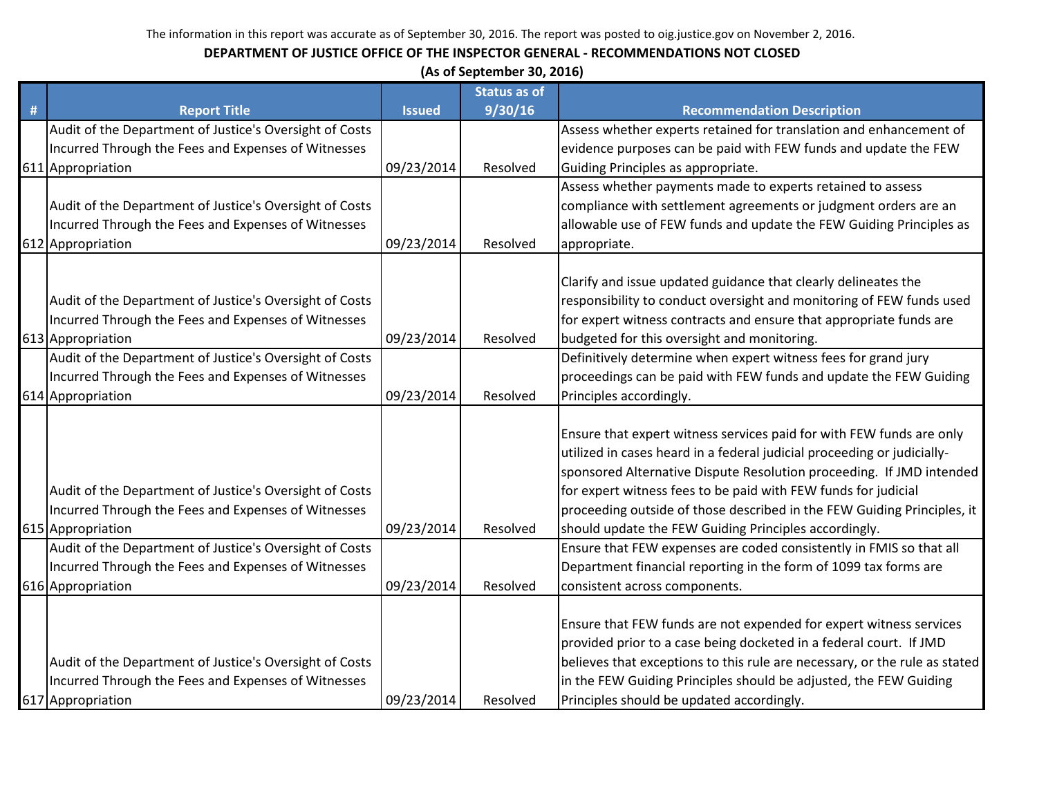The information in this report was accurate as of September 30, 2016. The report was posted to oig.justice.gov on November 2, 2016.

**DEPARTMENT OF JUSTICE OFFICE OF THE INSPECTOR GENERAL - RECOMMENDATIONS NOT CLOSED**

**(As of September 30, 2016)**

| # | Report Title | Issued | Status as of 9/30/16 | Recommendation Description |
|---|---|---|---|---|
| 611 | Audit of the Department of Justice's Oversight of Costs Incurred Through the Fees and Expenses of Witnesses Appropriation | 09/23/2014 | Resolved | Assess whether experts retained for translation and enhancement of evidence purposes can be paid with FEW funds and update the FEW Guiding Principles as appropriate. |
| 612 | Audit of the Department of Justice's Oversight of Costs Incurred Through the Fees and Expenses of Witnesses Appropriation | 09/23/2014 | Resolved | Assess whether payments made to experts retained to assess compliance with settlement agreements or judgment orders are an allowable use of FEW funds and update the FEW Guiding Principles as appropriate. |
| 613 | Audit of the Department of Justice's Oversight of Costs Incurred Through the Fees and Expenses of Witnesses Appropriation | 09/23/2014 | Resolved | Clarify and issue updated guidance that clearly delineates the responsibility to conduct oversight and monitoring of FEW funds used for expert witness contracts and ensure that appropriate funds are budgeted for this oversight and monitoring. |
| 614 | Audit of the Department of Justice's Oversight of Costs Incurred Through the Fees and Expenses of Witnesses Appropriation | 09/23/2014 | Resolved | Definitively determine when expert witness fees for grand jury proceedings can be paid with FEW funds and update the FEW Guiding Principles accordingly. |
| 615 | Audit of the Department of Justice's Oversight of Costs Incurred Through the Fees and Expenses of Witnesses Appropriation | 09/23/2014 | Resolved | Ensure that expert witness services paid for with FEW funds are only utilized in cases heard in a federal judicial proceeding or judicially-sponsored Alternative Dispute Resolution proceeding. If JMD intended for expert witness fees to be paid with FEW funds for judicial proceeding outside of those described in the FEW Guiding Principles, it should update the FEW Guiding Principles accordingly. |
| 616 | Audit of the Department of Justice's Oversight of Costs Incurred Through the Fees and Expenses of Witnesses Appropriation | 09/23/2014 | Resolved | Ensure that FEW expenses are coded consistently in FMIS so that all Department financial reporting in the form of 1099 tax forms are consistent across components. |
| 617 | Audit of the Department of Justice's Oversight of Costs Incurred Through the Fees and Expenses of Witnesses Appropriation | 09/23/2014 | Resolved | Ensure that FEW funds are not expended for expert witness services provided prior to a case being docketed in a federal court. If JMD believes that exceptions to this rule are necessary, or the rule as stated in the FEW Guiding Principles should be adjusted, the FEW Guiding Principles should be updated accordingly. |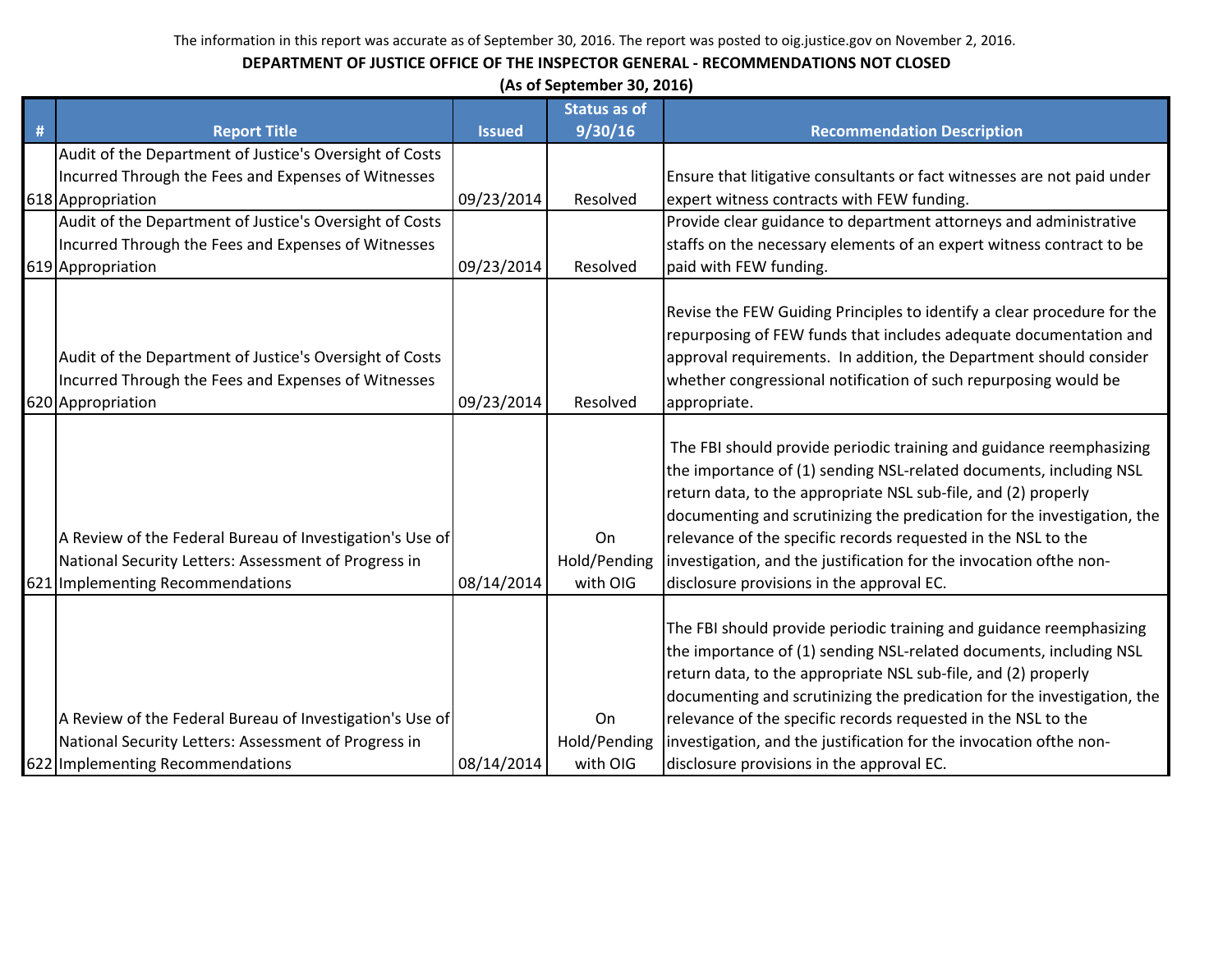The information in this report was accurate as of September 30, 2016. The report was posted to oig.justice.gov on November 2, 2016.

**DEPARTMENT OF JUSTICE OFFICE OF THE INSPECTOR GENERAL - RECOMMENDATIONS NOT CLOSED**

**(As of September 30, 2016)**

| # | Report Title | Issued | Status as of 9/30/16 | Recommendation Description |
|---|---|---|---|---|
| 618 | Audit of the Department of Justice's Oversight of Costs Incurred Through the Fees and Expenses of Witnesses Appropriation | 09/23/2014 | Resolved | Ensure that litigative consultants or fact witnesses are not paid under expert witness contracts with FEW funding. |
| 619 | Audit of the Department of Justice's Oversight of Costs Incurred Through the Fees and Expenses of Witnesses Appropriation | 09/23/2014 | Resolved | Provide clear guidance to department attorneys and administrative staffs on the necessary elements of an expert witness contract to be paid with FEW funding. |
| 620 | Audit of the Department of Justice's Oversight of Costs Incurred Through the Fees and Expenses of Witnesses Appropriation | 09/23/2014 | Resolved | Revise the FEW Guiding Principles to identify a clear procedure for the repurposing of FEW funds that includes adequate documentation and approval requirements. In addition, the Department should consider whether congressional notification of such repurposing would be appropriate. |
| 621 | A Review of the Federal Bureau of Investigation's Use of National Security Letters: Assessment of Progress in Implementing Recommendations | 08/14/2014 | On Hold/Pending with OIG | The FBI should provide periodic training and guidance reemphasizing the importance of (1) sending NSL-related documents, including NSL return data, to the appropriate NSL sub-file, and (2) properly documenting and scrutinizing the predication for the investigation, the relevance of the specific records requested in the NSL to the investigation, and the justification for the invocation ofthe non-disclosure provisions in the approval EC. |
| 622 | A Review of the Federal Bureau of Investigation's Use of National Security Letters: Assessment of Progress in Implementing Recommendations | 08/14/2014 | On Hold/Pending with OIG | The FBI should provide periodic training and guidance reemphasizing the importance of (1) sending NSL-related documents, including NSL return data, to the appropriate NSL sub-file, and (2) properly documenting and scrutinizing the predication for the investigation, the relevance of the specific records requested in the NSL to the investigation, and the justification for the invocation ofthe non-disclosure provisions in the approval EC. |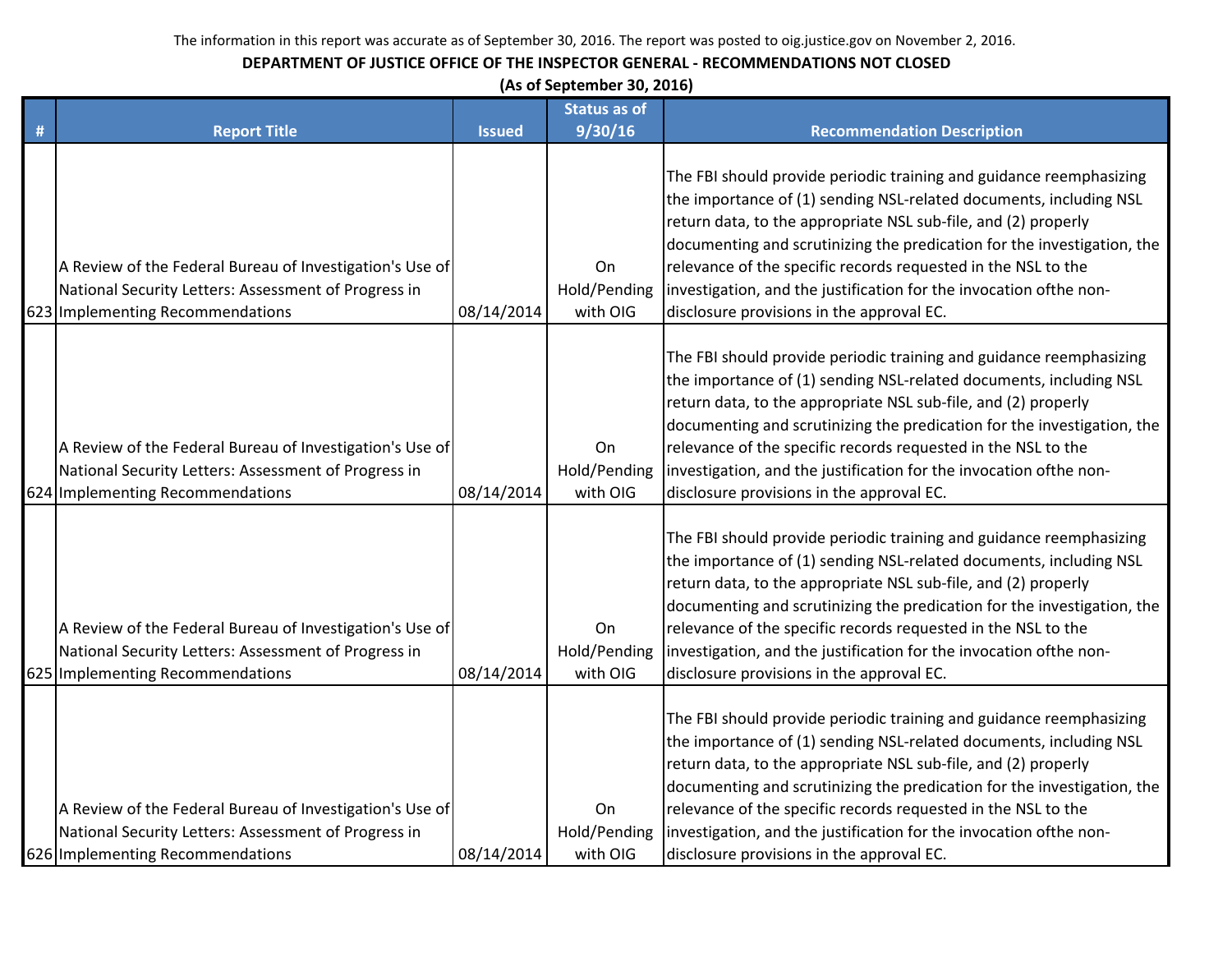The information in this report was accurate as of September 30, 2016. The report was posted to oig.justice.gov on November 2, 2016.

**DEPARTMENT OF JUSTICE OFFICE OF THE INSPECTOR GENERAL - RECOMMENDATIONS NOT CLOSED**

**(As of September 30, 2016)**

| # | Report Title | Issued | Status as of 9/30/16 | Recommendation Description |
|---|---|---|---|---|
| 623 | A Review of the Federal Bureau of Investigation's Use of National Security Letters: Assessment of Progress in Implementing Recommendations | 08/14/2014 | On Hold/Pending with OIG | The FBI should provide periodic training and guidance reemphasizing the importance of (1) sending NSL-related documents, including NSL return data, to the appropriate NSL sub-file, and (2) properly documenting and scrutinizing the predication for the investigation, the relevance of the specific records requested in the NSL to the investigation, and the justification for the invocation ofthe non-disclosure provisions in the approval EC. |
| 624 | A Review of the Federal Bureau of Investigation's Use of National Security Letters: Assessment of Progress in Implementing Recommendations | 08/14/2014 | On Hold/Pending with OIG | The FBI should provide periodic training and guidance reemphasizing the importance of (1) sending NSL-related documents, including NSL return data, to the appropriate NSL sub-file, and (2) properly documenting and scrutinizing the predication for the investigation, the relevance of the specific records requested in the NSL to the investigation, and the justification for the invocation ofthe non-disclosure provisions in the approval EC. |
| 625 | A Review of the Federal Bureau of Investigation's Use of National Security Letters: Assessment of Progress in Implementing Recommendations | 08/14/2014 | On Hold/Pending with OIG | The FBI should provide periodic training and guidance reemphasizing the importance of (1) sending NSL-related documents, including NSL return data, to the appropriate NSL sub-file, and (2) properly documenting and scrutinizing the predication for the investigation, the relevance of the specific records requested in the NSL to the investigation, and the justification for the invocation ofthe non-disclosure provisions in the approval EC. |
| 626 | A Review of the Federal Bureau of Investigation's Use of National Security Letters: Assessment of Progress in Implementing Recommendations | 08/14/2014 | On Hold/Pending with OIG | The FBI should provide periodic training and guidance reemphasizing the importance of (1) sending NSL-related documents, including NSL return data, to the appropriate NSL sub-file, and (2) properly documenting and scrutinizing the predication for the investigation, the relevance of the specific records requested in the NSL to the investigation, and the justification for the invocation ofthe non-disclosure provisions in the approval EC. |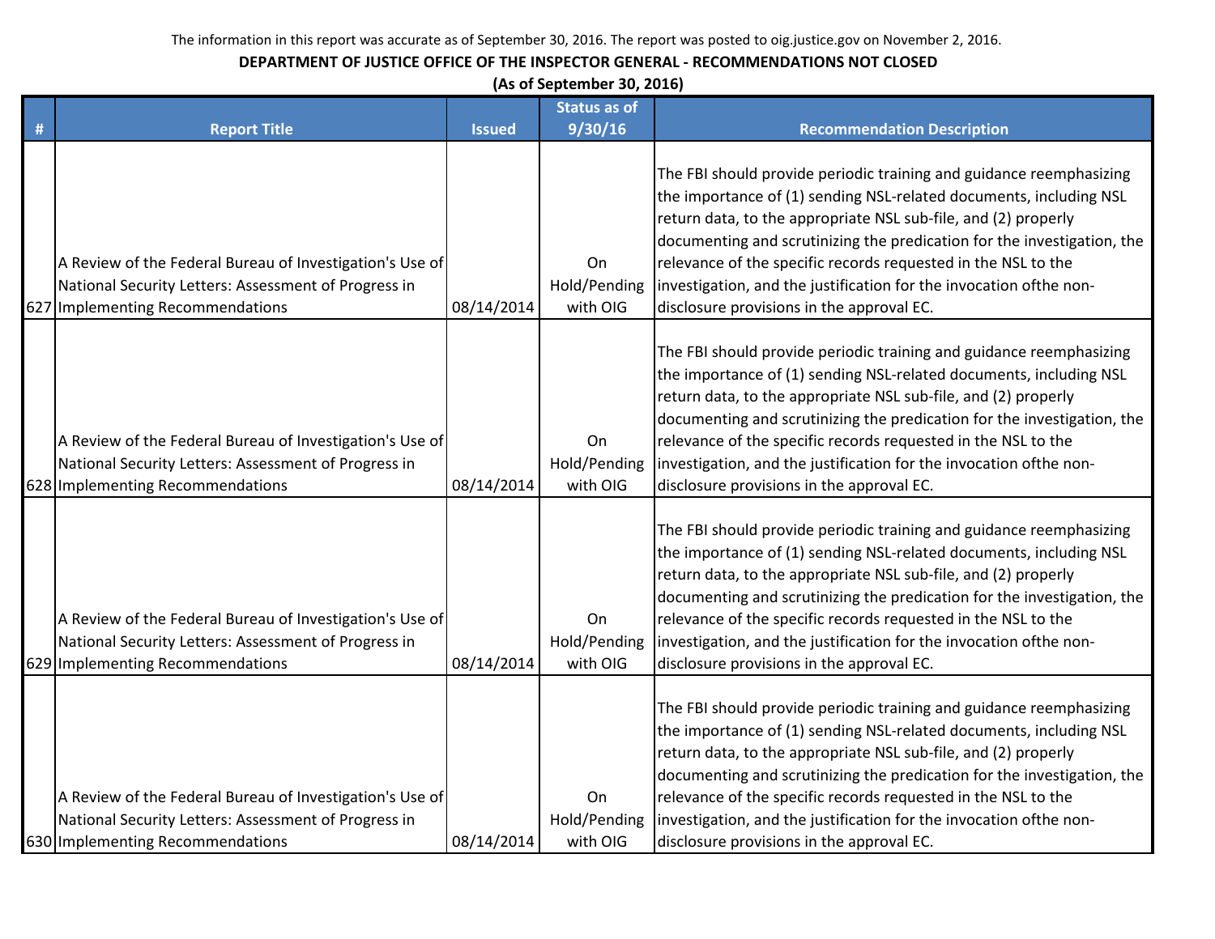The information in this report was accurate as of September 30, 2016. The report was posted to oig.justice.gov on November 2, 2016.

**DEPARTMENT OF JUSTICE OFFICE OF THE INSPECTOR GENERAL - RECOMMENDATIONS NOT CLOSED**

**(As of September 30, 2016)**

| # | Report Title | Issued | Status as of 9/30/16 | Recommendation Description |
|---|---|---|---|---|
| 627 | A Review of the Federal Bureau of Investigation's Use of National Security Letters: Assessment of Progress in Implementing Recommendations | 08/14/2014 | On Hold/Pending with OIG | The FBI should provide periodic training and guidance reemphasizing the importance of (1) sending NSL-related documents, including NSL return data, to the appropriate NSL sub-file, and (2) properly documenting and scrutinizing the predication for the investigation, the relevance of the specific records requested in the NSL to the investigation, and the justification for the invocation ofthe non-disclosure provisions in the approval EC. |
| 628 | A Review of the Federal Bureau of Investigation's Use of National Security Letters: Assessment of Progress in Implementing Recommendations | 08/14/2014 | On Hold/Pending with OIG | The FBI should provide periodic training and guidance reemphasizing the importance of (1) sending NSL-related documents, including NSL return data, to the appropriate NSL sub-file, and (2) properly documenting and scrutinizing the predication for the investigation, the relevance of the specific records requested in the NSL to the investigation, and the justification for the invocation ofthe non-disclosure provisions in the approval EC. |
| 629 | A Review of the Federal Bureau of Investigation's Use of National Security Letters: Assessment of Progress in Implementing Recommendations | 08/14/2014 | On Hold/Pending with OIG | The FBI should provide periodic training and guidance reemphasizing the importance of (1) sending NSL-related documents, including NSL return data, to the appropriate NSL sub-file, and (2) properly documenting and scrutinizing the predication for the investigation, the relevance of the specific records requested in the NSL to the investigation, and the justification for the invocation ofthe non-disclosure provisions in the approval EC. |
| 630 | A Review of the Federal Bureau of Investigation's Use of National Security Letters: Assessment of Progress in Implementing Recommendations | 08/14/2014 | On Hold/Pending with OIG | The FBI should provide periodic training and guidance reemphasizing the importance of (1) sending NSL-related documents, including NSL return data, to the appropriate NSL sub-file, and (2) properly documenting and scrutinizing the predication for the investigation, the relevance of the specific records requested in the NSL to the investigation, and the justification for the invocation ofthe non-disclosure provisions in the approval EC. |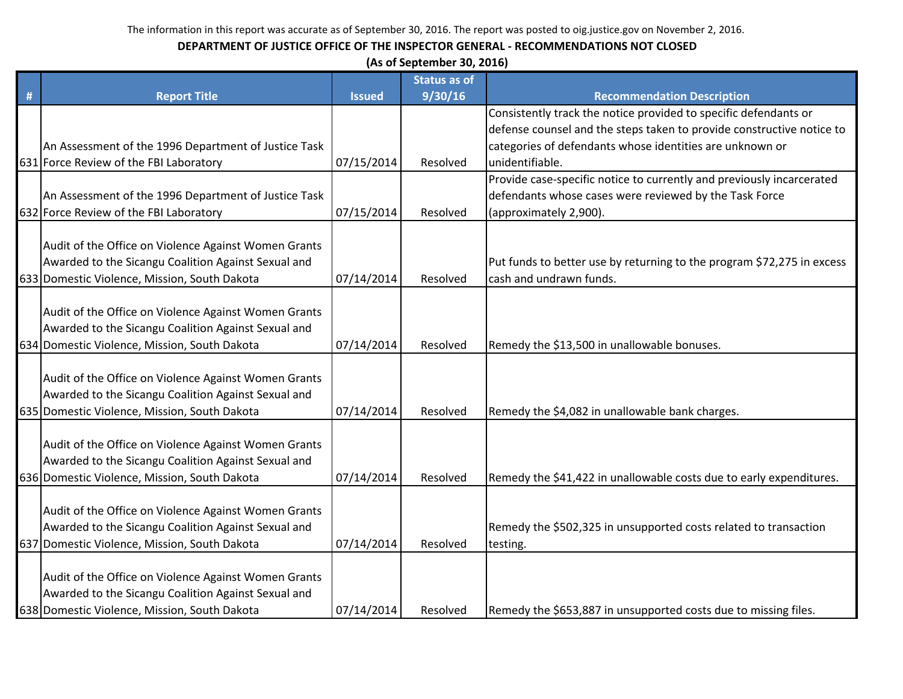The information in this report was accurate as of September 30, 2016. The report was posted to oig.justice.gov on November 2, 2016.

**DEPARTMENT OF JUSTICE OFFICE OF THE INSPECTOR GENERAL - RECOMMENDATIONS NOT CLOSED**

**(As of September 30, 2016)**

| # | Report Title | Issued | Status as of 9/30/16 | Recommendation Description |
|---|---|---|---|---|
| 631 | An Assessment of the 1996 Department of Justice Task Force Review of the FBI Laboratory | 07/15/2014 | Resolved | Consistently track the notice provided to specific defendants or defense counsel and the steps taken to provide constructive notice to categories of defendants whose identities are unknown or unidentifiable. |
| 632 | An Assessment of the 1996 Department of Justice Task Force Review of the FBI Laboratory | 07/15/2014 | Resolved | Provide case-specific notice to currently and previously incarcerated defendants whose cases were reviewed by the Task Force (approximately 2,900). |
| 633 | Audit of the Office on Violence Against Women Grants Awarded to the Sicangu Coalition Against Sexual and Domestic Violence, Mission, South Dakota | 07/14/2014 | Resolved | Put funds to better use by returning to the program $72,275 in excess cash and undrawn funds. |
| 634 | Audit of the Office on Violence Against Women Grants Awarded to the Sicangu Coalition Against Sexual and Domestic Violence, Mission, South Dakota | 07/14/2014 | Resolved | Remedy the $13,500 in unallowable bonuses. |
| 635 | Audit of the Office on Violence Against Women Grants Awarded to the Sicangu Coalition Against Sexual and Domestic Violence, Mission, South Dakota | 07/14/2014 | Resolved | Remedy the $4,082 in unallowable bank charges. |
| 636 | Audit of the Office on Violence Against Women Grants Awarded to the Sicangu Coalition Against Sexual and Domestic Violence, Mission, South Dakota | 07/14/2014 | Resolved | Remedy the $41,422 in unallowable costs due to early expenditures. |
| 637 | Audit of the Office on Violence Against Women Grants Awarded to the Sicangu Coalition Against Sexual and Domestic Violence, Mission, South Dakota | 07/14/2014 | Resolved | Remedy the $502,325 in unsupported costs related to transaction testing. |
| 638 | Audit of the Office on Violence Against Women Grants Awarded to the Sicangu Coalition Against Sexual and Domestic Violence, Mission, South Dakota | 07/14/2014 | Resolved | Remedy the $653,887 in unsupported costs due to missing files. |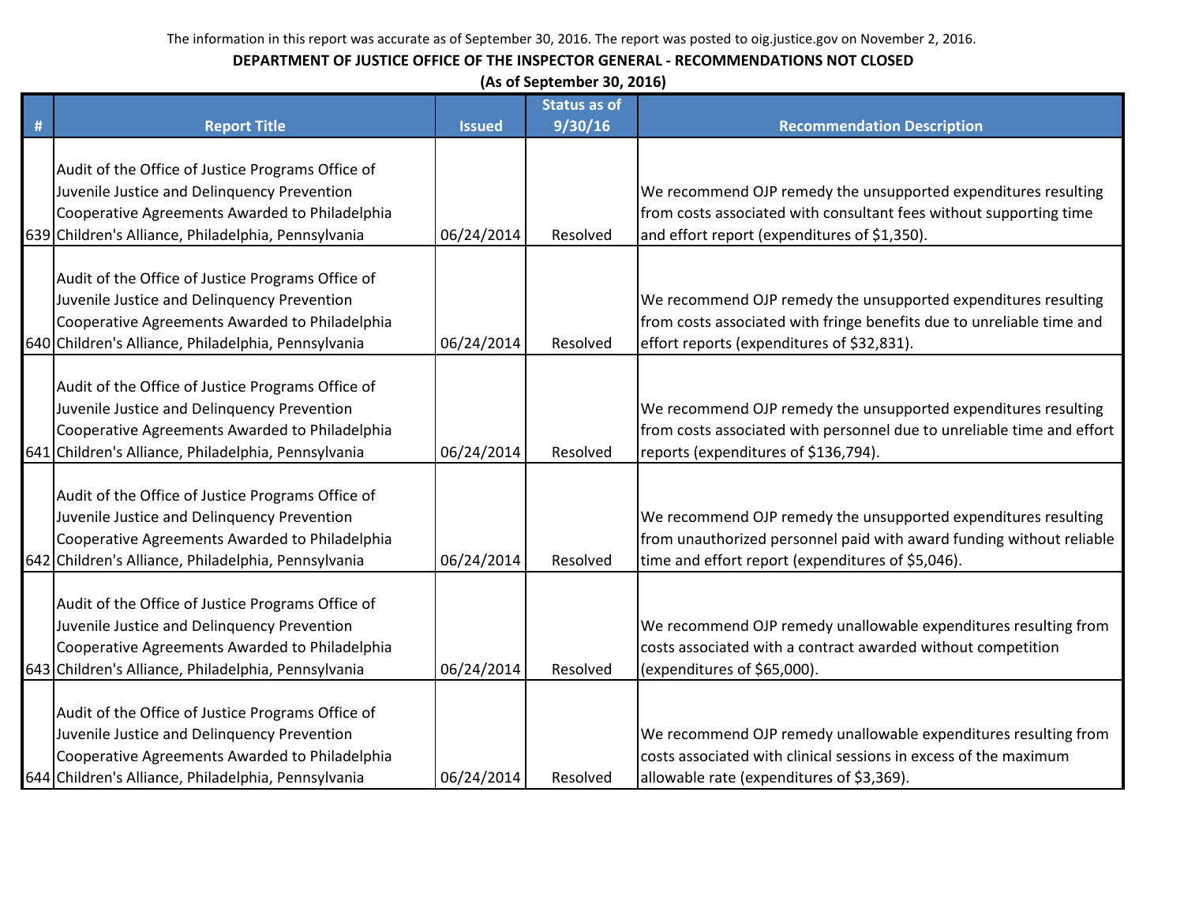The information in this report was accurate as of September 30, 2016. The report was posted to oig.justice.gov on November 2, 2016.

**DEPARTMENT OF JUSTICE OFFICE OF THE INSPECTOR GENERAL - RECOMMENDATIONS NOT CLOSED**

**(As of September 30, 2016)**

| # | Report Title | Issued | Status as of 9/30/16 | Recommendation Description |
|---|---|---|---|---|
| 639 | Audit of the Office of Justice Programs Office of Juvenile Justice and Delinquency Prevention Cooperative Agreements Awarded to Philadelphia Children's Alliance, Philadelphia, Pennsylvania | 06/24/2014 | Resolved | We recommend OJP remedy the unsupported expenditures resulting from costs associated with consultant fees without supporting time and effort report (expenditures of $1,350). |
| 640 | Audit of the Office of Justice Programs Office of Juvenile Justice and Delinquency Prevention Cooperative Agreements Awarded to Philadelphia Children's Alliance, Philadelphia, Pennsylvania | 06/24/2014 | Resolved | We recommend OJP remedy the unsupported expenditures resulting from costs associated with fringe benefits due to unreliable time and effort reports (expenditures of $32,831). |
| 641 | Audit of the Office of Justice Programs Office of Juvenile Justice and Delinquency Prevention Cooperative Agreements Awarded to Philadelphia Children's Alliance, Philadelphia, Pennsylvania | 06/24/2014 | Resolved | We recommend OJP remedy the unsupported expenditures resulting from costs associated with personnel due to unreliable time and effort reports (expenditures of $136,794). |
| 642 | Audit of the Office of Justice Programs Office of Juvenile Justice and Delinquency Prevention Cooperative Agreements Awarded to Philadelphia Children's Alliance, Philadelphia, Pennsylvania | 06/24/2014 | Resolved | We recommend OJP remedy the unsupported expenditures resulting from unauthorized personnel paid with award funding without reliable time and effort report (expenditures of $5,046). |
| 643 | Audit of the Office of Justice Programs Office of Juvenile Justice and Delinquency Prevention Cooperative Agreements Awarded to Philadelphia Children's Alliance, Philadelphia, Pennsylvania | 06/24/2014 | Resolved | We recommend OJP remedy unallowable expenditures resulting from costs associated with a contract awarded without competition (expenditures of $65,000). |
| 644 | Audit of the Office of Justice Programs Office of Juvenile Justice and Delinquency Prevention Cooperative Agreements Awarded to Philadelphia Children's Alliance, Philadelphia, Pennsylvania | 06/24/2014 | Resolved | We recommend OJP remedy unallowable expenditures resulting from costs associated with clinical sessions in excess of the maximum allowable rate (expenditures of $3,369). |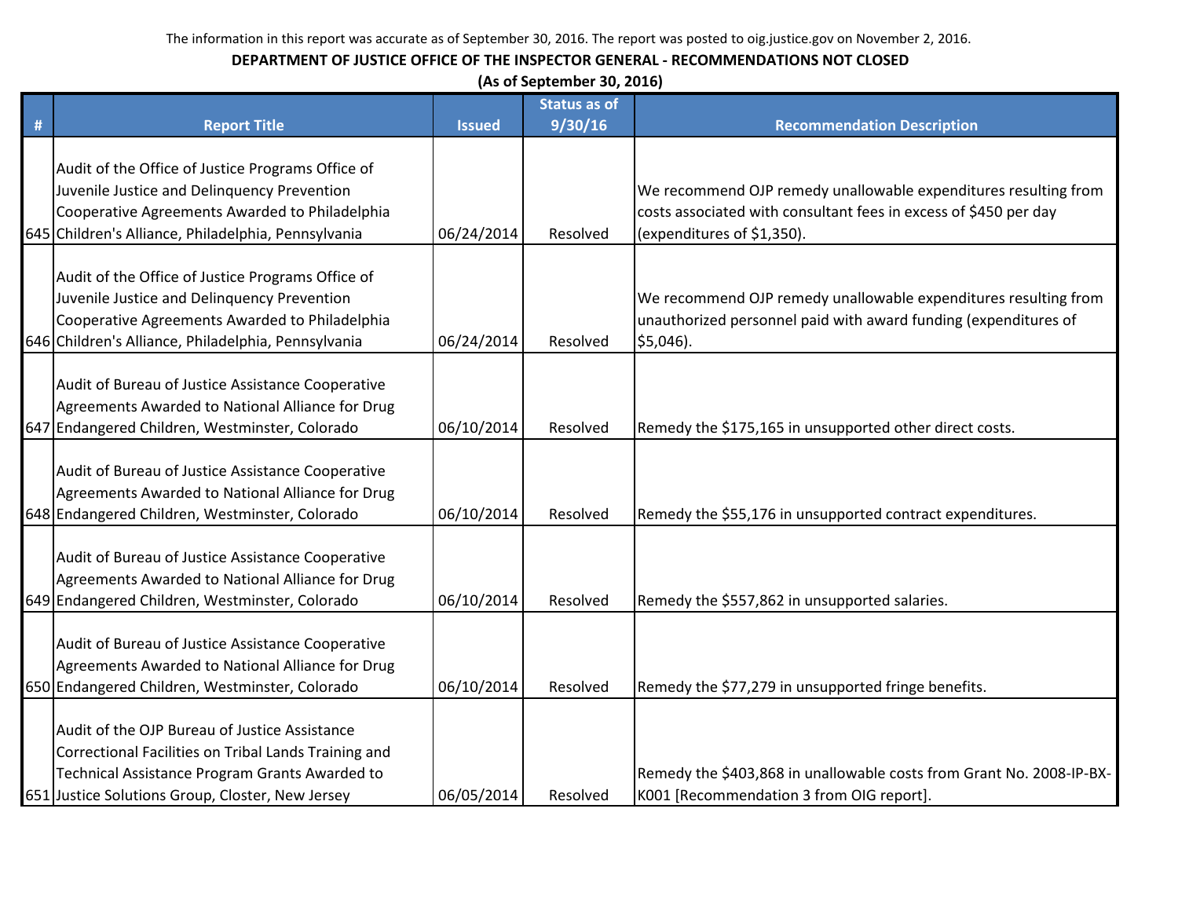The information in this report was accurate as of September 30, 2016. The report was posted to oig.justice.gov on November 2, 2016.

**DEPARTMENT OF JUSTICE OFFICE OF THE INSPECTOR GENERAL - RECOMMENDATIONS NOT CLOSED**

**(As of September 30, 2016)**

| # | Report Title | Issued | Status as of 9/30/16 | Recommendation Description |
|---|---|---|---|---|
| 645 | Audit of the Office of Justice Programs Office of Juvenile Justice and Delinquency Prevention Cooperative Agreements Awarded to Philadelphia Children's Alliance, Philadelphia, Pennsylvania | 06/24/2014 | Resolved | We recommend OJP remedy unallowable expenditures resulting from costs associated with consultant fees in excess of $450 per day (expenditures of $1,350). |
| 646 | Audit of the Office of Justice Programs Office of Juvenile Justice and Delinquency Prevention Cooperative Agreements Awarded to Philadelphia Children's Alliance, Philadelphia, Pennsylvania | 06/24/2014 | Resolved | We recommend OJP remedy unallowable expenditures resulting from unauthorized personnel paid with award funding (expenditures of $5,046). |
| 647 | Audit of Bureau of Justice Assistance Cooperative Agreements Awarded to National Alliance for Drug Endangered Children, Westminster, Colorado | 06/10/2014 | Resolved | Remedy the $175,165 in unsupported other direct costs. |
| 648 | Audit of Bureau of Justice Assistance Cooperative Agreements Awarded to National Alliance for Drug Endangered Children, Westminster, Colorado | 06/10/2014 | Resolved | Remedy the $55,176 in unsupported contract expenditures. |
| 649 | Audit of Bureau of Justice Assistance Cooperative Agreements Awarded to National Alliance for Drug Endangered Children, Westminster, Colorado | 06/10/2014 | Resolved | Remedy the $557,862 in unsupported salaries. |
| 650 | Audit of Bureau of Justice Assistance Cooperative Agreements Awarded to National Alliance for Drug Endangered Children, Westminster, Colorado | 06/10/2014 | Resolved | Remedy the $77,279 in unsupported fringe benefits. |
| 651 | Audit of the OJP Bureau of Justice Assistance Correctional Facilities on Tribal Lands Training and Technical Assistance Program Grants Awarded to Justice Solutions Group, Closter, New Jersey | 06/05/2014 | Resolved | Remedy the $403,868 in unallowable costs from Grant No. 2008-IP-BX-K001 [Recommendation 3 from OIG report]. |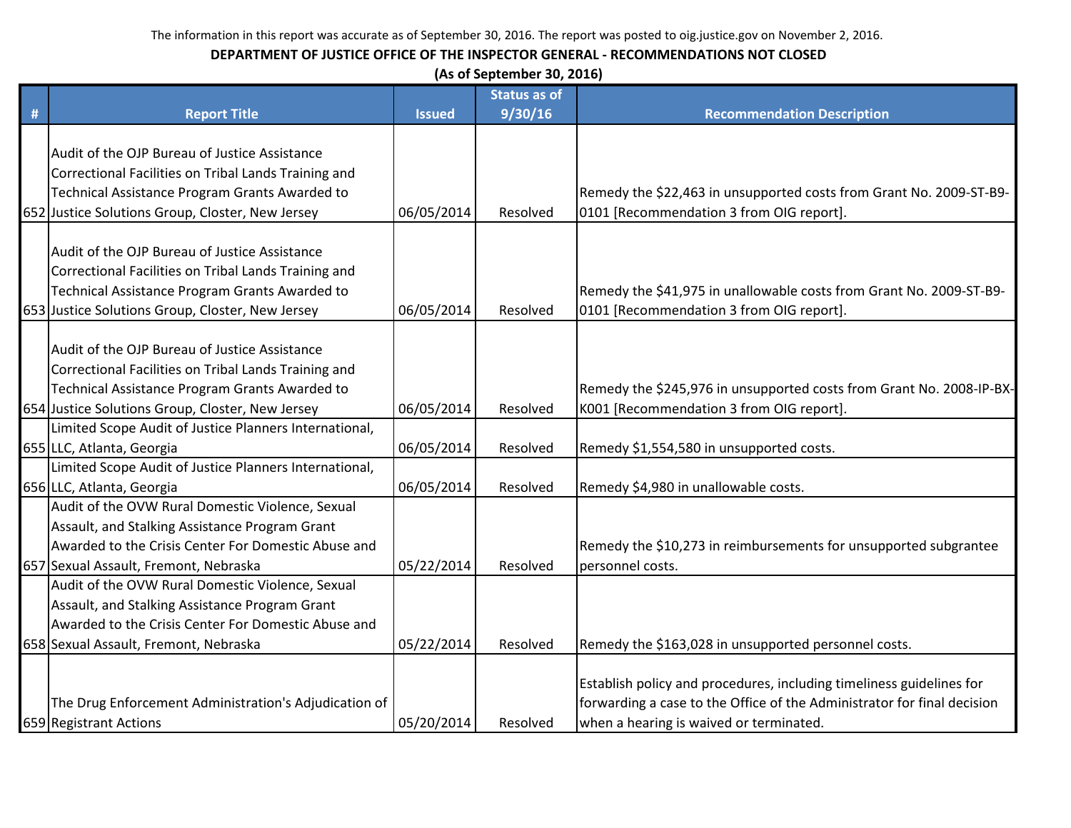The information in this report was accurate as of September 30, 2016. The report was posted to oig.justice.gov on November 2, 2016.

**DEPARTMENT OF JUSTICE OFFICE OF THE INSPECTOR GENERAL - RECOMMENDATIONS NOT CLOSED**

**(As of September 30, 2016)**

| # | Report Title | Issued | Status as of 9/30/16 | Recommendation Description |
|---|---|---|---|---|
| 652 | Audit of the OJP Bureau of Justice Assistance Correctional Facilities on Tribal Lands Training and Technical Assistance Program Grants Awarded to Justice Solutions Group, Closter, New Jersey | 06/05/2014 | Resolved | Remedy the $22,463 in unsupported costs from Grant No. 2009-ST-B9-0101 [Recommendation 3 from OIG report]. |
| 653 | Audit of the OJP Bureau of Justice Assistance Correctional Facilities on Tribal Lands Training and Technical Assistance Program Grants Awarded to Justice Solutions Group, Closter, New Jersey | 06/05/2014 | Resolved | Remedy the $41,975 in unallowable costs from Grant No. 2009-ST-B9-0101 [Recommendation 3 from OIG report]. |
| 654 | Audit of the OJP Bureau of Justice Assistance Correctional Facilities on Tribal Lands Training and Technical Assistance Program Grants Awarded to Justice Solutions Group, Closter, New Jersey | 06/05/2014 | Resolved | Remedy the $245,976 in unsupported costs from Grant No. 2008-IP-BX-K001 [Recommendation 3 from OIG report]. |
| 655 | Limited Scope Audit of Justice Planners International, LLC, Atlanta, Georgia | 06/05/2014 | Resolved | Remedy $1,554,580 in unsupported costs. |
| 656 | Limited Scope Audit of Justice Planners International, LLC, Atlanta, Georgia | 06/05/2014 | Resolved | Remedy $4,980 in unallowable costs. |
| 657 | Audit of the OVW Rural Domestic Violence, Sexual Assault, and Stalking Assistance Program Grant Awarded to the Crisis Center For Domestic Abuse and Sexual Assault, Fremont, Nebraska | 05/22/2014 | Resolved | Remedy the $10,273 in reimbursements for unsupported subgrantee personnel costs. |
| 658 | Audit of the OVW Rural Domestic Violence, Sexual Assault, and Stalking Assistance Program Grant Awarded to the Crisis Center For Domestic Abuse and Sexual Assault, Fremont, Nebraska | 05/22/2014 | Resolved | Remedy the $163,028 in unsupported personnel costs. |
| 659 | The Drug Enforcement Administration's Adjudication of Registrant Actions | 05/20/2014 | Resolved | Establish policy and procedures, including timeliness guidelines for forwarding a case to the Office of the Administrator for final decision when a hearing is waived or terminated. |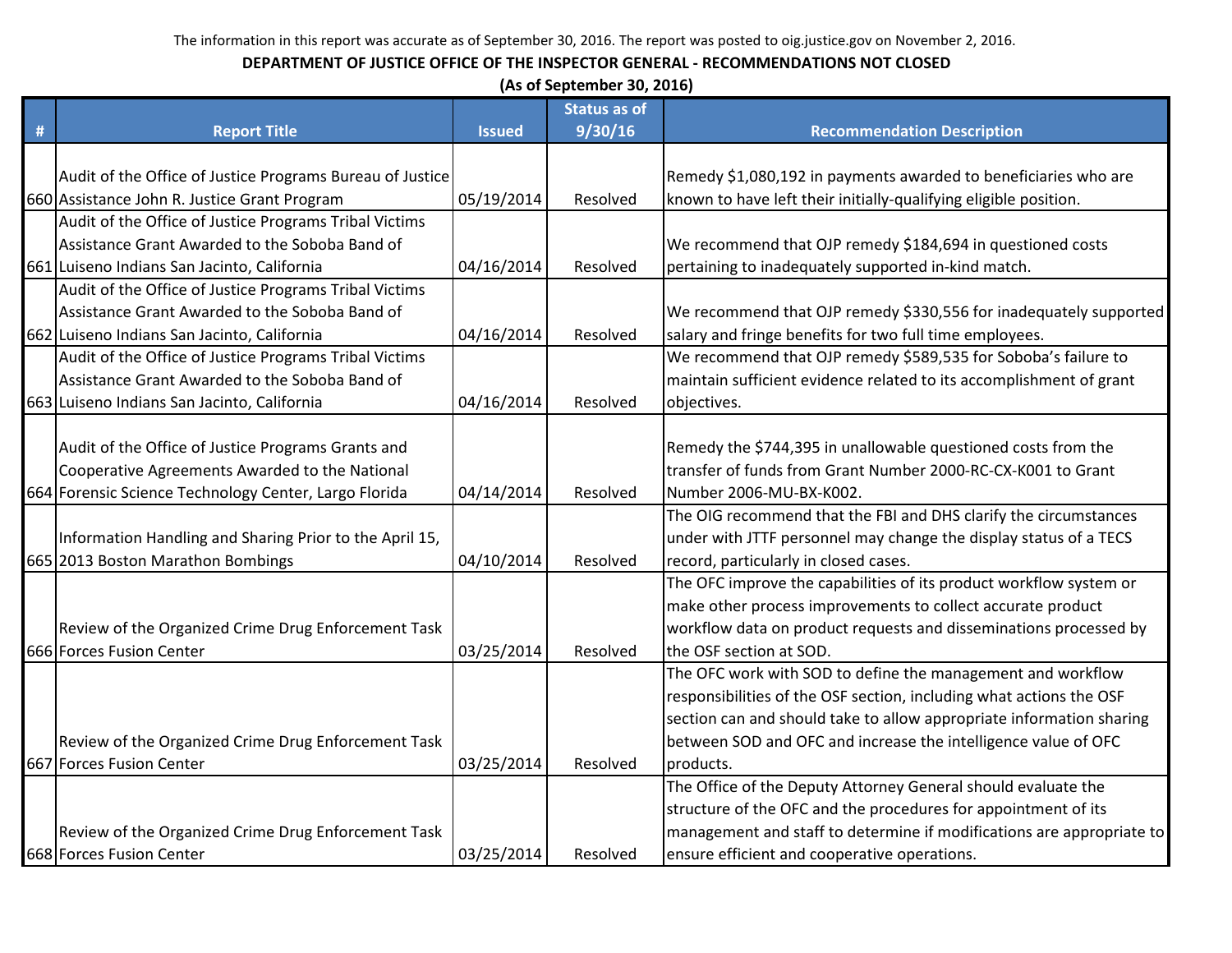The information in this report was accurate as of September 30, 2016. The report was posted to oig.justice.gov on November 2, 2016.

**DEPARTMENT OF JUSTICE OFFICE OF THE INSPECTOR GENERAL - RECOMMENDATIONS NOT CLOSED**

**(As of September 30, 2016)**

| # | Report Title | Issued | Status as of 9/30/16 | Recommendation Description |
|---|---|---|---|---|
| 660 | Audit of the Office of Justice Programs Bureau of Justice Assistance John R. Justice Grant Program | 05/19/2014 | Resolved | Remedy $1,080,192 in payments awarded to beneficiaries who are known to have left their initially-qualifying eligible position. |
| 661 | Audit of the Office of Justice Programs Tribal Victims Assistance Grant Awarded to the Soboba Band of Luiseno Indians San Jacinto, California | 04/16/2014 | Resolved | We recommend that OJP remedy $184,694 in questioned costs pertaining to inadequately supported in-kind match. |
| 662 | Audit of the Office of Justice Programs Tribal Victims Assistance Grant Awarded to the Soboba Band of Luiseno Indians San Jacinto, California | 04/16/2014 | Resolved | We recommend that OJP remedy $330,556 for inadequately supported salary and fringe benefits for two full time employees. |
| 663 | Audit of the Office of Justice Programs Tribal Victims Assistance Grant Awarded to the Soboba Band of Luiseno Indians San Jacinto, California | 04/16/2014 | Resolved | We recommend that OJP remedy $589,535 for Soboba's failure to maintain sufficient evidence related to its accomplishment of grant objectives. |
| 664 | Audit of the Office of Justice Programs Grants and Cooperative Agreements Awarded to the National Forensic Science Technology Center, Largo Florida | 04/14/2014 | Resolved | Remedy the $744,395 in unallowable questioned costs from the transfer of funds from Grant Number 2000-RC-CX-K001 to Grant Number 2006-MU-BX-K002. |
| 665 | Information Handling and Sharing Prior to the April 15, 2013 Boston Marathon Bombings | 04/10/2014 | Resolved | The OIG recommend that the FBI and DHS clarify the circumstances under with JTTF personnel may change the display status of a TECS record, particularly in closed cases. |
| 666 | Review of the Organized Crime Drug Enforcement Task Forces Fusion Center | 03/25/2014 | Resolved | The OFC improve the capabilities of its product workflow system or make other process improvements to collect accurate product workflow data on product requests and disseminations processed by the OSF section at SOD. |
| 667 | Review of the Organized Crime Drug Enforcement Task Forces Fusion Center | 03/25/2014 | Resolved | The OFC work with SOD to define the management and workflow responsibilities of the OSF section, including what actions the OSF section can and should take to allow appropriate information sharing between SOD and OFC and increase the intelligence value of OFC products. |
| 668 | Review of the Organized Crime Drug Enforcement Task Forces Fusion Center | 03/25/2014 | Resolved | The Office of the Deputy Attorney General should evaluate the structure of the OFC and the procedures for appointment of its management and staff to determine if modifications are appropriate to ensure efficient and cooperative operations. |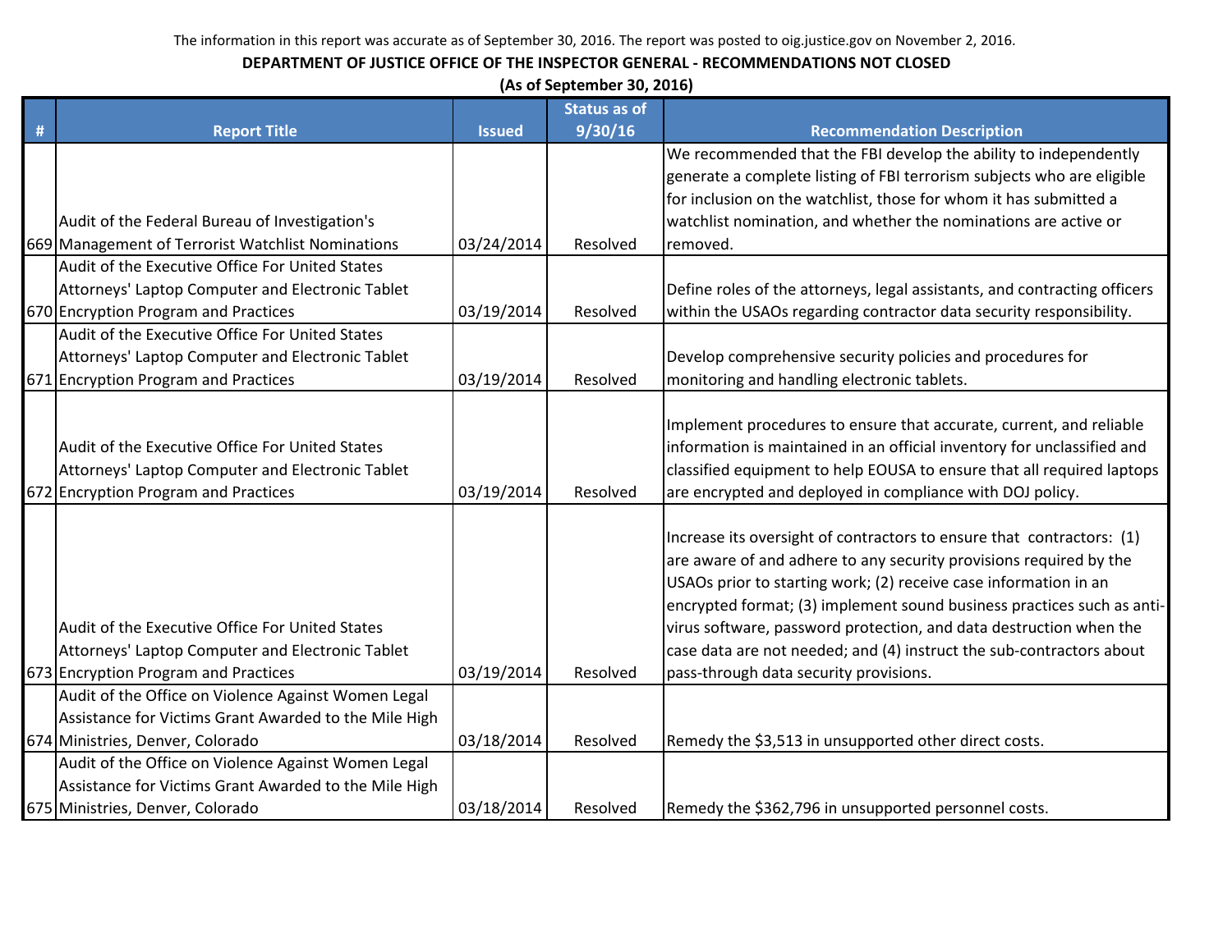The information in this report was accurate as of September 30, 2016. The report was posted to oig.justice.gov on November 2, 2016.

**DEPARTMENT OF JUSTICE OFFICE OF THE INSPECTOR GENERAL - RECOMMENDATIONS NOT CLOSED**

**(As of September 30, 2016)**

| # | Report Title | Issued | Status as of 9/30/16 | Recommendation Description |
|---|---|---|---|---|
| 669 | Audit of the Federal Bureau of Investigation's Management of Terrorist Watchlist Nominations | 03/24/2014 | Resolved | We recommended that the FBI develop the ability to independently generate a complete listing of FBI terrorism subjects who are eligible for inclusion on the watchlist, those for whom it has submitted a watchlist nomination, and whether the nominations are active or removed. |
| 670 | Audit of the Executive Office For United States Attorneys' Laptop Computer and Electronic Tablet Encryption Program and Practices | 03/19/2014 | Resolved | Define roles of the attorneys, legal assistants, and contracting officers within the USAOs regarding contractor data security responsibility. |
| 671 | Audit of the Executive Office For United States Attorneys' Laptop Computer and Electronic Tablet Encryption Program and Practices | 03/19/2014 | Resolved | Develop comprehensive security policies and procedures for monitoring and handling electronic tablets. |
| 672 | Audit of the Executive Office For United States Attorneys' Laptop Computer and Electronic Tablet Encryption Program and Practices | 03/19/2014 | Resolved | Implement procedures to ensure that accurate, current, and reliable information is maintained in an official inventory for unclassified and classified equipment to help EOUSA to ensure that all required laptops are encrypted and deployed in compliance with DOJ policy. |
| 673 | Audit of the Executive Office For United States Attorneys' Laptop Computer and Electronic Tablet Encryption Program and Practices | 03/19/2014 | Resolved | Increase its oversight of contractors to ensure that contractors: (1) are aware of and adhere to any security provisions required by the USAOs prior to starting work; (2) receive case information in an encrypted format; (3) implement sound business practices such as anti-virus software, password protection, and data destruction when the case data are not needed; and (4) instruct the sub-contractors about pass-through data security provisions. |
| 674 | Audit of the Office on Violence Against Women Legal Assistance for Victims Grant Awarded to the Mile High Ministries, Denver, Colorado | 03/18/2014 | Resolved | Remedy the $3,513 in unsupported other direct costs. |
| 675 | Audit of the Office on Violence Against Women Legal Assistance for Victims Grant Awarded to the Mile High Ministries, Denver, Colorado | 03/18/2014 | Resolved | Remedy the $362,796 in unsupported personnel costs. |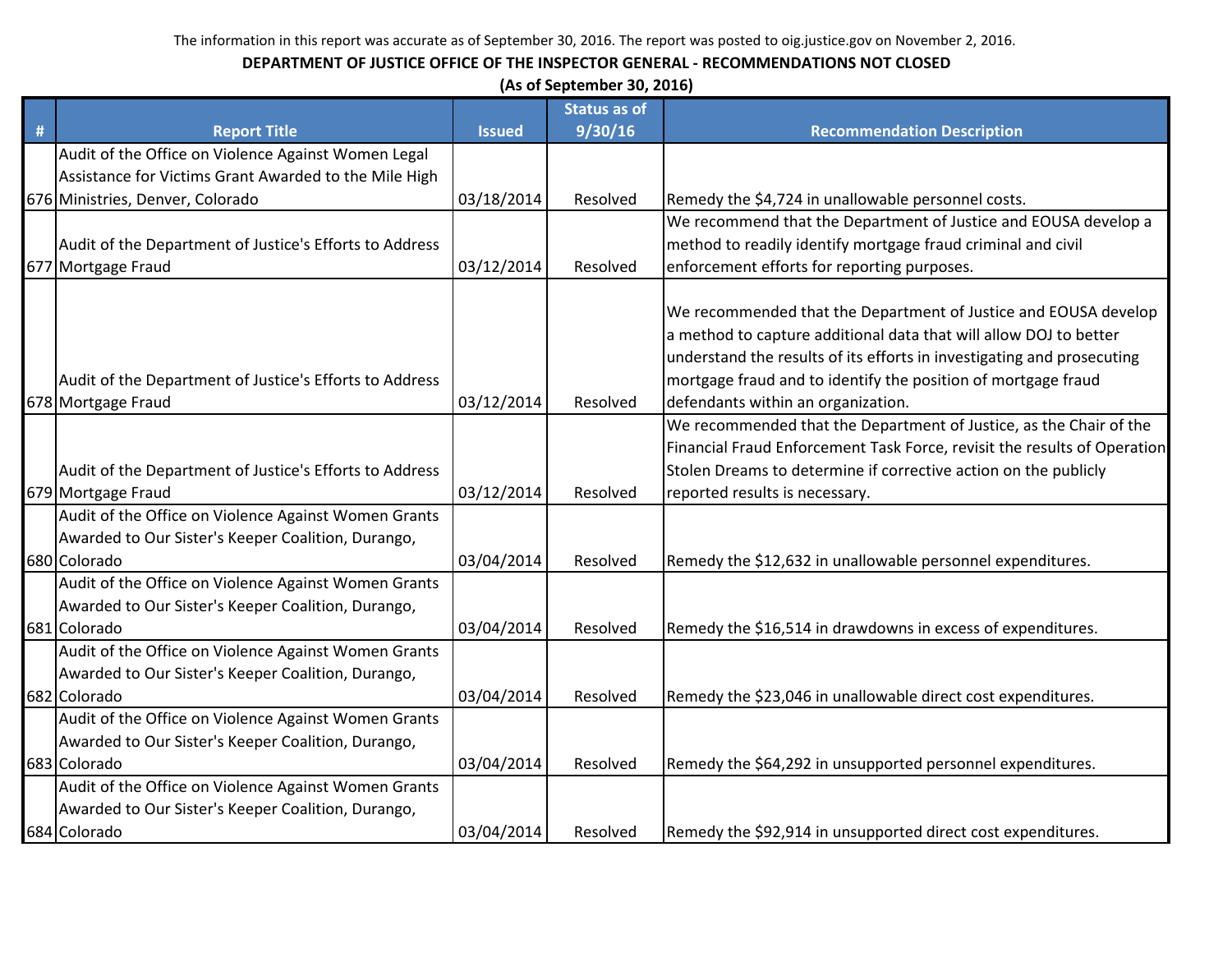The information in this report was accurate as of September 30, 2016. The report was posted to oig.justice.gov on November 2, 2016.

**DEPARTMENT OF JUSTICE OFFICE OF THE INSPECTOR GENERAL - RECOMMENDATIONS NOT CLOSED**

**(As of September 30, 2016)**

| # | Report Title | Issued | Status as of 9/30/16 | Recommendation Description |
|---|---|---|---|---|
| 676 | Audit of the Office on Violence Against Women Legal Assistance for Victims Grant Awarded to the Mile High Ministries, Denver, Colorado | 03/18/2014 | Resolved | Remedy the $4,724 in unallowable personnel costs. |
| 677 | Audit of the Department of Justice's Efforts to Address Mortgage Fraud | 03/12/2014 | Resolved | We recommend that the Department of Justice and EOUSA develop a method to readily identify mortgage fraud criminal and civil enforcement efforts for reporting purposes. |
| 678 | Audit of the Department of Justice's Efforts to Address Mortgage Fraud | 03/12/2014 | Resolved | We recommended that the Department of Justice and EOUSA develop a method to capture additional data that will allow DOJ to better understand the results of its efforts in investigating and prosecuting mortgage fraud and to identify the position of mortgage fraud defendants within an organization. |
| 679 | Audit of the Department of Justice's Efforts to Address Mortgage Fraud | 03/12/2014 | Resolved | We recommended that the Department of Justice, as the Chair of the Financial Fraud Enforcement Task Force, revisit the results of Operation Stolen Dreams to determine if corrective action on the publicly reported results is necessary. |
| 680 | Audit of the Office on Violence Against Women Grants Awarded to Our Sister's Keeper Coalition, Durango, Colorado | 03/04/2014 | Resolved | Remedy the $12,632 in unallowable personnel expenditures. |
| 681 | Audit of the Office on Violence Against Women Grants Awarded to Our Sister's Keeper Coalition, Durango, Colorado | 03/04/2014 | Resolved | Remedy the $16,514 in drawdowns in excess of expenditures. |
| 682 | Audit of the Office on Violence Against Women Grants Awarded to Our Sister's Keeper Coalition, Durango, Colorado | 03/04/2014 | Resolved | Remedy the $23,046 in unallowable direct cost expenditures. |
| 683 | Audit of the Office on Violence Against Women Grants Awarded to Our Sister's Keeper Coalition, Durango, Colorado | 03/04/2014 | Resolved | Remedy the $64,292 in unsupported personnel expenditures. |
| 684 | Audit of the Office on Violence Against Women Grants Awarded to Our Sister's Keeper Coalition, Durango, Colorado | 03/04/2014 | Resolved | Remedy the $92,914 in unsupported direct cost expenditures. |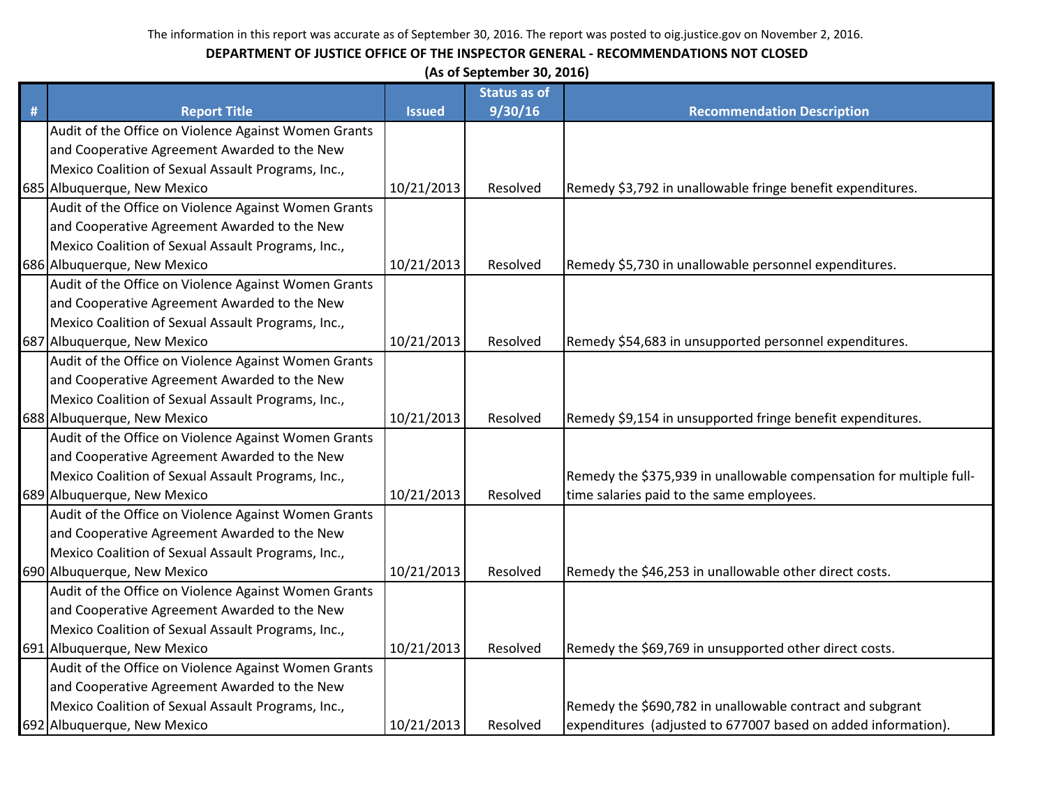The information in this report was accurate as of September 30, 2016. The report was posted to oig.justice.gov on November 2, 2016.

**DEPARTMENT OF JUSTICE OFFICE OF THE INSPECTOR GENERAL - RECOMMENDATIONS NOT CLOSED**

**(As of September 30, 2016)**

| # | Report Title | Issued | Status as of 9/30/16 | Recommendation Description |
|---|---|---|---|---|
| 685 | Audit of the Office on Violence Against Women Grants and Cooperative Agreement Awarded to the New Mexico Coalition of Sexual Assault Programs, Inc., Albuquerque, New Mexico | 10/21/2013 | Resolved | Remedy $3,792 in unallowable fringe benefit expenditures. |
| 686 | Audit of the Office on Violence Against Women Grants and Cooperative Agreement Awarded to the New Mexico Coalition of Sexual Assault Programs, Inc., Albuquerque, New Mexico | 10/21/2013 | Resolved | Remedy $5,730 in unallowable personnel expenditures. |
| 687 | Audit of the Office on Violence Against Women Grants and Cooperative Agreement Awarded to the New Mexico Coalition of Sexual Assault Programs, Inc., Albuquerque, New Mexico | 10/21/2013 | Resolved | Remedy $54,683 in unsupported personnel expenditures. |
| 688 | Audit of the Office on Violence Against Women Grants and Cooperative Agreement Awarded to the New Mexico Coalition of Sexual Assault Programs, Inc., Albuquerque, New Mexico | 10/21/2013 | Resolved | Remedy $9,154 in unsupported fringe benefit expenditures. |
| 689 | Audit of the Office on Violence Against Women Grants and Cooperative Agreement Awarded to the New Mexico Coalition of Sexual Assault Programs, Inc., Albuquerque, New Mexico | 10/21/2013 | Resolved | Remedy the $375,939 in unallowable compensation for multiple full-time salaries paid to the same employees. |
| 690 | Audit of the Office on Violence Against Women Grants and Cooperative Agreement Awarded to the New Mexico Coalition of Sexual Assault Programs, Inc., Albuquerque, New Mexico | 10/21/2013 | Resolved | Remedy the $46,253 in unallowable other direct costs. |
| 691 | Audit of the Office on Violence Against Women Grants and Cooperative Agreement Awarded to the New Mexico Coalition of Sexual Assault Programs, Inc., Albuquerque, New Mexico | 10/21/2013 | Resolved | Remedy the $69,769 in unsupported other direct costs. |
| 692 | Audit of the Office on Violence Against Women Grants and Cooperative Agreement Awarded to the New Mexico Coalition of Sexual Assault Programs, Inc., Albuquerque, New Mexico | 10/21/2013 | Resolved | Remedy the $690,782 in unallowable contract and subgrant expenditures (adjusted to 677007 based on added information). |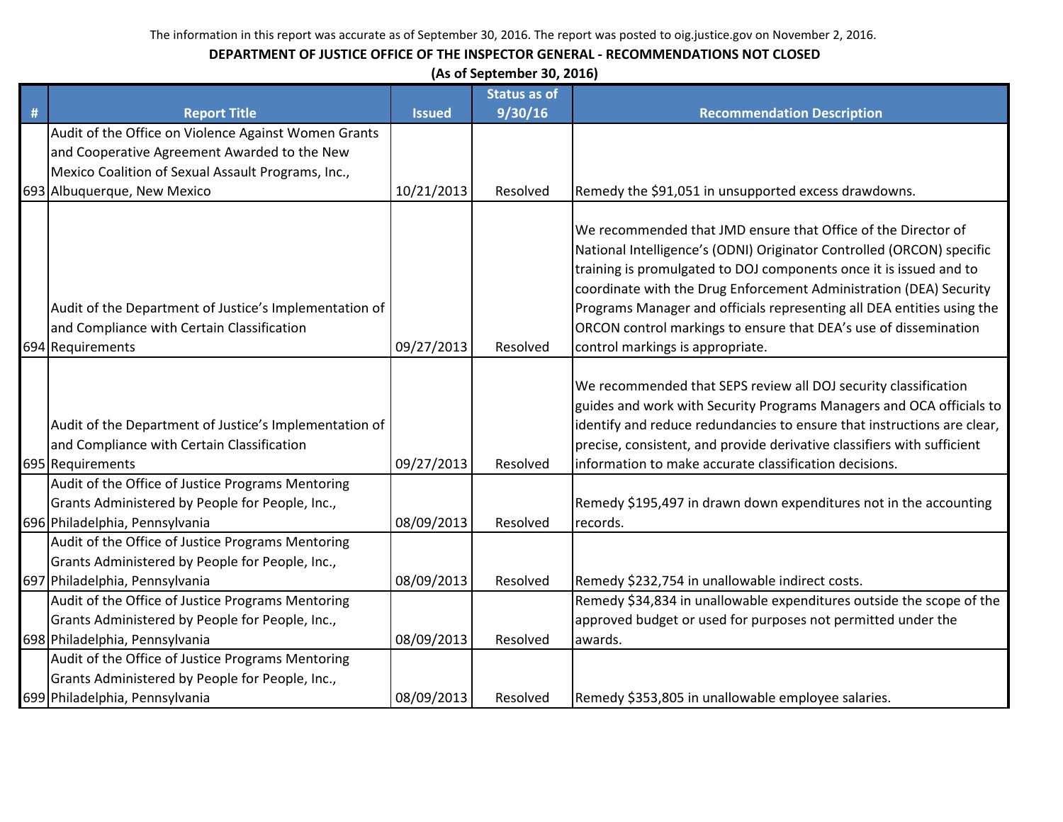The information in this report was accurate as of September 30, 2016. The report was posted to oig.justice.gov on November 2, 2016.

**DEPARTMENT OF JUSTICE OFFICE OF THE INSPECTOR GENERAL - RECOMMENDATIONS NOT CLOSED**

**(As of September 30, 2016)**

| # | Report Title | Issued | Status as of 9/30/16 | Recommendation Description |
|---|---|---|---|---|
| 693 | Audit of the Office on Violence Against Women Grants and Cooperative Agreement Awarded to the New Mexico Coalition of Sexual Assault Programs, Inc., Albuquerque, New Mexico | 10/21/2013 | Resolved | Remedy the $91,051 in unsupported excess drawdowns. |
| 694 | Audit of the Department of Justice's Implementation of and Compliance with Certain Classification Requirements | 09/27/2013 | Resolved | We recommended that JMD ensure that Office of the Director of National Intelligence's (ODNI) Originator Controlled (ORCON) specific training is promulgated to DOJ components once it is issued and to coordinate with the Drug Enforcement Administration (DEA) Security Programs Manager and officials representing all DEA entities using the ORCON control markings to ensure that DEA's use of dissemination control markings is appropriate. |
| 695 | Audit of the Department of Justice's Implementation of and Compliance with Certain Classification Requirements | 09/27/2013 | Resolved | We recommended that SEPS review all DOJ security classification guides and work with Security Programs Managers and OCA officials to identify and reduce redundancies to ensure that instructions are clear, precise, consistent, and provide derivative classifiers with sufficient information to make accurate classification decisions. |
| 696 | Audit of the Office of Justice Programs Mentoring Grants Administered by People for People, Inc., Philadelphia, Pennsylvania | 08/09/2013 | Resolved | Remedy $195,497 in drawn down expenditures not in the accounting records. |
| 697 | Audit of the Office of Justice Programs Mentoring Grants Administered by People for People, Inc., Philadelphia, Pennsylvania | 08/09/2013 | Resolved | Remedy $232,754 in unallowable indirect costs. |
| 698 | Audit of the Office of Justice Programs Mentoring Grants Administered by People for People, Inc., Philadelphia, Pennsylvania | 08/09/2013 | Resolved | Remedy $34,834 in unallowable expenditures outside the scope of the approved budget or used for purposes not permitted under the awards. |
| 699 | Audit of the Office of Justice Programs Mentoring Grants Administered by People for People, Inc., Philadelphia, Pennsylvania | 08/09/2013 | Resolved | Remedy $353,805 in unallowable employee salaries. |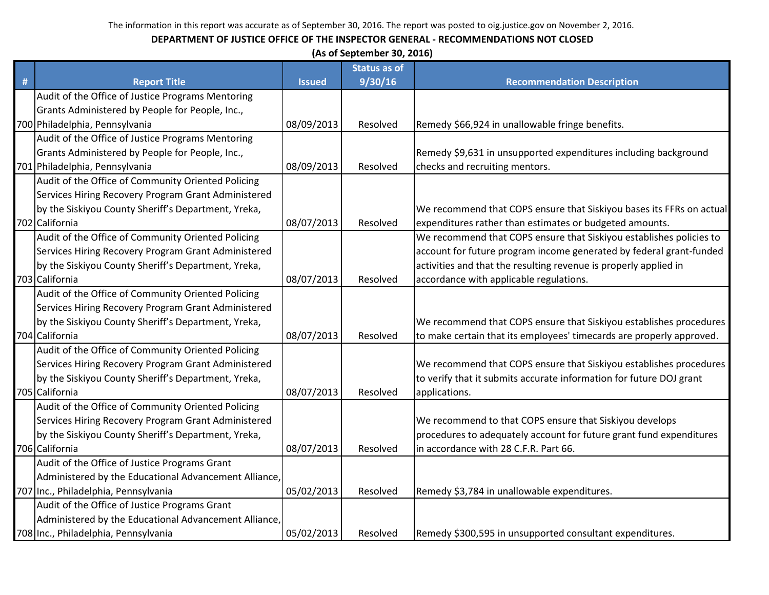The information in this report was accurate as of September 30, 2016. The report was posted to oig.justice.gov on November 2, 2016.

**DEPARTMENT OF JUSTICE OFFICE OF THE INSPECTOR GENERAL - RECOMMENDATIONS NOT CLOSED**

**(As of September 30, 2016)**

| # | Report Title | Issued | Status as of 9/30/16 | Recommendation Description |
|---|---|---|---|---|
| 700 | Audit of the Office of Justice Programs Mentoring Grants Administered by People for People, Inc., Philadelphia, Pennsylvania | 08/09/2013 | Resolved | Remedy $66,924 in unallowable fringe benefits. |
| 701 | Audit of the Office of Justice Programs Mentoring Grants Administered by People for People, Inc., Philadelphia, Pennsylvania | 08/09/2013 | Resolved | Remedy $9,631 in unsupported expenditures including background checks and recruiting mentors. |
| 702 | Audit of the Office of Community Oriented Policing Services Hiring Recovery Program Grant Administered by the Siskiyou County Sheriff's Department, Yreka, California | 08/07/2013 | Resolved | We recommend that COPS ensure that Siskiyou bases its FFRs on actual expenditures rather than estimates or budgeted amounts. |
| 703 | Audit of the Office of Community Oriented Policing Services Hiring Recovery Program Grant Administered by the Siskiyou County Sheriff's Department, Yreka, California | 08/07/2013 | Resolved | We recommend that COPS ensure that Siskiyou establishes policies to account for future program income generated by federal grant-funded activities and that the resulting revenue is properly applied in accordance with applicable regulations. |
| 704 | Audit of the Office of Community Oriented Policing Services Hiring Recovery Program Grant Administered by the Siskiyou County Sheriff's Department, Yreka, California | 08/07/2013 | Resolved | We recommend that COPS ensure that Siskiyou establishes procedures to make certain that its employees' timecards are properly approved. |
| 705 | Audit of the Office of Community Oriented Policing Services Hiring Recovery Program Grant Administered by the Siskiyou County Sheriff's Department, Yreka, California | 08/07/2013 | Resolved | We recommend that COPS ensure that Siskiyou establishes procedures to verify that it submits accurate information for future DOJ grant applications. |
| 706 | Audit of the Office of Community Oriented Policing Services Hiring Recovery Program Grant Administered by the Siskiyou County Sheriff's Department, Yreka, California | 08/07/2013 | Resolved | We recommend to that COPS ensure that Siskiyou develops procedures to adequately account for future grant fund expenditures in accordance with 28 C.F.R. Part 66. |
| 707 | Audit of the Office of Justice Programs Grant Administered by the Educational Advancement Alliance, Inc., Philadelphia, Pennsylvania | 05/02/2013 | Resolved | Remedy $3,784 in unallowable expenditures. |
| 708 | Audit of the Office of Justice Programs Grant Administered by the Educational Advancement Alliance, Inc., Philadelphia, Pennsylvania | 05/02/2013 | Resolved | Remedy $300,595 in unsupported consultant expenditures. |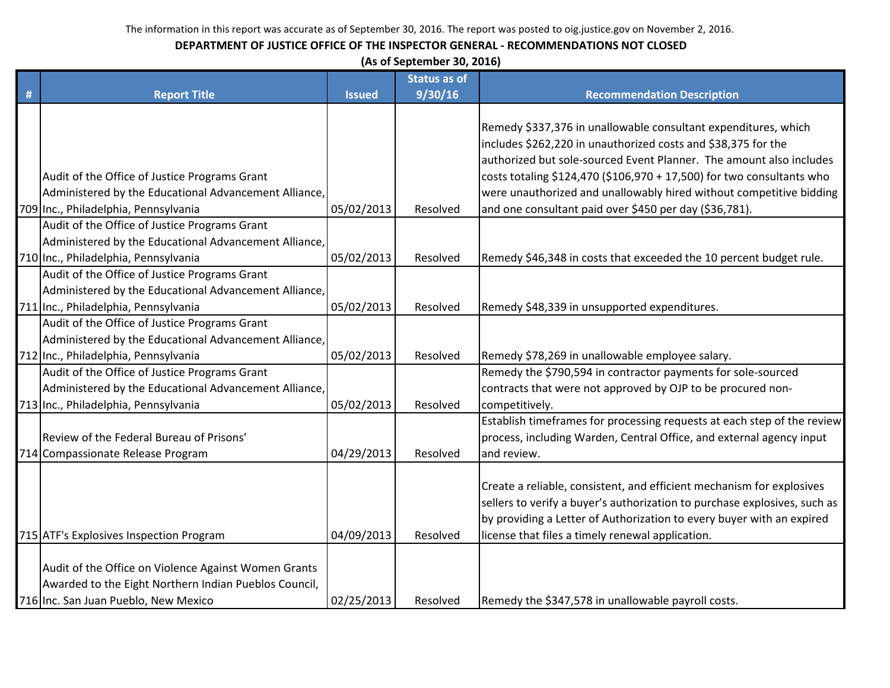The information in this report was accurate as of September 30, 2016. The report was posted to oig.justice.gov on November 2, 2016.

**DEPARTMENT OF JUSTICE OFFICE OF THE INSPECTOR GENERAL - RECOMMENDATIONS NOT CLOSED**

**(As of September 30, 2016)**

| # | Report Title | Issued | Status as of 9/30/16 | Recommendation Description |
|---|---|---|---|---|
| 709 | Audit of the Office of Justice Programs Grant Administered by the Educational Advancement Alliance, Inc., Philadelphia, Pennsylvania | 05/02/2013 | Resolved | Remedy $337,376 in unallowable consultant expenditures, which includes $262,220 in unauthorized costs and $38,375 for the authorized but sole-sourced Event Planner. The amount also includes costs totaling $124,470 ($106,970 + 17,500) for two consultants who were unauthorized and unallowably hired without competitive bidding and one consultant paid over $450 per day ($36,781). |
| 710 | Audit of the Office of Justice Programs Grant Administered by the Educational Advancement Alliance, Inc., Philadelphia, Pennsylvania | 05/02/2013 | Resolved | Remedy $46,348 in costs that exceeded the 10 percent budget rule. |
| 711 | Audit of the Office of Justice Programs Grant Administered by the Educational Advancement Alliance, Inc., Philadelphia, Pennsylvania | 05/02/2013 | Resolved | Remedy $48,339 in unsupported expenditures. |
| 712 | Audit of the Office of Justice Programs Grant Administered by the Educational Advancement Alliance, Inc., Philadelphia, Pennsylvania | 05/02/2013 | Resolved | Remedy $78,269 in unallowable employee salary. |
| 713 | Audit of the Office of Justice Programs Grant Administered by the Educational Advancement Alliance, Inc., Philadelphia, Pennsylvania | 05/02/2013 | Resolved | Remedy the $790,594 in contractor payments for sole-sourced contracts that were not approved by OJP to be procured non-competitively. |
| 714 | Review of the Federal Bureau of Prisons' Compassionate Release Program | 04/29/2013 | Resolved | Establish timeframes for processing requests at each step of the review process, including Warden, Central Office, and external agency input and review. |
| 715 | ATF's Explosives Inspection Program | 04/09/2013 | Resolved | Create a reliable, consistent, and efficient mechanism for explosives sellers to verify a buyer's authorization to purchase explosives, such as by providing a Letter of Authorization to every buyer with an expired license that files a timely renewal application. |
| 716 | Audit of the Office on Violence Against Women Grants Awarded to the Eight Northern Indian Pueblos Council, Inc. San Juan Pueblo, New Mexico | 02/25/2013 | Resolved | Remedy the $347,578 in unallowable payroll costs. |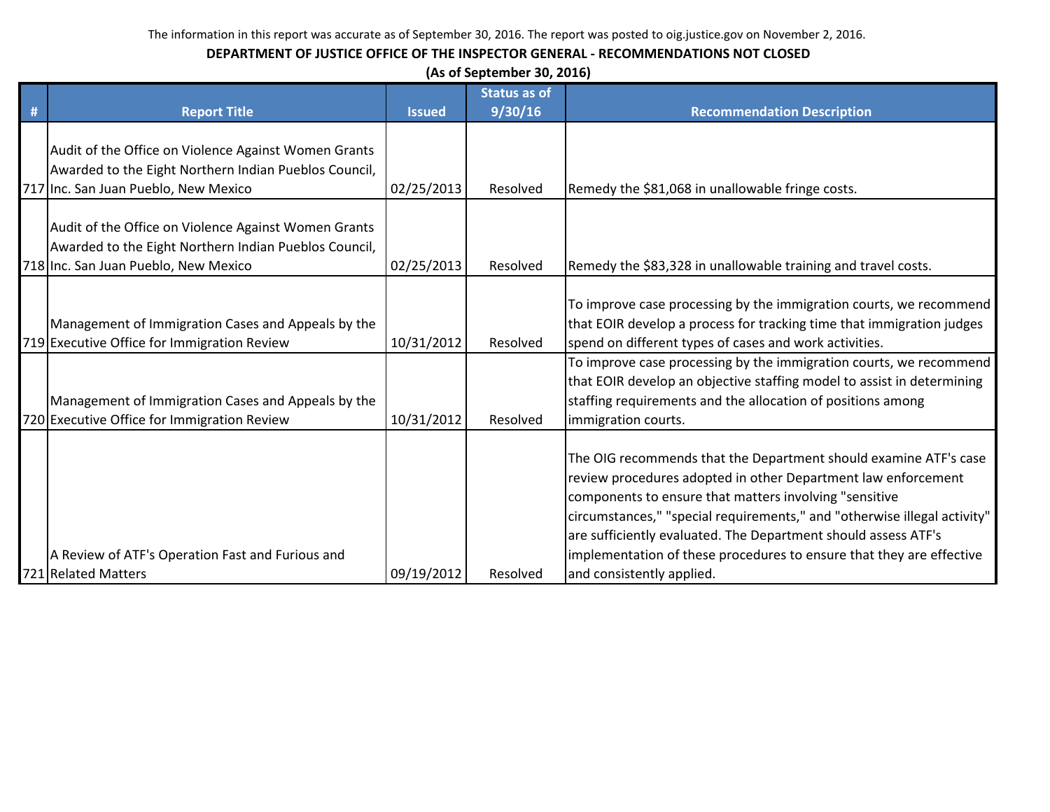The information in this report was accurate as of September 30, 2016. The report was posted to oig.justice.gov on November 2, 2016.

**DEPARTMENT OF JUSTICE OFFICE OF THE INSPECTOR GENERAL - RECOMMENDATIONS NOT CLOSED**

**(As of September 30, 2016)**

| # | Report Title | Issued | Status as of 9/30/16 | Recommendation Description |
|---|---|---|---|---|
| 717 | Audit of the Office on Violence Against Women Grants Awarded to the Eight Northern Indian Pueblos Council, Inc. San Juan Pueblo, New Mexico | 02/25/2013 | Resolved | Remedy the $81,068 in unallowable fringe costs. |
| 718 | Audit of the Office on Violence Against Women Grants Awarded to the Eight Northern Indian Pueblos Council, Inc. San Juan Pueblo, New Mexico | 02/25/2013 | Resolved | Remedy the $83,328 in unallowable training and travel costs. |
| 719 | Management of Immigration Cases and Appeals by the Executive Office for Immigration Review | 10/31/2012 | Resolved | To improve case processing by the immigration courts, we recommend that EOIR develop a process for tracking time that immigration judges spend on different types of cases and work activities. |
| 720 | Management of Immigration Cases and Appeals by the Executive Office for Immigration Review | 10/31/2012 | Resolved | To improve case processing by the immigration courts, we recommend that EOIR develop an objective staffing model to assist in determining staffing requirements and the allocation of positions among immigration courts. |
| 721 | A Review of ATF's Operation Fast and Furious and Related Matters | 09/19/2012 | Resolved | The OIG recommends that the Department should examine ATF's case review procedures adopted in other Department law enforcement components to ensure that matters involving "sensitive circumstances," "special requirements," and "otherwise illegal activity" are sufficiently evaluated. The Department should assess ATF's implementation of these procedures to ensure that they are effective and consistently applied. |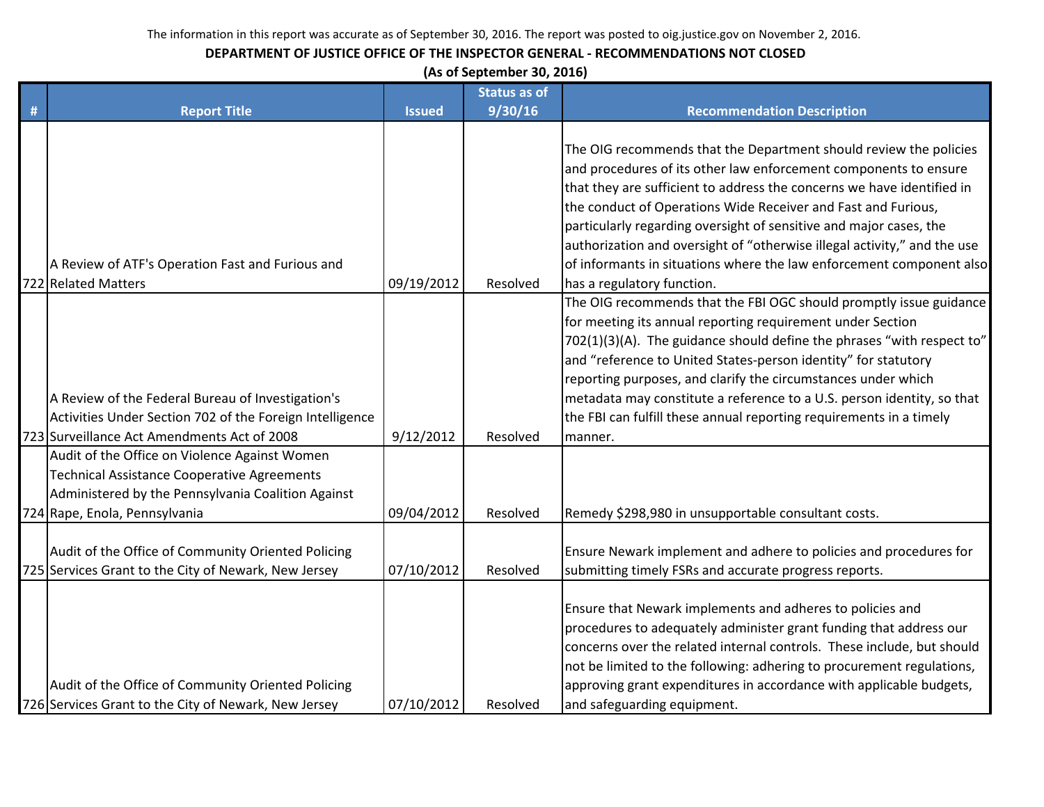The information in this report was accurate as of September 30, 2016. The report was posted to oig.justice.gov on November 2, 2016.

**DEPARTMENT OF JUSTICE OFFICE OF THE INSPECTOR GENERAL - RECOMMENDATIONS NOT CLOSED**

**(As of September 30, 2016)**

| # | Report Title | Issued | Status as of 9/30/16 | Recommendation Description |
|---|---|---|---|---|
| 722 | A Review of ATF's Operation Fast and Furious and Related Matters | 09/19/2012 | Resolved | The OIG recommends that the Department should review the policies and procedures of its other law enforcement components to ensure that they are sufficient to address the concerns we have identified in the conduct of Operations Wide Receiver and Fast and Furious, particularly regarding oversight of sensitive and major cases, the authorization and oversight of "otherwise illegal activity," and the use of informants in situations where the law enforcement component also has a regulatory function. |
| 723 | A Review of the Federal Bureau of Investigation's Activities Under Section 702 of the Foreign Intelligence Surveillance Act Amendments Act of 2008 | 9/12/2012 | Resolved | The OIG recommends that the FBI OGC should promptly issue guidance for meeting its annual reporting requirement under Section 702(1)(3)(A). The guidance should define the phrases "with respect to" and "reference to United States-person identity" for statutory reporting purposes, and clarify the circumstances under which metadata may constitute a reference to a U.S. person identity, so that the FBI can fulfill these annual reporting requirements in a timely manner. |
| 724 | Audit of the Office on Violence Against Women Technical Assistance Cooperative Agreements Administered by the Pennsylvania Coalition Against Rape, Enola, Pennsylvania | 09/04/2012 | Resolved | Remedy $298,980 in unsupportable consultant costs. |
| 725 | Audit of the Office of Community Oriented Policing Services Grant to the City of Newark, New Jersey | 07/10/2012 | Resolved | Ensure Newark implement and adhere to policies and procedures for submitting timely FSRs and accurate progress reports. |
| 726 | Audit of the Office of Community Oriented Policing Services Grant to the City of Newark, New Jersey | 07/10/2012 | Resolved | Ensure that Newark implements and adheres to policies and procedures to adequately administer grant funding that address our concerns over the related internal controls. These include, but should not be limited to the following: adhering to procurement regulations, approving grant expenditures in accordance with applicable budgets, and safeguarding equipment. |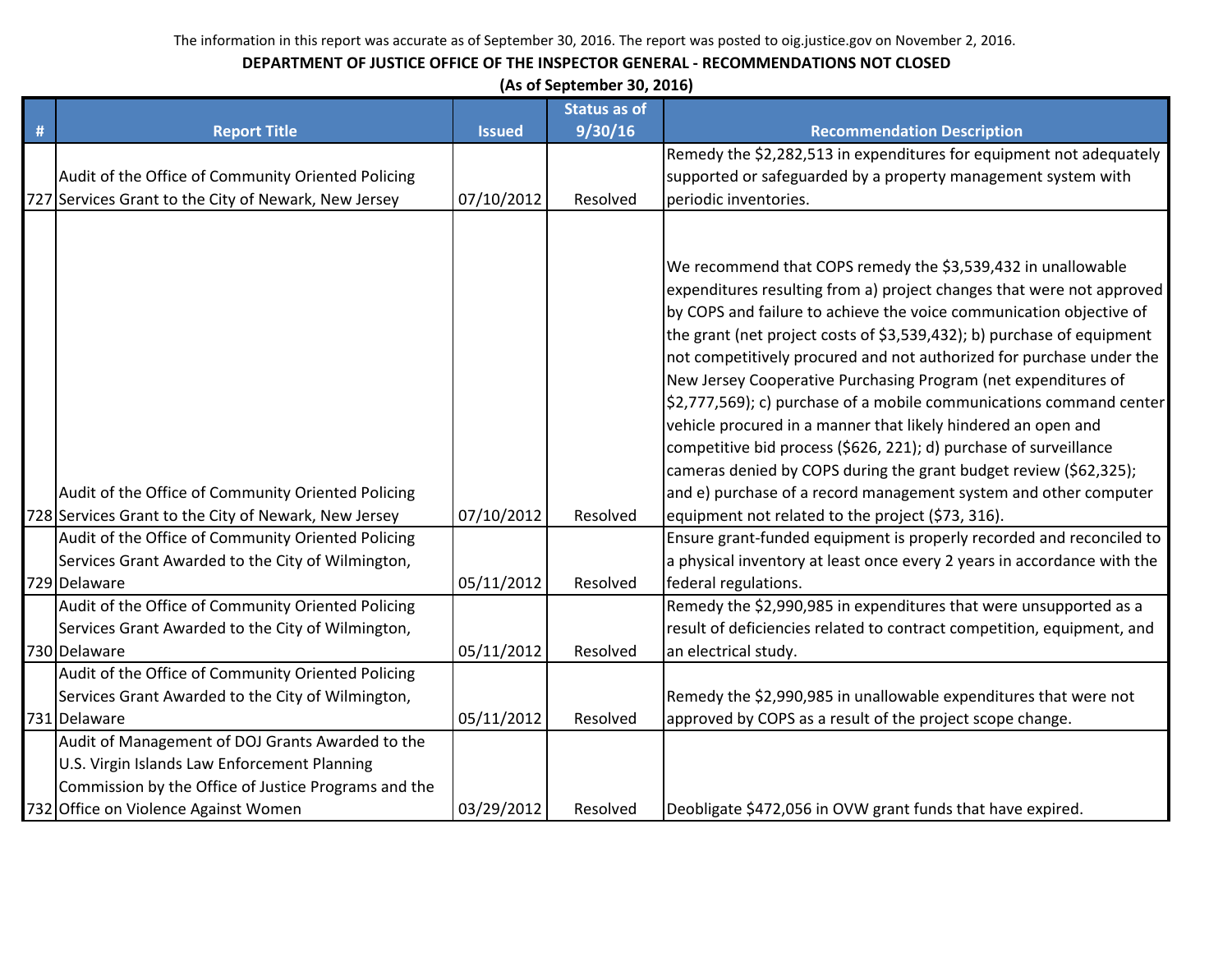The information in this report was accurate as of September 30, 2016. The report was posted to oig.justice.gov on November 2, 2016.

**DEPARTMENT OF JUSTICE OFFICE OF THE INSPECTOR GENERAL - RECOMMENDATIONS NOT CLOSED**

**(As of September 30, 2016)**

| # | Report Title | Issued | Status as of 9/30/16 | Recommendation Description |
|---|---|---|---|---|
| 727 | Audit of the Office of Community Oriented Policing Services Grant to the City of Newark, New Jersey | 07/10/2012 | Resolved | Remedy the $2,282,513 in expenditures for equipment not adequately supported or safeguarded by a property management system with periodic inventories. |
| 728 | Audit of the Office of Community Oriented Policing Services Grant to the City of Newark, New Jersey | 07/10/2012 | Resolved | We recommend that COPS remedy the $3,539,432 in unallowable expenditures resulting from a) project changes that were not approved by COPS and failure to achieve the voice communication objective of the grant (net project costs of $3,539,432); b) purchase of equipment not competitively procured and not authorized for purchase under the New Jersey Cooperative Purchasing Program (net expenditures of $2,777,569); c) purchase of a mobile communications command center vehicle procured in a manner that likely hindered an open and competitive bid process ($626, 221); d) purchase of surveillance cameras denied by COPS during the grant budget review ($62,325); and e) purchase of a record management system and other computer equipment not related to the project ($73, 316). |
| 729 | Audit of the Office of Community Oriented Policing Services Grant Awarded to the City of Wilmington, Delaware | 05/11/2012 | Resolved | Ensure grant-funded equipment is properly recorded and reconciled to a physical inventory at least once every 2 years in accordance with the federal regulations. |
| 730 | Audit of the Office of Community Oriented Policing Services Grant Awarded to the City of Wilmington, Delaware | 05/11/2012 | Resolved | Remedy the $2,990,985 in expenditures that were unsupported as a result of deficiencies related to contract competition, equipment, and an electrical study. |
| 731 | Audit of the Office of Community Oriented Policing Services Grant Awarded to the City of Wilmington, Delaware | 05/11/2012 | Resolved | Remedy the $2,990,985 in unallowable expenditures that were not approved by COPS as a result of the project scope change. |
| 732 | Audit of Management of DOJ Grants Awarded to the U.S. Virgin Islands Law Enforcement Planning Commission by the Office of Justice Programs and the Office on Violence Against Women | 03/29/2012 | Resolved | Deobligate $472,056 in OVW grant funds that have expired. |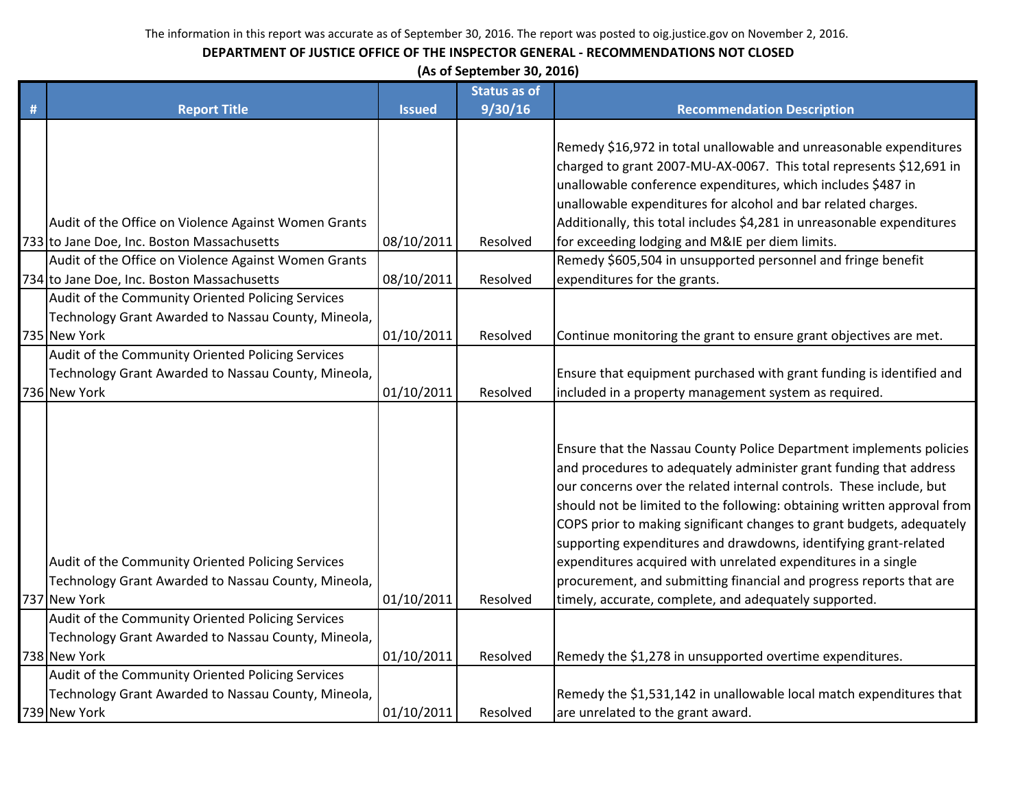The information in this report was accurate as of September 30, 2016. The report was posted to oig.justice.gov on November 2, 2016.

**DEPARTMENT OF JUSTICE OFFICE OF THE INSPECTOR GENERAL - RECOMMENDATIONS NOT CLOSED**

**(As of September 30, 2016)**

| # | Report Title | Issued | Status as of 9/30/16 | Recommendation Description |
|---|---|---|---|---|
| 733 | Audit of the Office on Violence Against Women Grants to Jane Doe, Inc. Boston Massachusetts | 08/10/2011 | Resolved | Remedy $16,972 in total unallowable and unreasonable expenditures charged to grant 2007-MU-AX-0067. This total represents $12,691 in unallowable conference expenditures, which includes $487 in unallowable expenditures for alcohol and bar related charges. Additionally, this total includes $4,281 in unreasonable expenditures for exceeding lodging and M&IE per diem limits. |
| 734 | Audit of the Office on Violence Against Women Grants to Jane Doe, Inc. Boston Massachusetts | 08/10/2011 | Resolved | Remedy $605,504 in unsupported personnel and fringe benefit expenditures for the grants. |
| 735 | Audit of the Community Oriented Policing Services Technology Grant Awarded to Nassau County, Mineola, New York | 01/10/2011 | Resolved | Continue monitoring the grant to ensure grant objectives are met. |
| 736 | Audit of the Community Oriented Policing Services Technology Grant Awarded to Nassau County, Mineola, New York | 01/10/2011 | Resolved | Ensure that equipment purchased with grant funding is identified and included in a property management system as required. |
| 737 | Audit of the Community Oriented Policing Services Technology Grant Awarded to Nassau County, Mineola, New York | 01/10/2011 | Resolved | Ensure that the Nassau County Police Department implements policies and procedures to adequately administer grant funding that address our concerns over the related internal controls. These include, but should not be limited to the following: obtaining written approval from COPS prior to making significant changes to grant budgets, adequately supporting expenditures and drawdowns, identifying grant-related expenditures acquired with unrelated expenditures in a single procurement, and submitting financial and progress reports that are timely, accurate, complete, and adequately supported. |
| 738 | Audit of the Community Oriented Policing Services Technology Grant Awarded to Nassau County, Mineola, New York | 01/10/2011 | Resolved | Remedy the $1,278 in unsupported overtime expenditures. |
| 739 | Audit of the Community Oriented Policing Services Technology Grant Awarded to Nassau County, Mineola, New York | 01/10/2011 | Resolved | Remedy the $1,531,142 in unallowable local match expenditures that are unrelated to the grant award. |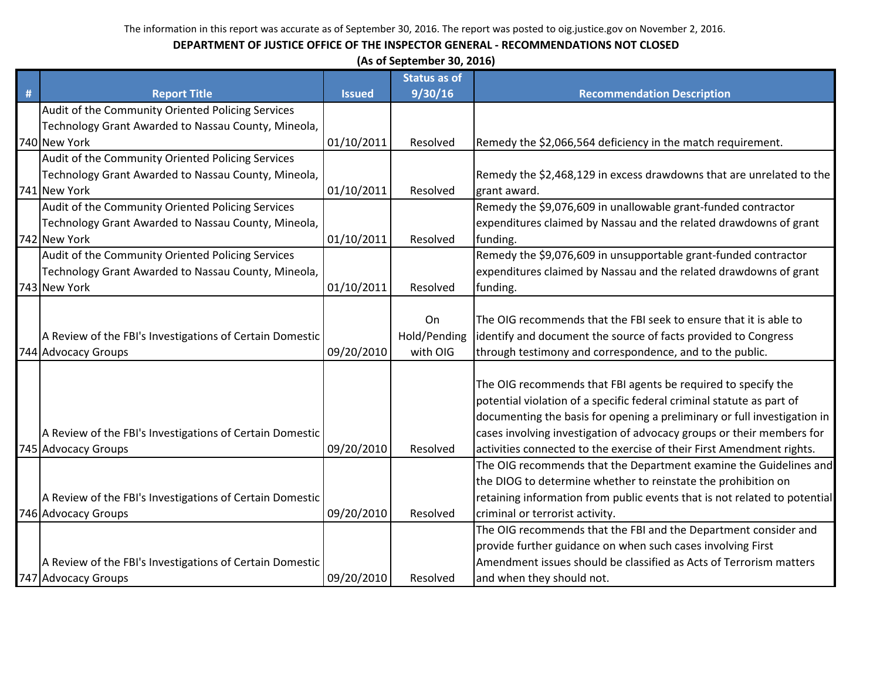The information in this report was accurate as of September 30, 2016. The report was posted to oig.justice.gov on November 2, 2016.

**DEPARTMENT OF JUSTICE OFFICE OF THE INSPECTOR GENERAL - RECOMMENDATIONS NOT CLOSED**

**(As of September 30, 2016)**

| # | Report Title | Issued | Status as of 9/30/16 | Recommendation Description |
|---|---|---|---|---|
| 740 | Audit of the Community Oriented Policing Services Technology Grant Awarded to Nassau County, Mineola, New York | 01/10/2011 | Resolved | Remedy the $2,066,564 deficiency in the match requirement. |
| 741 | Audit of the Community Oriented Policing Services Technology Grant Awarded to Nassau County, Mineola, New York | 01/10/2011 | Resolved | Remedy the $2,468,129 in excess drawdowns that are unrelated to the grant award. |
| 742 | Audit of the Community Oriented Policing Services Technology Grant Awarded to Nassau County, Mineola, New York | 01/10/2011 | Resolved | Remedy the $9,076,609 in unallowable grant-funded contractor expenditures claimed by Nassau and the related drawdowns of grant funding. |
| 743 | Audit of the Community Oriented Policing Services Technology Grant Awarded to Nassau County, Mineola, New York | 01/10/2011 | Resolved | Remedy the $9,076,609 in unsupportable grant-funded contractor expenditures claimed by Nassau and the related drawdowns of grant funding. |
| 744 | A Review of the FBI's Investigations of Certain Domestic Advocacy Groups | 09/20/2010 | On Hold/Pending with OIG | The OIG recommends that the FBI seek to ensure that it is able to identify and document the source of facts provided to Congress through testimony and correspondence, and to the public. |
| 745 | A Review of the FBI's Investigations of Certain Domestic Advocacy Groups | 09/20/2010 | Resolved | The OIG recommends that FBI agents be required to specify the potential violation of a specific federal criminal statute as part of documenting the basis for opening a preliminary or full investigation in cases involving investigation of advocacy groups or their members for activities connected to the exercise of their First Amendment rights. |
| 746 | A Review of the FBI's Investigations of Certain Domestic Advocacy Groups | 09/20/2010 | Resolved | The OIG recommends that the Department examine the Guidelines and the DIOG to determine whether to reinstate the prohibition on retaining information from public events that is not related to potential criminal or terrorist activity. |
| 747 | A Review of the FBI's Investigations of Certain Domestic Advocacy Groups | 09/20/2010 | Resolved | The OIG recommends that the FBI and the Department consider and provide further guidance on when such cases involving First Amendment issues should be classified as Acts of Terrorism matters and when they should not. |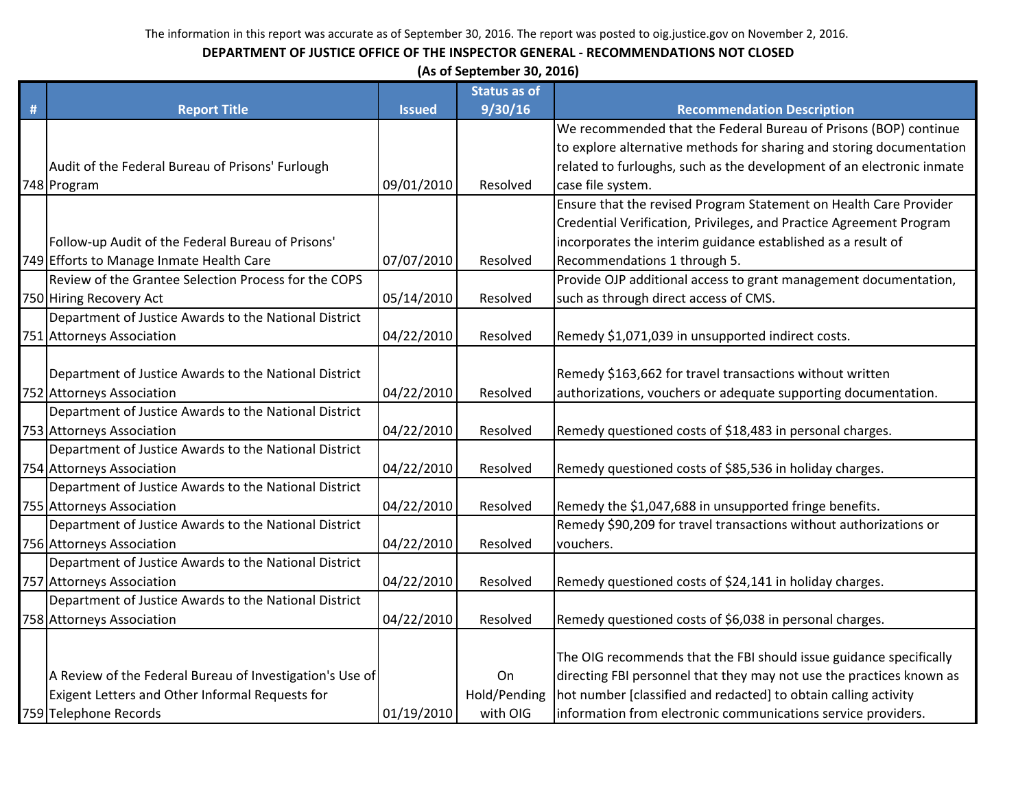The information in this report was accurate as of September 30, 2016. The report was posted to oig.justice.gov on November 2, 2016.

**DEPARTMENT OF JUSTICE OFFICE OF THE INSPECTOR GENERAL - RECOMMENDATIONS NOT CLOSED**

**(As of September 30, 2016)**

| # | Report Title | Issued | Status as of 9/30/16 | Recommendation Description |
|---|---|---|---|---|
| 748 | Audit of the Federal Bureau of Prisons' Furlough Program | 09/01/2010 | Resolved | We recommended that the Federal Bureau of Prisons (BOP) continue to explore alternative methods for sharing and storing documentation related to furloughs, such as the development of an electronic inmate case file system. |
| 749 | Follow-up Audit of the Federal Bureau of Prisons' Efforts to Manage Inmate Health Care | 07/07/2010 | Resolved | Ensure that the revised Program Statement on Health Care Provider Credential Verification, Privileges, and Practice Agreement Program incorporates the interim guidance established as a result of Recommendations 1 through 5. |
| 750 | Review of the Grantee Selection Process for the COPS Hiring Recovery Act | 05/14/2010 | Resolved | Provide OJP additional access to grant management documentation, such as through direct access of CMS. |
| 751 | Department of Justice Awards to the National District Attorneys Association | 04/22/2010 | Resolved | Remedy $1,071,039 in unsupported indirect costs. |
| 752 | Department of Justice Awards to the National District Attorneys Association | 04/22/2010 | Resolved | Remedy $163,662 for travel transactions without written authorizations, vouchers or adequate supporting documentation. |
| 753 | Department of Justice Awards to the National District Attorneys Association | 04/22/2010 | Resolved | Remedy questioned costs of $18,483 in personal charges. |
| 754 | Department of Justice Awards to the National District Attorneys Association | 04/22/2010 | Resolved | Remedy questioned costs of $85,536 in holiday charges. |
| 755 | Department of Justice Awards to the National District Attorneys Association | 04/22/2010 | Resolved | Remedy the $1,047,688 in unsupported fringe benefits. |
| 756 | Department of Justice Awards to the National District Attorneys Association | 04/22/2010 | Resolved | Remedy $90,209 for travel transactions without authorizations or vouchers. |
| 757 | Department of Justice Awards to the National District Attorneys Association | 04/22/2010 | Resolved | Remedy questioned costs of $24,141 in holiday charges. |
| 758 | Department of Justice Awards to the National District Attorneys Association | 04/22/2010 | Resolved | Remedy questioned costs of $6,038 in personal charges. |
| 759 | A Review of the Federal Bureau of Investigation's Use of Exigent Letters and Other Informal Requests for Telephone Records | 01/19/2010 | On Hold/Pending with OIG | The OIG recommends that the FBI should issue guidance specifically directing FBI personnel that they may not use the practices known as hot number [classified and redacted] to obtain calling activity information from electronic communications service providers. |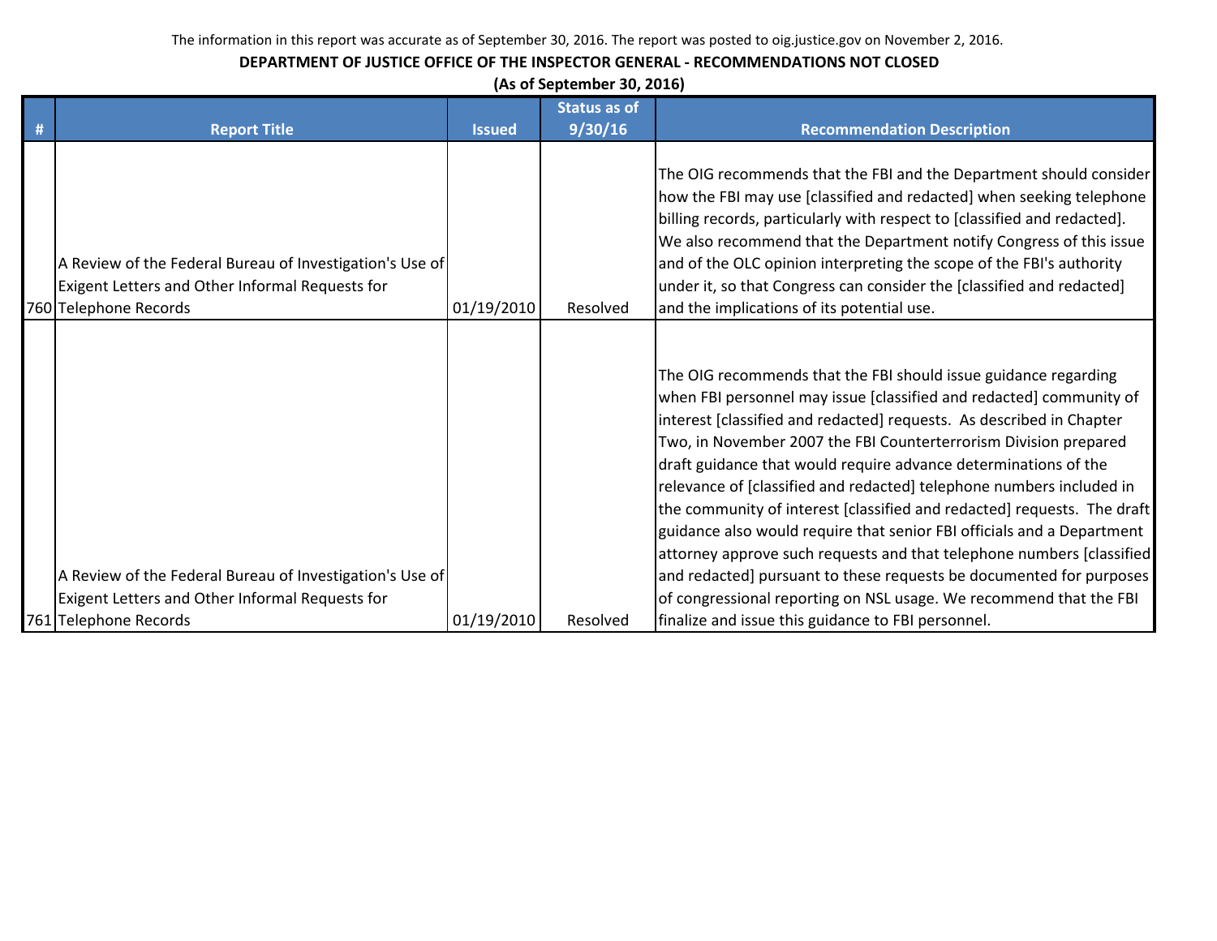The information in this report was accurate as of September 30, 2016. The report was posted to oig.justice.gov on November 2, 2016.

**DEPARTMENT OF JUSTICE OFFICE OF THE INSPECTOR GENERAL - RECOMMENDATIONS NOT CLOSED**

**(As of September 30, 2016)**

| # | Report Title | Issued | Status as of 9/30/16 | Recommendation Description |
|---|---|---|---|---|
| 760 | A Review of the Federal Bureau of Investigation's Use of Exigent Letters and Other Informal Requests for Telephone Records | 01/19/2010 | Resolved | The OIG recommends that the FBI and the Department should consider how the FBI may use [classified and redacted] when seeking telephone billing records, particularly with respect to [classified and redacted]. We also recommend that the Department notify Congress of this issue and of the OLC opinion interpreting the scope of the FBI's authority under it, so that Congress can consider the [classified and redacted] and the implications of its potential use. |
| 761 | A Review of the Federal Bureau of Investigation's Use of Exigent Letters and Other Informal Requests for Telephone Records | 01/19/2010 | Resolved | The OIG recommends that the FBI should issue guidance regarding when FBI personnel may issue [classified and redacted] community of interest [classified and redacted] requests. As described in Chapter Two, in November 2007 the FBI Counterterrorism Division prepared draft guidance that would require advance determinations of the relevance of [classified and redacted] telephone numbers included in the community of interest [classified and redacted] requests. The draft guidance also would require that senior FBI officials and a Department attorney approve such requests and that telephone numbers [classified and redacted] pursuant to these requests be documented for purposes of congressional reporting on NSL usage. We recommend that the FBI finalize and issue this guidance to FBI personnel. |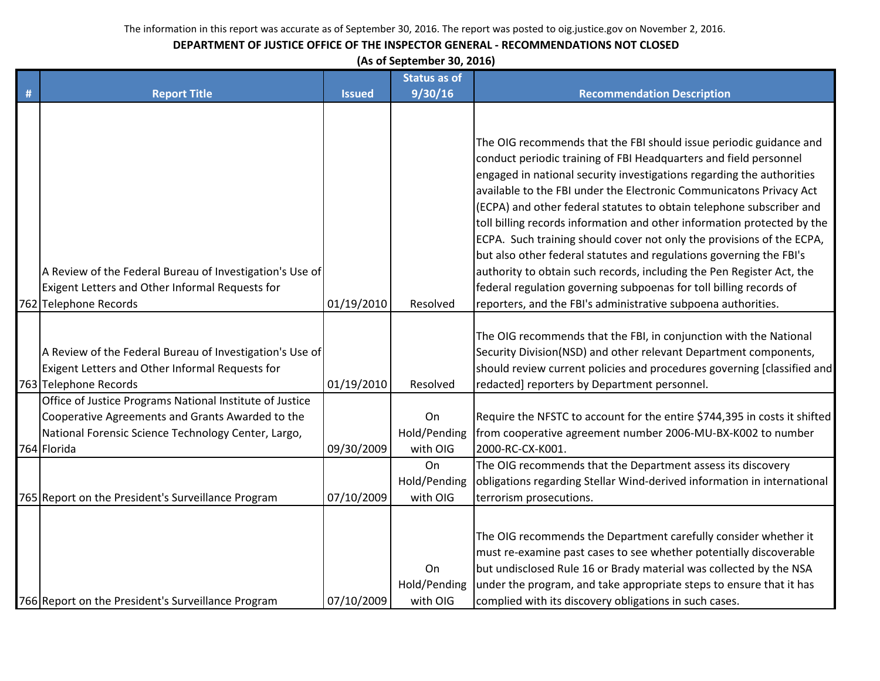The information in this report was accurate as of September 30, 2016. The report was posted to oig.justice.gov on November 2, 2016.

**DEPARTMENT OF JUSTICE OFFICE OF THE INSPECTOR GENERAL - RECOMMENDATIONS NOT CLOSED**

**(As of September 30, 2016)**

| # | Report Title | Issued | Status as of 9/30/16 | Recommendation Description |
|---|---|---|---|---|
| 762 | A Review of the Federal Bureau of Investigation's Use of Exigent Letters and Other Informal Requests for Telephone Records | 01/19/2010 | Resolved | The OIG recommends that the FBI should issue periodic guidance and conduct periodic training of FBI Headquarters and field personnel engaged in national security investigations regarding the authorities available to the FBI under the Electronic Communicatons Privacy Act (ECPA) and other federal statutes to obtain telephone subscriber and toll billing records information and other information protected by the ECPA. Such training should cover not only the provisions of the ECPA, but also other federal statutes and regulations governing the FBI's authority to obtain such records, including the Pen Register Act, the federal regulation governing subpoenas for toll billing records of reporters, and the FBI's administrative subpoena authorities. |
| 763 | A Review of the Federal Bureau of Investigation's Use of Exigent Letters and Other Informal Requests for Telephone Records | 01/19/2010 | Resolved | The OIG recommends that the FBI, in conjunction with the National Security Division(NSD) and other relevant Department components, should review current policies and procedures governing [classified and redacted] reporters by Department personnel. |
| 764 | Office of Justice Programs National Institute of Justice Cooperative Agreements and Grants Awarded to the National Forensic Science Technology Center, Largo, Florida | 09/30/2009 | On Hold/Pending with OIG | Require the NFSTC to account for the entire $744,395 in costs it shifted from cooperative agreement number 2006-MU-BX-K002 to number 2000-RC-CX-K001. |
| 765 | Report on the President's Surveillance Program | 07/10/2009 | On Hold/Pending with OIG | The OIG recommends that the Department assess its discovery obligations regarding Stellar Wind-derived information in international terrorism prosecutions. |
| 766 | Report on the President's Surveillance Program | 07/10/2009 | On Hold/Pending with OIG | The OIG recommends the Department carefully consider whether it must re-examine past cases to see whether potentially discoverable but undisclosed Rule 16 or Brady material was collected by the NSA under the program, and take appropriate steps to ensure that it has complied with its discovery obligations in such cases. |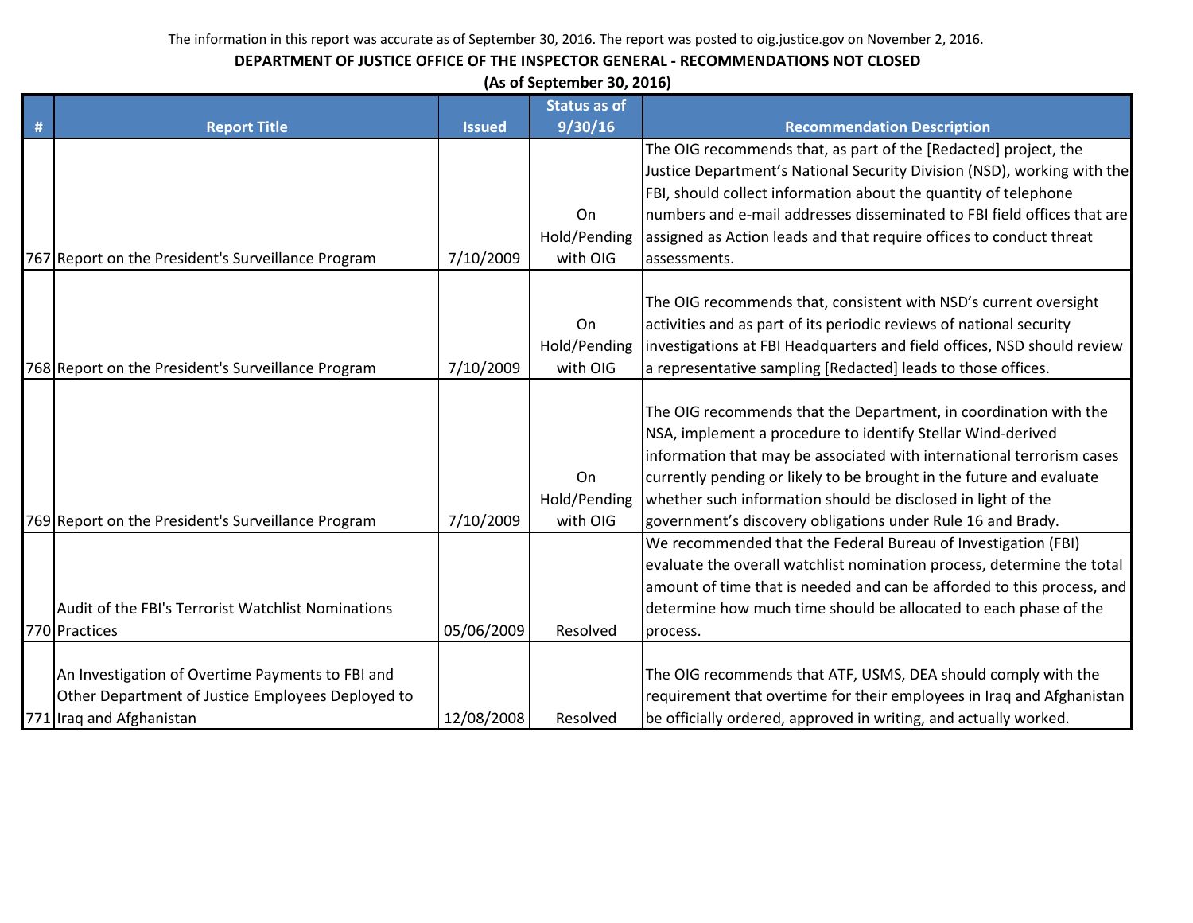The information in this report was accurate as of September 30, 2016. The report was posted to oig.justice.gov on November 2, 2016.

**DEPARTMENT OF JUSTICE OFFICE OF THE INSPECTOR GENERAL - RECOMMENDATIONS NOT CLOSED**

**(As of September 30, 2016)**

| # | Report Title | Issued | Status as of 9/30/16 | Recommendation Description |
|---|---|---|---|---|
| 767 | Report on the President's Surveillance Program | 7/10/2009 | On Hold/Pending with OIG | The OIG recommends that, as part of the [Redacted] project, the Justice Department's National Security Division (NSD), working with the FBI, should collect information about the quantity of telephone numbers and e-mail addresses disseminated to FBI field offices that are assigned as Action leads and that require offices to conduct threat assessments. |
| 768 | Report on the President's Surveillance Program | 7/10/2009 | On Hold/Pending with OIG | The OIG recommends that, consistent with NSD's current oversight activities and as part of its periodic reviews of national security investigations at FBI Headquarters and field offices, NSD should review a representative sampling [Redacted] leads to those offices. |
| 769 | Report on the President's Surveillance Program | 7/10/2009 | On Hold/Pending with OIG | The OIG recommends that the Department, in coordination with the NSA, implement a procedure to identify Stellar Wind-derived information that may be associated with international terrorism cases currently pending or likely to be brought in the future and evaluate whether such information should be disclosed in light of the government's discovery obligations under Rule 16 and Brady. |
| 770 | Audit of the FBI's Terrorist Watchlist Nominations Practices | 05/06/2009 | Resolved | We recommended that the Federal Bureau of Investigation (FBI) evaluate the overall watchlist nomination process, determine the total amount of time that is needed and can be afforded to this process, and determine how much time should be allocated to each phase of the process. |
| 771 | An Investigation of Overtime Payments to FBI and Other Department of Justice Employees Deployed to Iraq and Afghanistan | 12/08/2008 | Resolved | The OIG recommends that ATF, USMS, DEA should comply with the requirement that overtime for their employees in Iraq and Afghanistan be officially ordered, approved in writing, and actually worked. |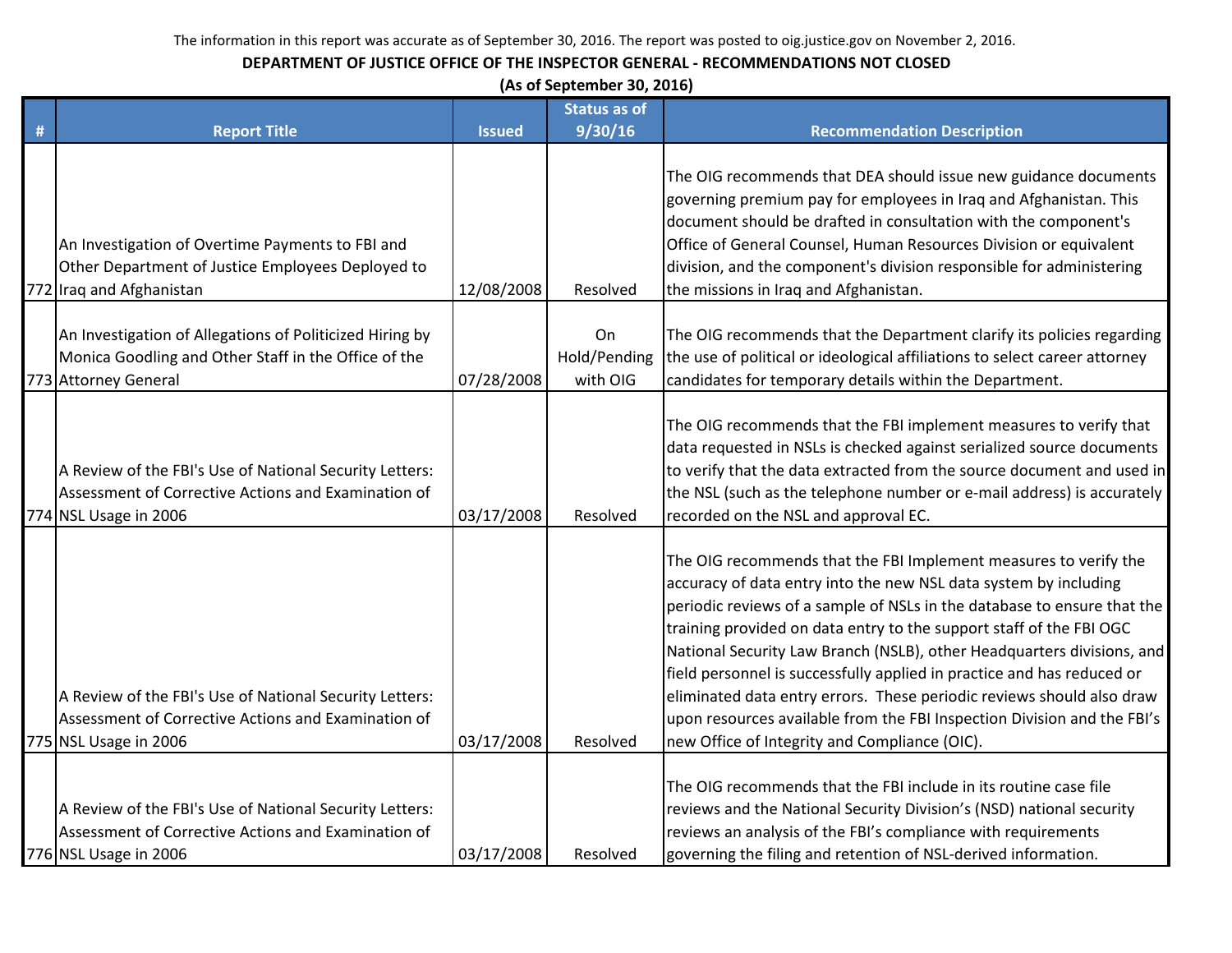The information in this report was accurate as of September 30, 2016. The report was posted to oig.justice.gov on November 2, 2016.

**DEPARTMENT OF JUSTICE OFFICE OF THE INSPECTOR GENERAL - RECOMMENDATIONS NOT CLOSED**

**(As of September 30, 2016)**

| # | Report Title | Issued | Status as of 9/30/16 | Recommendation Description |
|---|---|---|---|---|
| 772 | An Investigation of Overtime Payments to FBI and Other Department of Justice Employees Deployed to Iraq and Afghanistan | 12/08/2008 | Resolved | The OIG recommends that DEA should issue new guidance documents governing premium pay for employees in Iraq and Afghanistan. This document should be drafted in consultation with the component's Office of General Counsel, Human Resources Division or equivalent division, and the component's division responsible for administering the missions in Iraq and Afghanistan. |
| 773 | An Investigation of Allegations of Politicized Hiring by Monica Goodling and Other Staff in the Office of the Attorney General | 07/28/2008 | On Hold/Pending with OIG | The OIG recommends that the Department clarify its policies regarding the use of political or ideological affiliations to select career attorney candidates for temporary details within the Department. |
| 774 | A Review of the FBI's Use of National Security Letters: Assessment of Corrective Actions and Examination of NSL Usage in 2006 | 03/17/2008 | Resolved | The OIG recommends that the FBI implement measures to verify that data requested in NSLs is checked against serialized source documents to verify that the data extracted from the source document and used in the NSL (such as the telephone number or e-mail address) is accurately recorded on the NSL and approval EC. |
| 775 | A Review of the FBI's Use of National Security Letters: Assessment of Corrective Actions and Examination of NSL Usage in 2006 | 03/17/2008 | Resolved | The OIG recommends that the FBI Implement measures to verify the accuracy of data entry into the new NSL data system by including periodic reviews of a sample of NSLs in the database to ensure that the training provided on data entry to the support staff of the FBI OGC National Security Law Branch (NSLB), other Headquarters divisions, and field personnel is successfully applied in practice and has reduced or eliminated data entry errors. These periodic reviews should also draw upon resources available from the FBI Inspection Division and the FBI's new Office of Integrity and Compliance (OIC). |
| 776 | A Review of the FBI's Use of National Security Letters: Assessment of Corrective Actions and Examination of NSL Usage in 2006 | 03/17/2008 | Resolved | The OIG recommends that the FBI include in its routine case file reviews and the National Security Division's (NSD) national security reviews an analysis of the FBI's compliance with requirements governing the filing and retention of NSL-derived information. |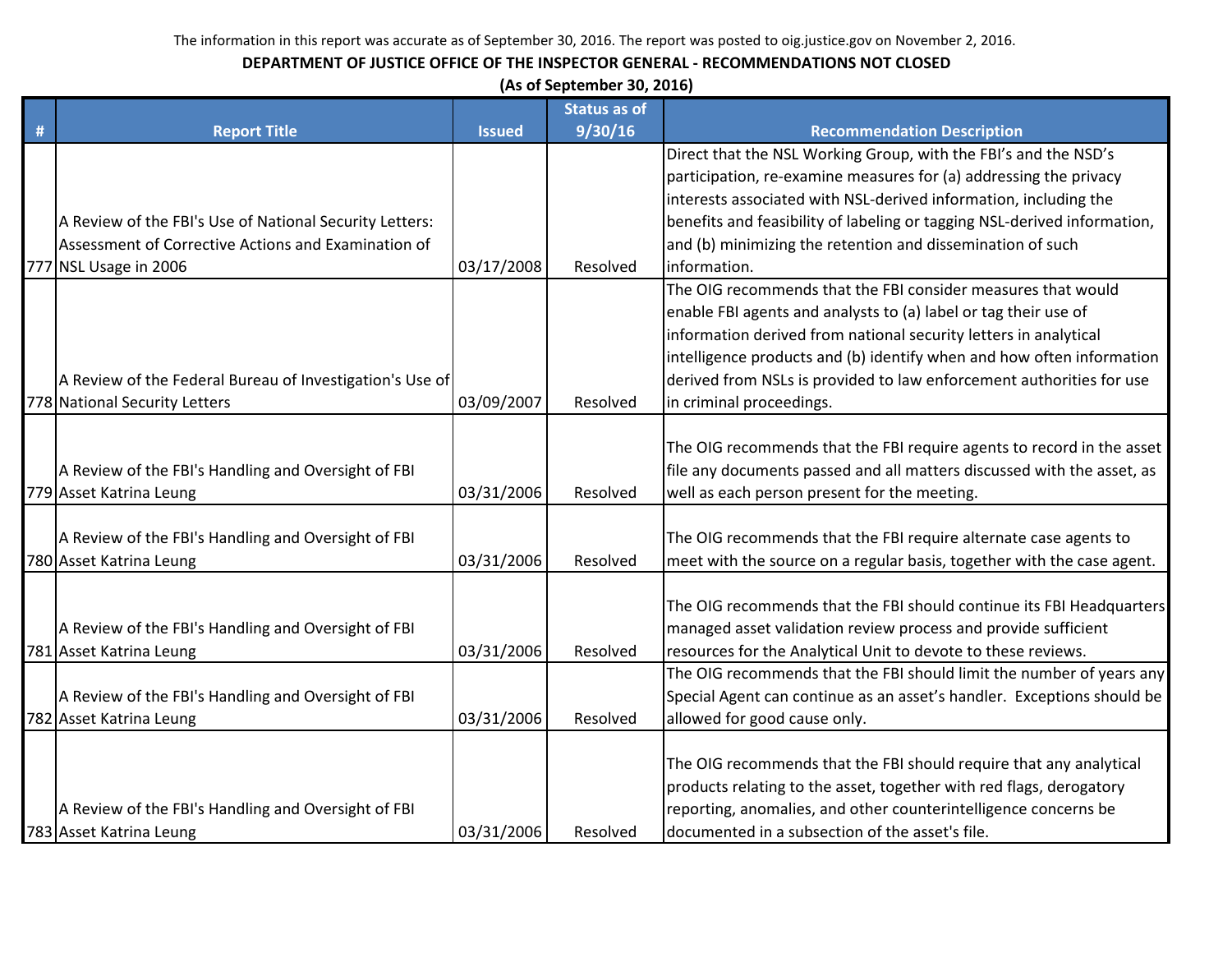The information in this report was accurate as of September 30, 2016. The report was posted to oig.justice.gov on November 2, 2016.

**DEPARTMENT OF JUSTICE OFFICE OF THE INSPECTOR GENERAL - RECOMMENDATIONS NOT CLOSED**

**(As of September 30, 2016)**

| # | Report Title | Issued | Status as of 9/30/16 | Recommendation Description |
|---|---|---|---|---|
| 777 | A Review of the FBI's Use of National Security Letters: Assessment of Corrective Actions and Examination of NSL Usage in 2006 | 03/17/2008 | Resolved | Direct that the NSL Working Group, with the FBI's and the NSD's participation, re-examine measures for (a) addressing the privacy interests associated with NSL-derived information, including the benefits and feasibility of labeling or tagging NSL-derived information, and (b) minimizing the retention and dissemination of such information. |
| 778 | A Review of the Federal Bureau of Investigation's Use of National Security Letters | 03/09/2007 | Resolved | The OIG recommends that the FBI consider measures that would enable FBI agents and analysts to (a) label or tag their use of information derived from national security letters in analytical intelligence products and (b) identify when and how often information derived from NSLs is provided to law enforcement authorities for use in criminal proceedings. |
| 779 | A Review of the FBI's Handling and Oversight of FBI Asset Katrina Leung | 03/31/2006 | Resolved | The OIG recommends that the FBI require agents to record in the asset file any documents passed and all matters discussed with the asset, as well as each person present for the meeting. |
| 780 | A Review of the FBI's Handling and Oversight of FBI Asset Katrina Leung | 03/31/2006 | Resolved | The OIG recommends that the FBI require alternate case agents to meet with the source on a regular basis, together with the case agent. |
| 781 | A Review of the FBI's Handling and Oversight of FBI Asset Katrina Leung | 03/31/2006 | Resolved | The OIG recommends that the FBI should continue its FBI Headquarters managed asset validation review process and provide sufficient resources for the Analytical Unit to devote to these reviews. |
| 782 | A Review of the FBI's Handling and Oversight of FBI Asset Katrina Leung | 03/31/2006 | Resolved | The OIG recommends that the FBI should limit the number of years any Special Agent can continue as an asset's handler. Exceptions should be allowed for good cause only. |
| 783 | A Review of the FBI's Handling and Oversight of FBI Asset Katrina Leung | 03/31/2006 | Resolved | The OIG recommends that the FBI should require that any analytical products relating to the asset, together with red flags, derogatory reporting, anomalies, and other counterintelligence concerns be documented in a subsection of the asset's file. |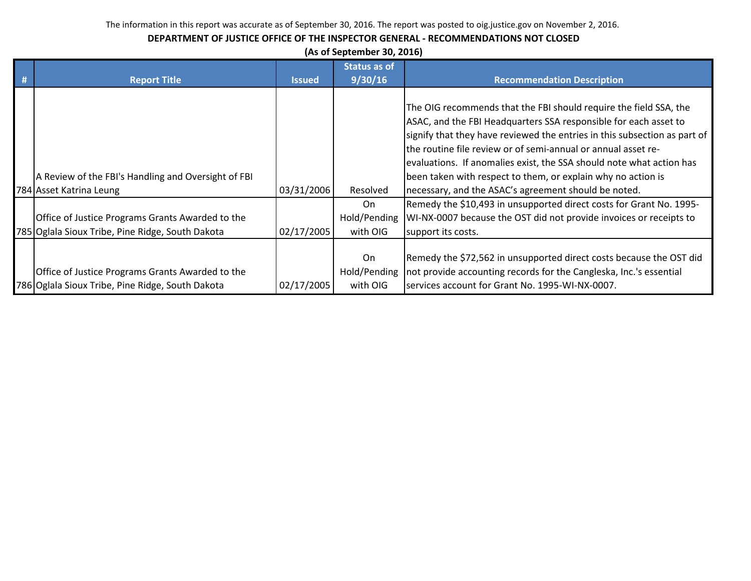The information in this report was accurate as of September 30, 2016. The report was posted to oig.justice.gov on November 2, 2016.

**DEPARTMENT OF JUSTICE OFFICE OF THE INSPECTOR GENERAL - RECOMMENDATIONS NOT CLOSED**

**(As of September 30, 2016)**

| # | Report Title | Issued | Status as of 9/30/16 | Recommendation Description |
|---|---|---|---|---|
| 784 | A Review of the FBI's Handling and Oversight of FBI Asset Katrina Leung | 03/31/2006 | Resolved | The OIG recommends that the FBI should require the field SSA, the ASAC, and the FBI Headquarters SSA responsible for each asset to signify that they have reviewed the entries in this subsection as part of the routine file review or of semi-annual or annual asset re-evaluations. If anomalies exist, the SSA should note what action has been taken with respect to them, or explain why no action is necessary, and the ASAC's agreement should be noted. |
| 785 | Office of Justice Programs Grants Awarded to the Oglala Sioux Tribe, Pine Ridge, South Dakota | 02/17/2005 | On Hold/Pending with OIG | Remedy the $10,493 in unsupported direct costs for Grant No. 1995-WI-NX-0007 because the OST did not provide invoices or receipts to support its costs. |
| 786 | Office of Justice Programs Grants Awarded to the Oglala Sioux Tribe, Pine Ridge, South Dakota | 02/17/2005 | On Hold/Pending with OIG | Remedy the $72,562 in unsupported direct costs because the OST did not provide accounting records for the Cangleska, Inc.'s essential services account for Grant No. 1995-WI-NX-0007. |